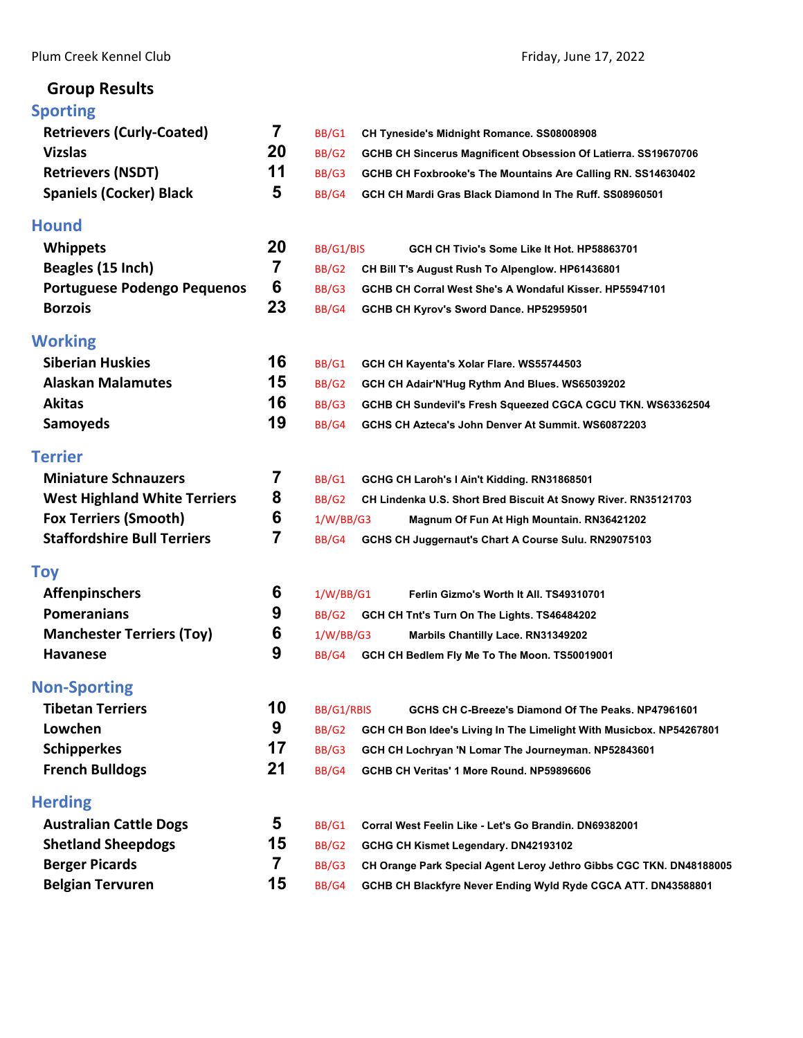Plum Creek Kennel Club Friday, June 17, 2022

# Group Results

## Sporting

| Breed | Entries | Award | Dog |
|---|---|---|---|
| Retrievers (Curly-Coated) | 7 | BB/G1 | CH Tyneside's Midnight Romance. SS08008908 |
| Vizslas | 20 | BB/G2 | GCHB CH Sincerus Magnificent Obsession Of Latierra. SS19670706 |
| Retrievers (NSDT) | 11 | BB/G3 | GCHB CH Foxbrooke's The Mountains Are Calling RN. SS14630402 |
| Spaniels (Cocker) Black | 5 | BB/G4 | GCH CH Mardi Gras Black Diamond In The Ruff. SS08960501 |

## Hound

| Breed | Entries | Award | Dog |
|---|---|---|---|
| Whippets | 20 | BB/G1/BIS | GCH CH Tivio's Some Like It Hot. HP58863701 |
| Beagles (15 Inch) | 7 | BB/G2 | CH Bill T's August Rush To Alpenglow. HP61436801 |
| Portuguese Podengo Pequenos | 6 | BB/G3 | GCHB CH Corral West She's A Wondaful Kisser. HP55947101 |
| Borzois | 23 | BB/G4 | GCHB CH Kyrov's Sword Dance. HP52959501 |

## Working

| Breed | Entries | Award | Dog |
|---|---|---|---|
| Siberian Huskies | 16 | BB/G1 | GCH CH Kayenta's Xolar Flare. WS55744503 |
| Alaskan Malamutes | 15 | BB/G2 | GCH CH Adair'N'Hug Rythm And Blues. WS65039202 |
| Akitas | 16 | BB/G3 | GCHB CH Sundevil's Fresh Squeezed CGCA CGCU TKN. WS63362504 |
| Samoyeds | 19 | BB/G4 | GCHS CH Azteca's John Denver At Summit. WS60872203 |

## Terrier

| Breed | Entries | Award | Dog |
|---|---|---|---|
| Miniature Schnauzers | 7 | BB/G1 | GCHG CH Laroh's I Ain't Kidding. RN31868501 |
| West Highland White Terriers | 8 | BB/G2 | CH Lindenka U.S. Short Bred Biscuit At Snowy River. RN35121703 |
| Fox Terriers (Smooth) | 6 | 1/W/BB/G3 | Magnum Of Fun At High Mountain. RN36421202 |
| Staffordshire Bull Terriers | 7 | BB/G4 | GCHS CH Juggernaut's Chart A Course Sulu. RN29075103 |

## Toy

| Breed | Entries | Award | Dog |
|---|---|---|---|
| Affenpinschers | 6 | 1/W/BB/G1 | Ferlin Gizmo's Worth It All. TS49310701 |
| Pomeranians | 9 | BB/G2 | GCH CH Tnt's Turn On The Lights. TS46484202 |
| Manchester Terriers (Toy) | 6 | 1/W/BB/G3 | Marbils Chantilly Lace. RN31349202 |
| Havanese | 9 | BB/G4 | GCH CH Bedlem Fly Me To The Moon. TS50019001 |

## Non-Sporting

| Breed | Entries | Award | Dog |
|---|---|---|---|
| Tibetan Terriers | 10 | BB/G1/RBIS | GCHS CH C-Breeze's Diamond Of The Peaks. NP47961601 |
| Lowchen | 9 | BB/G2 | GCH CH Bon Idee's Living In The Limelight With Musicbox. NP54267801 |
| Schipperkes | 17 | BB/G3 | GCH CH Lochryan 'N Lomar The Journeyman. NP52843601 |
| French Bulldogs | 21 | BB/G4 | GCHB CH Veritas' 1 More Round. NP59896606 |

## Herding

| Breed | Entries | Award | Dog |
|---|---|---|---|
| Australian Cattle Dogs | 5 | BB/G1 | Corral West Feelin Like - Let's Go Brandin. DN69382001 |
| Shetland Sheepdogs | 15 | BB/G2 | GCHG CH Kismet Legendary. DN42193102 |
| Berger Picards | 7 | BB/G3 | CH Orange Park Special Agent Leroy Jethro Gibbs CGC TKN. DN48188005 |
| Belgian Tervuren | 15 | BB/G4 | GCHB CH Blackfyre Never Ending Wyld Ryde CGCA ATT. DN43588801 |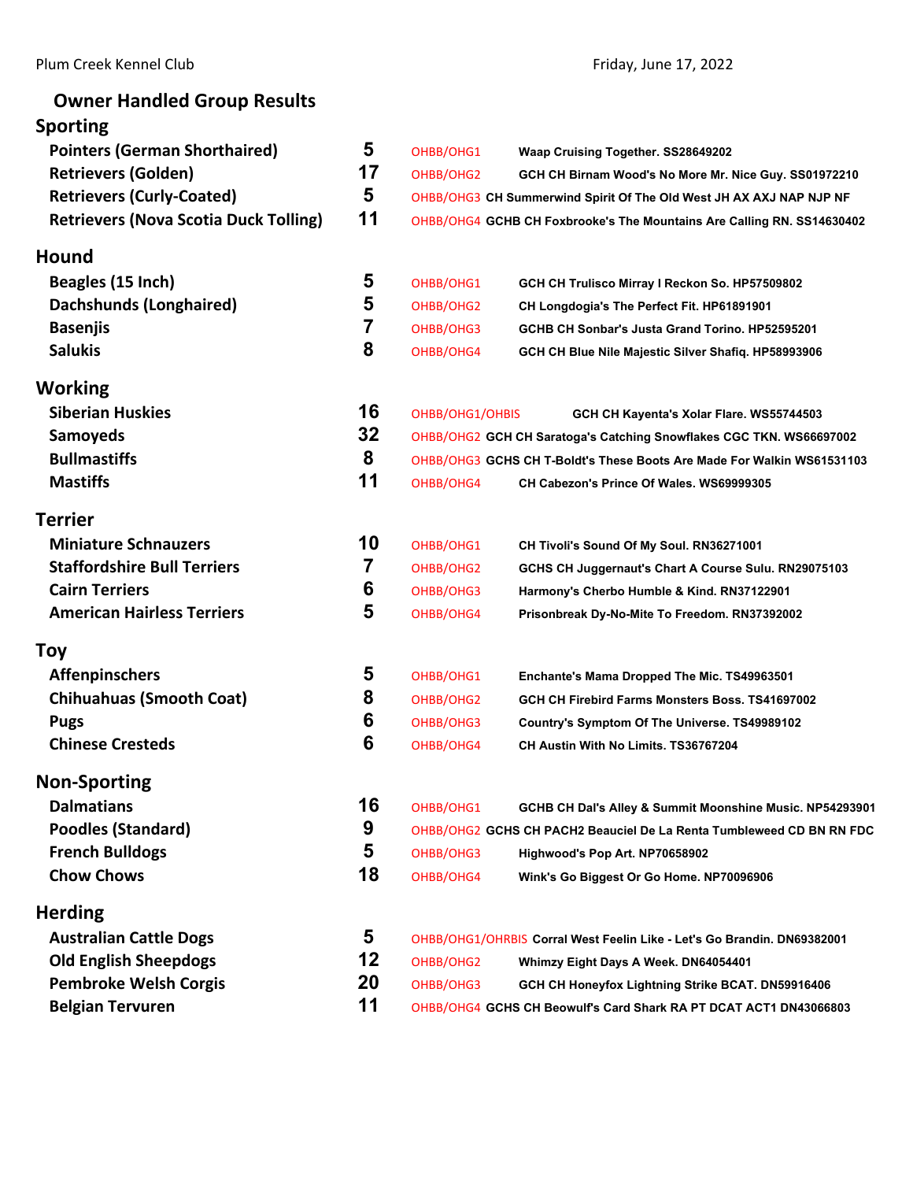Plum Creek Kennel Club — Friday, June 17, 2022

# Owner Handled Group Results

## Sporting

| Breed | Entries | Placement | Dog |
|---|---|---|---|
| Pointers (German Shorthaired) | 5 | OHBB/OHG1 | Waap Cruising Together. SS28649202 |
| Retrievers (Golden) | 17 | OHBB/OHG2 | GCH CH Birnam Wood's No More Mr. Nice Guy. SS01972210 |
| Retrievers (Curly-Coated) | 5 | OHBB/OHG3 | CH Summerwind Spirit Of The Old West JH AX AXJ NAP NJP NF |
| Retrievers (Nova Scotia Duck Tolling) | 11 | OHBB/OHG4 | GCHB CH Foxbrooke's The Mountains Are Calling RN. SS14630402 |

## Hound

| Breed | Entries | Placement | Dog |
|---|---|---|---|
| Beagles (15 Inch) | 5 | OHBB/OHG1 | GCH CH Trulisco Mirray I Reckon So. HP57509802 |
| Dachshunds (Longhaired) | 5 | OHBB/OHG2 | CH Longdogia's The Perfect Fit. HP61891901 |
| Basenjis | 7 | OHBB/OHG3 | GCHB CH Sonbar's Justa Grand Torino. HP52595201 |
| Salukis | 8 | OHBB/OHG4 | GCH CH Blue Nile Majestic Silver Shafiq. HP58993906 |

## Working

| Breed | Entries | Placement | Dog |
|---|---|---|---|
| Siberian Huskies | 16 | OHBB/OHG1/OHBIS | GCH CH Kayenta's Xolar Flare. WS55744503 |
| Samoyeds | 32 | OHBB/OHG2 | GCH CH Saratoga's Catching Snowflakes CGC TKN. WS66697002 |
| Bullmastiffs | 8 | OHBB/OHG3 | GCHS CH T-Boldt's These Boots Are Made For Walkin WS61531103 |
| Mastiffs | 11 | OHBB/OHG4 | CH Cabezon's Prince Of Wales. WS69999305 |

## Terrier

| Breed | Entries | Placement | Dog |
|---|---|---|---|
| Miniature Schnauzers | 10 | OHBB/OHG1 | CH Tivoli's Sound Of My Soul. RN36271001 |
| Staffordshire Bull Terriers | 7 | OHBB/OHG2 | GCHS CH Juggernaut's Chart A Course Sulu. RN29075103 |
| Cairn Terriers | 6 | OHBB/OHG3 | Harmony's Cherbo Humble & Kind. RN37122901 |
| American Hairless Terriers | 5 | OHBB/OHG4 | Prisonbreak Dy-No-Mite To Freedom. RN37392002 |

## Toy

| Breed | Entries | Placement | Dog |
|---|---|---|---|
| Affenpinschers | 5 | OHBB/OHG1 | Enchante's Mama Dropped The Mic. TS49963501 |
| Chihuahuas (Smooth Coat) | 8 | OHBB/OHG2 | GCH CH Firebird Farms Monsters Boss. TS41697002 |
| Pugs | 6 | OHBB/OHG3 | Country's Symptom Of The Universe. TS49989102 |
| Chinese Cresteds | 6 | OHBB/OHG4 | CH Austin With No Limits. TS36767204 |

## Non-Sporting

| Breed | Entries | Placement | Dog |
|---|---|---|---|
| Dalmatians | 16 | OHBB/OHG1 | GCHB CH Dal's Alley & Summit Moonshine Music. NP54293901 |
| Poodles (Standard) | 9 | OHBB/OHG2 | GCHS CH PACH2 Beauciel De La Renta Tumbleweed CD BN RN FDC |
| French Bulldogs | 5 | OHBB/OHG3 | Highwood's Pop Art. NP70658902 |
| Chow Chows | 18 | OHBB/OHG4 | Wink's Go Biggest Or Go Home. NP70096906 |

## Herding

| Breed | Entries | Placement | Dog |
|---|---|---|---|
| Australian Cattle Dogs | 5 | OHBB/OHG1/OHRBIS | Corral West Feelin Like - Let's Go Brandin. DN69382001 |
| Old English Sheepdogs | 12 | OHBB/OHG2 | Whimzy Eight Days A Week. DN64054401 |
| Pembroke Welsh Corgis | 20 | OHBB/OHG3 | GCH CH Honeyfox Lightning Strike BCAT. DN59916406 |
| Belgian Tervuren | 11 | OHBB/OHG4 | GCHS CH Beowulf's Card Shark RA PT DCAT ACT1 DN43066803 |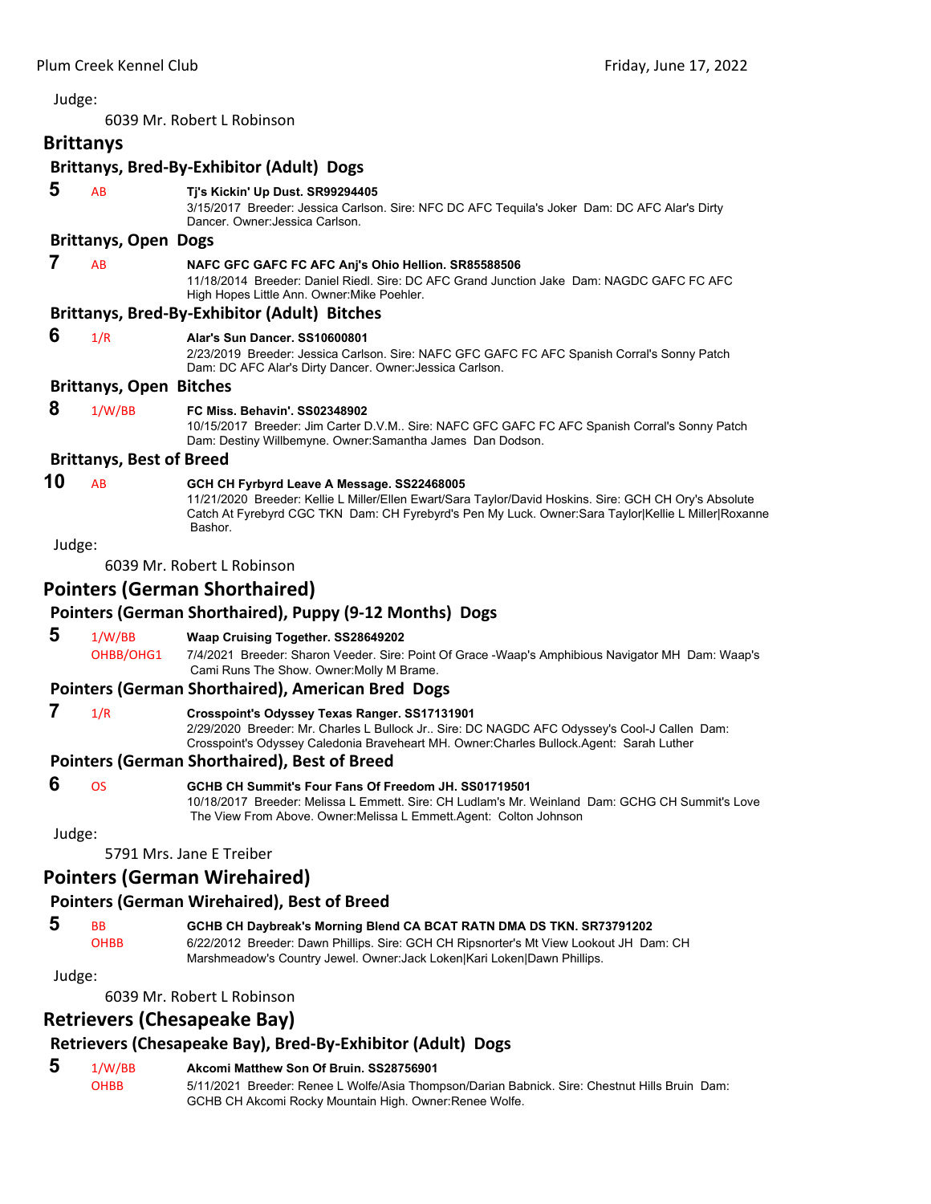Judge:

6039 Mr. Robert L Robinson

## Brittanys

### Brittanys, Bred-By-Exhibitor (Adult) Dogs

**5** AB **Tj's Kickin' Up Dust. SR99294405**
3/15/2017 Breeder: Jessica Carlson. Sire: NFC DC AFC Tequila's Joker Dam: DC AFC Alar's Dirty Dancer. Owner:Jessica Carlson.

### Brittanys, Open Dogs

**7** AB **NAFC GFC GAFC FC AFC Anj's Ohio Hellion. SR85588506**
11/18/2014 Breeder: Daniel Riedl. Sire: DC AFC Grand Junction Jake Dam: NAGDC GAFC FC AFC High Hopes Little Ann. Owner:Mike Poehler.

### Brittanys, Bred-By-Exhibitor (Adult) Bitches

**6** 1/R **Alar's Sun Dancer. SS10600801**
2/23/2019 Breeder: Jessica Carlson. Sire: NAFC GFC GAFC FC AFC Spanish Corral's Sonny Patch Dam: DC AFC Alar's Dirty Dancer. Owner:Jessica Carlson.

### Brittanys, Open Bitches

**8** 1/W/BB **FC Miss. Behavin'. SS02348902**
10/15/2017 Breeder: Jim Carter D.V.M.. Sire: NAFC GFC GAFC FC AFC Spanish Corral's Sonny Patch Dam: Destiny Willbemyne. Owner:Samantha James Dan Dodson.

### Brittanys, Best of Breed

**10** AB **GCH CH Fyrbyrd Leave A Message. SS22468005**
11/21/2020 Breeder: Kellie L Miller/Ellen Ewart/Sara Taylor/David Hoskins. Sire: GCH CH Ory's Absolute Catch At Fyrebyrd CGC TKN Dam: CH Fyrebyrd's Pen My Luck. Owner:Sara Taylor|Kellie L Miller|Roxanne Bashor.

Judge:

6039 Mr. Robert L Robinson

## Pointers (German Shorthaired)

### Pointers (German Shorthaired), Puppy (9-12 Months) Dogs

**5** 1/W/BB OHBB/OHG1 **Waap Cruising Together. SS28649202**
7/4/2021 Breeder: Sharon Veeder. Sire: Point Of Grace -Waap's Amphibious Navigator MH Dam: Waap's Cami Runs The Show. Owner:Molly M Brame.

### Pointers (German Shorthaired), American Bred Dogs

**7** 1/R **Crosspoint's Odyssey Texas Ranger. SS17131901**
2/29/2020 Breeder: Mr. Charles L Bullock Jr.. Sire: DC NAGDC AFC Odyssey's Cool-J Callen Dam: Crosspoint's Odyssey Caledonia Braveheart MH. Owner:Charles Bullock.Agent: Sarah Luther

### Pointers (German Shorthaired), Best of Breed

**6** OS **GCHB CH Summit's Four Fans Of Freedom JH. SS01719501**
10/18/2017 Breeder: Melissa L Emmett. Sire: CH Ludlam's Mr. Weinland Dam: GCHG CH Summit's Love The View From Above. Owner:Melissa L Emmett.Agent: Colton Johnson

Judge:

5791 Mrs. Jane E Treiber

## Pointers (German Wirehaired)

### Pointers (German Wirehaired), Best of Breed

**5** BB OHBB **GCHB CH Daybreak's Morning Blend CA BCAT RATN DMA DS TKN. SR73791202**
6/22/2012 Breeder: Dawn Phillips. Sire: GCH CH Ripsnorter's Mt View Lookout JH Dam: CH Marshmeadow's Country Jewel. Owner:Jack Loken|Kari Loken|Dawn Phillips.

Judge:

6039 Mr. Robert L Robinson

## Retrievers (Chesapeake Bay)

### Retrievers (Chesapeake Bay), Bred-By-Exhibitor (Adult) Dogs

**5** 1/W/BB OHBB **Akcomi Matthew Son Of Bruin. SS28756901**
5/11/2021 Breeder: Renee L Wolfe/Asia Thompson/Darian Babnick. Sire: Chestnut Hills Bruin Dam: GCHB CH Akcomi Rocky Mountain High. Owner:Renee Wolfe.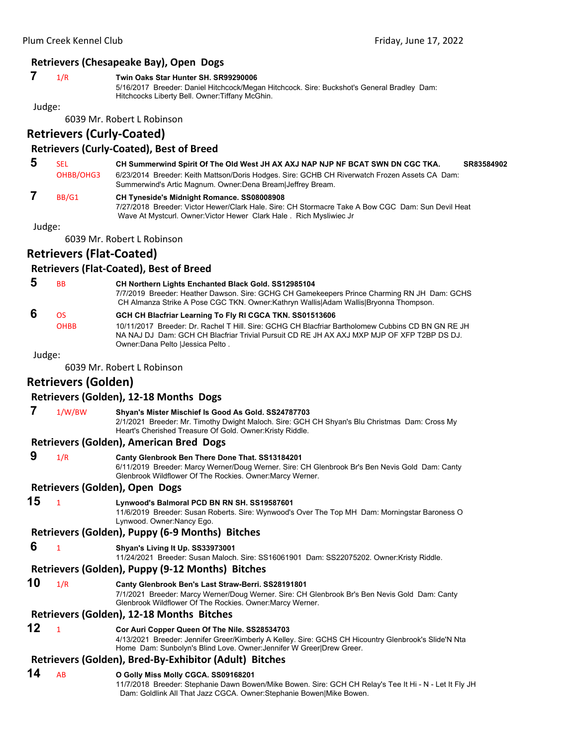### Retrievers (Chesapeake Bay), Open Dogs

**7** 1/R **Twin Oaks Star Hunter SH. SR99290006**
5/16/2017 Breeder: Daniel Hitchcock/Megan Hitchcock. Sire: Buckshot's General Bradley Dam: Hitchcocks Liberty Bell. Owner:Tiffany McGhin.

Judge:

6039 Mr. Robert L Robinson

## Retrievers (Curly-Coated)

### Retrievers (Curly-Coated), Best of Breed

**5** SEL OHBB/OHG3 **CH Summerwind Spirit Of The Old West JH AX AXJ NAP NJP NF BCAT SWN DN CGC TKA. SR83584902**
6/23/2014 Breeder: Keith Mattson/Doris Hodges. Sire: GCHB CH Riverwatch Frozen Assets CA Dam: Summerwind's Artic Magnum. Owner:Dena Bream|Jeffrey Bream.

**7** BB/G1 **CH Tyneside's Midnight Romance. SS08008908**
7/27/2018 Breeder: Victor Hewer/Clark Hale. Sire: CH Stormacre Take A Bow CGC Dam: Sun Devil Heat Wave At Mystcurl. Owner:Victor Hewer Clark Hale . Rich Mysliwiec Jr

Judge:

6039 Mr. Robert L Robinson

## Retrievers (Flat-Coated)

### Retrievers (Flat-Coated), Best of Breed

**5** BB **CH Northern Lights Enchanted Black Gold. SS12985104**
7/7/2019 Breeder: Heather Dawson. Sire: GCHG CH Gamekeepers Prince Charming RN JH Dam: GCHS CH Almanza Strike A Pose CGC TKN. Owner:Kathryn Wallis|Adam Wallis|Bryonna Thompson.

**6** OS OHBB **GCH CH Blacfriar Learning To Fly RI CGCA TKN. SS01513606**
10/11/2017 Breeder: Dr. Rachel T Hill. Sire: GCHG CH Blacfriar Bartholomew Cubbins CD BN GN RE JH NA NAJ DJ Dam: GCH CH Blacfriar Trivial Pursuit CD RE JH AX AXJ MXP MJP OF XFP T2BP DS DJ. Owner:Dana Pelto |Jessica Pelto .

Judge:

6039 Mr. Robert L Robinson

## Retrievers (Golden)

### Retrievers (Golden), 12-18 Months Dogs

**7** 1/W/BW **Shyan's Mister Mischief Is Good As Gold. SS24787703**
2/1/2021 Breeder: Mr. Timothy Dwight Maloch. Sire: GCH CH Shyan's Blu Christmas Dam: Cross My Heart's Cherished Treasure Of Gold. Owner:Kristy Riddle.

### Retrievers (Golden), American Bred Dogs

**9** 1/R **Canty Glenbrook Ben There Done That. SS13184201**
6/11/2019 Breeder: Marcy Werner/Doug Werner. Sire: CH Glenbrook Br's Ben Nevis Gold Dam: Canty Glenbrook Wildflower Of The Rockies. Owner:Marcy Werner.

### Retrievers (Golden), Open Dogs

**15** 1 **Lynwood's Balmoral PCD BN RN SH. SS19587601**
11/6/2019 Breeder: Susan Roberts. Sire: Wynwood's Over The Top MH Dam: Morningstar Baroness O Lynwood. Owner:Nancy Ego.

### Retrievers (Golden), Puppy (6-9 Months) Bitches

**6** 1 **Shyan's Living It Up. SS33973001**
11/24/2021 Breeder: Susan Maloch. Sire: SS16061901 Dam: SS22075202. Owner:Kristy Riddle.

### Retrievers (Golden), Puppy (9-12 Months) Bitches

**10** 1/R **Canty Glenbrook Ben's Last Straw-Berri. SS28191801**
7/1/2021 Breeder: Marcy Werner/Doug Werner. Sire: CH Glenbrook Br's Ben Nevis Gold Dam: Canty Glenbrook Wildflower Of The Rockies. Owner:Marcy Werner.

### Retrievers (Golden), 12-18 Months Bitches

**12** 1 **Cor Auri Copper Queen Of The Nile. SS28534703**
4/13/2021 Breeder: Jennifer Greer/Kimberly A Kelley. Sire: GCHS CH Hicountry Glenbrook's Slide'N Nta Home Dam: Sunbolyn's Blind Love. Owner:Jennifer W Greer|Drew Greer.

### Retrievers (Golden), Bred-By-Exhibitor (Adult) Bitches

**14** AB **O Golly Miss Molly CGCA. SS09168201**
11/7/2018 Breeder: Stephanie Dawn Bowen/Mike Bowen. Sire: GCH CH Relay's Tee It Hi - N - Let It Fly JH Dam: Goldlink All That Jazz CGCA. Owner:Stephanie Bowen|Mike Bowen.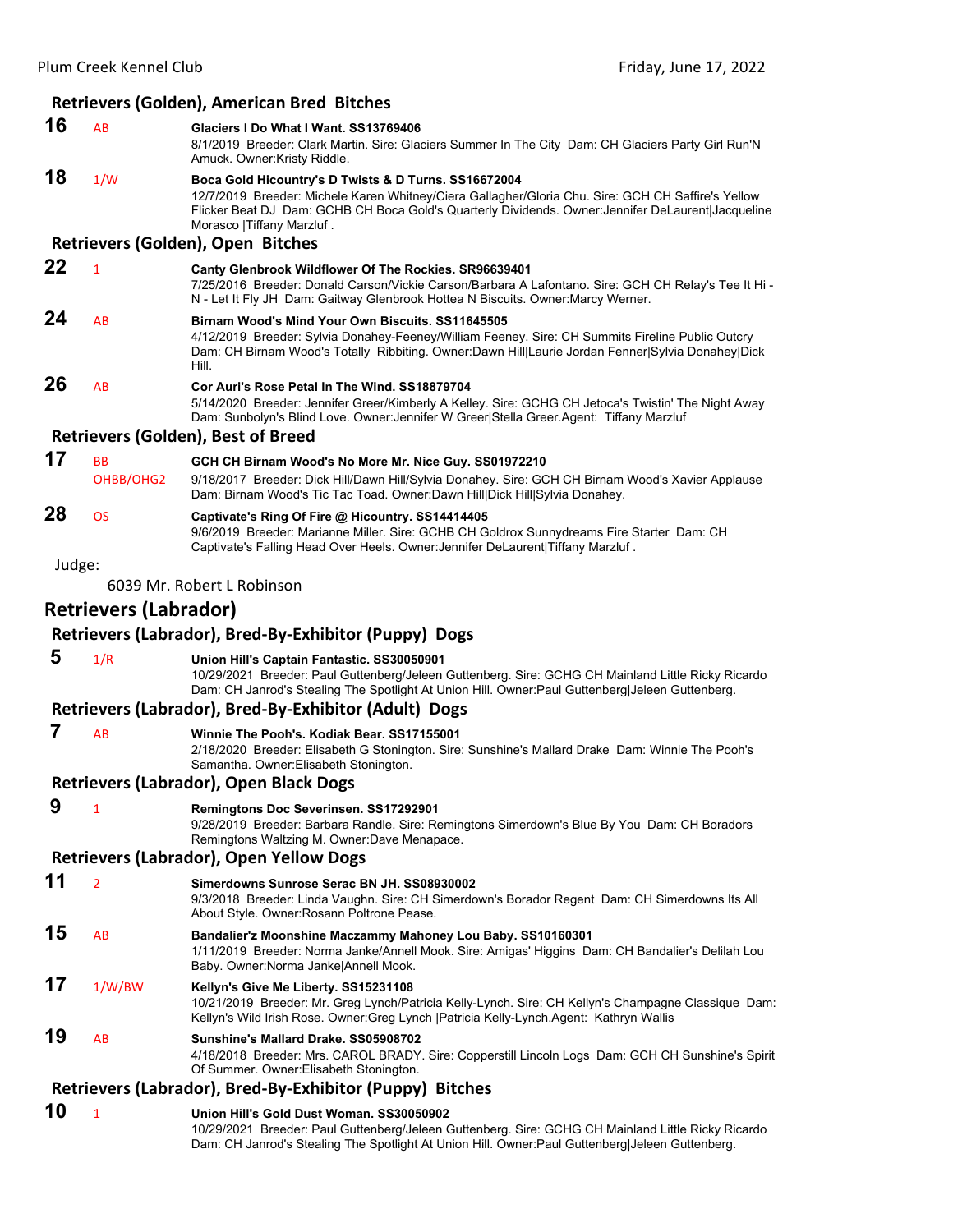### Retrievers (Golden), American Bred Bitches

**16** AB **Glaciers I Do What I Want. SS13769406**
8/1/2019 Breeder: Clark Martin. Sire: Glaciers Summer In The City Dam: CH Glaciers Party Girl Run'N Amuck. Owner:Kristy Riddle.

**18** 1/W **Boca Gold Hicountry's D Twists & D Turns. SS16672004**
12/7/2019 Breeder: Michele Karen Whitney/Ciera Gallagher/Gloria Chu. Sire: GCH CH Saffire's Yellow Flicker Beat DJ Dam: GCHB CH Boca Gold's Quarterly Dividends. Owner:Jennifer DeLaurent|Jacqueline Morasco |Tiffany Marzluf .

### Retrievers (Golden), Open Bitches

**22** 1 **Canty Glenbrook Wildflower Of The Rockies. SR96639401**
7/25/2016 Breeder: Donald Carson/Vickie Carson/Barbara A Lafontano. Sire: GCH CH Relay's Tee It Hi - N - Let It Fly JH Dam: Gaitway Glenbrook Hottea N Biscuits. Owner:Marcy Werner.

**24** AB **Birnam Wood's Mind Your Own Biscuits. SS11645505**
4/12/2019 Breeder: Sylvia Donahey-Feeney/William Feeney. Sire: CH Summits Fireline Public Outcry Dam: CH Birnam Wood's Totally Ribbiting. Owner:Dawn Hill|Laurie Jordan Fenner|Sylvia Donahey|Dick Hill.

**26** AB **Cor Auri's Rose Petal In The Wind. SS18879704**
5/14/2020 Breeder: Jennifer Greer/Kimberly A Kelley. Sire: GCHG CH Jetoca's Twistin' The Night Away Dam: Sunbolyn's Blind Love. Owner:Jennifer W Greer|Stella Greer.Agent: Tiffany Marzluf

### Retrievers (Golden), Best of Breed

**17** BB OHBB/OHG2 **GCH CH Birnam Wood's No More Mr. Nice Guy. SS01972210**
9/18/2017 Breeder: Dick Hill/Dawn Hill/Sylvia Donahey. Sire: GCH CH Birnam Wood's Xavier Applause Dam: Birnam Wood's Tic Tac Toad. Owner:Dawn Hill|Dick Hill|Sylvia Donahey.

**28** OS **Captivate's Ring Of Fire @ Hicountry. SS14414405**
9/6/2019 Breeder: Marianne Miller. Sire: GCHB CH Goldrox Sunnydreams Fire Starter Dam: CH Captivate's Falling Head Over Heels. Owner:Jennifer DeLaurent|Tiffany Marzluf .

Judge:

6039 Mr. Robert L Robinson

## Retrievers (Labrador)

### Retrievers (Labrador), Bred-By-Exhibitor (Puppy) Dogs

**5** 1/R **Union Hill's Captain Fantastic. SS30050901**
10/29/2021 Breeder: Paul Guttenberg/Jeleen Guttenberg. Sire: GCHG CH Mainland Little Ricky Ricardo Dam: CH Janrod's Stealing The Spotlight At Union Hill. Owner:Paul Guttenberg|Jeleen Guttenberg.

### Retrievers (Labrador), Bred-By-Exhibitor (Adult) Dogs

**7** AB **Winnie The Pooh's. Kodiak Bear. SS17155001**
2/18/2020 Breeder: Elisabeth G Stonington. Sire: Sunshine's Mallard Drake Dam: Winnie The Pooh's Samantha. Owner:Elisabeth Stonington.

### Retrievers (Labrador), Open Black Dogs

**9** 1 **Remingtons Doc Severinsen. SS17292901**
9/28/2019 Breeder: Barbara Randle. Sire: Remingtons Simerdown's Blue By You Dam: CH Boradors Remingtons Waltzing M. Owner:Dave Menapace.

### Retrievers (Labrador), Open Yellow Dogs

**11** 2 **Simerdowns Sunrose Serac BN JH. SS08930002**
9/3/2018 Breeder: Linda Vaughn. Sire: CH Simerdown's Borador Regent Dam: CH Simerdowns Its All About Style. Owner:Rosann Poltrone Pease.

**15** AB **Bandalier'z Moonshine Maczammy Mahoney Lou Baby. SS10160301**
1/11/2019 Breeder: Norma Janke/Annell Mook. Sire: Amigas' Higgins Dam: CH Bandalier's Delilah Lou Baby. Owner:Norma Janke|Annell Mook.

**17** 1/W/BW **Kellyn's Give Me Liberty. SS15231108**
10/21/2019 Breeder: Mr. Greg Lynch/Patricia Kelly-Lynch. Sire: CH Kellyn's Champagne Classique Dam: Kellyn's Wild Irish Rose. Owner:Greg Lynch |Patricia Kelly-Lynch.Agent: Kathryn Wallis

**19** AB **Sunshine's Mallard Drake. SS05908702**
4/18/2018 Breeder: Mrs. CAROL BRADY. Sire: Copperstill Lincoln Logs Dam: GCH CH Sunshine's Spirit Of Summer. Owner:Elisabeth Stonington.

### Retrievers (Labrador), Bred-By-Exhibitor (Puppy) Bitches

**10** 1 **Union Hill's Gold Dust Woman. SS30050902**
10/29/2021 Breeder: Paul Guttenberg/Jeleen Guttenberg. Sire: GCHG CH Mainland Little Ricky Ricardo Dam: CH Janrod's Stealing The Spotlight At Union Hill. Owner:Paul Guttenberg|Jeleen Guttenberg.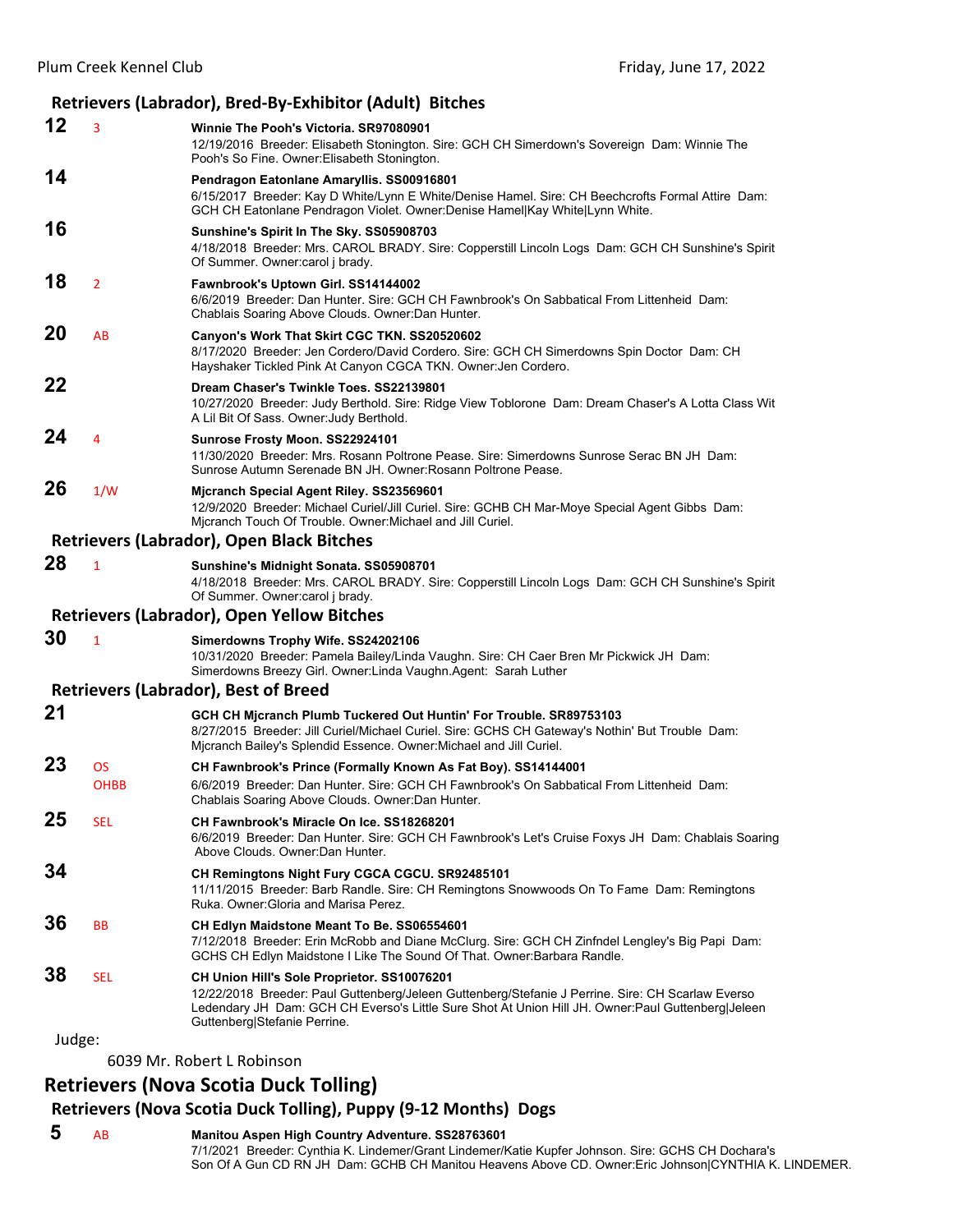### Retrievers (Labrador), Bred-By-Exhibitor (Adult) Bitches

**12** 3 **Winnie The Pooh's Victoria. SR97080901**
12/19/2016 Breeder: Elisabeth Stonington. Sire: GCH CH Simerdown's Sovereign Dam: Winnie The Pooh's So Fine. Owner:Elisabeth Stonington.

**14** **Pendragon Eatonlane Amaryllis. SS00916801**
6/15/2017 Breeder: Kay D White/Lynn E White/Denise Hamel. Sire: CH Beechcrofts Formal Attire Dam: GCH CH Eatonlane Pendragon Violet. Owner:Denise Hamel|Kay White|Lynn White.

**16** **Sunshine's Spirit In The Sky. SS05908703**
4/18/2018 Breeder: Mrs. CAROL BRADY. Sire: Copperstill Lincoln Logs Dam: GCH CH Sunshine's Spirit Of Summer. Owner:carol j brady.

**18** 2 **Fawnbrook's Uptown Girl. SS14144002**
6/6/2019 Breeder: Dan Hunter. Sire: GCH CH Fawnbrook's On Sabbatical From Littenheid Dam: Chablais Soaring Above Clouds. Owner:Dan Hunter.

**20** AB **Canyon's Work That Skirt CGC TKN. SS20520602**
8/17/2020 Breeder: Jen Cordero/David Cordero. Sire: GCH CH Simerdowns Spin Doctor Dam: CH Hayshaker Tickled Pink At Canyon CGCA TKN. Owner:Jen Cordero.

**22** **Dream Chaser's Twinkle Toes. SS22139801**
10/27/2020 Breeder: Judy Berthold. Sire: Ridge View Toblorone Dam: Dream Chaser's A Lotta Class Wit A Lil Bit Of Sass. Owner:Judy Berthold.

**24** 4 **Sunrose Frosty Moon. SS22924101**
11/30/2020 Breeder: Mrs. Rosann Poltrone Pease. Sire: Simerdowns Sunrose Serac BN JH Dam: Sunrose Autumn Serenade BN JH. Owner:Rosann Poltrone Pease.

**26** 1/W **Mjcranch Special Agent Riley. SS23569601**
12/9/2020 Breeder: Michael Curiel/Jill Curiel. Sire: GCHB CH Mar-Moye Special Agent Gibbs Dam: Mjcranch Touch Of Trouble. Owner:Michael and Jill Curiel.

### Retrievers (Labrador), Open Black Bitches

**28** 1 **Sunshine's Midnight Sonata. SS05908701**
4/18/2018 Breeder: Mrs. CAROL BRADY. Sire: Copperstill Lincoln Logs Dam: GCH CH Sunshine's Spirit Of Summer. Owner:carol j brady.

### Retrievers (Labrador), Open Yellow Bitches

**30** 1 **Simerdowns Trophy Wife. SS24202106**
10/31/2020 Breeder: Pamela Bailey/Linda Vaughn. Sire: CH Caer Bren Mr Pickwick JH Dam: Simerdowns Breezy Girl. Owner:Linda Vaughn.Agent: Sarah Luther

### Retrievers (Labrador), Best of Breed

**21** **GCH CH Mjcranch Plumb Tuckered Out Huntin' For Trouble. SR89753103**
8/27/2015 Breeder: Jill Curiel/Michael Curiel. Sire: GCHS CH Gateway's Nothin' But Trouble Dam: Mjcranch Bailey's Splendid Essence. Owner:Michael and Jill Curiel.

**23** OS OHBB **CH Fawnbrook's Prince (Formally Known As Fat Boy). SS14144001**
6/6/2019 Breeder: Dan Hunter. Sire: GCH CH Fawnbrook's On Sabbatical From Littenheid Dam: Chablais Soaring Above Clouds. Owner:Dan Hunter.

**25** SEL **CH Fawnbrook's Miracle On Ice. SS18268201**
6/6/2019 Breeder: Dan Hunter. Sire: GCH CH Fawnbrook's Let's Cruise Foxys JH Dam: Chablais Soaring Above Clouds. Owner:Dan Hunter.

**34** **CH Remingtons Night Fury CGCA CGCU. SR92485101**
11/11/2015 Breeder: Barb Randle. Sire: CH Remingtons Snowwoods On To Fame Dam: Remingtons Ruka. Owner:Gloria and Marisa Perez.

**36** BB **CH Edlyn Maidstone Meant To Be. SS06554601**
7/12/2018 Breeder: Erin McRobb and Diane McClurg. Sire: GCH CH Zinfndel Lengley's Big Papi Dam: GCHS CH Edlyn Maidstone I Like The Sound Of That. Owner:Barbara Randle.

**38** SEL **CH Union Hill's Sole Proprietor. SS10076201**
12/22/2018 Breeder: Paul Guttenberg/Jeleen Guttenberg/Stefanie J Perrine. Sire: CH Scarlaw Everso Ledendary JH Dam: GCH CH Everso's Little Sure Shot At Union Hill JH. Owner:Paul Guttenberg|Jeleen Guttenberg|Stefanie Perrine.

Judge:

6039 Mr. Robert L Robinson

## Retrievers (Nova Scotia Duck Tolling)

### Retrievers (Nova Scotia Duck Tolling), Puppy (9-12 Months) Dogs

**5** AB **Manitou Aspen High Country Adventure. SS28763601**
7/1/2021 Breeder: Cynthia K. Lindemer/Grant Lindemer/Katie Kupfer Johnson. Sire: GCHS CH Dochara's Son Of A Gun CD RN JH Dam: GCHB CH Manitou Heavens Above CD. Owner:Eric Johnson|CYNTHIA K. LINDEMER.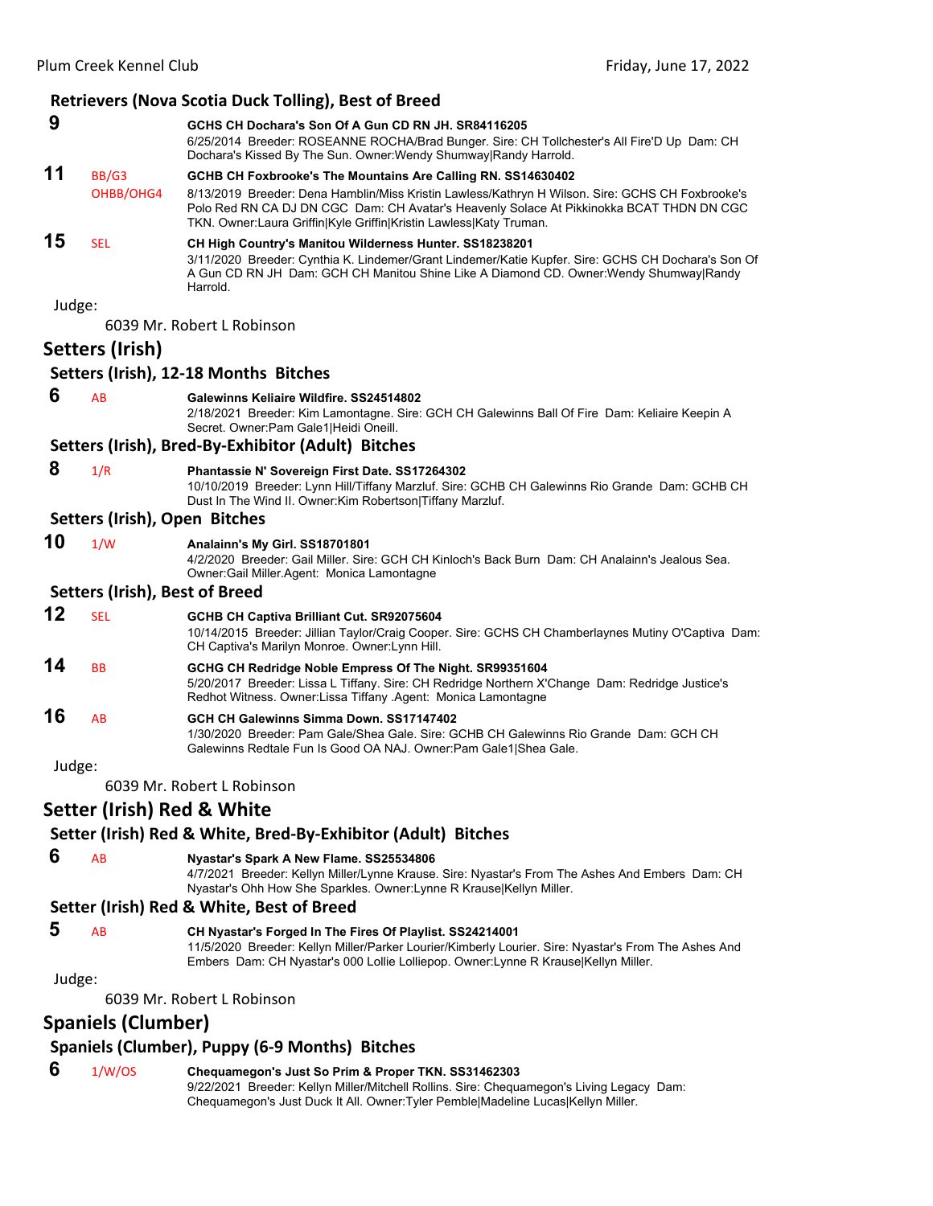### Retrievers (Nova Scotia Duck Tolling), Best of Breed

**9** **GCHS CH Dochara's Son Of A Gun CD RN JH. SR84116205**
6/25/2014 Breeder: ROSEANNE ROCHA/Brad Bunger. Sire: CH Tollchester's All Fire'D Up Dam: CH Dochara's Kissed By The Sun. Owner:Wendy Shumway|Randy Harrold.

**11** BB/G3 OHBB/OHG4 **GCHB CH Foxbrooke's The Mountains Are Calling RN. SS14630402**
8/13/2019 Breeder: Dena Hamblin/Miss Kristin Lawless/Kathryn H Wilson. Sire: GCHS CH Foxbrooke's Polo Red RN CA DJ DN CGC Dam: CH Avatar's Heavenly Solace At Pikkinokka BCAT THDN DN CGC TKN. Owner:Laura Griffin|Kyle Griffin|Kristin Lawless|Katy Truman.

**15** SEL **CH High Country's Manitou Wilderness Hunter. SS18238201**
3/11/2020 Breeder: Cynthia K. Lindemer/Grant Lindemer/Katie Kupfer. Sire: GCHS CH Dochara's Son Of A Gun CD RN JH Dam: GCH CH Manitou Shine Like A Diamond CD. Owner:Wendy Shumway|Randy Harrold.

Judge:

6039 Mr. Robert L Robinson

## Setters (Irish)

### Setters (Irish), 12-18 Months Bitches

**6** AB **Galewinns Keliaire Wildfire. SS24514802**
2/18/2021 Breeder: Kim Lamontagne. Sire: GCH CH Galewinns Ball Of Fire Dam: Keliaire Keepin A Secret. Owner:Pam Gale1|Heidi Oneill.

### Setters (Irish), Bred-By-Exhibitor (Adult) Bitches

**8** 1/R **Phantassie N' Sovereign First Date. SS17264302**
10/10/2019 Breeder: Lynn Hill/Tiffany Marzluf. Sire: GCHB CH Galewinns Rio Grande Dam: GCHB CH Dust In The Wind II. Owner:Kim Robertson|Tiffany Marzluf.

### Setters (Irish), Open Bitches

**10** 1/W **Analainn's My Girl. SS18701801**
4/2/2020 Breeder: Gail Miller. Sire: GCH CH Kinloch's Back Burn Dam: CH Analainn's Jealous Sea. Owner:Gail Miller.Agent: Monica Lamontagne

### Setters (Irish), Best of Breed

**12** SEL **GCHB CH Captiva Brilliant Cut. SR92075604**
10/14/2015 Breeder: Jillian Taylor/Craig Cooper. Sire: GCHS CH Chamberlaynes Mutiny O'Captiva Dam: CH Captiva's Marilyn Monroe. Owner:Lynn Hill.

**14** BB **GCHG CH Redridge Noble Empress Of The Night. SR99351604**
5/20/2017 Breeder: Lissa L Tiffany. Sire: CH Redridge Northern X'Change Dam: Redridge Justice's Redhot Witness. Owner:Lissa Tiffany .Agent: Monica Lamontagne

**16** AB **GCH CH Galewinns Simma Down. SS17147402**
1/30/2020 Breeder: Pam Gale/Shea Gale. Sire: GCHB CH Galewinns Rio Grande Dam: GCH CH Galewinns Redtale Fun Is Good OA NAJ. Owner:Pam Gale1|Shea Gale.

Judge:

6039 Mr. Robert L Robinson

## Setter (Irish) Red & White

### Setter (Irish) Red & White, Bred-By-Exhibitor (Adult) Bitches

**6** AB **Nyastar's Spark A New Flame. SS25534806**
4/7/2021 Breeder: Kellyn Miller/Lynne Krause. Sire: Nyastar's From The Ashes And Embers Dam: CH Nyastar's Ohh How She Sparkles. Owner:Lynne R Krause|Kellyn Miller.

### Setter (Irish) Red & White, Best of Breed

**5** AB **CH Nyastar's Forged In The Fires Of Playlist. SS24214001**
11/5/2020 Breeder: Kellyn Miller/Parker Lourier/Kimberly Lourier. Sire: Nyastar's From The Ashes And Embers Dam: CH Nyastar's 000 Lollie Lolliepop. Owner:Lynne R Krause|Kellyn Miller.

Judge:

6039 Mr. Robert L Robinson

## Spaniels (Clumber)

### Spaniels (Clumber), Puppy (6-9 Months) Bitches

**6** 1/W/OS **Chequamegon's Just So Prim & Proper TKN. SS31462303**
9/22/2021 Breeder: Kellyn Miller/Mitchell Rollins. Sire: Chequamegon's Living Legacy Dam: Chequamegon's Just Duck It All. Owner:Tyler Pemble|Madeline Lucas|Kellyn Miller.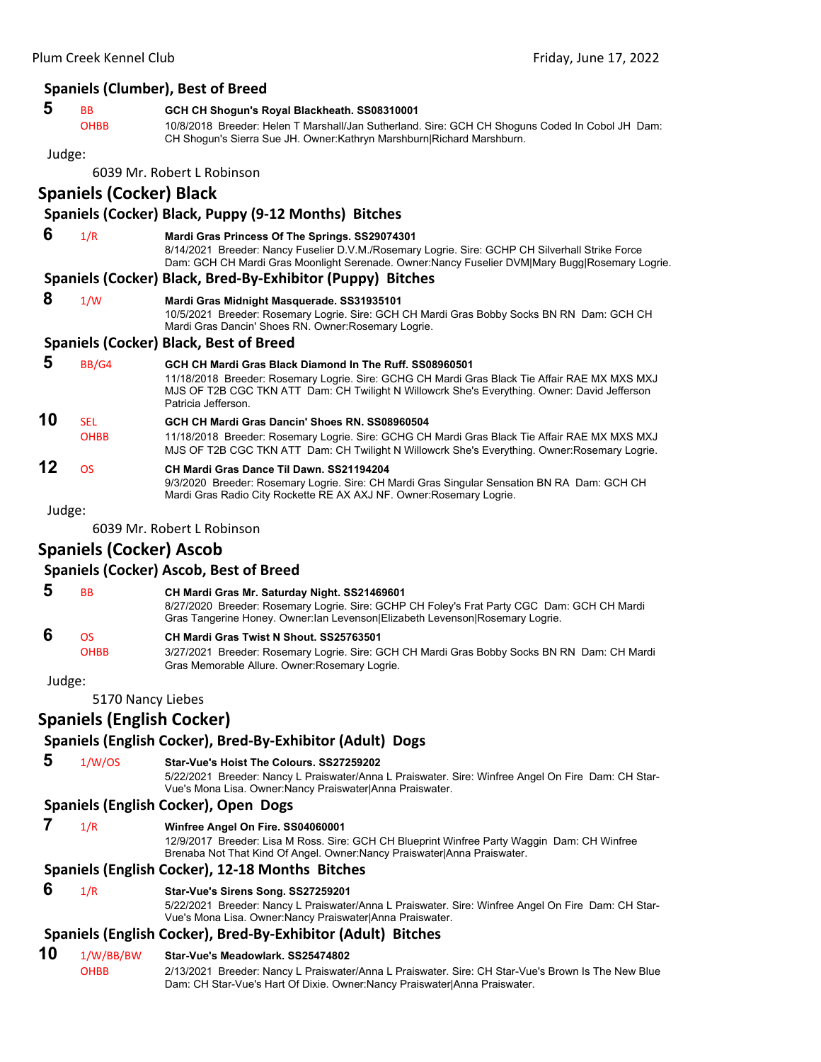### Spaniels (Clumber), Best of Breed

**5** BB OHBB **GCH CH Shogun's Royal Blackheath. SS08310001**
10/8/2018 Breeder: Helen T Marshall/Jan Sutherland. Sire: GCH CH Shoguns Coded In Cobol JH Dam: CH Shogun's Sierra Sue JH. Owner:Kathryn Marshburn|Richard Marshburn.

Judge:

6039 Mr. Robert L Robinson

## Spaniels (Cocker) Black

### Spaniels (Cocker) Black, Puppy (9-12 Months) Bitches

**6** 1/R **Mardi Gras Princess Of The Springs. SS29074301**
8/14/2021 Breeder: Nancy Fuselier D.V.M./Rosemary Logrie. Sire: GCHP CH Silverhall Strike Force Dam: GCH CH Mardi Gras Moonlight Serenade. Owner:Nancy Fuselier DVM|Mary Bugg|Rosemary Logrie.

### Spaniels (Cocker) Black, Bred-By-Exhibitor (Puppy) Bitches

**8** 1/W **Mardi Gras Midnight Masquerade. SS31935101**
10/5/2021 Breeder: Rosemary Logrie. Sire: GCH CH Mardi Gras Bobby Socks BN RN Dam: GCH CH Mardi Gras Dancin' Shoes RN. Owner:Rosemary Logrie.

### Spaniels (Cocker) Black, Best of Breed

**5** BB/G4 **GCH CH Mardi Gras Black Diamond In The Ruff. SS08960501**
11/18/2018 Breeder: Rosemary Logrie. Sire: GCHG CH Mardi Gras Black Tie Affair RAE MX MXS MXJ MJS OF T2B CGC TKN ATT Dam: CH Twilight N Willowcrk She's Everything. Owner: David Jefferson Patricia Jefferson.

**10** SEL OHBB **GCH CH Mardi Gras Dancin' Shoes RN. SS08960504**
11/18/2018 Breeder: Rosemary Logrie. Sire: GCHG CH Mardi Gras Black Tie Affair RAE MX MXS MXJ MJS OF T2B CGC TKN ATT Dam: CH Twilight N Willowcrk She's Everything. Owner:Rosemary Logrie.

**12** OS **CH Mardi Gras Dance Til Dawn. SS21194204**
9/3/2020 Breeder: Rosemary Logrie. Sire: CH Mardi Gras Singular Sensation BN RA Dam: GCH CH Mardi Gras Radio City Rockette RE AX AXJ NF. Owner:Rosemary Logrie.

Judge:

6039 Mr. Robert L Robinson

## Spaniels (Cocker) Ascob

### Spaniels (Cocker) Ascob, Best of Breed

**5** BB **CH Mardi Gras Mr. Saturday Night. SS21469601**
8/27/2020 Breeder: Rosemary Logrie. Sire: GCHP CH Foley's Frat Party CGC Dam: GCH CH Mardi Gras Tangerine Honey. Owner:Ian Levenson|Elizabeth Levenson|Rosemary Logrie.

**6** OS OHBB **CH Mardi Gras Twist N Shout. SS25763501**
3/27/2021 Breeder: Rosemary Logrie. Sire: GCH CH Mardi Gras Bobby Socks BN RN Dam: CH Mardi Gras Memorable Allure. Owner:Rosemary Logrie.

Judge:

5170 Nancy Liebes

## Spaniels (English Cocker)

### Spaniels (English Cocker), Bred-By-Exhibitor (Adult) Dogs

**5** 1/W/OS **Star-Vue's Hoist The Colours. SS27259202**
5/22/2021 Breeder: Nancy L Praiswater/Anna L Praiswater. Sire: Winfree Angel On Fire Dam: CH Star-Vue's Mona Lisa. Owner:Nancy Praiswater|Anna Praiswater.

### Spaniels (English Cocker), Open Dogs

**7** 1/R **Winfree Angel On Fire. SS04060001**
12/9/2017 Breeder: Lisa M Ross. Sire: GCH CH Blueprint Winfree Party Waggin Dam: CH Winfree Brenaba Not That Kind Of Angel. Owner:Nancy Praiswater|Anna Praiswater.

### Spaniels (English Cocker), 12-18 Months Bitches

**6** 1/R **Star-Vue's Sirens Song. SS27259201**
5/22/2021 Breeder: Nancy L Praiswater/Anna L Praiswater. Sire: Winfree Angel On Fire Dam: CH Star-Vue's Mona Lisa. Owner:Nancy Praiswater|Anna Praiswater.

### Spaniels (English Cocker), Bred-By-Exhibitor (Adult) Bitches

**10** 1/W/BB/BW OHBB **Star-Vue's Meadowlark. SS25474802**
2/13/2021 Breeder: Nancy L Praiswater/Anna L Praiswater. Sire: CH Star-Vue's Brown Is The New Blue Dam: CH Star-Vue's Hart Of Dixie. Owner:Nancy Praiswater|Anna Praiswater.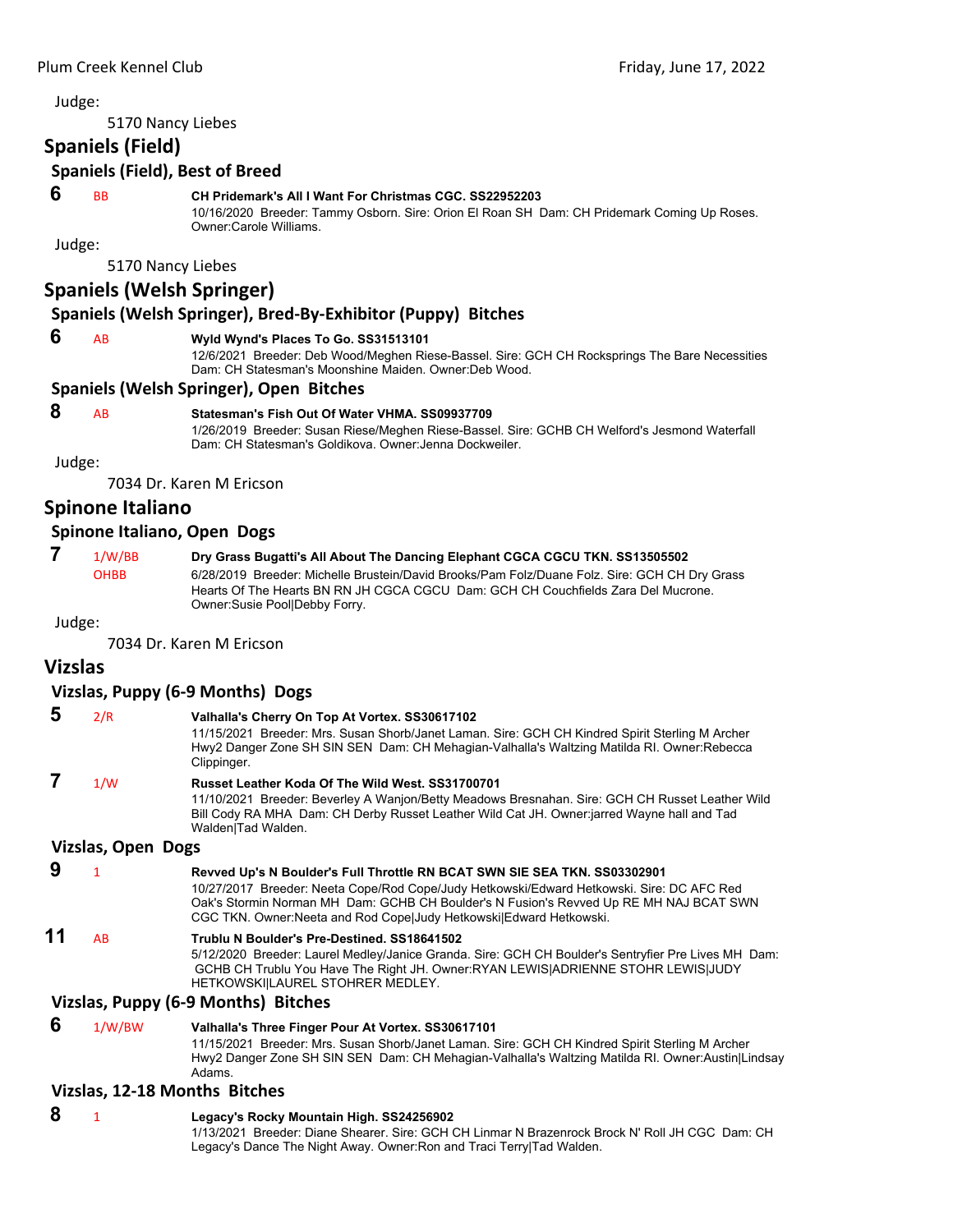Judge:

5170 Nancy Liebes

## Spaniels (Field)

### Spaniels (Field), Best of Breed

**6** BB **CH Pridemark's All I Want For Christmas CGC. SS22952203**
10/16/2020 Breeder: Tammy Osborn. Sire: Orion El Roan SH Dam: CH Pridemark Coming Up Roses. Owner:Carole Williams.

Judge:

5170 Nancy Liebes

## Spaniels (Welsh Springer)

### Spaniels (Welsh Springer), Bred-By-Exhibitor (Puppy) Bitches

**6** AB **Wyld Wynd's Places To Go. SS31513101**
12/6/2021 Breeder: Deb Wood/Meghen Riese-Bassel. Sire: GCH CH Rocksprings The Bare Necessities Dam: CH Statesman's Moonshine Maiden. Owner:Deb Wood.

### Spaniels (Welsh Springer), Open Bitches

**8** AB **Statesman's Fish Out Of Water VHMA. SS09937709**
1/26/2019 Breeder: Susan Riese/Meghen Riese-Bassel. Sire: GCHB CH Welford's Jesmond Waterfall Dam: CH Statesman's Goldikova. Owner:Jenna Dockweiler.

Judge:

7034 Dr. Karen M Ericson

## Spinone Italiano

### Spinone Italiano, Open Dogs

**7** 1/W/BB OHBB **Dry Grass Bugatti's All About The Dancing Elephant CGCA CGCU TKN. SS13505502**
6/28/2019 Breeder: Michelle Brustein/David Brooks/Pam Folz/Duane Folz. Sire: GCH CH Dry Grass Hearts Of The Hearts BN RN JH CGCA CGCU Dam: GCH CH Couchfields Zara Del Mucrone. Owner:Susie Pool|Debby Forry.

Judge:

7034 Dr. Karen M Ericson

## Vizslas

### Vizslas, Puppy (6-9 Months) Dogs

**5** 2/R **Valhalla's Cherry On Top At Vortex. SS30617102**
11/15/2021 Breeder: Mrs. Susan Shorb/Janet Laman. Sire: GCH CH Kindred Spirit Sterling M Archer Hwy2 Danger Zone SH SIN SEN Dam: CH Mehagian-Valhalla's Waltzing Matilda RI. Owner:Rebecca Clippinger.

**7** 1/W **Russet Leather Koda Of The Wild West. SS31700701**
11/10/2021 Breeder: Beverley A Wanjon/Betty Meadows Bresnahan. Sire: GCH CH Russet Leather Wild Bill Cody RA MHA Dam: CH Derby Russet Leather Wild Cat JH. Owner:jarred Wayne hall and Tad Walden|Tad Walden.

### Vizslas, Open Dogs

**9** 1 **Revved Up's N Boulder's Full Throttle RN BCAT SWN SIE SEA TKN. SS03302901**
10/27/2017 Breeder: Neeta Cope/Rod Cope/Judy Hetkowski/Edward Hetkowski. Sire: DC AFC Red Oak's Stormin Norman MH Dam: GCHB CH Boulder's N Fusion's Revved Up RE MH NAJ BCAT SWN CGC TKN. Owner:Neeta and Rod Cope|Judy Hetkowski|Edward Hetkowski.

**11** AB **Trublu N Boulder's Pre-Destined. SS18641502**
5/12/2020 Breeder: Laurel Medley/Janice Granda. Sire: GCH CH Boulder's Sentryfier Pre Lives MH Dam: GCHB CH Trublu You Have The Right JH. Owner:RYAN LEWIS|ADRIENNE STOHR LEWIS|JUDY HETKOWSKI|LAUREL STOHRER MEDLEY.

### Vizslas, Puppy (6-9 Months) Bitches

**6** 1/W/BW **Valhalla's Three Finger Pour At Vortex. SS30617101**
11/15/2021 Breeder: Mrs. Susan Shorb/Janet Laman. Sire: GCH CH Kindred Spirit Sterling M Archer Hwy2 Danger Zone SH SIN SEN Dam: CH Mehagian-Valhalla's Waltzing Matilda RI. Owner:Austin|Lindsay Adams.

### Vizslas, 12-18 Months Bitches

**8** 1 **Legacy's Rocky Mountain High. SS24256902**
1/13/2021 Breeder: Diane Shearer. Sire: GCH CH Linmar N Brazenrock Brock N' Roll JH CGC Dam: CH Legacy's Dance The Night Away. Owner:Ron and Traci Terry|Tad Walden.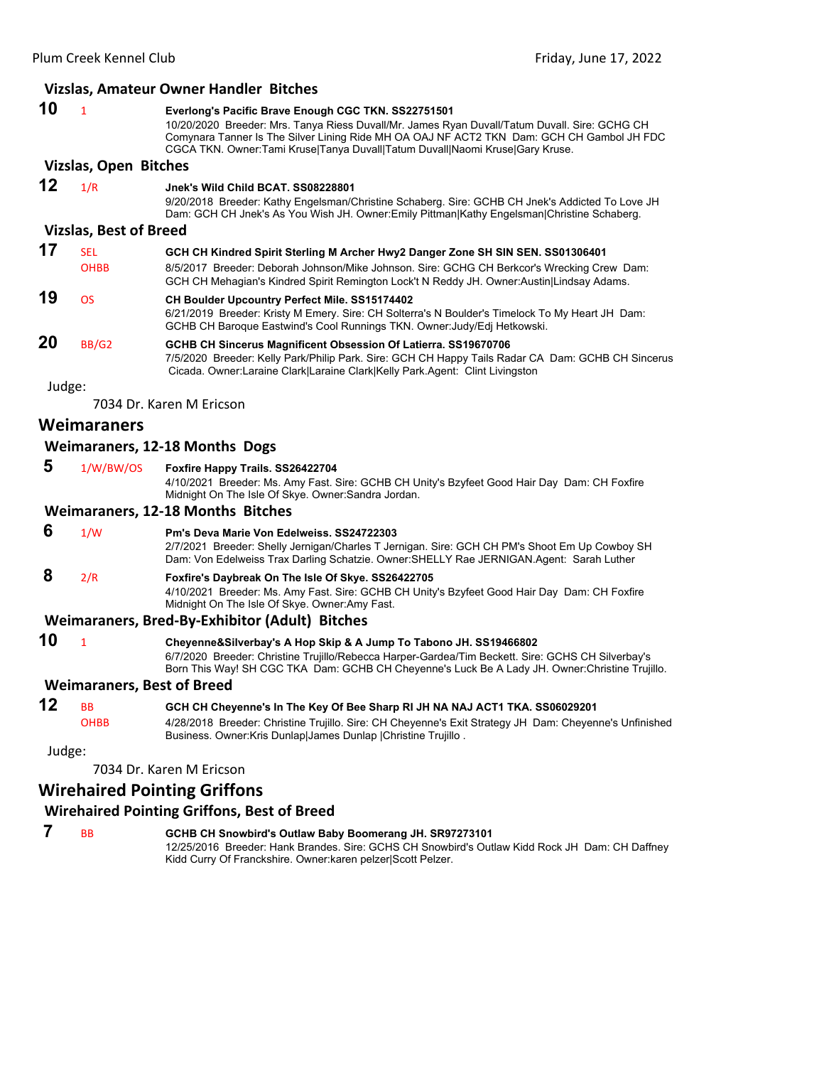### Vizslas, Amateur Owner Handler Bitches

**10** 1 **Everlong's Pacific Brave Enough CGC TKN. SS22751501**
10/20/2020 Breeder: Mrs. Tanya Riess Duvall/Mr. James Ryan Duvall/Tatum Duvall. Sire: GCHG CH Comynara Tanner Is The Silver Lining Ride MH OA OAJ NF ACT2 TKN Dam: GCH CH Gambol JH FDC CGCA TKN. Owner:Tami Kruse|Tanya Duvall|Tatum Duvall|Naomi Kruse|Gary Kruse.

### Vizslas, Open Bitches

**12** 1/R **Jnek's Wild Child BCAT. SS08228801**
9/20/2018 Breeder: Kathy Engelsman/Christine Schaberg. Sire: GCHB CH Jnek's Addicted To Love JH Dam: GCH CH Jnek's As You Wish JH. Owner:Emily Pittman|Kathy Engelsman|Christine Schaberg.

### Vizslas, Best of Breed

**17** SEL OHBB **GCH CH Kindred Spirit Sterling M Archer Hwy2 Danger Zone SH SIN SEN. SS01306401**
8/5/2017 Breeder: Deborah Johnson/Mike Johnson. Sire: GCHG CH Berkcor's Wrecking Crew Dam: GCH CH Mehagian's Kindred Spirit Remington Lock't N Reddy JH. Owner:Austin|Lindsay Adams.

**19** OS **CH Boulder Upcountry Perfect Mile. SS15174402**
6/21/2019 Breeder: Kristy M Emery. Sire: CH Solterra's N Boulder's Timelock To My Heart JH Dam: GCHB CH Baroque Eastwind's Cool Runnings TKN. Owner:Judy/Edj Hetkowski.

**20** BB/G2 **GCHB CH Sincerus Magnificent Obsession Of Latierra. SS19670706**
7/5/2020 Breeder: Kelly Park/Philip Park. Sire: GCH CH Happy Tails Radar CA Dam: GCHB CH Sincerus Cicada. Owner:Laraine Clark|Laraine Clark|Kelly Park.Agent: Clint Livingston

Judge:

7034 Dr. Karen M Ericson

## Weimaraners

### Weimaraners, 12-18 Months Dogs

**5** 1/W/BW/OS **Foxfire Happy Trails. SS26422704**
4/10/2021 Breeder: Ms. Amy Fast. Sire: GCHB CH Unity's Bzyfeet Good Hair Day Dam: CH Foxfire Midnight On The Isle Of Skye. Owner:Sandra Jordan.

### Weimaraners, 12-18 Months Bitches

**6** 1/W **Pm's Deva Marie Von Edelweiss. SS24722303**
2/7/2021 Breeder: Shelly Jernigan/Charles T Jernigan. Sire: GCH CH PM's Shoot Em Up Cowboy SH Dam: Von Edelweiss Trax Darling Schatzie. Owner:SHELLY Rae JERNIGAN.Agent: Sarah Luther

**8** 2/R **Foxfire's Daybreak On The Isle Of Skye. SS26422705**
4/10/2021 Breeder: Ms. Amy Fast. Sire: GCHB CH Unity's Bzyfeet Good Hair Day Dam: CH Foxfire Midnight On The Isle Of Skye. Owner:Amy Fast.

### Weimaraners, Bred-By-Exhibitor (Adult) Bitches

**10** 1 **Cheyenne&Silverbay's A Hop Skip & A Jump To Tabono JH. SS19466802**
6/7/2020 Breeder: Christine Trujillo/Rebecca Harper-Gardea/Tim Beckett. Sire: GCHS CH Silverbay's Born This Way! SH CGC TKA Dam: GCHB CH Cheyenne's Luck Be A Lady JH. Owner:Christine Trujillo.

### Weimaraners, Best of Breed

**12** BB OHBB **GCH CH Cheyenne's In The Key Of Bee Sharp RI JH NA NAJ ACT1 TKA. SS06029201**
4/28/2018 Breeder: Christine Trujillo. Sire: CH Cheyenne's Exit Strategy JH Dam: Cheyenne's Unfinished Business. Owner:Kris Dunlap|James Dunlap |Christine Trujillo .

Judge:

7034 Dr. Karen M Ericson

## Wirehaired Pointing Griffons

### Wirehaired Pointing Griffons, Best of Breed

**7** BB **GCHB CH Snowbird's Outlaw Baby Boomerang JH. SR97273101**
12/25/2016 Breeder: Hank Brandes. Sire: GCHS CH Snowbird's Outlaw Kidd Rock JH Dam: CH Daffney Kidd Curry Of Franckshire. Owner:karen pelzer|Scott Pelzer.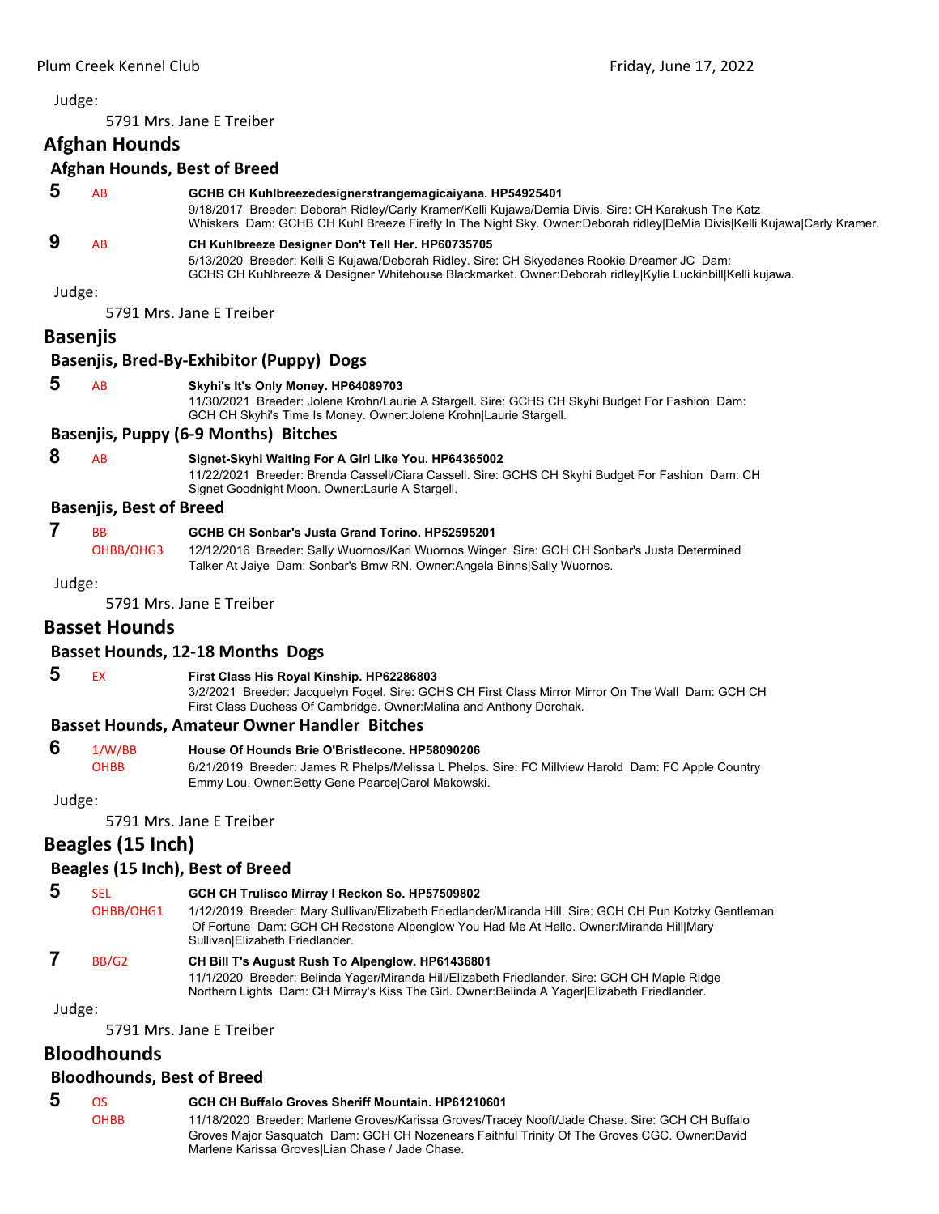Judge:

5791 Mrs. Jane E Treiber

## Afghan Hounds

### Afghan Hounds, Best of Breed

**5** AB **GCHB CH Kuhlbreezedesignerstrangemagicaiyana. HP54925401**
9/18/2017 Breeder: Deborah Ridley/Carly Kramer/Kelli Kujawa/Demia Divis. Sire: CH Karakush The Katz Whiskers Dam: GCHB CH Kuhl Breeze Firefly In The Night Sky. Owner:Deborah ridley|DeMia Divis|Kelli Kujawa|Carly Kramer.

**9** AB **CH Kuhlbreeze Designer Don't Tell Her. HP60735705**
5/13/2020 Breeder: Kelli S Kujawa/Deborah Ridley. Sire: CH Skyedanes Rookie Dreamer JC Dam: GCHS CH Kuhlbreeze & Designer Whitehouse Blackmarket. Owner:Deborah ridley|Kylie Luckinbill|Kelli kujawa.

Judge:

5791 Mrs. Jane E Treiber

## Basenjis

### Basenjis, Bred-By-Exhibitor (Puppy) Dogs

**5** AB **Skyhi's It's Only Money. HP64089703**
11/30/2021 Breeder: Jolene Krohn/Laurie A Stargell. Sire: GCHS CH Skyhi Budget For Fashion Dam: GCH CH Skyhi's Time Is Money. Owner:Jolene Krohn|Laurie Stargell.

### Basenjis, Puppy (6-9 Months) Bitches

**8** AB **Signet-Skyhi Waiting For A Girl Like You. HP64365002**
11/22/2021 Breeder: Brenda Cassell/Ciara Cassell. Sire: GCHS CH Skyhi Budget For Fashion Dam: CH Signet Goodnight Moon. Owner:Laurie A Stargell.

### Basenjis, Best of Breed

**7** BB OHBB/OHG3 **GCHB CH Sonbar's Justa Grand Torino. HP52595201**
12/12/2016 Breeder: Sally Wuornos/Kari Wuornos Winger. Sire: GCH CH Sonbar's Justa Determined Talker At Jaiye Dam: Sonbar's Bmw RN. Owner:Angela Binns|Sally Wuornos.

Judge:

5791 Mrs. Jane E Treiber

## Basset Hounds

### Basset Hounds, 12-18 Months Dogs

**5** EX **First Class His Royal Kinship. HP62286803**
3/2/2021 Breeder: Jacquelyn Fogel. Sire: GCHS CH First Class Mirror Mirror On The Wall Dam: GCH CH First Class Duchess Of Cambridge. Owner:Malina and Anthony Dorchak.

### Basset Hounds, Amateur Owner Handler Bitches

**6** 1/W/BB OHBB **House Of Hounds Brie O'Bristlecone. HP58090206**
6/21/2019 Breeder: James R Phelps/Melissa L Phelps. Sire: FC Millview Harold Dam: FC Apple Country Emmy Lou. Owner:Betty Gene Pearce|Carol Makowski.

Judge:

5791 Mrs. Jane E Treiber

## Beagles (15 Inch)

### Beagles (15 Inch), Best of Breed

**5** SEL OHBB/OHG1 **GCH CH Trulisco Mirray I Reckon So. HP57509802**
1/12/2019 Breeder: Mary Sullivan/Elizabeth Friedlander/Miranda Hill. Sire: GCH CH Pun Kotzky Gentleman Of Fortune Dam: GCH CH Redstone Alpenglow You Had Me At Hello. Owner:Miranda Hill|Mary Sullivan|Elizabeth Friedlander.

**7** BB/G2 **CH Bill T's August Rush To Alpenglow. HP61436801**
11/1/2020 Breeder: Belinda Yager/Miranda Hill/Elizabeth Friedlander. Sire: GCH CH Maple Ridge Northern Lights Dam: CH Mirray's Kiss The Girl. Owner:Belinda A Yager|Elizabeth Friedlander.

Judge:

5791 Mrs. Jane E Treiber

## Bloodhounds

### Bloodhounds, Best of Breed

**5** OS OHBB **GCH CH Buffalo Groves Sheriff Mountain. HP61210601**
11/18/2020 Breeder: Marlene Groves/Karissa Groves/Tracey Nooft/Jade Chase. Sire: GCH CH Buffalo Groves Major Sasquatch Dam: GCH CH Nozenears Faithful Trinity Of The Groves CGC. Owner:David Marlene Karissa Groves|Lian Chase / Jade Chase.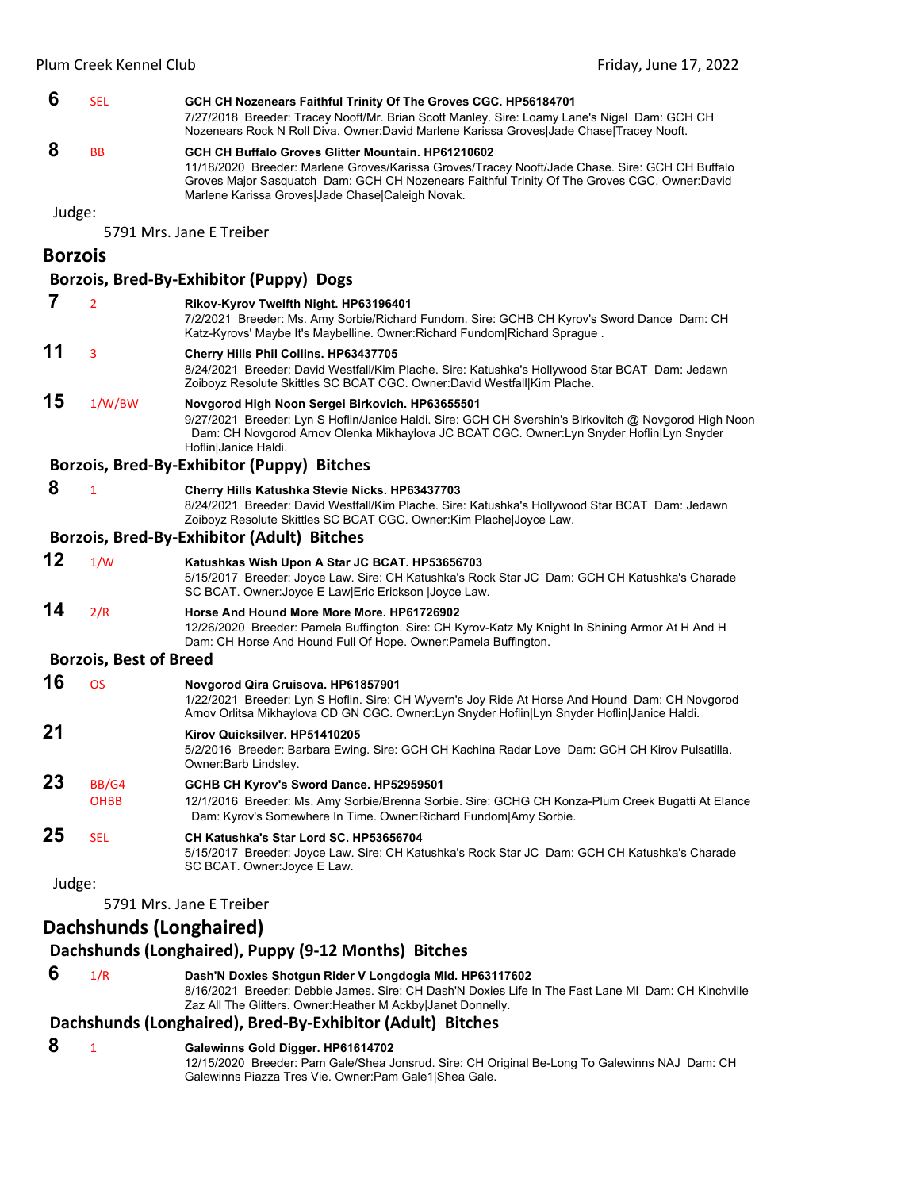**6** SEL **GCH CH Nozenears Faithful Trinity Of The Groves CGC. HP56184701**
7/27/2018 Breeder: Tracey Nooft/Mr. Brian Scott Manley. Sire: Loamy Lane's Nigel Dam: GCH CH Nozenears Rock N Roll Diva. Owner:David Marlene Karissa Groves|Jade Chase|Tracey Nooft.

**8** BB **GCH CH Buffalo Groves Glitter Mountain. HP61210602**
11/18/2020 Breeder: Marlene Groves/Karissa Groves/Tracey Nooft/Jade Chase. Sire: GCH CH Buffalo Groves Major Sasquatch Dam: GCH CH Nozenears Faithful Trinity Of The Groves CGC. Owner:David Marlene Karissa Groves|Jade Chase|Caleigh Novak.

Judge:

5791 Mrs. Jane E Treiber

## Borzois

### Borzois, Bred-By-Exhibitor (Puppy) Dogs

**7** 2 **Rikov-Kyrov Twelfth Night. HP63196401**
7/2/2021 Breeder: Ms. Amy Sorbie/Richard Fundom. Sire: GCHB CH Kyrov's Sword Dance Dam: CH Katz-Kyrovs' Maybe It's Maybelline. Owner:Richard Fundom|Richard Sprague .

**11** 3 **Cherry Hills Phil Collins. HP63437705**
8/24/2021 Breeder: David Westfall/Kim Plache. Sire: Katushka's Hollywood Star BCAT Dam: Jedawn Zoiboyz Resolute Skittles SC BCAT CGC. Owner:David Westfall|Kim Plache.

**15** 1/W/BW **Novgorod High Noon Sergei Birkovich. HP63655501**
9/27/2021 Breeder: Lyn S Hoflin/Janice Haldi. Sire: GCH CH Svershin's Birkovitch @ Novgorod High Noon Dam: CH Novgorod Arnov Olenka Mikhaylova JC BCAT CGC. Owner:Lyn Snyder Hoflin|Lyn Snyder Hoflin|Janice Haldi.

### Borzois, Bred-By-Exhibitor (Puppy) Bitches

**8** 1 **Cherry Hills Katushka Stevie Nicks. HP63437703**
8/24/2021 Breeder: David Westfall/Kim Plache. Sire: Katushka's Hollywood Star BCAT Dam: Jedawn Zoiboyz Resolute Skittles SC BCAT CGC. Owner:Kim Plache|Joyce Law.

### Borzois, Bred-By-Exhibitor (Adult) Bitches

**12** 1/W **Katushkas Wish Upon A Star JC BCAT. HP53656703**
5/15/2017 Breeder: Joyce Law. Sire: CH Katushka's Rock Star JC Dam: GCH CH Katushka's Charade SC BCAT. Owner:Joyce E Law|Eric Erickson |Joyce Law.

**14** 2/R **Horse And Hound More More More. HP61726902**
12/26/2020 Breeder: Pamela Buffington. Sire: CH Kyrov-Katz My Knight In Shining Armor At H And H Dam: CH Horse And Hound Full Of Hope. Owner:Pamela Buffington.

### Borzois, Best of Breed

**16** OS **Novgorod Qira Cruisova. HP61857901**
1/22/2021 Breeder: Lyn S Hoflin. Sire: CH Wyvern's Joy Ride At Horse And Hound Dam: CH Novgorod Arnov Orlitsa Mikhaylova CD GN CGC. Owner:Lyn Snyder Hoflin|Lyn Snyder Hoflin|Janice Haldi.

**21** **Kirov Quicksilver. HP51410205**
5/2/2016 Breeder: Barbara Ewing. Sire: GCH CH Kachina Radar Love Dam: GCH CH Kirov Pulsatilla. Owner:Barb Lindsley.

**23** BB/G4 OHBB **GCHB CH Kyrov's Sword Dance. HP52959501**
12/1/2016 Breeder: Ms. Amy Sorbie/Brenna Sorbie. Sire: GCHG CH Konza-Plum Creek Bugatti At Elance Dam: Kyrov's Somewhere In Time. Owner:Richard Fundom|Amy Sorbie.

**25** SEL **CH Katushka's Star Lord SC. HP53656704**
5/15/2017 Breeder: Joyce Law. Sire: CH Katushka's Rock Star JC Dam: GCH CH Katushka's Charade SC BCAT. Owner:Joyce E Law.

Judge:

5791 Mrs. Jane E Treiber

## Dachshunds (Longhaired)

### Dachshunds (Longhaired), Puppy (9-12 Months) Bitches

**6** 1/R **Dash'N Doxies Shotgun Rider V Longdogia Mld. HP63117602**
8/16/2021 Breeder: Debbie James. Sire: CH Dash'N Doxies Life In The Fast Lane Ml Dam: CH Kinchville Zaz All The Glitters. Owner:Heather M Ackby|Janet Donnelly.

### Dachshunds (Longhaired), Bred-By-Exhibitor (Adult) Bitches

**8** 1 **Galewinns Gold Digger. HP61614702**
12/15/2020 Breeder: Pam Gale/Shea Jonsrud. Sire: CH Original Be-Long To Galewinns NAJ Dam: CH Galewinns Piazza Tres Vie. Owner:Pam Gale1|Shea Gale.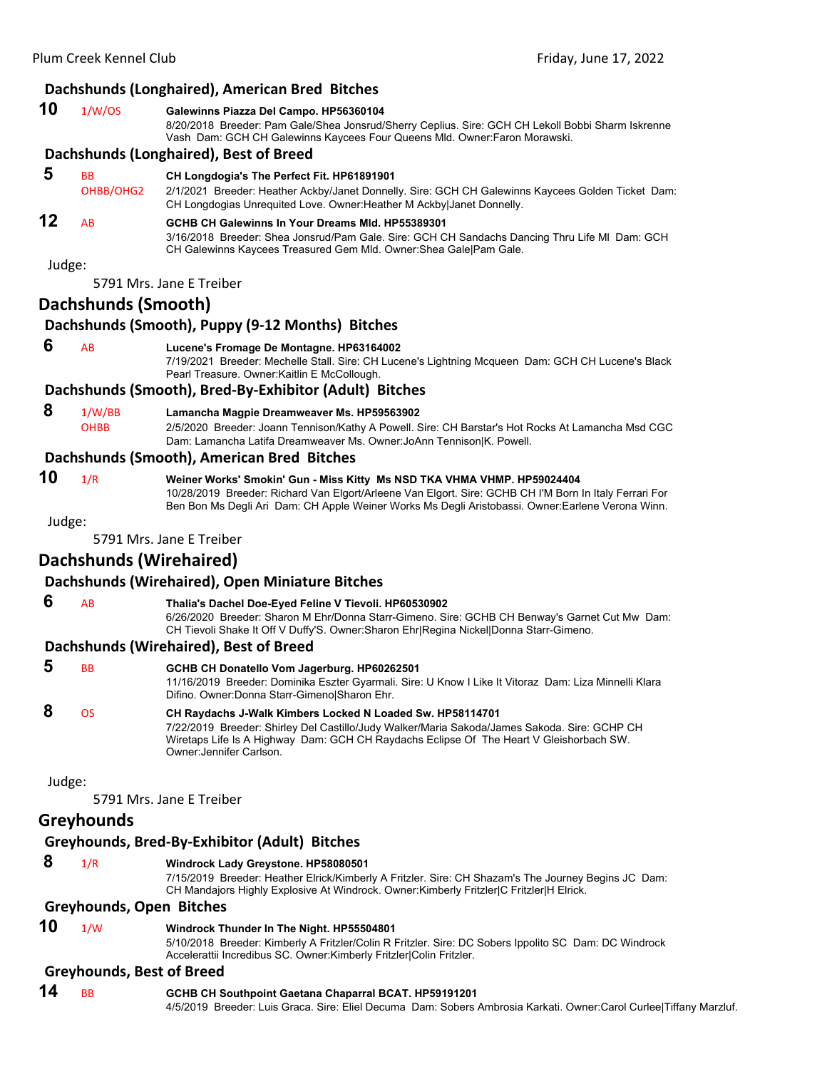### Dachshunds (Longhaired), American Bred Bitches

**10** 1/W/OS **Galewinns Piazza Del Campo. HP56360104**
8/20/2018 Breeder: Pam Gale/Shea Jonsrud/Sherry Ceplius. Sire: GCH CH Lekoll Bobbi Sharm Iskrenne Vash Dam: GCH CH Galewinns Kaycees Four Queens Mld. Owner:Faron Morawski.

### Dachshunds (Longhaired), Best of Breed

**5** BB OHBB/OHG2 **CH Longdogia's The Perfect Fit. HP61891901**
2/1/2021 Breeder: Heather Ackby/Janet Donnelly. Sire: GCH CH Galewinns Kaycees Golden Ticket Dam: CH Longdogias Unrequited Love. Owner:Heather M Ackby|Janet Donnelly.

**12** AB **GCHB CH Galewinns In Your Dreams Mld. HP55389301**
3/16/2018 Breeder: Shea Jonsrud/Pam Gale. Sire: GCH CH Sandachs Dancing Thru Life Ml Dam: GCH CH Galewinns Kaycees Treasured Gem Mld. Owner:Shea Gale|Pam Gale.

Judge:

5791 Mrs. Jane E Treiber

## Dachshunds (Smooth)

### Dachshunds (Smooth), Puppy (9-12 Months) Bitches

**6** AB **Lucene's Fromage De Montagne. HP63164002**
7/19/2021 Breeder: Mechelle Stall. Sire: CH Lucene's Lightning Mcqueen Dam: GCH CH Lucene's Black Pearl Treasure. Owner:Kaitlin E McCollough.

### Dachshunds (Smooth), Bred-By-Exhibitor (Adult) Bitches

**8** 1/W/BB OHBB **Lamancha Magpie Dreamweaver Ms. HP59563902**
2/5/2020 Breeder: Joann Tennison/Kathy A Powell. Sire: CH Barstar's Hot Rocks At Lamancha Msd CGC Dam: Lamancha Latifa Dreamweaver Ms. Owner:JoAnn Tennison|K. Powell.

### Dachshunds (Smooth), American Bred Bitches

**10** 1/R **Weiner Works' Smokin' Gun - Miss Kitty Ms NSD TKA VHMA VHMP. HP59024404**
10/28/2019 Breeder: Richard Van Elgort/Arleene Van Elgort. Sire: GCHB CH I'M Born In Italy Ferrari For Ben Bon Ms Degli Ari Dam: CH Apple Weiner Works Ms Degli Aristobassi. Owner:Earlene Verona Winn.

Judge:

5791 Mrs. Jane E Treiber

## Dachshunds (Wirehaired)

### Dachshunds (Wirehaired), Open Miniature Bitches

**6** AB **Thalia's Dachel Doe-Eyed Feline V Tievoli. HP60530902**
6/26/2020 Breeder: Sharon M Ehr/Donna Starr-Gimeno. Sire: GCHB CH Benway's Garnet Cut Mw Dam: CH Tievoli Shake It Off V Duffy'S. Owner:Sharon Ehr|Regina Nickel|Donna Starr-Gimeno.

### Dachshunds (Wirehaired), Best of Breed

**5** BB **GCHB CH Donatello Vom Jagerburg. HP60262501**
11/16/2019 Breeder: Dominika Eszter Gyarmali. Sire: U Know I Like It Vitoraz Dam: Liza Minnelli Klara Difino. Owner:Donna Starr-Gimeno|Sharon Ehr.

**8** OS **CH Raydachs J-Walk Kimbers Locked N Loaded Sw. HP58114701**
7/22/2019 Breeder: Shirley Del Castillo/Judy Walker/Maria Sakoda/James Sakoda. Sire: GCHP CH Wiretaps Life Is A Highway Dam: GCH CH Raydachs Eclipse Of The Heart V Gleishorbach SW. Owner:Jennifer Carlson.

Judge:

5791 Mrs. Jane E Treiber

## Greyhounds

### Greyhounds, Bred-By-Exhibitor (Adult) Bitches

**8** 1/R **Windrock Lady Greystone. HP58080501**
7/15/2019 Breeder: Heather Elrick/Kimberly A Fritzler. Sire: CH Shazam's The Journey Begins JC Dam: CH Mandajors Highly Explosive At Windrock. Owner:Kimberly Fritzler|C Fritzler|H Elrick.

### Greyhounds, Open Bitches

**10** 1/W **Windrock Thunder In The Night. HP55504801**
5/10/2018 Breeder: Kimberly A Fritzler/Colin R Fritzler. Sire: DC Sobers Ippolito SC Dam: DC Windrock Accelerattii Incredibus SC. Owner:Kimberly Fritzler|Colin Fritzler.

### Greyhounds, Best of Breed

**14** BB **GCHB CH Southpoint Gaetana Chaparral BCAT. HP59191201**
4/5/2019 Breeder: Luis Graca. Sire: Eliel Decuma Dam: Sobers Ambrosia Karkati. Owner:Carol Curlee|Tiffany Marzluf.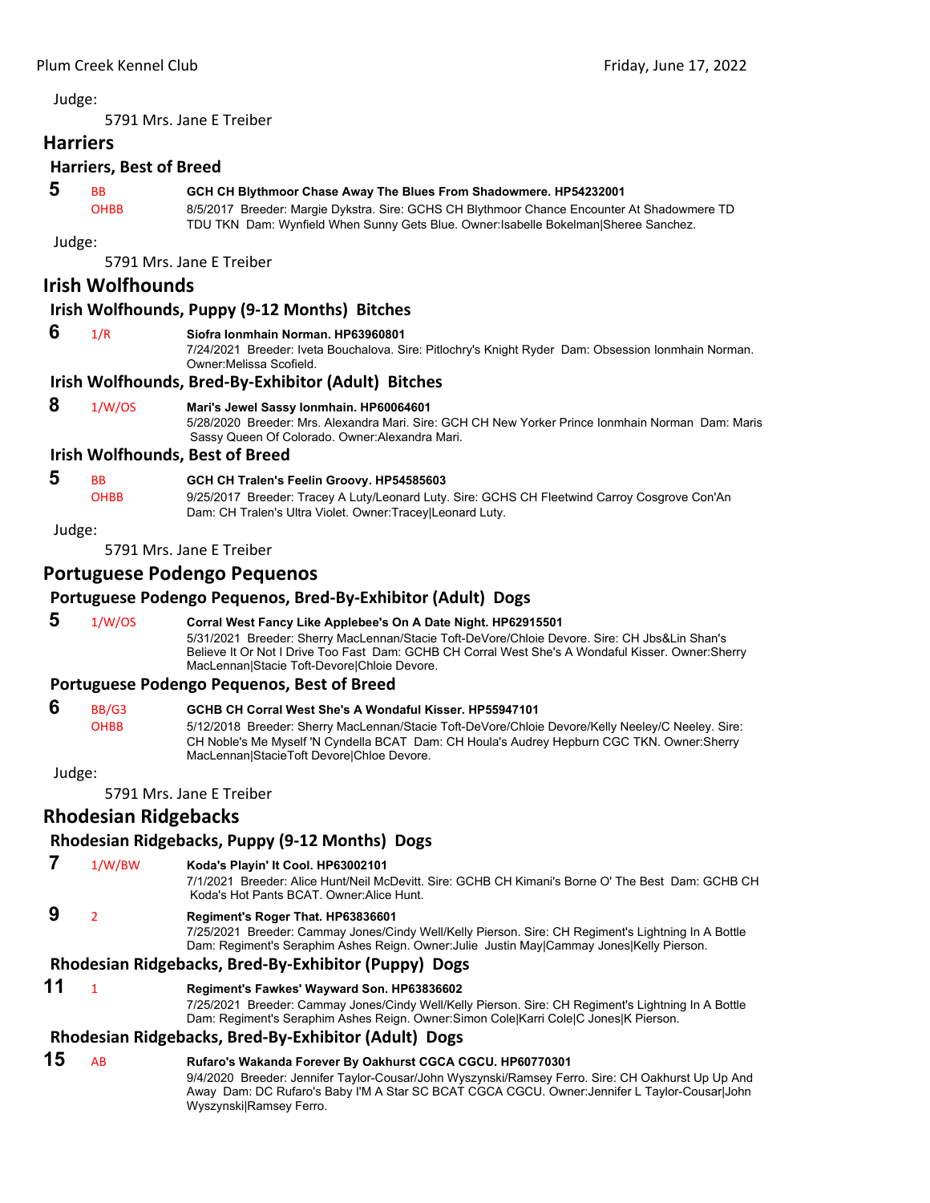Judge:

5791 Mrs. Jane E Treiber

## Harriers

### Harriers, Best of Breed

**5** BB / OHBB **GCH CH Blythmoor Chase Away The Blues From Shadowmere. HP54232001**
8/5/2017 Breeder: Margie Dykstra. Sire: GCHS CH Blythmoor Chance Encounter At Shadowmere TD TDU TKN Dam: Wynfield When Sunny Gets Blue. Owner:Isabelle Bokelman|Sheree Sanchez.

Judge:

5791 Mrs. Jane E Treiber

## Irish Wolfhounds

### Irish Wolfhounds, Puppy (9-12 Months) Bitches

**6** 1/R **Siofra Ionmhain Norman. HP63960801**
7/24/2021 Breeder: Iveta Bouchalova. Sire: Pitlochry's Knight Ryder Dam: Obsession Ionmhain Norman. Owner:Melissa Scofield.

### Irish Wolfhounds, Bred-By-Exhibitor (Adult) Bitches

**8** 1/W/OS **Mari's Jewel Sassy Ionmhain. HP60064601**
5/28/2020 Breeder: Mrs. Alexandra Mari. Sire: GCH CH New Yorker Prince Ionmhain Norman Dam: Maris Sassy Queen Of Colorado. Owner:Alexandra Mari.

### Irish Wolfhounds, Best of Breed

**5** BB / OHBB **GCH CH Tralen's Feelin Groovy. HP54585603**
9/25/2017 Breeder: Tracey A Luty/Leonard Luty. Sire: GCHS CH Fleetwind Carroy Cosgrove Con'An Dam: CH Tralen's Ultra Violet. Owner:Tracey|Leonard Luty.

Judge:

5791 Mrs. Jane E Treiber

## Portuguese Podengo Pequenos

### Portuguese Podengo Pequenos, Bred-By-Exhibitor (Adult) Dogs

**5** 1/W/OS **Corral West Fancy Like Applebee's On A Date Night. HP62915501**
5/31/2021 Breeder: Sherry MacLennan/Stacie Toft-DeVore/Chloie Devore. Sire: CH Jbs&Lin Shan's Believe It Or Not I Drive Too Fast Dam: GCHB CH Corral West She's A Wondaful Kisser. Owner:Sherry MacLennan|Stacie Toft-Devore|Chloie Devore.

### Portuguese Podengo Pequenos, Best of Breed

**6** BB/G3 / OHBB **GCHB CH Corral West She's A Wondaful Kisser. HP55947101**
5/12/2018 Breeder: Sherry MacLennan/Stacie Toft-DeVore/Chloie Devore/Kelly Neeley/C Neeley. Sire: CH Noble's Me Myself 'N Cyndella BCAT Dam: CH Houla's Audrey Hepburn CGC TKN. Owner:Sherry MacLennan|StacieToft Devore|Chloe Devore.

Judge:

5791 Mrs. Jane E Treiber

## Rhodesian Ridgebacks

### Rhodesian Ridgebacks, Puppy (9-12 Months) Dogs

**7** 1/W/BW **Koda's Playin' It Cool. HP63002101**
7/1/2021 Breeder: Alice Hunt/Neil McDevitt. Sire: GCHB CH Kimani's Borne O' The Best Dam: GCHB CH Koda's Hot Pants BCAT. Owner:Alice Hunt.

**9** 2 **Regiment's Roger That. HP63836601**
7/25/2021 Breeder: Cammay Jones/Cindy Well/Kelly Pierson. Sire: CH Regiment's Lightning In A Bottle Dam: Regiment's Seraphim Ashes Reign. Owner:Julie Justin May|Cammay Jones|Kelly Pierson.

### Rhodesian Ridgebacks, Bred-By-Exhibitor (Puppy) Dogs

**11** 1 **Regiment's Fawkes' Wayward Son. HP63836602**
7/25/2021 Breeder: Cammay Jones/Cindy Well/Kelly Pierson. Sire: CH Regiment's Lightning In A Bottle Dam: Regiment's Seraphim Ashes Reign. Owner:Simon Cole|Karri Cole|C Jones|K Pierson.

### Rhodesian Ridgebacks, Bred-By-Exhibitor (Adult) Dogs

**15** AB **Rufaro's Wakanda Forever By Oakhurst CGCA CGCU. HP60770301**
9/4/2020 Breeder: Jennifer Taylor-Cousar/John Wyszynski/Ramsey Ferro. Sire: CH Oakhurst Up Up And Away Dam: DC Rufaro's Baby I'M A Star SC BCAT CGCA CGCU. Owner:Jennifer L Taylor-Cousar|John Wyszynski|Ramsey Ferro.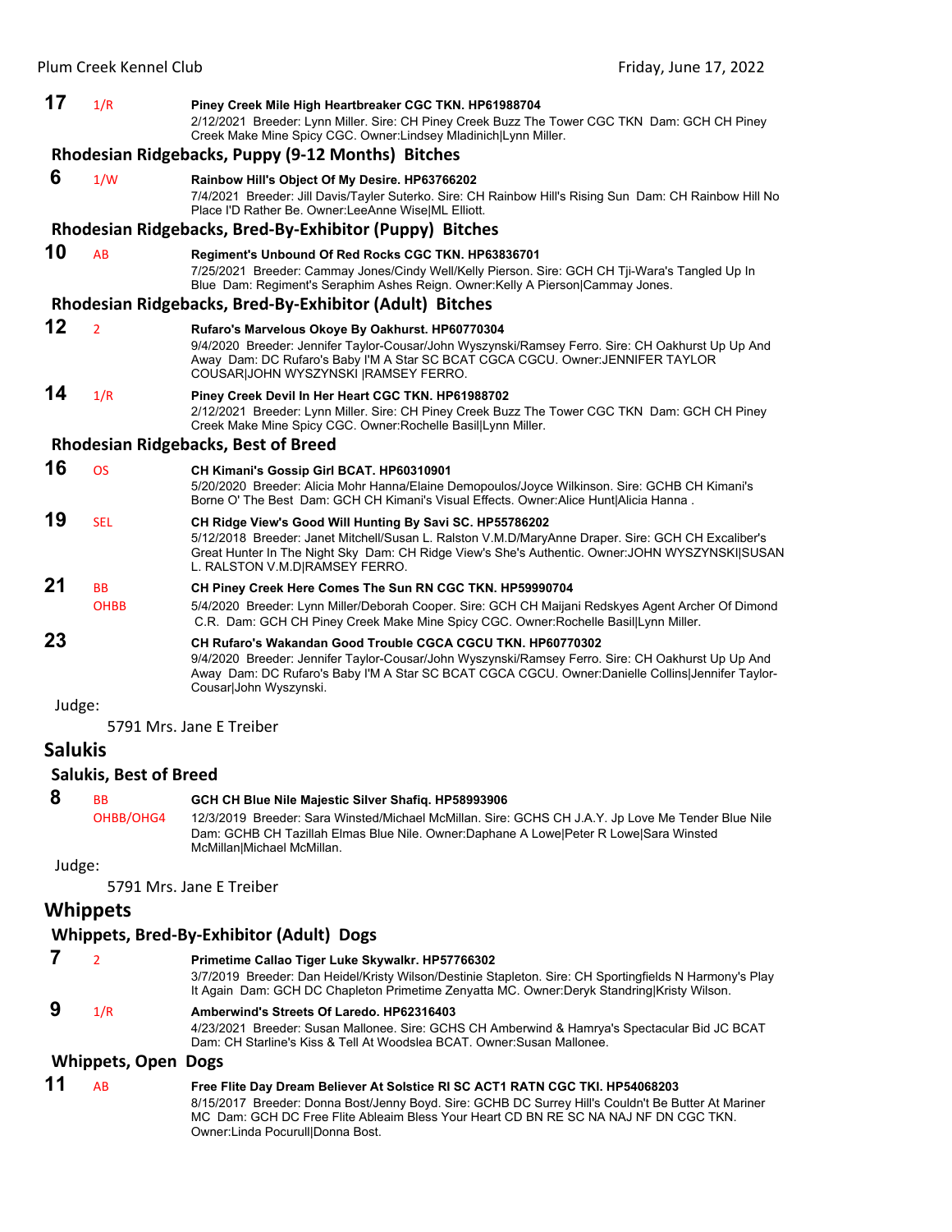**17** 1/R **Piney Creek Mile High Heartbreaker CGC TKN. HP61988704**
2/12/2021 Breeder: Lynn Miller. Sire: CH Piney Creek Buzz The Tower CGC TKN Dam: GCH CH Piney Creek Make Mine Spicy CGC. Owner:Lindsey Mladinich|Lynn Miller.

### Rhodesian Ridgebacks, Puppy (9-12 Months) Bitches

**6** 1/W **Rainbow Hill's Object Of My Desire. HP63766202**
7/4/2021 Breeder: Jill Davis/Tayler Suterko. Sire: CH Rainbow Hill's Rising Sun Dam: CH Rainbow Hill No Place I'D Rather Be. Owner:LeeAnne Wise|ML Elliott.

### Rhodesian Ridgebacks, Bred-By-Exhibitor (Puppy) Bitches

**10** AB **Regiment's Unbound Of Red Rocks CGC TKN. HP63836701**
7/25/2021 Breeder: Cammay Jones/Cindy Well/Kelly Pierson. Sire: GCH CH Tji-Wara's Tangled Up In Blue Dam: Regiment's Seraphim Ashes Reign. Owner:Kelly A Pierson|Cammay Jones.

### Rhodesian Ridgebacks, Bred-By-Exhibitor (Adult) Bitches

**12** 2 **Rufaro's Marvelous Okoye By Oakhurst. HP60770304**
9/4/2020 Breeder: Jennifer Taylor-Cousar/John Wyszynski/Ramsey Ferro. Sire: CH Oakhurst Up Up And Away Dam: DC Rufaro's Baby I'M A Star SC BCAT CGCA CGCU. Owner:JENNIFER TAYLOR COUSAR|JOHN WYSZYNSKI |RAMSEY FERRO.

**14** 1/R **Piney Creek Devil In Her Heart CGC TKN. HP61988702**
2/12/2021 Breeder: Lynn Miller. Sire: CH Piney Creek Buzz The Tower CGC TKN Dam: GCH CH Piney Creek Make Mine Spicy CGC. Owner:Rochelle Basil|Lynn Miller.

### Rhodesian Ridgebacks, Best of Breed

**16** OS **CH Kimani's Gossip Girl BCAT. HP60310901**
5/20/2020 Breeder: Alicia Mohr Hanna/Elaine Demopoulos/Joyce Wilkinson. Sire: GCHB CH Kimani's Borne O' The Best Dam: GCH CH Kimani's Visual Effects. Owner:Alice Hunt|Alicia Hanna .

**19** SEL **CH Ridge View's Good Will Hunting By Savi SC. HP55786202**
5/12/2018 Breeder: Janet Mitchell/Susan L. Ralston V.M.D/MaryAnne Draper. Sire: GCH CH Excaliber's Great Hunter In The Night Sky Dam: CH Ridge View's She's Authentic. Owner:JOHN WYSZYNSKI|SUSAN L. RALSTON V.M.D|RAMSEY FERRO.

**21** BB OHBB **CH Piney Creek Here Comes The Sun RN CGC TKN. HP59990704**
5/4/2020 Breeder: Lynn Miller/Deborah Cooper. Sire: GCH CH Maijani Redskyes Agent Archer Of Dimond C.R. Dam: GCH CH Piney Creek Make Mine Spicy CGC. Owner:Rochelle Basil|Lynn Miller.

**23** **CH Rufaro's Wakandan Good Trouble CGCA CGCU TKN. HP60770302**
9/4/2020 Breeder: Jennifer Taylor-Cousar/John Wyszynski/Ramsey Ferro. Sire: CH Oakhurst Up Up And Away Dam: DC Rufaro's Baby I'M A Star SC BCAT CGCA CGCU. Owner:Danielle Collins|Jennifer Taylor-Cousar|John Wyszynski.

Judge:

5791 Mrs. Jane E Treiber

## Salukis

### Salukis, Best of Breed

**8** BB OHBB/OHG4 **GCH CH Blue Nile Majestic Silver Shafiq. HP58993906**
12/3/2019 Breeder: Sara Winsted/Michael McMillan. Sire: GCHS CH J.A.Y. Jp Love Me Tender Blue Nile Dam: GCHB CH Tazillah Elmas Blue Nile. Owner:Daphane A Lowe|Peter R Lowe|Sara Winsted McMillan|Michael McMillan.

Judge:

5791 Mrs. Jane E Treiber

## Whippets

### Whippets, Bred-By-Exhibitor (Adult) Dogs

**7** 2 **Primetime Callao Tiger Luke Skywalkr. HP57766302**
3/7/2019 Breeder: Dan Heidel/Kristy Wilson/Destinie Stapleton. Sire: CH Sportingfields N Harmony's Play It Again Dam: GCH DC Chapleton Primetime Zenyatta MC. Owner:Deryk Standring|Kristy Wilson.

**9** 1/R **Amberwind's Streets Of Laredo. HP62316403**
4/23/2021 Breeder: Susan Mallonee. Sire: GCHS CH Amberwind & Hamrya's Spectacular Bid JC BCAT Dam: CH Starline's Kiss & Tell At Woodslea BCAT. Owner:Susan Mallonee.

### Whippets, Open Dogs

**11** AB **Free Flite Day Dream Believer At Solstice RI SC ACT1 RATN CGC TKI. HP54068203**
8/15/2017 Breeder: Donna Bost/Jenny Boyd. Sire: GCHB DC Surrey Hill's Couldn't Be Butter At Mariner MC Dam: GCH DC Free Flite Ableaim Bless Your Heart CD BN RE SC NA NAJ NF DN CGC TKN. Owner:Linda Pocurull|Donna Bost.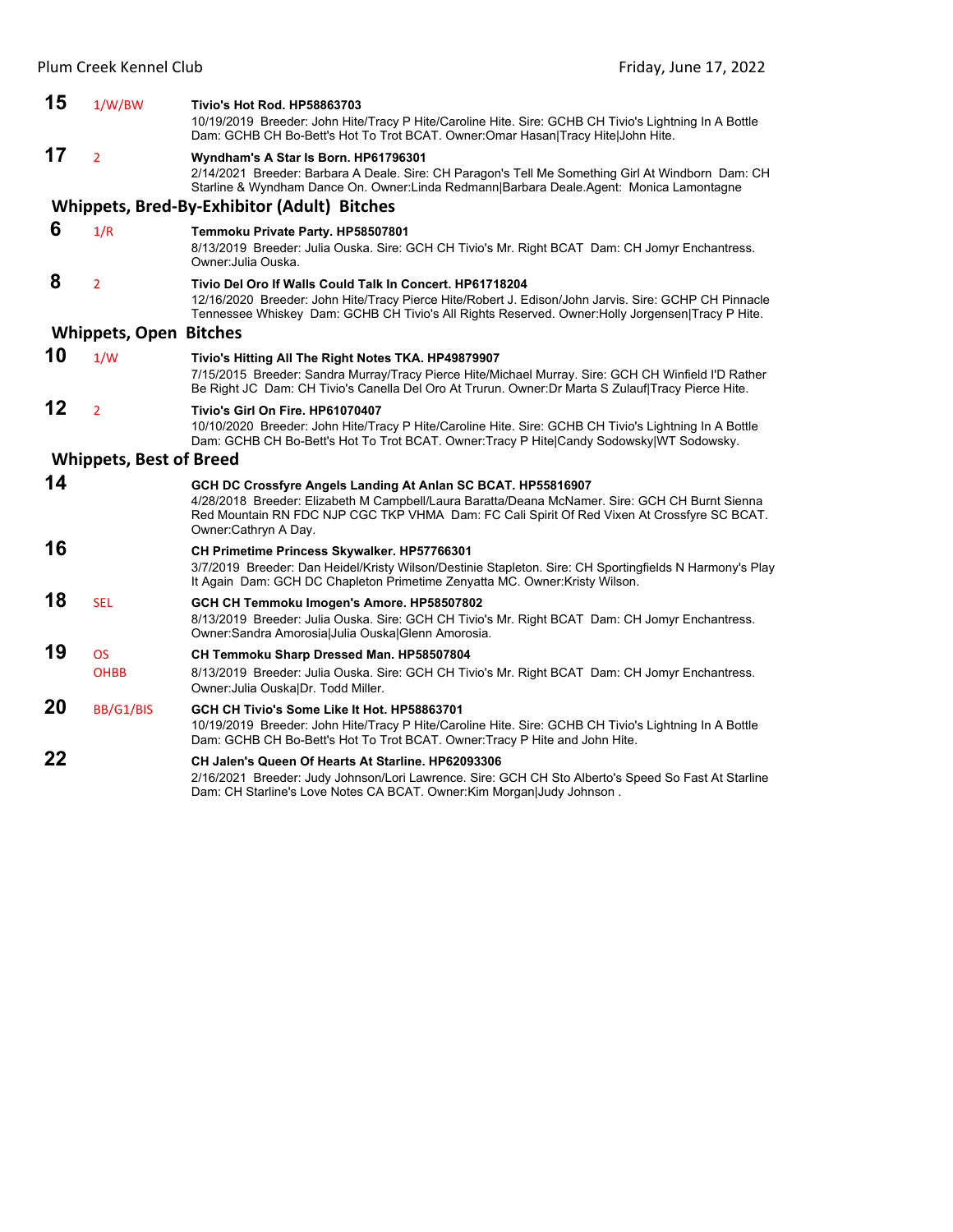**15** 1/W/BW **Tivio's Hot Rod. HP58863703**
10/19/2019 Breeder: John Hite/Tracy P Hite/Caroline Hite. Sire: GCHB CH Tivio's Lightning In A Bottle Dam: GCHB CH Bo-Bett's Hot To Trot BCAT. Owner:Omar Hasan|Tracy Hite|John Hite.

**17** 2 **Wyndham's A Star Is Born. HP61796301**
2/14/2021 Breeder: Barbara A Deale. Sire: CH Paragon's Tell Me Something Girl At Windborn Dam: CH Starline & Wyndham Dance On. Owner:Linda Redmann|Barbara Deale.Agent: Monica Lamontagne

## Whippets, Bred-By-Exhibitor (Adult) Bitches

**6** 1/R **Temmoku Private Party. HP58507801**
8/13/2019 Breeder: Julia Ouska. Sire: GCH CH Tivio's Mr. Right BCAT Dam: CH Jomyr Enchantress. Owner:Julia Ouska.

**8** 2 **Tivio Del Oro If Walls Could Talk In Concert. HP61718204**
12/16/2020 Breeder: John Hite/Tracy Pierce Hite/Robert J. Edison/John Jarvis. Sire: GCHP CH Pinnacle Tennessee Whiskey Dam: GCHB CH Tivio's All Rights Reserved. Owner:Holly Jorgensen|Tracy P Hite.

## Whippets, Open Bitches

**10** 1/W **Tivio's Hitting All The Right Notes TKA. HP49879907**
7/15/2015 Breeder: Sandra Murray/Tracy Pierce Hite/Michael Murray. Sire: GCH CH Winfield I'D Rather Be Right JC Dam: CH Tivio's Canella Del Oro At Trurun. Owner:Dr Marta S Zulauf|Tracy Pierce Hite.

**12** 2 **Tivio's Girl On Fire. HP61070407**
10/10/2020 Breeder: John Hite/Tracy P Hite/Caroline Hite. Sire: GCHB CH Tivio's Lightning In A Bottle Dam: GCHB CH Bo-Bett's Hot To Trot BCAT. Owner:Tracy P Hite|Candy Sodowsky|WT Sodowsky.

## Whippets, Best of Breed

**14** **GCH DC Crossfyre Angels Landing At Anlan SC BCAT. HP55816907**
4/28/2018 Breeder: Elizabeth M Campbell/Laura Baratta/Deana McNamer. Sire: GCH CH Burnt Sienna Red Mountain RN FDC NJP CGC TKP VHMA Dam: FC Cali Spirit Of Red Vixen At Crossfyre SC BCAT. Owner:Cathryn A Day.

**16** **CH Primetime Princess Skywalker. HP57766301**
3/7/2019 Breeder: Dan Heidel/Kristy Wilson/Destinie Stapleton. Sire: CH Sportingfields N Harmony's Play It Again Dam: GCH DC Chapleton Primetime Zenyatta MC. Owner:Kristy Wilson.

**18** SEL **GCH CH Temmoku Imogen's Amore. HP58507802**
8/13/2019 Breeder: Julia Ouska. Sire: GCH CH Tivio's Mr. Right BCAT Dam: CH Jomyr Enchantress. Owner:Sandra Amorosia|Julia Ouska|Glenn Amorosia.

**19** OS OHBB **CH Temmoku Sharp Dressed Man. HP58507804**
8/13/2019 Breeder: Julia Ouska. Sire: GCH CH Tivio's Mr. Right BCAT Dam: CH Jomyr Enchantress. Owner:Julia Ouska|Dr. Todd Miller.

**20** BB/G1/BIS **GCH CH Tivio's Some Like It Hot. HP58863701**
10/19/2019 Breeder: John Hite/Tracy P Hite/Caroline Hite. Sire: GCHB CH Tivio's Lightning In A Bottle Dam: GCHB CH Bo-Bett's Hot To Trot BCAT. Owner:Tracy P Hite and John Hite.

**22** **CH Jalen's Queen Of Hearts At Starline. HP62093306**
2/16/2021 Breeder: Judy Johnson/Lori Lawrence. Sire: GCH CH Sto Alberto's Speed So Fast At Starline Dam: CH Starline's Love Notes CA BCAT. Owner:Kim Morgan|Judy Johnson .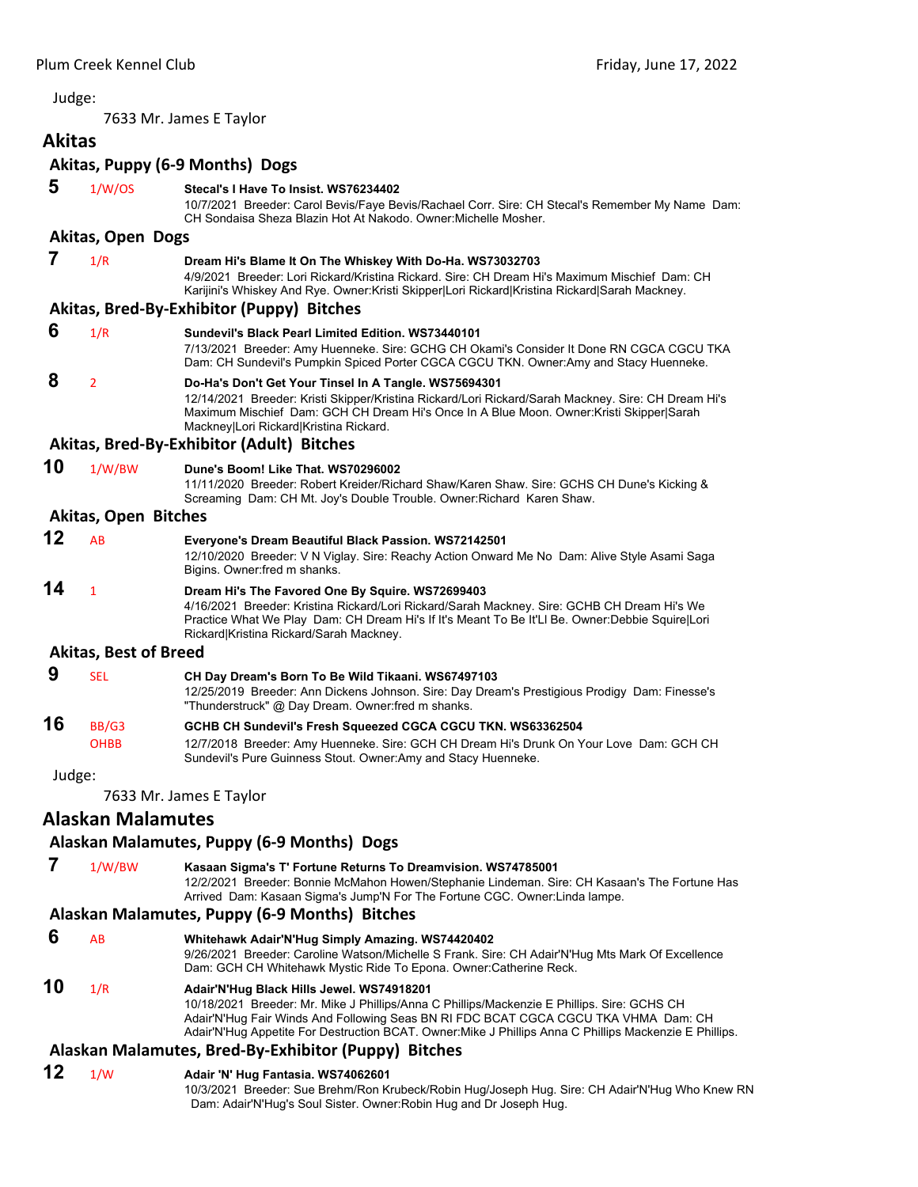Judge:

7633 Mr. James E Taylor

## Akitas

### Akitas, Puppy (6-9 Months) Dogs

**5** 1/W/OS **Stecal's I Have To Insist. WS76234402**
10/7/2021 Breeder: Carol Bevis/Faye Bevis/Rachael Corr. Sire: CH Stecal's Remember My Name Dam: CH Sondaisa Sheza Blazin Hot At Nakodo. Owner:Michelle Mosher.

### Akitas, Open Dogs

**7** 1/R **Dream Hi's Blame It On The Whiskey With Do-Ha. WS73032703**
4/9/2021 Breeder: Lori Rickard/Kristina Rickard. Sire: CH Dream Hi's Maximum Mischief Dam: CH Karijini's Whiskey And Rye. Owner:Kristi Skipper|Lori Rickard|Kristina Rickard|Sarah Mackney.

### Akitas, Bred-By-Exhibitor (Puppy) Bitches

**6** 1/R **Sundevil's Black Pearl Limited Edition. WS73440101**
7/13/2021 Breeder: Amy Huenneke. Sire: GCHG CH Okami's Consider It Done RN CGCA CGCU TKA Dam: CH Sundevil's Pumpkin Spiced Porter CGCA CGCU TKN. Owner:Amy and Stacy Huenneke.

**8** 2 **Do-Ha's Don't Get Your Tinsel In A Tangle. WS75694301**
12/14/2021 Breeder: Kristi Skipper/Kristina Rickard/Lori Rickard/Sarah Mackney. Sire: CH Dream Hi's Maximum Mischief Dam: GCH CH Dream Hi's Once In A Blue Moon. Owner:Kristi Skipper|Sarah Mackney|Lori Rickard|Kristina Rickard.

### Akitas, Bred-By-Exhibitor (Adult) Bitches

**10** 1/W/BW **Dune's Boom! Like That. WS70296002**
11/11/2020 Breeder: Robert Kreider/Richard Shaw/Karen Shaw. Sire: GCHS CH Dune's Kicking & Screaming Dam: CH Mt. Joy's Double Trouble. Owner:Richard Karen Shaw.

### Akitas, Open Bitches

**12** AB **Everyone's Dream Beautiful Black Passion. WS72142501**
12/10/2020 Breeder: V N Viglay. Sire: Reachy Action Onward Me No Dam: Alive Style Asami Saga Bigins. Owner:fred m shanks.

**14** 1 **Dream Hi's The Favored One By Squire. WS72699403**
4/16/2021 Breeder: Kristina Rickard/Lori Rickard/Sarah Mackney. Sire: GCHB CH Dream Hi's We Practice What We Play Dam: CH Dream Hi's If It's Meant To Be It'Ll Be. Owner:Debbie Squire|Lori Rickard|Kristina Rickard/Sarah Mackney.

### Akitas, Best of Breed

**9** SEL **CH Day Dream's Born To Be Wild Tikaani. WS67497103**
12/25/2019 Breeder: Ann Dickens Johnson. Sire: Day Dream's Prestigious Prodigy Dam: Finesse's "Thunderstruck" @ Day Dream. Owner:fred m shanks.

**16** BB/G3 OHBB **GCHB CH Sundevil's Fresh Squeezed CGCA CGCU TKN. WS63362504**
12/7/2018 Breeder: Amy Huenneke. Sire: GCH CH Dream Hi's Drunk On Your Love Dam: GCH CH Sundevil's Pure Guinness Stout. Owner:Amy and Stacy Huenneke.

Judge:

7633 Mr. James E Taylor

## Alaskan Malamutes

### Alaskan Malamutes, Puppy (6-9 Months) Dogs

**7** 1/W/BW **Kasaan Sigma's T' Fortune Returns To Dreamvision. WS74785001**
12/2/2021 Breeder: Bonnie McMahon Howen/Stephanie Lindeman. Sire: CH Kasaan's The Fortune Has Arrived Dam: Kasaan Sigma's Jump'N For The Fortune CGC. Owner:Linda lampe.

### Alaskan Malamutes, Puppy (6-9 Months) Bitches

**6** AB **Whitehawk Adair'N'Hug Simply Amazing. WS74420402**
9/26/2021 Breeder: Caroline Watson/Michelle S Frank. Sire: CH Adair'N'Hug Mts Mark Of Excellence Dam: GCH CH Whitehawk Mystic Ride To Epona. Owner:Catherine Reck.

**10** 1/R **Adair'N'Hug Black Hills Jewel. WS74918201**
10/18/2021 Breeder: Mr. Mike J Phillips/Anna C Phillips/Mackenzie E Phillips. Sire: GCHS CH Adair'N'Hug Fair Winds And Following Seas BN RI FDC BCAT CGCA CGCU TKA VHMA Dam: CH Adair'N'Hug Appetite For Destruction BCAT. Owner:Mike J Phillips Anna C Phillips Mackenzie E Phillips.

### Alaskan Malamutes, Bred-By-Exhibitor (Puppy) Bitches

**12** 1/W **Adair 'N' Hug Fantasia. WS74062601**
10/3/2021 Breeder: Sue Brehm/Ron Krubeck/Robin Hug/Joseph Hug. Sire: CH Adair'N'Hug Who Knew RN Dam: Adair'N'Hug's Soul Sister. Owner:Robin Hug and Dr Joseph Hug.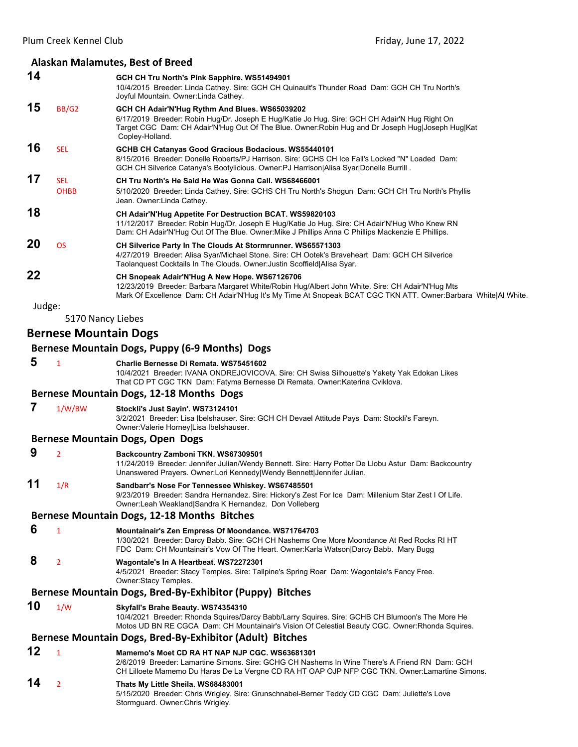## Alaskan Malamutes, Best of Breed

**14** GCH CH Tru North's Pink Sapphire. WS51494901
10/4/2015 Breeder: Linda Cathey. Sire: GCH CH Quinault's Thunder Road Dam: GCH CH Tru North's Joyful Mountain. Owner:Linda Cathey.

**15** BB/G2 **GCH CH Adair'N'Hug Rythm And Blues. WS65039202**
6/17/2019 Breeder: Robin Hug/Dr. Joseph E Hug/Katie Jo Hug. Sire: GCH CH Adair'N Hug Right On Target CGC Dam: CH Adair'N'Hug Out Of The Blue. Owner:Robin Hug and Dr Joseph Hug|Joseph Hug|Kat Copley-Holland.

**16** SEL **GCHB CH Catanyas Good Gracious Bodacious. WS55440101**
8/15/2016 Breeder: Donelle Roberts/PJ Harrison. Sire: GCHS CH Ice Fall's Locked "N" Loaded Dam: GCH CH Silverice Catanya's Bootylicious. Owner:PJ Harrison|Alisa Syar|Donelle Burrill .

**17** SEL OHBB **CH Tru North's He Said He Was Gonna Call. WS68466001**
5/10/2020 Breeder: Linda Cathey. Sire: GCHS CH Tru North's Shogun Dam: GCH CH Tru North's Phyllis Jean. Owner:Linda Cathey.

**18** **CH Adair'N'Hug Appetite For Destruction BCAT. WS59820103**
11/12/2017 Breeder: Robin Hug/Dr. Joseph E Hug/Katie Jo Hug. Sire: CH Adair'N'Hug Who Knew RN Dam: CH Adair'N'Hug Out Of The Blue. Owner:Mike J Phillips Anna C Phillips Mackenzie E Phillips.

**20** OS **CH Silverice Party In The Clouds At Stormrunner. WS65571303**
4/27/2019 Breeder: Alisa Syar/Michael Stone. Sire: CH Ootek's Braveheart Dam: GCH CH Silverice Taolanquest Cocktails In The Clouds. Owner:Justin Scoffield|Alisa Syar.

**22** **CH Snopeak Adair'N'Hug A New Hope. WS67126706**
12/23/2019 Breeder: Barbara Margaret White/Robin Hug/Albert John White. Sire: CH Adair'N'Hug Mts Mark Of Excellence Dam: CH Adair'N'Hug It's My Time At Snopeak BCAT CGC TKN ATT. Owner:Barbara White|Al White.

Judge:

5170 Nancy Liebes

# Bernese Mountain Dogs

## Bernese Mountain Dogs, Puppy (6-9 Months) Dogs

**5** 1 **Charlie Bernesse Di Remata. WS75451602**
10/4/2021 Breeder: IVANA ONDREJOVICOVA. Sire: CH Swiss Silhouette's Yakety Yak Edokan Likes That CD PT CGC TKN Dam: Fatyma Bernesse Di Remata. Owner:Katerina Cviklova.

## Bernese Mountain Dogs, 12-18 Months Dogs

**7** 1/W/BW **Stockli's Just Sayin'. WS73124101**
3/2/2021 Breeder: Lisa Ibelshauser. Sire: GCH CH Devael Attitude Pays Dam: Stockli's Fareyn. Owner:Valerie Horney|Lisa Ibelshauser.

## Bernese Mountain Dogs, Open Dogs

**9** 2 **Backcountry Zamboni TKN. WS67309501**
11/24/2019 Breeder: Jennifer Julian/Wendy Bennett. Sire: Harry Potter De Llobu Astur Dam: Backcountry Unanswered Prayers. Owner:Lori Kennedy|Wendy Bennett|Jennifer Julian.

**11** 1/R **Sandbarr's Nose For Tennessee Whiskey. WS67485501**
9/23/2019 Breeder: Sandra Hernandez. Sire: Hickory's Zest For Ice Dam: Millenium Star Zest I Of Life. Owner:Leah Weakland|Sandra K Hernandez. Don Volleberg

## Bernese Mountain Dogs, 12-18 Months Bitches

**6** 1 **Mountainair's Zen Empress Of Moondance. WS71764703**
1/30/2021 Breeder: Darcy Babb. Sire: GCH CH Nashems One More Moondance At Red Rocks RI HT FDC Dam: CH Mountainair's Vow Of The Heart. Owner:Karla Watson|Darcy Babb. Mary Bugg

**8** 2 **Wagontale's In A Heartbeat. WS72272301**
4/5/2021 Breeder: Stacy Temples. Sire: Tallpine's Spring Roar Dam: Wagontale's Fancy Free. Owner:Stacy Temples.

## Bernese Mountain Dogs, Bred-By-Exhibitor (Puppy) Bitches

**10** 1/W **Skyfall's Brahe Beauty. WS74354310**
10/4/2021 Breeder: Rhonda Squires/Darcy Babb/Larry Squires. Sire: GCHB CH Blumoon's The More He Motos UD BN RE CGCA Dam: CH Mountainair's Vision Of Celestial Beauty CGC. Owner:Rhonda Squires.

## Bernese Mountain Dogs, Bred-By-Exhibitor (Adult) Bitches

**12** 1 **Mamemo's Moet CD RA HT NAP NJP CGC. WS63681301**
2/6/2019 Breeder: Lamartine Simons. Sire: GCHG CH Nashems In Wine There's A Friend RN Dam: GCH CH Lilloete Mamemo Du Haras De La Vergne CD RA HT OAP OJP NFP CGC TKN. Owner:Lamartine Simons.

**14** 2 **Thats My Little Sheila. WS68483001**
5/15/2020 Breeder: Chris Wrigley. Sire: Grunschnabel-Berner Teddy CD CGC Dam: Juliette's Love Stormguard. Owner:Chris Wrigley.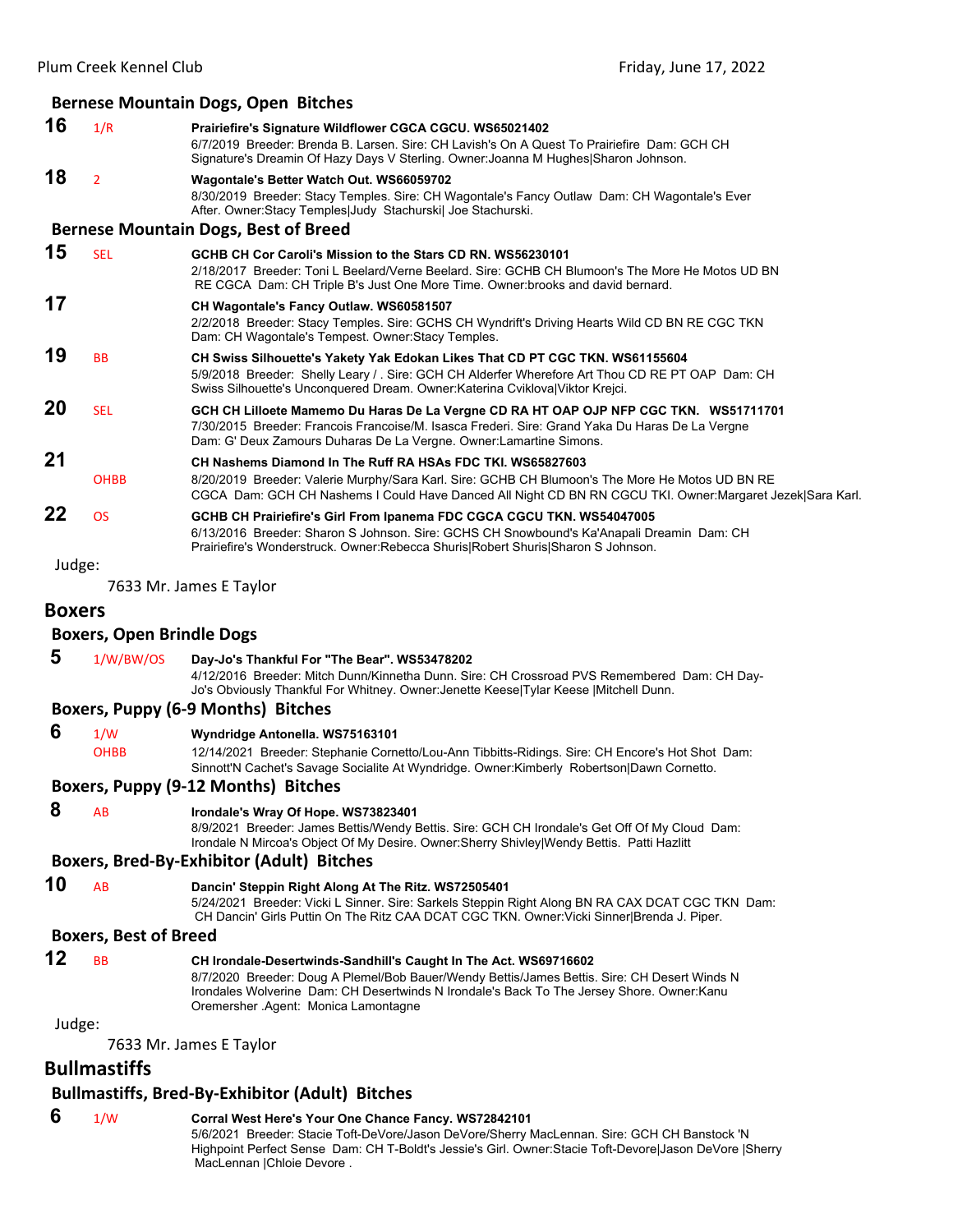### Bernese Mountain Dogs, Open Bitches

**16** 1/R **Prairiefire's Signature Wildflower CGCA CGCU. WS65021402**
6/7/2019 Breeder: Brenda B. Larsen. Sire: CH Lavish's On A Quest To Prairiefire Dam: GCH CH Signature's Dreamin Of Hazy Days V Sterling. Owner:Joanna M Hughes|Sharon Johnson.

**18** 2 **Wagontale's Better Watch Out. WS66059702**
8/30/2019 Breeder: Stacy Temples. Sire: CH Wagontale's Fancy Outlaw Dam: CH Wagontale's Ever After. Owner:Stacy Temples|Judy Stachurski| Joe Stachurski.

### Bernese Mountain Dogs, Best of Breed

**15** SEL **GCHB CH Cor Caroli's Mission to the Stars CD RN. WS56230101**
2/18/2017 Breeder: Toni L Beelard/Verne Beelard. Sire: GCHB CH Blumoon's The More He Motos UD BN RE CGCA Dam: CH Triple B's Just One More Time. Owner:brooks and david bernard.

**17** **CH Wagontale's Fancy Outlaw. WS60581507**
2/2/2018 Breeder: Stacy Temples. Sire: GCHS CH Wyndrift's Driving Hearts Wild CD BN RE CGC TKN Dam: CH Wagontale's Tempest. Owner:Stacy Temples.

**19** BB **CH Swiss Silhouette's Yakety Yak Edokan Likes That CD PT CGC TKN. WS61155604**
5/9/2018 Breeder: Shelly Leary / . Sire: GCH CH Alderfer Wherefore Art Thou CD RE PT OAP Dam: CH Swiss Silhouette's Unconquered Dream. Owner:Katerina Cviklova|Viktor Krejci.

**20** SEL **GCH CH Lilloete Mamemo Du Haras De La Vergne CD RA HT OAP OJP NFP CGC TKN. WS51711701**
7/30/2015 Breeder: Francois Francoise/M. Isasca Frederi. Sire: Grand Yaka Du Haras De La Vergne Dam: G' Deux Zamours Duharas De La Vergne. Owner:Lamartine Simons.

**21** OHBB **CH Nashems Diamond In The Ruff RA HSAs FDC TKI. WS65827603**
8/20/2019 Breeder: Valerie Murphy/Sara Karl. Sire: GCHB CH Blumoon's The More He Motos UD BN RE CGCA Dam: GCH CH Nashems I Could Have Danced All Night CD BN RN CGCU TKI. Owner:Margaret Jezek|Sara Karl.

**22** OS **GCHB CH Prairiefire's Girl From Ipanema FDC CGCA CGCU TKN. WS54047005**
6/13/2016 Breeder: Sharon S Johnson. Sire: GCHS CH Snowbound's Ka'Anapali Dreamin Dam: CH Prairiefire's Wonderstruck. Owner:Rebecca Shuris|Robert Shuris|Sharon S Johnson.

Judge:

7633 Mr. James E Taylor

## Boxers

### Boxers, Open Brindle Dogs

**5** 1/W/BW/OS **Day-Jo's Thankful For "The Bear". WS53478202**
4/12/2016 Breeder: Mitch Dunn/Kinnetha Dunn. Sire: CH Crossroad PVS Remembered Dam: CH Day-Jo's Obviously Thankful For Whitney. Owner:Jenette Keese|Tylar Keese |Mitchell Dunn.

### Boxers, Puppy (6-9 Months) Bitches

**6** 1/W OHBB **Wyndridge Antonella. WS75163101**
12/14/2021 Breeder: Stephanie Cornetto/Lou-Ann Tibbitts-Ridings. Sire: CH Encore's Hot Shot Dam: Sinnott'N Cachet's Savage Socialite At Wyndridge. Owner:Kimberly Robertson|Dawn Cornetto.

### Boxers, Puppy (9-12 Months) Bitches

**8** AB **Irondale's Wray Of Hope. WS73823401**
8/9/2021 Breeder: James Bettis/Wendy Bettis. Sire: GCH CH Irondale's Get Off Of My Cloud Dam: Irondale N Mircoa's Object Of My Desire. Owner:Sherry Shivley|Wendy Bettis. Patti Hazlitt

### Boxers, Bred-By-Exhibitor (Adult) Bitches

**10** AB **Dancin' Steppin Right Along At The Ritz. WS72505401**
5/24/2021 Breeder: Vicki L Sinner. Sire: Sarkels Steppin Right Along BN RA CAX DCAT CGC TKN Dam: CH Dancin' Girls Puttin On The Ritz CAA DCAT CGC TKN. Owner:Vicki Sinner|Brenda J. Piper.

### Boxers, Best of Breed

**12** BB **CH Irondale-Desertwinds-Sandhill's Caught In The Act. WS69716602**
8/7/2020 Breeder: Doug A Plemel/Bob Bauer/Wendy Bettis/James Bettis. Sire: CH Desert Winds N Irondales Wolverine Dam: CH Desertwinds N Irondale's Back To The Jersey Shore. Owner:Kanu Oremersher .Agent: Monica Lamontagne

Judge:

7633 Mr. James E Taylor

## Bullmastiffs

### Bullmastiffs, Bred-By-Exhibitor (Adult) Bitches

**6** 1/W **Corral West Here's Your One Chance Fancy. WS72842101**
5/6/2021 Breeder: Stacie Toft-DeVore/Jason DeVore/Sherry MacLennan. Sire: GCH CH Banstock 'N Highpoint Perfect Sense Dam: CH T-Boldt's Jessie's Girl. Owner:Stacie Toft-Devore|Jason DeVore |Sherry MacLennan |Chloie Devore .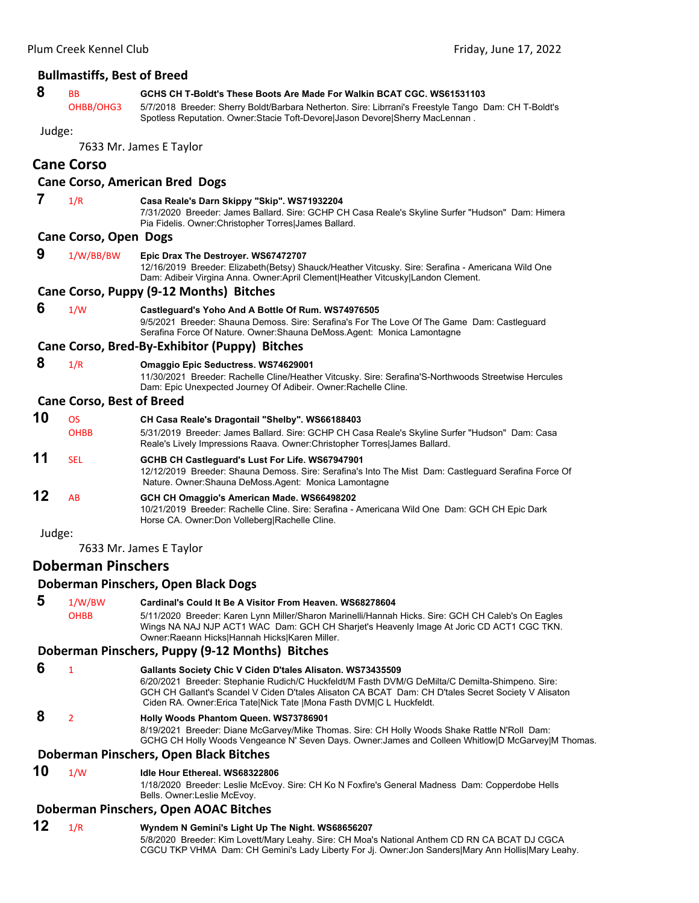### Bullmastiffs, Best of Breed

**8** BB OHBB/OHG3 **GCHS CH T-Boldt's These Boots Are Made For Walkin BCAT CGC. WS61531103**
5/7/2018 Breeder: Sherry Boldt/Barbara Netherton. Sire: Librrani's Freestyle Tango Dam: CH T-Boldt's Spotless Reputation. Owner:Stacie Toft-Devore|Jason Devore|Sherry MacLennan .

Judge:

7633 Mr. James E Taylor

## Cane Corso

### Cane Corso, American Bred Dogs

**7** 1/R **Casa Reale's Darn Skippy "Skip". WS71932204**
7/31/2020 Breeder: James Ballard. Sire: GCHP CH Casa Reale's Skyline Surfer "Hudson" Dam: Himera Pia Fidelis. Owner:Christopher Torres|James Ballard.

### Cane Corso, Open Dogs

**9** 1/W/BB/BW **Epic Drax The Destroyer. WS67472707**
12/16/2019 Breeder: Elizabeth(Betsy) Shauck/Heather Vitcusky. Sire: Serafina - Americana Wild One Dam: Adibeir Virgina Anna. Owner:April Clement|Heather Vitcusky|Landon Clement.

### Cane Corso, Puppy (9-12 Months) Bitches

**6** 1/W **Castleguard's Yoho And A Bottle Of Rum. WS74976505**
9/5/2021 Breeder: Shauna Demoss. Sire: Serafina's For The Love Of The Game Dam: Castleguard Serafina Force Of Nature. Owner:Shauna DeMoss.Agent: Monica Lamontagne

### Cane Corso, Bred-By-Exhibitor (Puppy) Bitches

**8** 1/R **Omaggio Epic Seductress. WS74629001**
11/30/2021 Breeder: Rachelle Cline/Heather Vitcusky. Sire: Serafina'S-Northwoods Streetwise Hercules Dam: Epic Unexpected Journey Of Adibeir. Owner:Rachelle Cline.

### Cane Corso, Best of Breed

**10** OS OHBB **CH Casa Reale's Dragontail "Shelby". WS66188403**
5/31/2019 Breeder: James Ballard. Sire: GCHP CH Casa Reale's Skyline Surfer "Hudson" Dam: Casa Reale's Lively Impressions Raava. Owner:Christopher Torres|James Ballard.

**11** SEL **GCHB CH Castleguard's Lust For Life. WS67947901**
12/12/2019 Breeder: Shauna Demoss. Sire: Serafina's Into The Mist Dam: Castleguard Serafina Force Of Nature. Owner:Shauna DeMoss.Agent: Monica Lamontagne

**12** AB **GCH CH Omaggio's American Made. WS66498202**
10/21/2019 Breeder: Rachelle Cline. Sire: Serafina - Americana Wild One Dam: GCH CH Epic Dark Horse CA. Owner:Don Volleberg|Rachelle Cline.

Judge:

7633 Mr. James E Taylor

## Doberman Pinschers

### Doberman Pinschers, Open Black Dogs

**5** 1/W/BW OHBB **Cardinal's Could It Be A Visitor From Heaven. WS68278604**
5/11/2020 Breeder: Karen Lynn Miller/Sharon Marinelli/Hannah Hicks. Sire: GCH CH Caleb's On Eagles Wings NA NAJ NJP ACT1 WAC Dam: GCH CH Sharjet's Heavenly Image At Joric CD ACT1 CGC TKN. Owner:Raeann Hicks|Hannah Hicks|Karen Miller.

### Doberman Pinschers, Puppy (9-12 Months) Bitches

**6** 1 **Gallants Society Chic V Ciden D'tales Alisaton. WS73435509**
6/20/2021 Breeder: Stephanie Rudich/C Huckfeldt/M Fasth DVM/G DeMilta/C Demilta-Shimpeno. Sire: GCH CH Gallant's Scandel V Ciden D'tales Alisaton CA BCAT Dam: CH D'tales Secret Society V Alisaton Ciden RA. Owner:Erica Tate|Nick Tate |Mona Fasth DVM|C L Huckfeldt.

**8** 2 **Holly Woods Phantom Queen. WS73786901**
8/19/2021 Breeder: Diane McGarvey/Mike Thomas. Sire: CH Holly Woods Shake Rattle N'Roll Dam: GCHG CH Holly Woods Vengeance N' Seven Days. Owner:James and Colleen Whitlow|D McGarvey|M Thomas.

### Doberman Pinschers, Open Black Bitches

**10** 1/W **Idle Hour Ethereal. WS68322806**
1/18/2020 Breeder: Leslie McEvoy. Sire: CH Ko N Foxfire's General Madness Dam: Copperdobe Hells Bells. Owner:Leslie McEvoy.

### Doberman Pinschers, Open AOAC Bitches

**12** 1/R **Wyndem N Gemini's Light Up The Night. WS68656207**
5/8/2020 Breeder: Kim Lovett/Mary Leahy. Sire: CH Moa's National Anthem CD RN CA BCAT DJ CGCA CGCU TKP VHMA Dam: CH Gemini's Lady Liberty For Jj. Owner:Jon Sanders|Mary Ann Hollis|Mary Leahy.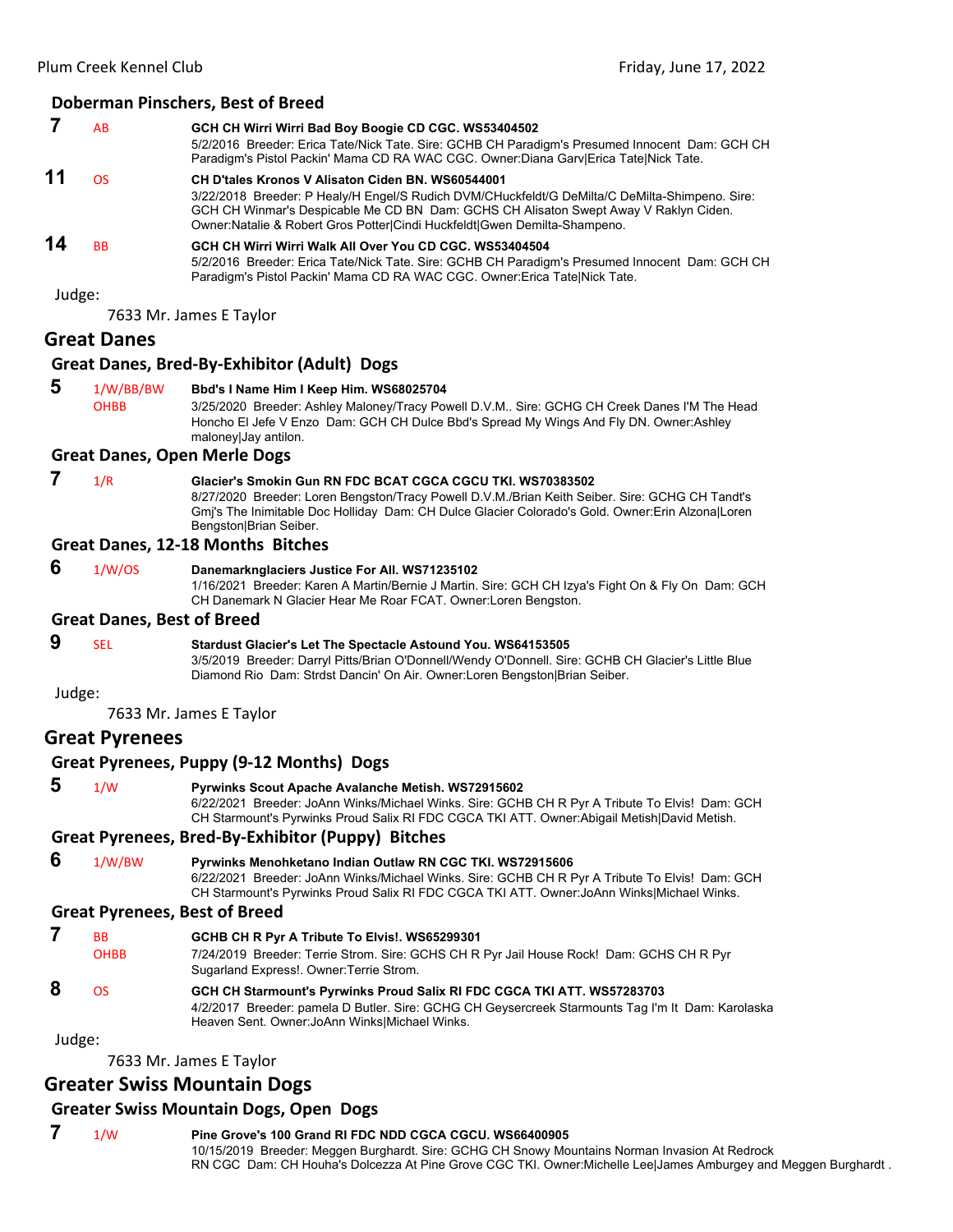### Doberman Pinschers, Best of Breed

**7** AB **GCH CH Wirri Wirri Bad Boy Boogie CD CGC. WS53404502**
5/2/2016 Breeder: Erica Tate/Nick Tate. Sire: GCHB CH Paradigm's Presumed Innocent Dam: GCH CH Paradigm's Pistol Packin' Mama CD RA WAC CGC. Owner:Diana Garv|Erica Tate|Nick Tate.

**11** OS **CH D'tales Kronos V Alisaton Ciden BN. WS60544001**
3/22/2018 Breeder: P Healy/H Engel/S Rudich DVM/CHuckfeldt/G DeMilta/C DeMilta-Shimpeno. Sire: GCH CH Winmar's Despicable Me CD BN Dam: GCHS CH Alisaton Swept Away V Raklyn Ciden. Owner:Natalie & Robert Gros Potter|Cindi Huckfeldt|Gwen Demilta-Shampeno.

**14** BB **GCH CH Wirri Wirri Walk All Over You CD CGC. WS53404504**
5/2/2016 Breeder: Erica Tate/Nick Tate. Sire: GCHB CH Paradigm's Presumed Innocent Dam: GCH CH Paradigm's Pistol Packin' Mama CD RA WAC CGC. Owner:Erica Tate|Nick Tate.

Judge:

7633 Mr. James E Taylor

## Great Danes

### Great Danes, Bred-By-Exhibitor (Adult) Dogs

**5** 1/W/BB/BW OHBB **Bbd's I Name Him I Keep Him. WS68025704**
3/25/2020 Breeder: Ashley Maloney/Tracy Powell D.V.M.. Sire: GCHG CH Creek Danes I'M The Head Honcho El Jefe V Enzo Dam: GCH CH Dulce Bbd's Spread My Wings And Fly DN. Owner:Ashley maloney|Jay antilon.

### Great Danes, Open Merle Dogs

**7** 1/R **Glacier's Smokin Gun RN FDC BCAT CGCA CGCU TKI. WS70383502**
8/27/2020 Breeder: Loren Bengston/Tracy Powell D.V.M./Brian Keith Seiber. Sire: GCHG CH Tandt's Gmj's The Inimitable Doc Holliday Dam: CH Dulce Glacier Colorado's Gold. Owner:Erin Alzona|Loren Bengston|Brian Seiber.

### Great Danes, 12-18 Months Bitches

**6** 1/W/OS **Danemarknglaciers Justice For All. WS71235102**
1/16/2021 Breeder: Karen A Martin/Bernie J Martin. Sire: GCH CH Izya's Fight On & Fly On Dam: GCH CH Danemark N Glacier Hear Me Roar FCAT. Owner:Loren Bengston.

### Great Danes, Best of Breed

**9** SEL **Stardust Glacier's Let The Spectacle Astound You. WS64153505**
3/5/2019 Breeder: Darryl Pitts/Brian O'Donnell/Wendy O'Donnell. Sire: GCHB CH Glacier's Little Blue Diamond Rio Dam: Strdst Dancin' On Air. Owner:Loren Bengston|Brian Seiber.

Judge:

7633 Mr. James E Taylor

## Great Pyrenees

### Great Pyrenees, Puppy (9-12 Months) Dogs

**5** 1/W **Pyrwinks Scout Apache Avalanche Metish. WS72915602**
6/22/2021 Breeder: JoAnn Winks/Michael Winks. Sire: GCHB CH R Pyr A Tribute To Elvis! Dam: GCH CH Starmount's Pyrwinks Proud Salix RI FDC CGCA TKI ATT. Owner:Abigail Metish|David Metish.

### Great Pyrenees, Bred-By-Exhibitor (Puppy) Bitches

**6** 1/W/BW **Pyrwinks Menohketano Indian Outlaw RN CGC TKI. WS72915606**
6/22/2021 Breeder: JoAnn Winks/Michael Winks. Sire: GCHB CH R Pyr A Tribute To Elvis! Dam: GCH CH Starmount's Pyrwinks Proud Salix RI FDC CGCA TKI ATT. Owner:JoAnn Winks|Michael Winks.

### Great Pyrenees, Best of Breed

**7** BB OHBB **GCHB CH R Pyr A Tribute To Elvis!. WS65299301**
7/24/2019 Breeder: Terrie Strom. Sire: GCHS CH R Pyr Jail House Rock! Dam: GCHS CH R Pyr Sugarland Express!. Owner:Terrie Strom.

**8** OS **GCH CH Starmount's Pyrwinks Proud Salix RI FDC CGCA TKI ATT. WS57283703**
4/2/2017 Breeder: pamela D Butler. Sire: GCHG CH Geysercreek Starmounts Tag I'm It Dam: Karolaska Heaven Sent. Owner:JoAnn Winks|Michael Winks.

Judge:

7633 Mr. James E Taylor

## Greater Swiss Mountain Dogs

### Greater Swiss Mountain Dogs, Open Dogs

**7** 1/W **Pine Grove's 100 Grand RI FDC NDD CGCA CGCU. WS66400905**
10/15/2019 Breeder: Meggen Burghardt. Sire: GCHG CH Snowy Mountains Norman Invasion At Redrock RN CGC Dam: CH Houha's Dolcezza At Pine Grove CGC TKI. Owner:Michelle Lee|James Amburgey and Meggen Burghardt .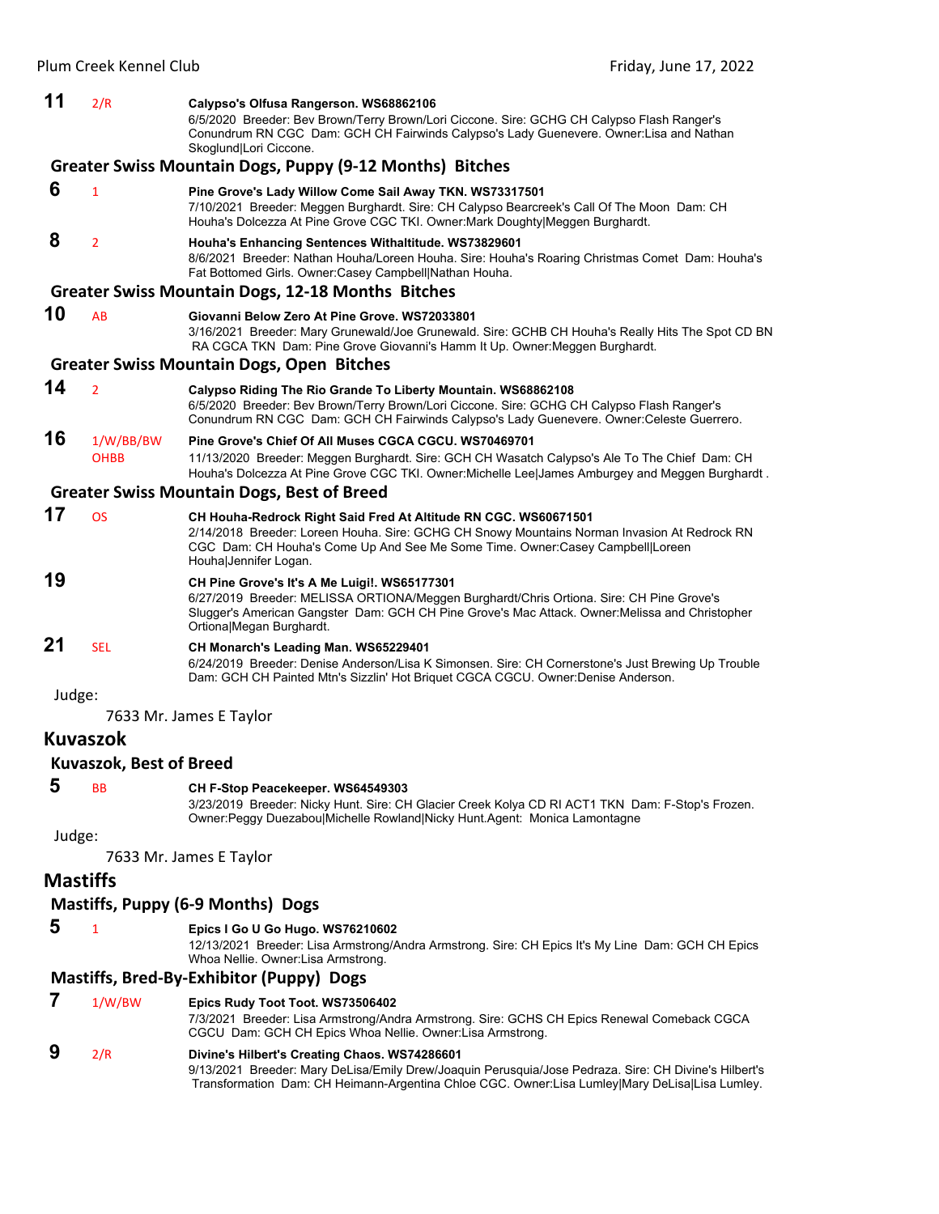**11** 2/R **Calypso's Olfusa Rangerson. WS68862106**
6/5/2020 Breeder: Bev Brown/Terry Brown/Lori Ciccone. Sire: GCHG CH Calypso Flash Ranger's Conundrum RN CGC Dam: GCH CH Fairwinds Calypso's Lady Guenevere. Owner:Lisa and Nathan Skoglund|Lori Ciccone.

### Greater Swiss Mountain Dogs, Puppy (9-12 Months) Bitches

**6** 1 **Pine Grove's Lady Willow Come Sail Away TKN. WS73317501**
7/10/2021 Breeder: Meggen Burghardt. Sire: CH Calypso Bearcreek's Call Of The Moon Dam: CH Houha's Dolcezza At Pine Grove CGC TKI. Owner:Mark Doughty|Meggen Burghardt.

**8** 2 **Houha's Enhancing Sentences Withaltitude. WS73829601**
8/6/2021 Breeder: Nathan Houha/Loreen Houha. Sire: Houha's Roaring Christmas Comet Dam: Houha's Fat Bottomed Girls. Owner:Casey Campbell|Nathan Houha.

### Greater Swiss Mountain Dogs, 12-18 Months Bitches

**10** AB **Giovanni Below Zero At Pine Grove. WS72033801**
3/16/2021 Breeder: Mary Grunewald/Joe Grunewald. Sire: GCHB CH Houha's Really Hits The Spot CD BN RA CGCA TKN Dam: Pine Grove Giovanni's Hamm It Up. Owner:Meggen Burghardt.

### Greater Swiss Mountain Dogs, Open Bitches

**14** 2 **Calypso Riding The Rio Grande To Liberty Mountain. WS68862108**
6/5/2020 Breeder: Bev Brown/Terry Brown/Lori Ciccone. Sire: GCHG CH Calypso Flash Ranger's Conundrum RN CGC Dam: GCH CH Fairwinds Calypso's Lady Guenevere. Owner:Celeste Guerrero.

**16** 1/W/BB/BW OHBB **Pine Grove's Chief Of All Muses CGCA CGCU. WS70469701**
11/13/2020 Breeder: Meggen Burghardt. Sire: GCH CH Wasatch Calypso's Ale To The Chief Dam: CH Houha's Dolcezza At Pine Grove CGC TKI. Owner:Michelle Lee|James Amburgey and Meggen Burghardt .

### Greater Swiss Mountain Dogs, Best of Breed

**17** OS **CH Houha-Redrock Right Said Fred At Altitude RN CGC. WS60671501**
2/14/2018 Breeder: Loreen Houha. Sire: GCHG CH Snowy Mountains Norman Invasion At Redrock RN CGC Dam: CH Houha's Come Up And See Me Some Time. Owner:Casey Campbell|Loreen Houha|Jennifer Logan.

**19** **CH Pine Grove's It's A Me Luigi!. WS65177301**
6/27/2019 Breeder: MELISSA ORTIONA/Meggen Burghardt/Chris Ortiona. Sire: CH Pine Grove's Slugger's American Gangster Dam: GCH CH Pine Grove's Mac Attack. Owner:Melissa and Christopher Ortiona|Megan Burghardt.

**21** SEL **CH Monarch's Leading Man. WS65229401**
6/24/2019 Breeder: Denise Anderson/Lisa K Simonsen. Sire: CH Cornerstone's Just Brewing Up Trouble Dam: GCH CH Painted Mtn's Sizzlin' Hot Briquet CGCA CGCU. Owner:Denise Anderson.

Judge:

7633 Mr. James E Taylor

## Kuvaszok

### Kuvaszok, Best of Breed

**5** BB **CH F-Stop Peacekeeper. WS64549303**
3/23/2019 Breeder: Nicky Hunt. Sire: CH Glacier Creek Kolya CD RI ACT1 TKN Dam: F-Stop's Frozen. Owner:Peggy Duezabou|Michelle Rowland|Nicky Hunt.Agent: Monica Lamontagne

Judge:

7633 Mr. James E Taylor

## Mastiffs

### Mastiffs, Puppy (6-9 Months) Dogs

**5** 1 **Epics I Go U Go Hugo. WS76210602**
12/13/2021 Breeder: Lisa Armstrong/Andra Armstrong. Sire: CH Epics It's My Line Dam: GCH CH Epics Whoa Nellie. Owner:Lisa Armstrong.

### Mastiffs, Bred-By-Exhibitor (Puppy) Dogs

**7** 1/W/BW **Epics Rudy Toot Toot. WS73506402**
7/3/2021 Breeder: Lisa Armstrong/Andra Armstrong. Sire: GCHS CH Epics Renewal Comeback CGCA CGCU Dam: GCH CH Epics Whoa Nellie. Owner:Lisa Armstrong.

**9** 2/R **Divine's Hilbert's Creating Chaos. WS74286601**
9/13/2021 Breeder: Mary DeLisa/Emily Drew/Joaquin Perusquia/Jose Pedraza. Sire: CH Divine's Hilbert's Transformation Dam: CH Heimann-Argentina Chloe CGC. Owner:Lisa Lumley|Mary DeLisa|Lisa Lumley.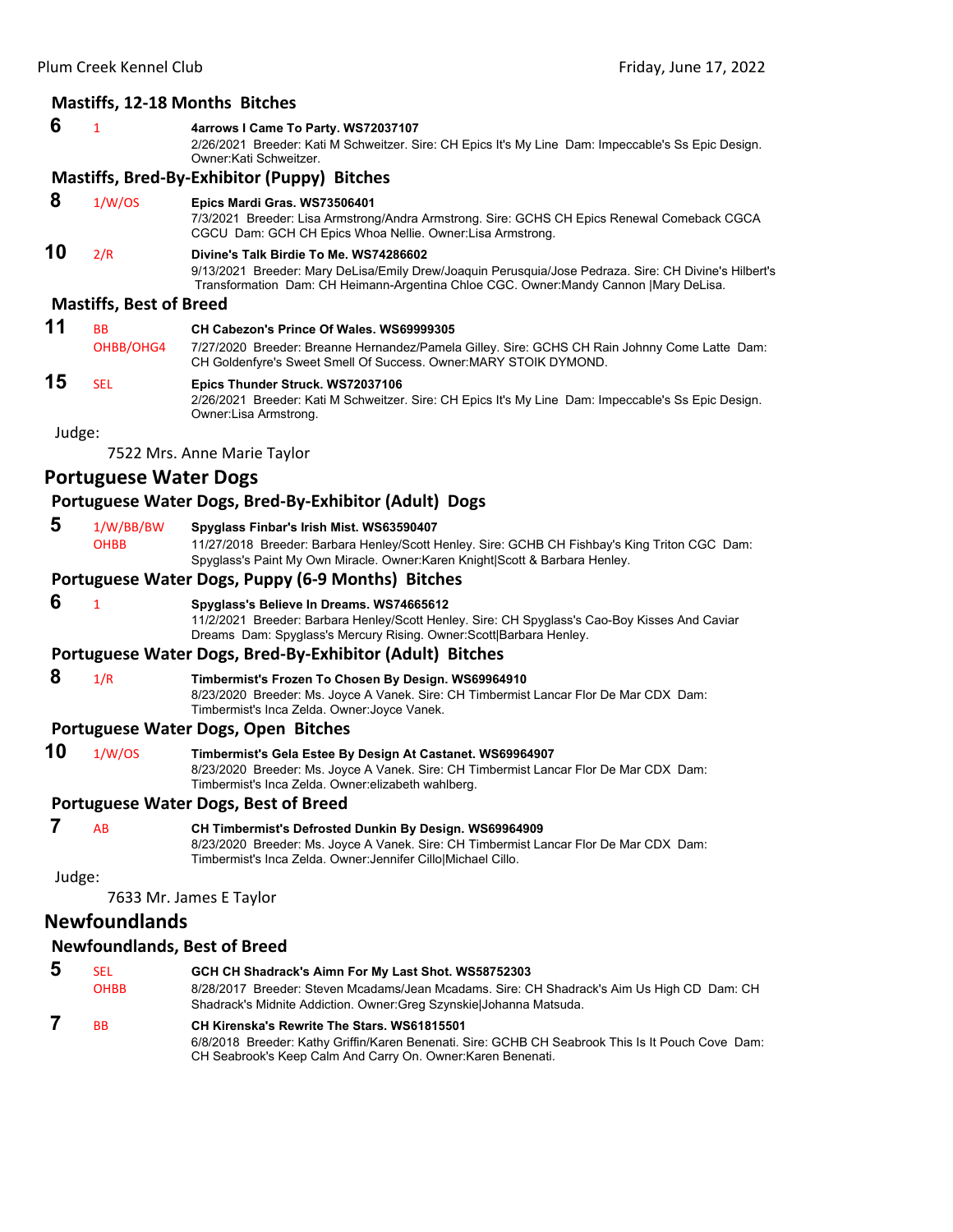### Mastiffs, 12-18 Months Bitches

**6** 1 **4arrows I Came To Party. WS72037107**
2/26/2021 Breeder: Kati M Schweitzer. Sire: CH Epics It's My Line Dam: Impeccable's Ss Epic Design. Owner:Kati Schweitzer.

### Mastiffs, Bred-By-Exhibitor (Puppy) Bitches

**8** 1/W/OS **Epics Mardi Gras. WS73506401**
7/3/2021 Breeder: Lisa Armstrong/Andra Armstrong. Sire: GCHS CH Epics Renewal Comeback CGCA CGCU Dam: GCH CH Epics Whoa Nellie. Owner:Lisa Armstrong.

**10** 2/R **Divine's Talk Birdie To Me. WS74286602**
9/13/2021 Breeder: Mary DeLisa/Emily Drew/Joaquin Perusquia/Jose Pedraza. Sire: CH Divine's Hilbert's Transformation Dam: CH Heimann-Argentina Chloe CGC. Owner:Mandy Cannon |Mary DeLisa.

### Mastiffs, Best of Breed

**11** BB OHBB/OHG4 **CH Cabezon's Prince Of Wales. WS69999305**
7/27/2020 Breeder: Breanne Hernandez/Pamela Gilley. Sire: GCHS CH Rain Johnny Come Latte Dam: CH Goldenfyre's Sweet Smell Of Success. Owner:MARY STOIK DYMOND.

**15** SEL **Epics Thunder Struck. WS72037106**
2/26/2021 Breeder: Kati M Schweitzer. Sire: CH Epics It's My Line Dam: Impeccable's Ss Epic Design. Owner:Lisa Armstrong.

Judge:

7522 Mrs. Anne Marie Taylor

## Portuguese Water Dogs

### Portuguese Water Dogs, Bred-By-Exhibitor (Adult) Dogs

**5** 1/W/BB/BW OHBB **Spyglass Finbar's Irish Mist. WS63590407**
11/27/2018 Breeder: Barbara Henley/Scott Henley. Sire: GCHB CH Fishbay's King Triton CGC Dam: Spyglass's Paint My Own Miracle. Owner:Karen Knight|Scott & Barbara Henley.

### Portuguese Water Dogs, Puppy (6-9 Months) Bitches

**6** 1 **Spyglass's Believe In Dreams. WS74665612**
11/2/2021 Breeder: Barbara Henley/Scott Henley. Sire: CH Spyglass's Cao-Boy Kisses And Caviar Dreams Dam: Spyglass's Mercury Rising. Owner:Scott|Barbara Henley.

### Portuguese Water Dogs, Bred-By-Exhibitor (Adult) Bitches

**8** 1/R **Timbermist's Frozen To Chosen By Design. WS69964910**
8/23/2020 Breeder: Ms. Joyce A Vanek. Sire: CH Timbermist Lancar Flor De Mar CDX Dam: Timbermist's Inca Zelda. Owner:Joyce Vanek.

### Portuguese Water Dogs, Open Bitches

**10** 1/W/OS **Timbermist's Gela Estee By Design At Castanet. WS69964907**
8/23/2020 Breeder: Ms. Joyce A Vanek. Sire: CH Timbermist Lancar Flor De Mar CDX Dam: Timbermist's Inca Zelda. Owner:elizabeth wahlberg.

### Portuguese Water Dogs, Best of Breed

**7** AB **CH Timbermist's Defrosted Dunkin By Design. WS69964909**
8/23/2020 Breeder: Ms. Joyce A Vanek. Sire: CH Timbermist Lancar Flor De Mar CDX Dam: Timbermist's Inca Zelda. Owner:Jennifer Cillo|Michael Cillo.

Judge:

7633 Mr. James E Taylor

## Newfoundlands

### Newfoundlands, Best of Breed

**5** SEL OHBB **GCH CH Shadrack's Aimn For My Last Shot. WS58752303**
8/28/2017 Breeder: Steven Mcadams/Jean Mcadams. Sire: CH Shadrack's Aim Us High CD Dam: CH Shadrack's Midnite Addiction. Owner:Greg Szynskie|Johanna Matsuda.

**7** BB **CH Kirenska's Rewrite The Stars. WS61815501**
6/8/2018 Breeder: Kathy Griffin/Karen Benenati. Sire: GCHB CH Seabrook This Is It Pouch Cove Dam: CH Seabrook's Keep Calm And Carry On. Owner:Karen Benenati.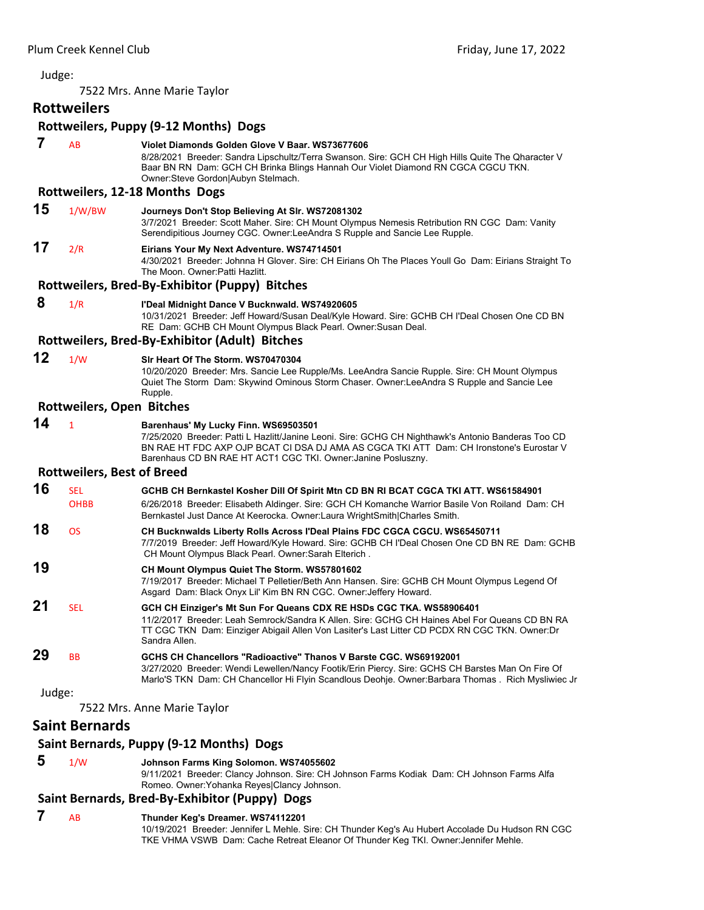Judge:

7522 Mrs. Anne Marie Taylor

## Rottweilers

### Rottweilers, Puppy (9-12 Months) Dogs

**7** AB **Violet Diamonds Golden Glove V Baar. WS73677606**
8/28/2021 Breeder: Sandra Lipschultz/Terra Swanson. Sire: GCH CH High Hills Quite The Qharacter V Baar BN RN Dam: GCH CH Brinka Blings Hannah Our Violet Diamond RN CGCA CGCU TKN. Owner:Steve Gordon|Aubyn Stelmach.

### Rottweilers, 12-18 Months Dogs

**15** 1/W/BW **Journeys Don't Stop Believing At Slr. WS72081302**
3/7/2021 Breeder: Scott Maher. Sire: CH Mount Olympus Nemesis Retribution RN CGC Dam: Vanity Serendipitious Journey CGC. Owner:LeeAndra S Rupple and Sancie Lee Rupple.

**17** 2/R **Eirians Your My Next Adventure. WS74714501**
4/30/2021 Breeder: Johnna H Glover. Sire: CH Eirians Oh The Places Youll Go Dam: Eirians Straight To The Moon. Owner:Patti Hazlitt.

### Rottweilers, Bred-By-Exhibitor (Puppy) Bitches

**8** 1/R **I'Deal Midnight Dance V Bucknwald. WS74920605**
10/31/2021 Breeder: Jeff Howard/Susan Deal/Kyle Howard. Sire: GCHB CH I'Deal Chosen One CD BN RE Dam: GCHB CH Mount Olympus Black Pearl. Owner:Susan Deal.

### Rottweilers, Bred-By-Exhibitor (Adult) Bitches

**12** 1/W **Slr Heart Of The Storm. WS70470304**
10/20/2020 Breeder: Mrs. Sancie Lee Rupple/Ms. LeeAndra Sancie Rupple. Sire: CH Mount Olympus Quiet The Storm Dam: Skywind Ominous Storm Chaser. Owner:LeeAndra S Rupple and Sancie Lee Rupple.

### Rottweilers, Open Bitches

**14** 1 **Barenhaus' My Lucky Finn. WS69503501**
7/25/2020 Breeder: Patti L Hazlitt/Janine Leoni. Sire: GCHG CH Nighthawk's Antonio Banderas Too CD BN RAE HT FDC AXP OJP BCAT CI DSA DJ AMA AS CGCA TKI ATT Dam: CH Ironstone's Eurostar V Barenhaus CD BN RAE HT ACT1 CGC TKI. Owner:Janine Posluszny.

### Rottweilers, Best of Breed

**16** SEL OHBB **GCHB CH Bernkastel Kosher Dill Of Spirit Mtn CD BN RI BCAT CGCA TKI ATT. WS61584901**
6/26/2018 Breeder: Elisabeth Aldinger. Sire: GCH CH Komanche Warrior Basile Von Roiland Dam: CH Bernkastel Just Dance At Keerocka. Owner:Laura WrightSmith|Charles Smith.

**18** OS **CH Bucknwalds Liberty Rolls Across I'Deal Plains FDC CGCA CGCU. WS65450711**
7/7/2019 Breeder: Jeff Howard/Kyle Howard. Sire: GCHB CH I'Deal Chosen One CD BN RE Dam: GCHB CH Mount Olympus Black Pearl. Owner:Sarah Elterich .

**19** **CH Mount Olympus Quiet The Storm. WS57801602**
7/19/2017 Breeder: Michael T Pelletier/Beth Ann Hansen. Sire: GCHB CH Mount Olympus Legend Of Asgard Dam: Black Onyx Lil' Kim BN RN CGC. Owner:Jeffery Howard.

**21** SEL **GCH CH Einziger's Mt Sun For Queans CDX RE HSDs CGC TKA. WS58906401**
11/2/2017 Breeder: Leah Semrock/Sandra K Allen. Sire: GCHG CH Haines Abel For Queans CD BN RA TT CGC TKN Dam: Einziger Abigail Allen Von Lasiter's Last Litter CD PCDX RN CGC TKN. Owner:Dr Sandra Allen.

**29** BB **GCHS CH Chancellors "Radioactive" Thanos V Barste CGC. WS69192001**
3/27/2020 Breeder: Wendi Lewellen/Nancy Footik/Erin Piercy. Sire: GCHS CH Barstes Man On Fire Of Marlo'S TKN Dam: CH Chancellor Hi Flyin Scandlous Deohje. Owner:Barbara Thomas . Rich Mysliwiec Jr

Judge:

7522 Mrs. Anne Marie Taylor

## Saint Bernards

### Saint Bernards, Puppy (9-12 Months) Dogs

**5** 1/W **Johnson Farms King Solomon. WS74055602**
9/11/2021 Breeder: Clancy Johnson. Sire: CH Johnson Farms Kodiak Dam: CH Johnson Farms Alfa Romeo. Owner:Yohanka Reyes|Clancy Johnson.

### Saint Bernards, Bred-By-Exhibitor (Puppy) Dogs

**7** AB **Thunder Keg's Dreamer. WS74112201**
10/19/2021 Breeder: Jennifer L Mehle. Sire: CH Thunder Keg's Au Hubert Accolade Du Hudson RN CGC TKE VHMA VSWB Dam: Cache Retreat Eleanor Of Thunder Keg TKI. Owner:Jennifer Mehle.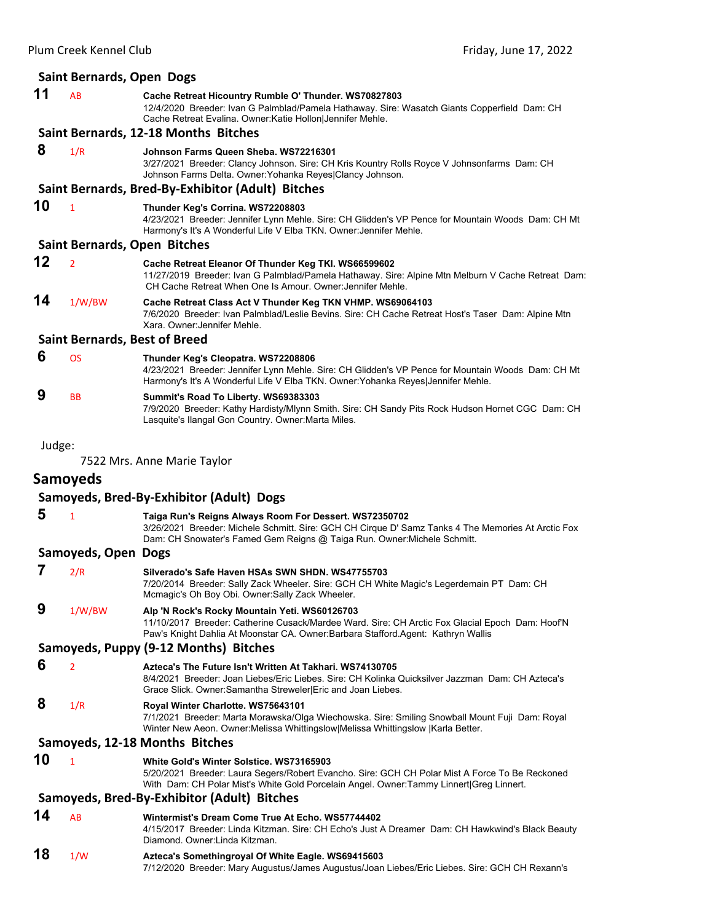### Saint Bernards, Open Dogs

**11** AB **Cache Retreat Hicountry Rumble O' Thunder. WS70827803**
12/4/2020 Breeder: Ivan G Palmblad/Pamela Hathaway. Sire: Wasatch Giants Copperfield Dam: CH Cache Retreat Evalina. Owner:Katie Hollon|Jennifer Mehle.

### Saint Bernards, 12-18 Months Bitches

**8** 1/R **Johnson Farms Queen Sheba. WS72216301**
3/27/2021 Breeder: Clancy Johnson. Sire: CH Kris Kountry Rolls Royce V Johnsonfarms Dam: CH Johnson Farms Delta. Owner:Yohanka Reyes|Clancy Johnson.

### Saint Bernards, Bred-By-Exhibitor (Adult) Bitches

**10** 1 **Thunder Keg's Corrina. WS72208803**
4/23/2021 Breeder: Jennifer Lynn Mehle. Sire: CH Glidden's VP Pence for Mountain Woods Dam: CH Mt Harmony's It's A Wonderful Life V Elba TKN. Owner:Jennifer Mehle.

### Saint Bernards, Open Bitches

**12** 2 **Cache Retreat Eleanor Of Thunder Keg TKI. WS66599602**
11/27/2019 Breeder: Ivan G Palmblad/Pamela Hathaway. Sire: Alpine Mtn Melburn V Cache Retreat Dam: CH Cache Retreat When One Is Amour. Owner:Jennifer Mehle.

**14** 1/W/BW **Cache Retreat Class Act V Thunder Keg TKN VHMP. WS69064103**
7/6/2020 Breeder: Ivan Palmblad/Leslie Bevins. Sire: CH Cache Retreat Host's Taser Dam: Alpine Mtn Xara. Owner:Jennifer Mehle.

### Saint Bernards, Best of Breed

**6** OS **Thunder Keg's Cleopatra. WS72208806**
4/23/2021 Breeder: Jennifer Lynn Mehle. Sire: CH Glidden's VP Pence for Mountain Woods Dam: CH Mt Harmony's It's A Wonderful Life V Elba TKN. Owner:Yohanka Reyes|Jennifer Mehle.

**9** BB **Summit's Road To Liberty. WS69383303**
7/9/2020 Breeder: Kathy Hardisty/Mlynn Smith. Sire: CH Sandy Pits Rock Hudson Hornet CGC Dam: CH Lasquite's Ilangal Gon Country. Owner:Marta Miles.

Judge:

7522 Mrs. Anne Marie Taylor

## Samoyeds

### Samoyeds, Bred-By-Exhibitor (Adult) Dogs

**5** 1 **Taiga Run's Reigns Always Room For Dessert. WS72350702**
3/26/2021 Breeder: Michele Schmitt. Sire: GCH CH Cirque D' Samz Tanks 4 The Memories At Arctic Fox Dam: CH Snowater's Famed Gem Reigns @ Taiga Run. Owner:Michele Schmitt.

### Samoyeds, Open Dogs

**7** 2/R **Silverado's Safe Haven HSAs SWN SHDN. WS47755703**
7/20/2014 Breeder: Sally Zack Wheeler. Sire: GCH CH White Magic's Legerdemain PT Dam: CH Mcmagic's Oh Boy Obi. Owner:Sally Zack Wheeler.

**9** 1/W/BW **Alp 'N Rock's Rocky Mountain Yeti. WS60126703**
11/10/2017 Breeder: Catherine Cusack/Mardee Ward. Sire: CH Arctic Fox Glacial Epoch Dam: Hoof'N Paw's Knight Dahlia At Moonstar CA. Owner:Barbara Stafford.Agent: Kathryn Wallis

### Samoyeds, Puppy (9-12 Months) Bitches

**6** 2 **Azteca's The Future Isn't Written At Takhari. WS74130705**
8/4/2021 Breeder: Joan Liebes/Eric Liebes. Sire: CH Kolinka Quicksilver Jazzman Dam: CH Azteca's Grace Slick. Owner:Samantha Streweler|Eric and Joan Liebes.

**8** 1/R **Royal Winter Charlotte. WS75643101**
7/1/2021 Breeder: Marta Morawska/Olga Wiechowska. Sire: Smiling Snowball Mount Fuji Dam: Royal Winter New Aeon. Owner:Melissa Whittingslow|Melissa Whittingslow |Karla Better.

### Samoyeds, 12-18 Months Bitches

**10** 1 **White Gold's Winter Solstice. WS73165903**
5/20/2021 Breeder: Laura Segers/Robert Evancho. Sire: GCH CH Polar Mist A Force To Be Reckoned With Dam: CH Polar Mist's White Gold Porcelain Angel. Owner:Tammy Linnert|Greg Linnert.

### Samoyeds, Bred-By-Exhibitor (Adult) Bitches

**14** AB **Wintermist's Dream Come True At Echo. WS57744402**
4/15/2017 Breeder: Linda Kitzman. Sire: CH Echo's Just A Dreamer Dam: CH Hawkwind's Black Beauty Diamond. Owner:Linda Kitzman.

**18** 1/W **Azteca's Somethingroyal Of White Eagle. WS69415603**
7/12/2020 Breeder: Mary Augustus/James Augustus/Joan Liebes/Eric Liebes. Sire: GCH CH Rexann's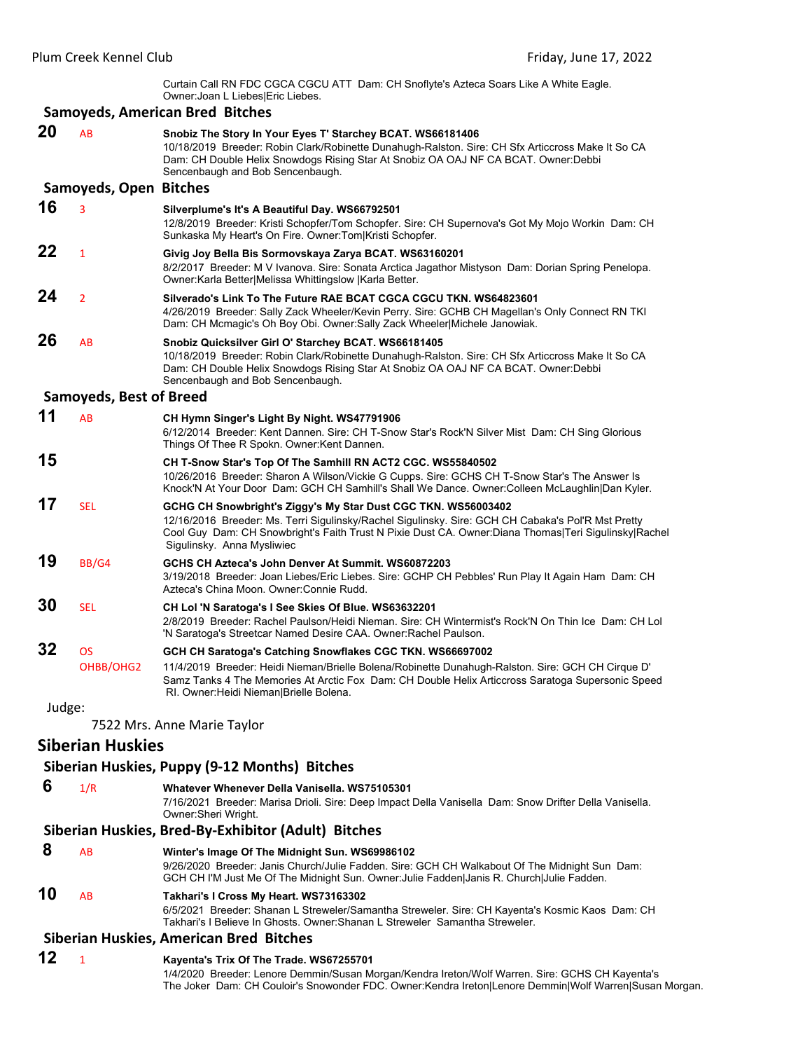Curtain Call RN FDC CGCA CGCU ATT Dam: CH Snoflyte's Azteca Soars Like A White Eagle. Owner:Joan L Liebes|Eric Liebes.

### Samoyeds, American Bred Bitches

**20** AB **Snobiz The Story In Your Eyes T' Starchey BCAT. WS66181406**
10/18/2019 Breeder: Robin Clark/Robinette Dunahugh-Ralston. Sire: CH Sfx Articcross Make It So CA Dam: CH Double Helix Snowdogs Rising Star At Snobiz OA OAJ NF CA BCAT. Owner:Debbi Sencenbaugh and Bob Sencenbaugh.

### Samoyeds, Open Bitches

**16** 3 **Silverplume's It's A Beautiful Day. WS66792501**
12/8/2019 Breeder: Kristi Schopfer/Tom Schopfer. Sire: CH Supernova's Got My Mojo Workin Dam: CH Sunkaska My Heart's On Fire. Owner:Tom|Kristi Schopfer.

**22** 1 **Givig Joy Bella Bis Sormovskaya Zarya BCAT. WS63160201**
8/2/2017 Breeder: M V Ivanova. Sire: Sonata Arctica Jagathor Mistyson Dam: Dorian Spring Penelopa. Owner:Karla Better|Melissa Whittingslow |Karla Better.

**24** 2 **Silverado's Link To The Future RAE BCAT CGCA CGCU TKN. WS64823601**
4/26/2019 Breeder: Sally Zack Wheeler/Kevin Perry. Sire: GCHB CH Magellan's Only Connect RN TKI Dam: CH Mcmagic's Oh Boy Obi. Owner:Sally Zack Wheeler|Michele Janowiak.

**26** AB **Snobiz Quicksilver Girl O' Starchey BCAT. WS66181405**
10/18/2019 Breeder: Robin Clark/Robinette Dunahugh-Ralston. Sire: CH Sfx Articcross Make It So CA Dam: CH Double Helix Snowdogs Rising Star At Snobiz OA OAJ NF CA BCAT. Owner:Debbi Sencenbaugh and Bob Sencenbaugh.

### Samoyeds, Best of Breed

**11** AB **CH Hymn Singer's Light By Night. WS47791906**
6/12/2014 Breeder: Kent Dannen. Sire: CH T-Snow Star's Rock'N Silver Mist Dam: CH Sing Glorious Things Of Thee R Spokn. Owner:Kent Dannen.

**15** **CH T-Snow Star's Top Of The Samhill RN ACT2 CGC. WS55840502**
10/26/2016 Breeder: Sharon A Wilson/Vickie G Cupps. Sire: GCHS CH T-Snow Star's The Answer Is Knock'N At Your Door Dam: GCH CH Samhill's Shall We Dance. Owner:Colleen McLaughlin|Dan Kyler.

**17** SEL **GCHG CH Snowbright's Ziggy's My Star Dust CGC TKN. WS56003402**
12/16/2016 Breeder: Ms. Terri Sigulinsky/Rachel Sigulinsky. Sire: GCH CH Cabaka's Pol'R Mst Pretty Cool Guy Dam: CH Snowbright's Faith Trust N Pixie Dust CA. Owner:Diana Thomas|Teri Sigulinsky|Rachel Sigulinsky. Anna Mysliwiec

**19** BB/G4 **GCHS CH Azteca's John Denver At Summit. WS60872203**
3/19/2018 Breeder: Joan Liebes/Eric Liebes. Sire: GCHP CH Pebbles' Run Play It Again Ham Dam: CH Azteca's China Moon. Owner:Connie Rudd.

**30** SEL **CH Lol 'N Saratoga's I See Skies Of Blue. WS63632201**
2/8/2019 Breeder: Rachel Paulson/Heidi Nieman. Sire: CH Wintermist's Rock'N On Thin Ice Dam: CH Lol 'N Saratoga's Streetcar Named Desire CAA. Owner:Rachel Paulson.

**32** OS OHBB/OHG2 **GCH CH Saratoga's Catching Snowflakes CGC TKN. WS66697002**
11/4/2019 Breeder: Heidi Nieman/Brielle Bolena/Robinette Dunahugh-Ralston. Sire: GCH CH Cirque D' Samz Tanks 4 The Memories At Arctic Fox Dam: CH Double Helix Articcross Saratoga Supersonic Speed RI. Owner:Heidi Nieman|Brielle Bolena.

Judge:

7522 Mrs. Anne Marie Taylor

## Siberian Huskies

### Siberian Huskies, Puppy (9-12 Months) Bitches

**6** 1/R **Whatever Whenever Della Vanisella. WS75105301**
7/16/2021 Breeder: Marisa Drioli. Sire: Deep Impact Della Vanisella Dam: Snow Drifter Della Vanisella. Owner:Sheri Wright.

### Siberian Huskies, Bred-By-Exhibitor (Adult) Bitches

**8** AB **Winter's Image Of The Midnight Sun. WS69986102**
9/26/2020 Breeder: Janis Church/Julie Fadden. Sire: GCH CH Walkabout Of The Midnight Sun Dam: GCH CH I'M Just Me Of The Midnight Sun. Owner:Julie Fadden|Janis R. Church|Julie Fadden.

**10** AB **Takhari's I Cross My Heart. WS73163302**
6/5/2021 Breeder: Shanan L Streweler/Samantha Streweler. Sire: CH Kayenta's Kosmic Kaos Dam: CH Takhari's I Believe In Ghosts. Owner:Shanan L Streweler Samantha Streweler.

### Siberian Huskies, American Bred Bitches

**12** 1 **Kayenta's Trix Of The Trade. WS67255701**
1/4/2020 Breeder: Lenore Demmin/Susan Morgan/Kendra Ireton/Wolf Warren. Sire: GCHS CH Kayenta's The Joker Dam: CH Couloir's Snowonder FDC. Owner:Kendra Ireton|Lenore Demmin|Wolf Warren|Susan Morgan.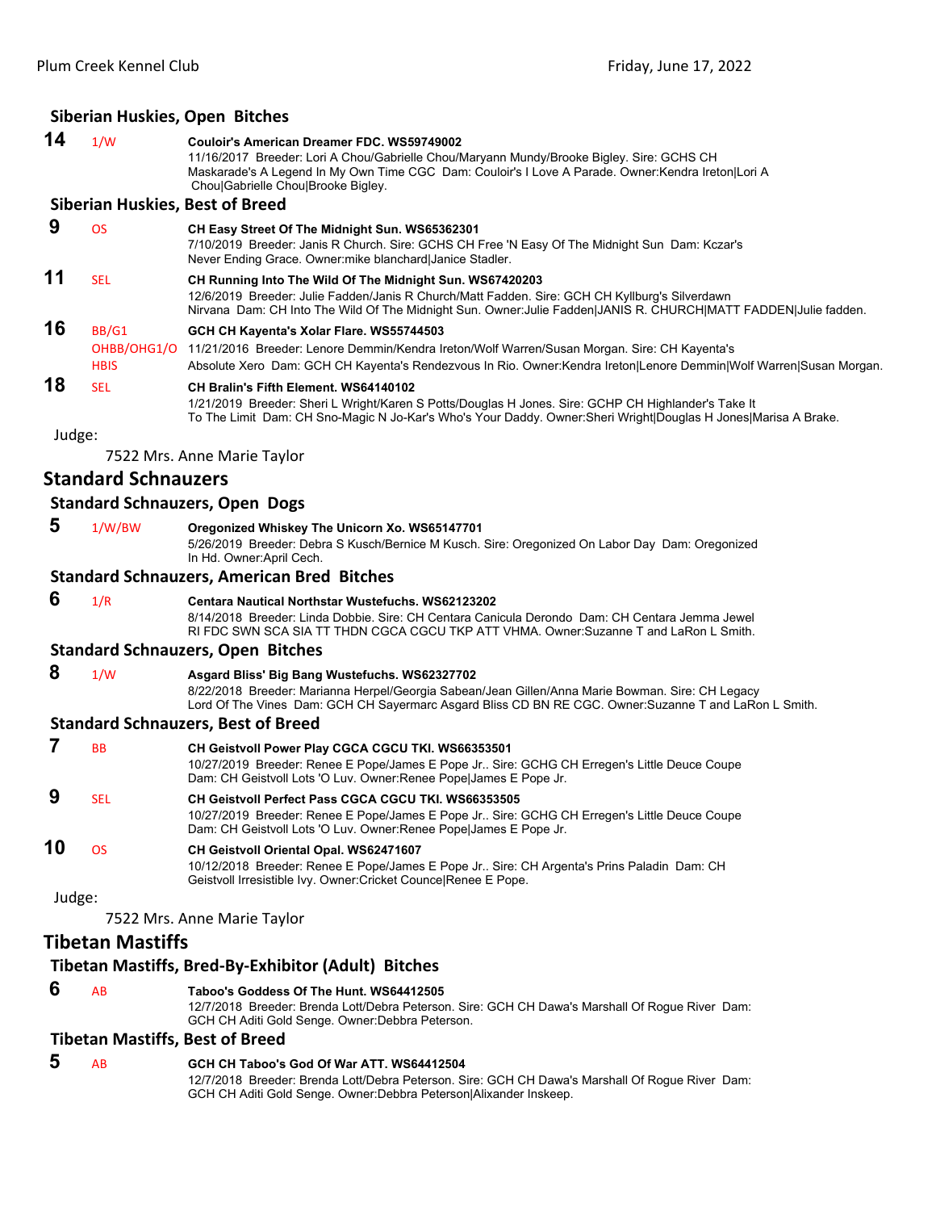### Siberian Huskies, Open Bitches

**14** 1/W **Couloir's American Dreamer FDC. WS59749002**
11/16/2017 Breeder: Lori A Chou/Gabrielle Chou/Maryann Mundy/Brooke Bigley. Sire: GCHS CH Maskarade's A Legend In My Own Time CGC Dam: Couloir's I Love A Parade. Owner:Kendra Ireton|Lori A Chou|Gabrielle Chou|Brooke Bigley.

### Siberian Huskies, Best of Breed

**9** OS **CH Easy Street Of The Midnight Sun. WS65362301**
7/10/2019 Breeder: Janis R Church. Sire: GCHS CH Free 'N Easy Of The Midnight Sun Dam: Kczar's Never Ending Grace. Owner:mike blanchard|Janice Stadler.

**11** SEL **CH Running Into The Wild Of The Midnight Sun. WS67420203**
12/6/2019 Breeder: Julie Fadden/Janis R Church/Matt Fadden. Sire: GCH CH Kyllburg's Silverdawn Nirvana Dam: CH Into The Wild Of The Midnight Sun. Owner:Julie Fadden|JANIS R. CHURCH|MATT FADDEN|Julie fadden.

**16** BB/G1 OHBB/OHG1/O HBIS **GCH CH Kayenta's Xolar Flare. WS55744503**
11/21/2016 Breeder: Lenore Demmin/Kendra Ireton/Wolf Warren/Susan Morgan. Sire: CH Kayenta's Absolute Xero Dam: GCH CH Kayenta's Rendezvous In Rio. Owner:Kendra Ireton|Lenore Demmin|Wolf Warren|Susan Morgan.

**18** SEL **CH Bralin's Fifth Element. WS64140102**
1/21/2019 Breeder: Sheri L Wright/Karen S Potts/Douglas H Jones. Sire: GCHP CH Highlander's Take It To The Limit Dam: CH Sno-Magic N Jo-Kar's Who's Your Daddy. Owner:Sheri Wright|Douglas H Jones|Marisa A Brake.

Judge:

7522 Mrs. Anne Marie Taylor

## Standard Schnauzers

### Standard Schnauzers, Open Dogs

**5** 1/W/BW **Oregonized Whiskey The Unicorn Xo. WS65147701**
5/26/2019 Breeder: Debra S Kusch/Bernice M Kusch. Sire: Oregonized On Labor Day Dam: Oregonized In Hd. Owner:April Cech.

### Standard Schnauzers, American Bred Bitches

**6** 1/R **Centara Nautical Northstar Wustefuchs. WS62123202**
8/14/2018 Breeder: Linda Dobbie. Sire: CH Centara Canicula Derondo Dam: CH Centara Jemma Jewel RI FDC SWN SCA SIA TT THDN CGCA CGCU TKP ATT VHMA. Owner:Suzanne T and LaRon L Smith.

### Standard Schnauzers, Open Bitches

**8** 1/W **Asgard Bliss' Big Bang Wustefuchs. WS62327702**
8/22/2018 Breeder: Marianna Herpel/Georgia Sabean/Jean Gillen/Anna Marie Bowman. Sire: CH Legacy Lord Of The Vines Dam: GCH CH Sayermarc Asgard Bliss CD BN RE CGC. Owner:Suzanne T and LaRon L Smith.

### Standard Schnauzers, Best of Breed

**7** BB **CH Geistvoll Power Play CGCA CGCU TKI. WS66353501**
10/27/2019 Breeder: Renee E Pope/James E Pope Jr.. Sire: GCHG CH Erregen's Little Deuce Coupe Dam: CH Geistvoll Lots 'O Luv. Owner:Renee Pope|James E Pope Jr.

**9** SEL **CH Geistvoll Perfect Pass CGCA CGCU TKI. WS66353505**
10/27/2019 Breeder: Renee E Pope/James E Pope Jr.. Sire: GCHG CH Erregen's Little Deuce Coupe Dam: CH Geistvoll Lots 'O Luv. Owner:Renee Pope|James E Pope Jr.

**10** OS **CH Geistvoll Oriental Opal. WS62471607**
10/12/2018 Breeder: Renee E Pope/James E Pope Jr.. Sire: CH Argenta's Prins Paladin Dam: CH Geistvoll Irresistible Ivy. Owner:Cricket Counce|Renee E Pope.

Judge:

7522 Mrs. Anne Marie Taylor

## Tibetan Mastiffs

### Tibetan Mastiffs, Bred-By-Exhibitor (Adult) Bitches

**6** AB **Taboo's Goddess Of The Hunt. WS64412505**
12/7/2018 Breeder: Brenda Lott/Debra Peterson. Sire: GCH CH Dawa's Marshall Of Rogue River Dam: GCH CH Aditi Gold Senge. Owner:Debbra Peterson.

### Tibetan Mastiffs, Best of Breed

**5** AB **GCH CH Taboo's God Of War ATT. WS64412504**
12/7/2018 Breeder: Brenda Lott/Debra Peterson. Sire: GCH CH Dawa's Marshall Of Rogue River Dam: GCH CH Aditi Gold Senge. Owner:Debbra Peterson|Alixander Inskeep.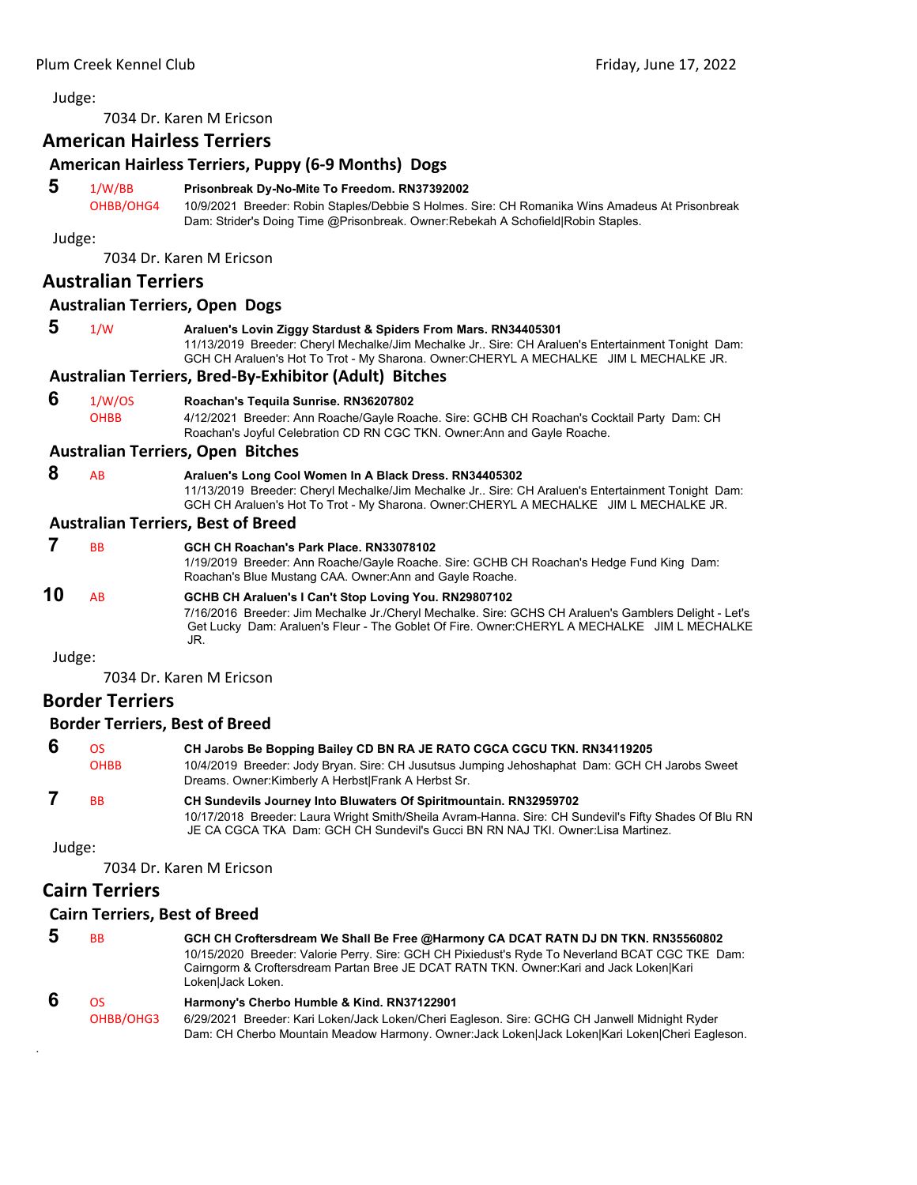Judge:

7034 Dr. Karen M Ericson

## American Hairless Terriers

### American Hairless Terriers, Puppy (6-9 Months) Dogs

**5** 1/W/BB OHBB/OHG4 **Prisonbreak Dy-No-Mite To Freedom. RN37392002**
10/9/2021 Breeder: Robin Staples/Debbie S Holmes. Sire: CH Romanika Wins Amadeus At Prisonbreak Dam: Strider's Doing Time @Prisonbreak. Owner:Rebekah A Schofield|Robin Staples.

Judge:

7034 Dr. Karen M Ericson

## Australian Terriers

### Australian Terriers, Open Dogs

**5** 1/W **Araluen's Lovin Ziggy Stardust & Spiders From Mars. RN34405301**
11/13/2019 Breeder: Cheryl Mechalke/Jim Mechalke Jr.. Sire: CH Araluen's Entertainment Tonight Dam: GCH CH Araluen's Hot To Trot - My Sharona. Owner:CHERYL A MECHALKE JIM L MECHALKE JR.

### Australian Terriers, Bred-By-Exhibitor (Adult) Bitches

**6** 1/W/OS OHBB **Roachan's Tequila Sunrise. RN36207802**
4/12/2021 Breeder: Ann Roache/Gayle Roache. Sire: GCHB CH Roachan's Cocktail Party Dam: CH Roachan's Joyful Celebration CD RN CGC TKN. Owner:Ann and Gayle Roache.

### Australian Terriers, Open Bitches

**8** AB **Araluen's Long Cool Women In A Black Dress. RN34405302**
11/13/2019 Breeder: Cheryl Mechalke/Jim Mechalke Jr.. Sire: CH Araluen's Entertainment Tonight Dam: GCH CH Araluen's Hot To Trot - My Sharona. Owner:CHERYL A MECHALKE JIM L MECHALKE JR.

### Australian Terriers, Best of Breed

**7** BB **GCH CH Roachan's Park Place. RN33078102**
1/19/2019 Breeder: Ann Roache/Gayle Roache. Sire: GCHB CH Roachan's Hedge Fund King Dam: Roachan's Blue Mustang CAA. Owner:Ann and Gayle Roache.

**10** AB **GCHB CH Araluen's I Can't Stop Loving You. RN29807102**
7/16/2016 Breeder: Jim Mechalke Jr./Cheryl Mechalke. Sire: GCHS CH Araluen's Gamblers Delight - Let's Get Lucky Dam: Araluen's Fleur - The Goblet Of Fire. Owner:CHERYL A MECHALKE JIM L MECHALKE JR.

Judge:

7034 Dr. Karen M Ericson

## Border Terriers

### Border Terriers, Best of Breed

**6** OS OHBB **CH Jarobs Be Bopping Bailey CD BN RA JE RATO CGCA CGCU TKN. RN34119205**
10/4/2019 Breeder: Jody Bryan. Sire: CH Jusutsus Jumping Jehoshaphat Dam: GCH CH Jarobs Sweet Dreams. Owner:Kimberly A Herbst|Frank A Herbst Sr.

**7** BB **CH Sundevils Journey Into Bluwaters Of Spiritmountain. RN32959702**
10/17/2018 Breeder: Laura Wright Smith/Sheila Avram-Hanna. Sire: CH Sundevil's Fifty Shades Of Blu RN JE CA CGCA TKA Dam: GCH CH Sundevil's Gucci BN RN NAJ TKI. Owner:Lisa Martinez.

Judge:

7034 Dr. Karen M Ericson

## Cairn Terriers

### Cairn Terriers, Best of Breed

**5** BB **GCH CH Croftersdream We Shall Be Free @Harmony CA DCAT RATN DJ DN TKN. RN35560802**
10/15/2020 Breeder: Valorie Perry. Sire: GCH CH Pixiedust's Ryde To Neverland BCAT CGC TKE Dam: Cairngorm & Croftersdream Partan Bree JE DCAT RATN TKN. Owner:Kari and Jack Loken|Kari Loken|Jack Loken.

**6** OS OHBB/OHG3 **Harmony's Cherbo Humble & Kind. RN37122901**
6/29/2021 Breeder: Kari Loken/Jack Loken/Cheri Eagleson. Sire: GCHG CH Janwell Midnight Ryder Dam: CH Cherbo Mountain Meadow Harmony. Owner:Jack Loken|Jack Loken|Kari Loken|Cheri Eagleson.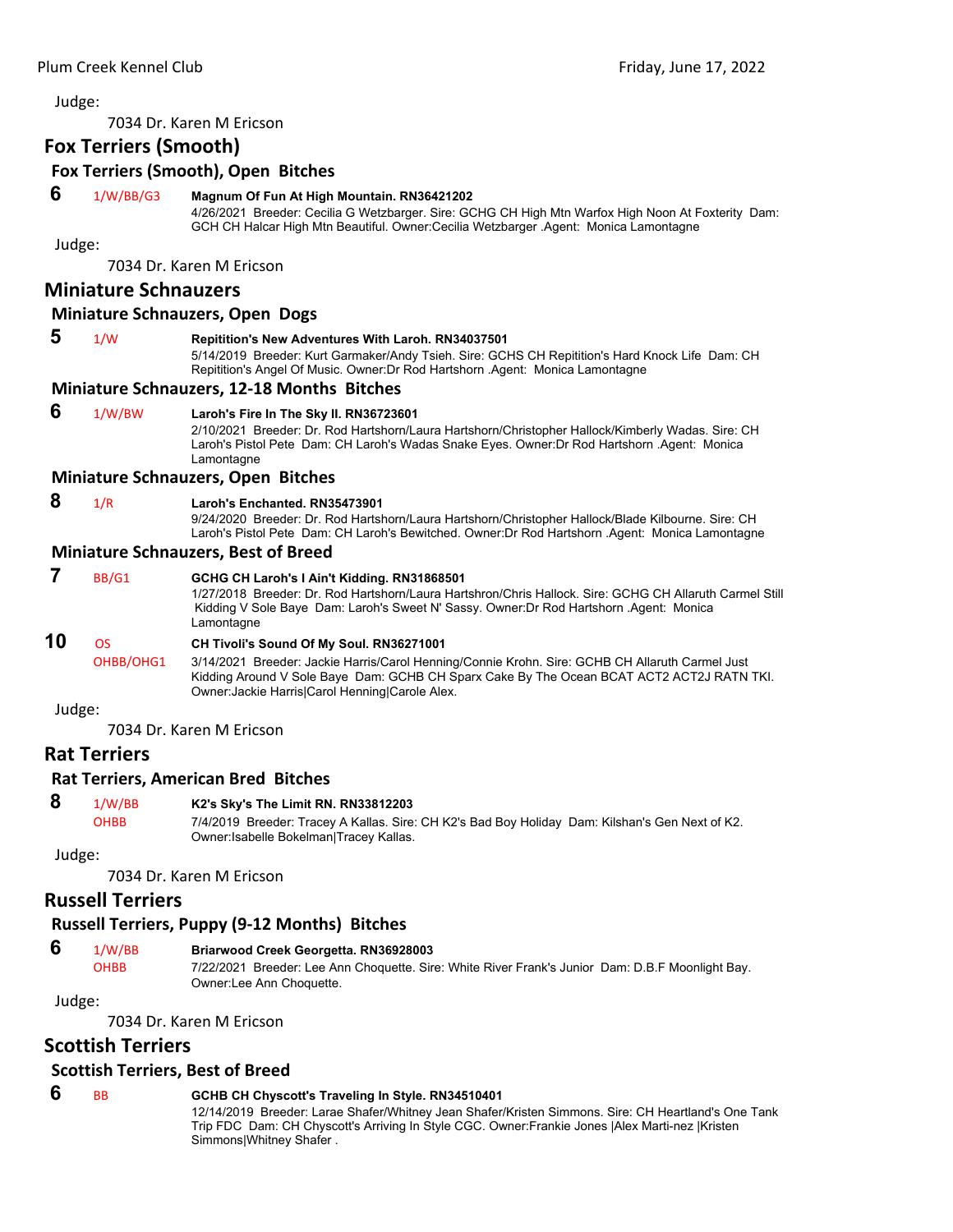Judge:

7034 Dr. Karen M Ericson

## Fox Terriers (Smooth)

### Fox Terriers (Smooth), Open Bitches

**6** 1/W/BB/G3 **Magnum Of Fun At High Mountain. RN36421202**
4/26/2021 Breeder: Cecilia G Wetzbarger. Sire: GCHG CH High Mtn Warfox High Noon At Foxterity Dam: GCH CH Halcar High Mtn Beautiful. Owner:Cecilia Wetzbarger .Agent: Monica Lamontagne

Judge:

7034 Dr. Karen M Ericson

## Miniature Schnauzers

### Miniature Schnauzers, Open Dogs

**5** 1/W **Repitition's New Adventures With Laroh. RN34037501**
5/14/2019 Breeder: Kurt Garmaker/Andy Tsieh. Sire: GCHS CH Repitition's Hard Knock Life Dam: CH Repitition's Angel Of Music. Owner:Dr Rod Hartshorn .Agent: Monica Lamontagne

### Miniature Schnauzers, 12-18 Months Bitches

**6** 1/W/BW **Laroh's Fire In The Sky II. RN36723601**
2/10/2021 Breeder: Dr. Rod Hartshorn/Laura Hartshorn/Christopher Hallock/Kimberly Wadas. Sire: CH Laroh's Pistol Pete Dam: CH Laroh's Wadas Snake Eyes. Owner:Dr Rod Hartshorn .Agent: Monica Lamontagne

### Miniature Schnauzers, Open Bitches

**8** 1/R **Laroh's Enchanted. RN35473901**
9/24/2020 Breeder: Dr. Rod Hartshorn/Laura Hartshorn/Christopher Hallock/Blade Kilbourne. Sire: CH Laroh's Pistol Pete Dam: CH Laroh's Bewitched. Owner:Dr Rod Hartshorn .Agent: Monica Lamontagne

### Miniature Schnauzers, Best of Breed

**7** BB/G1 **GCHG CH Laroh's I Ain't Kidding. RN31868501**
1/27/2018 Breeder: Dr. Rod Hartshorn/Laura Hartshron/Chris Hallock. Sire: GCHG CH Allaruth Carmel Still Kidding V Sole Baye Dam: Laroh's Sweet N' Sassy. Owner:Dr Rod Hartshorn .Agent: Monica Lamontagne

**10** OS OHBB/OHG1 **CH Tivoli's Sound Of My Soul. RN36271001**
3/14/2021 Breeder: Jackie Harris/Carol Henning/Connie Krohn. Sire: GCHB CH Allaruth Carmel Just Kidding Around V Sole Baye Dam: GCHB CH Sparx Cake By The Ocean BCAT ACT2 ACT2J RATN TKI. Owner:Jackie Harris|Carol Henning|Carole Alex.

Judge:

7034 Dr. Karen M Ericson

## Rat Terriers

### Rat Terriers, American Bred Bitches

**8** 1/W/BB OHBB **K2's Sky's The Limit RN. RN33812203**
7/4/2019 Breeder: Tracey A Kallas. Sire: CH K2's Bad Boy Holiday Dam: Kilshan's Gen Next of K2. Owner:Isabelle Bokelman|Tracey Kallas.

Judge:

7034 Dr. Karen M Ericson

## Russell Terriers

### Russell Terriers, Puppy (9-12 Months) Bitches

**6** 1/W/BB OHBB **Briarwood Creek Georgetta. RN36928003**
7/22/2021 Breeder: Lee Ann Choquette. Sire: White River Frank's Junior Dam: D.B.F Moonlight Bay. Owner:Lee Ann Choquette.

Judge:

7034 Dr. Karen M Ericson

## Scottish Terriers

### Scottish Terriers, Best of Breed

**6** BB **GCHB CH Chyscott's Traveling In Style. RN34510401**
12/14/2019 Breeder: Larae Shafer/Whitney Jean Shafer/Kristen Simmons. Sire: CH Heartland's One Tank Trip FDC Dam: CH Chyscott's Arriving In Style CGC. Owner:Frankie Jones |Alex Marti-nez |Kristen Simmons|Whitney Shafer .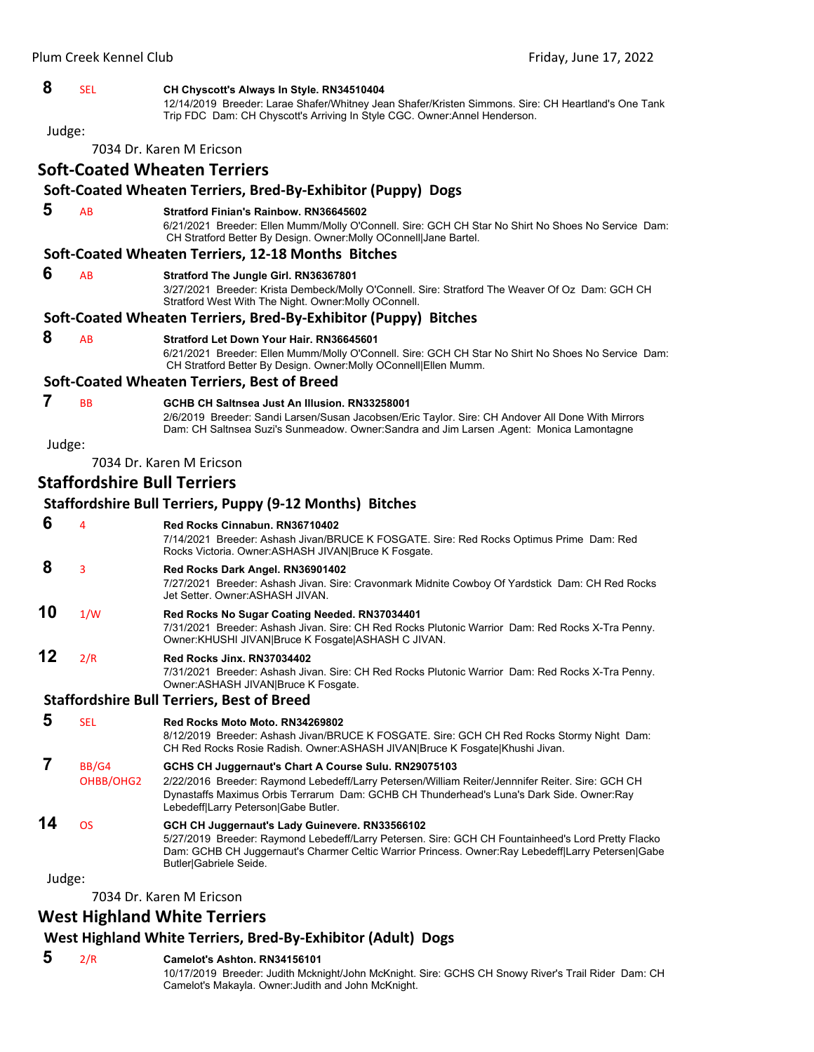**8** SEL **CH Chyscott's Always In Style. RN34510404**
12/14/2019 Breeder: Larae Shafer/Whitney Jean Shafer/Kristen Simmons. Sire: CH Heartland's One Tank Trip FDC Dam: CH Chyscott's Arriving In Style CGC. Owner:Annel Henderson.

Judge:

7034 Dr. Karen M Ericson

## Soft-Coated Wheaten Terriers

### Soft-Coated Wheaten Terriers, Bred-By-Exhibitor (Puppy) Dogs

**5** AB **Stratford Finian's Rainbow. RN36645602**
6/21/2021 Breeder: Ellen Mumm/Molly O'Connell. Sire: GCH CH Star No Shirt No Shoes No Service Dam: CH Stratford Better By Design. Owner:Molly OConnell|Jane Bartel.

### Soft-Coated Wheaten Terriers, 12-18 Months Bitches

**6** AB **Stratford The Jungle Girl. RN36367801**
3/27/2021 Breeder: Krista Dembeck/Molly O'Connell. Sire: Stratford The Weaver Of Oz Dam: GCH CH Stratford West With The Night. Owner:Molly OConnell.

### Soft-Coated Wheaten Terriers, Bred-By-Exhibitor (Puppy) Bitches

**8** AB **Stratford Let Down Your Hair. RN36645601**
6/21/2021 Breeder: Ellen Mumm/Molly O'Connell. Sire: GCH CH Star No Shirt No Shoes No Service Dam: CH Stratford Better By Design. Owner:Molly OConnell|Ellen Mumm.

### Soft-Coated Wheaten Terriers, Best of Breed

**7** BB **GCHB CH Saltnsea Just An Illusion. RN33258001**
2/6/2019 Breeder: Sandi Larsen/Susan Jacobsen/Eric Taylor. Sire: CH Andover All Done With Mirrors Dam: CH Saltnsea Suzi's Sunmeadow. Owner:Sandra and Jim Larsen .Agent: Monica Lamontagne

Judge:

7034 Dr. Karen M Ericson

## Staffordshire Bull Terriers

### Staffordshire Bull Terriers, Puppy (9-12 Months) Bitches

**6** 4 **Red Rocks Cinnabun. RN36710402**
7/14/2021 Breeder: Ashash Jivan/BRUCE K FOSGATE. Sire: Red Rocks Optimus Prime Dam: Red Rocks Victoria. Owner:ASHASH JIVAN|Bruce K Fosgate.

**8** 3 **Red Rocks Dark Angel. RN36901402**
7/27/2021 Breeder: Ashash Jivan. Sire: Cravonmark Midnite Cowboy Of Yardstick Dam: CH Red Rocks Jet Setter. Owner:ASHASH JIVAN.

**10** 1/W **Red Rocks No Sugar Coating Needed. RN37034401**
7/31/2021 Breeder: Ashash Jivan. Sire: CH Red Rocks Plutonic Warrior Dam: Red Rocks X-Tra Penny. Owner:KHUSHI JIVAN|Bruce K Fosgate|ASHASH C JIVAN.

**12** 2/R **Red Rocks Jinx. RN37034402**
7/31/2021 Breeder: Ashash Jivan. Sire: CH Red Rocks Plutonic Warrior Dam: Red Rocks X-Tra Penny. Owner:ASHASH JIVAN|Bruce K Fosgate.

### Staffordshire Bull Terriers, Best of Breed

**5** SEL **Red Rocks Moto Moto. RN34269802**
8/12/2019 Breeder: Ashash Jivan/BRUCE K FOSGATE. Sire: GCH CH Red Rocks Stormy Night Dam: CH Red Rocks Rosie Radish. Owner:ASHASH JIVAN|Bruce K Fosgate|Khushi Jivan.

**7** BB/G4 OHBB/OHG2 **GCHS CH Juggernaut's Chart A Course Sulu. RN29075103**
2/22/2016 Breeder: Raymond Lebedeff/Larry Petersen/William Reiter/Jennnifer Reiter. Sire: GCH CH Dynastaffs Maximus Orbis Terrarum Dam: GCHB CH Thunderhead's Luna's Dark Side. Owner:Ray Lebedeff|Larry Peterson|Gabe Butler.

**14** OS **GCH CH Juggernaut's Lady Guinevere. RN33566102**
5/27/2019 Breeder: Raymond Lebedeff/Larry Petersen. Sire: GCH CH Fountainheed's Lord Pretty Flacko Dam: GCHB CH Juggernaut's Charmer Celtic Warrior Princess. Owner:Ray Lebedeff|Larry Petersen|Gabe Butler|Gabriele Seide.

Judge:

7034 Dr. Karen M Ericson

## West Highland White Terriers

### West Highland White Terriers, Bred-By-Exhibitor (Adult) Dogs

**5** 2/R **Camelot's Ashton. RN34156101**
10/17/2019 Breeder: Judith Mcknight/John McKnight. Sire: GCHS CH Snowy River's Trail Rider Dam: CH Camelot's Makayla. Owner:Judith and John McKnight.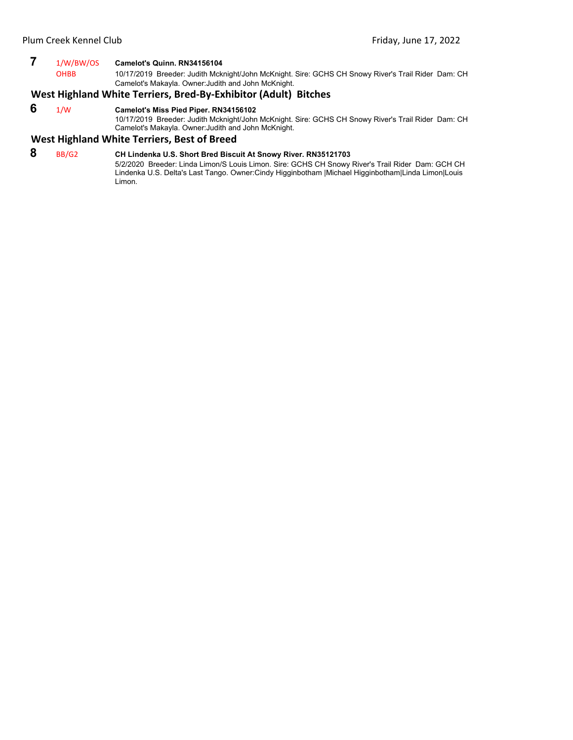**7** 1/W/BW/OS OHBB **Camelot's Quinn. RN34156104**
10/17/2019 Breeder: Judith Mcknight/John McKnight. Sire: GCHS CH Snowy River's Trail Rider Dam: CH Camelot's Makayla. Owner:Judith and John McKnight.

## West Highland White Terriers, Bred-By-Exhibitor (Adult) Bitches

**6** 1/W **Camelot's Miss Pied Piper. RN34156102**
10/17/2019 Breeder: Judith Mcknight/John McKnight. Sire: GCHS CH Snowy River's Trail Rider Dam: CH Camelot's Makayla. Owner:Judith and John McKnight.

## West Highland White Terriers, Best of Breed

**8** BB/G2 **CH Lindenka U.S. Short Bred Biscuit At Snowy River. RN35121703**
5/2/2020 Breeder: Linda Limon/S Louis Limon. Sire: GCHS CH Snowy River's Trail Rider Dam: GCH CH Lindenka U.S. Delta's Last Tango. Owner:Cindy Higginbotham |Michael Higginbotham|Linda Limon|Louis Limon.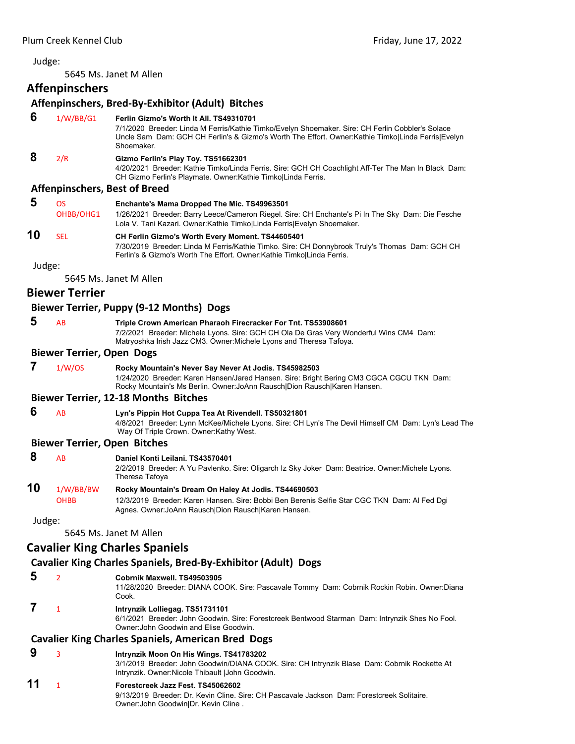Judge:

5645 Ms. Janet M Allen

## Affenpinschers

### Affenpinschers, Bred-By-Exhibitor (Adult) Bitches

**6** 1/W/BB/G1 **Ferlin Gizmo's Worth It All. TS49310701**
7/1/2020 Breeder: Linda M Ferris/Kathie Timko/Evelyn Shoemaker. Sire: CH Ferlin Cobbler's Solace Uncle Sam Dam: GCH CH Ferlin's & Gizmo's Worth The Effort. Owner:Kathie Timko|Linda Ferris|Evelyn Shoemaker.

**8** 2/R **Gizmo Ferlin's Play Toy. TS51662301**
4/20/2021 Breeder: Kathie Timko/Linda Ferris. Sire: GCH CH Coachlight Aff-Ter The Man In Black Dam: CH Gizmo Ferlin's Playmate. Owner:Kathie Timko|Linda Ferris.

### Affenpinschers, Best of Breed

**5** OS OHBB/OHG1 **Enchante's Mama Dropped The Mic. TS49963501**
1/26/2021 Breeder: Barry Leece/Cameron Riegel. Sire: CH Enchante's Pi In The Sky Dam: Die Fesche Lola V. Tani Kazari. Owner:Kathie Timko|Linda Ferris|Evelyn Shoemaker.

**10** SEL **CH Ferlin Gizmo's Worth Every Moment. TS44605401**
7/30/2019 Breeder: Linda M Ferris/Kathie Timko. Sire: CH Donnybrook Truly's Thomas Dam: GCH CH Ferlin's & Gizmo's Worth The Effort. Owner:Kathie Timko|Linda Ferris.

Judge:

5645 Ms. Janet M Allen

## Biewer Terrier

### Biewer Terrier, Puppy (9-12 Months) Dogs

**5** AB **Triple Crown American Pharaoh Firecracker For Tnt. TS53908601**
7/2/2021 Breeder: Michele Lyons. Sire: GCH CH Ola De Gras Very Wonderful Wins CM4 Dam: Matryoshka Irish Jazz CM3. Owner:Michele Lyons and Theresa Tafoya.

### Biewer Terrier, Open Dogs

**7** 1/W/OS **Rocky Mountain's Never Say Never At Jodis. TS45982503**
1/24/2020 Breeder: Karen Hansen/Jared Hansen. Sire: Bright Bering CM3 CGCA CGCU TKN Dam: Rocky Mountain's Ms Berlin. Owner:JoAnn Rausch|Dion Rausch|Karen Hansen.

### Biewer Terrier, 12-18 Months Bitches

**6** AB **Lyn's Pippin Hot Cuppa Tea At Rivendell. TS50321801**
4/8/2021 Breeder: Lynn McKee/Michele Lyons. Sire: CH Lyn's The Devil Himself CM Dam: Lyn's Lead The Way Of Triple Crown. Owner:Kathy West.

### Biewer Terrier, Open Bitches

**8** AB **Daniel Konti Leilani. TS43570401**
2/2/2019 Breeder: A Yu Pavlenko. Sire: Oligarch Iz Sky Joker Dam: Beatrice. Owner:Michele Lyons. Theresa Tafoya

**10** 1/W/BB/BW OHBB **Rocky Mountain's Dream On Haley At Jodis. TS44690503**
12/3/2019 Breeder: Karen Hansen. Sire: Bobbi Ben Berenis Selfie Star CGC TKN Dam: Al Fed Dgi Agnes. Owner:JoAnn Rausch|Dion Rausch|Karen Hansen.

Judge:

5645 Ms. Janet M Allen

## Cavalier King Charles Spaniels

### Cavalier King Charles Spaniels, Bred-By-Exhibitor (Adult) Dogs

**5** 2 **Cobrnik Maxwell. TS49503905**
11/28/2020 Breeder: DIANA COOK. Sire: Pascavale Tommy Dam: Cobrnik Rockin Robin. Owner:Diana Cook.

**7** 1 **Intrynzik Lolliegag. TS51731101**
6/1/2021 Breeder: John Goodwin. Sire: Forestcreek Bentwood Starman Dam: Intrynzik Shes No Fool. Owner:John Goodwin and Elise Goodwin.

### Cavalier King Charles Spaniels, American Bred Dogs

**9** 3 **Intrynzik Moon On His Wings. TS41783202**
3/1/2019 Breeder: John Goodwin/DIANA COOK. Sire: CH Intrynzik Blase Dam: Cobrnik Rockette At Intrynzik. Owner:Nicole Thibault |John Goodwin.

**11** 1 **Forestcreek Jazz Fest. TS45062602**
9/13/2019 Breeder: Dr. Kevin Cline. Sire: CH Pascavale Jackson Dam: Forestcreek Solitaire. Owner:John Goodwin|Dr. Kevin Cline .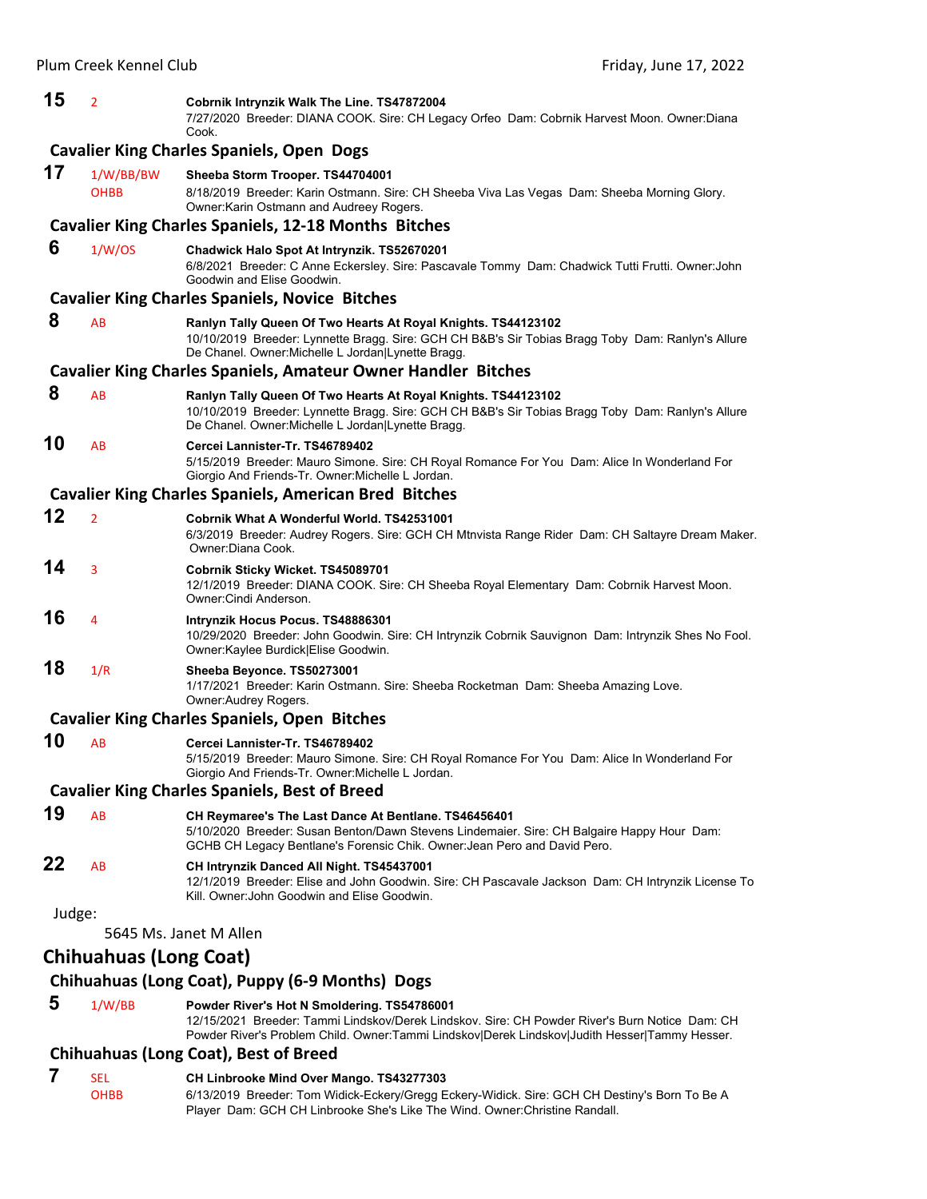**15** 2 **Cobrnik Intrynzik Walk The Line. TS47872004**
7/27/2020 Breeder: DIANA COOK. Sire: CH Legacy Orfeo Dam: Cobrnik Harvest Moon. Owner:Diana Cook.

### Cavalier King Charles Spaniels, Open Dogs

**17** 1/W/BB/BW OHBB **Sheeba Storm Trooper. TS44704001**
8/18/2019 Breeder: Karin Ostmann. Sire: CH Sheeba Viva Las Vegas Dam: Sheeba Morning Glory. Owner:Karin Ostmann and Audrey Rogers.

### Cavalier King Charles Spaniels, 12-18 Months Bitches

**6** 1/W/OS **Chadwick Halo Spot At Intrynzik. TS52670201**
6/8/2021 Breeder: C Anne Eckersley. Sire: Pascavale Tommy Dam: Chadwick Tutti Frutti. Owner:John Goodwin and Elise Goodwin.

### Cavalier King Charles Spaniels, Novice Bitches

**8** AB **Ranlyn Tally Queen Of Two Hearts At Royal Knights. TS44123102**
10/10/2019 Breeder: Lynnette Bragg. Sire: GCH CH B&B's Sir Tobias Bragg Toby Dam: Ranlyn's Allure De Chanel. Owner:Michelle L Jordan|Lynette Bragg.

### Cavalier King Charles Spaniels, Amateur Owner Handler Bitches

**8** AB **Ranlyn Tally Queen Of Two Hearts At Royal Knights. TS44123102**
10/10/2019 Breeder: Lynnette Bragg. Sire: GCH CH B&B's Sir Tobias Bragg Toby Dam: Ranlyn's Allure De Chanel. Owner:Michelle L Jordan|Lynette Bragg.

**10** AB **Cercei Lannister-Tr. TS46789402**
5/15/2019 Breeder: Mauro Simone. Sire: CH Royal Romance For You Dam: Alice In Wonderland For Giorgio And Friends-Tr. Owner:Michelle L Jordan.

### Cavalier King Charles Spaniels, American Bred Bitches

**12** 2 **Cobrnik What A Wonderful World. TS42531001**
6/3/2019 Breeder: Audrey Rogers. Sire: GCH CH Mtnvista Range Rider Dam: CH Saltayre Dream Maker. Owner:Diana Cook.

**14** 3 **Cobrnik Sticky Wicket. TS45089701**
12/1/2019 Breeder: DIANA COOK. Sire: CH Sheeba Royal Elementary Dam: Cobrnik Harvest Moon. Owner:Cindi Anderson.

**16** 4 **Intrynzik Hocus Pocus. TS48886301**
10/29/2020 Breeder: John Goodwin. Sire: CH Intrynzik Cobrnik Sauvignon Dam: Intrynzik Shes No Fool. Owner:Kaylee Burdick|Elise Goodwin.

**18** 1/R **Sheeba Beyonce. TS50273001**
1/17/2021 Breeder: Karin Ostmann. Sire: Sheeba Rocketman Dam: Sheeba Amazing Love. Owner:Audrey Rogers.

### Cavalier King Charles Spaniels, Open Bitches

**10** AB **Cercei Lannister-Tr. TS46789402**
5/15/2019 Breeder: Mauro Simone. Sire: CH Royal Romance For You Dam: Alice In Wonderland For Giorgio And Friends-Tr. Owner:Michelle L Jordan.

### Cavalier King Charles Spaniels, Best of Breed

**19** AB **CH Reymaree's The Last Dance At Bentlane. TS46456401**
5/10/2020 Breeder: Susan Benton/Dawn Stevens Lindemaier. Sire: CH Balgaire Happy Hour Dam: GCHB CH Legacy Bentlane's Forensic Chik. Owner:Jean Pero and David Pero.

**22** AB **CH Intrynzik Danced All Night. TS45437001**
12/1/2019 Breeder: Elise and John Goodwin. Sire: CH Pascavale Jackson Dam: CH Intrynzik License To Kill. Owner:John Goodwin and Elise Goodwin.

Judge:

5645 Ms. Janet M Allen

## Chihuahuas (Long Coat)

### Chihuahuas (Long Coat), Puppy (6-9 Months) Dogs

**5** 1/W/BB **Powder River's Hot N Smoldering. TS54786001**
12/15/2021 Breeder: Tammi Lindskov/Derek Lindskov. Sire: CH Powder River's Burn Notice Dam: CH Powder River's Problem Child. Owner:Tammi Lindskov|Derek Lindskov|Judith Hesser|Tammy Hesser.

### Chihuahuas (Long Coat), Best of Breed

**7** SEL OHBB **CH Linbrooke Mind Over Mango. TS43277303**
6/13/2019 Breeder: Tom Widick-Eckery/Gregg Eckery-Widick. Sire: GCH CH Destiny's Born To Be A Player Dam: GCH CH Linbrooke She's Like The Wind. Owner:Christine Randall.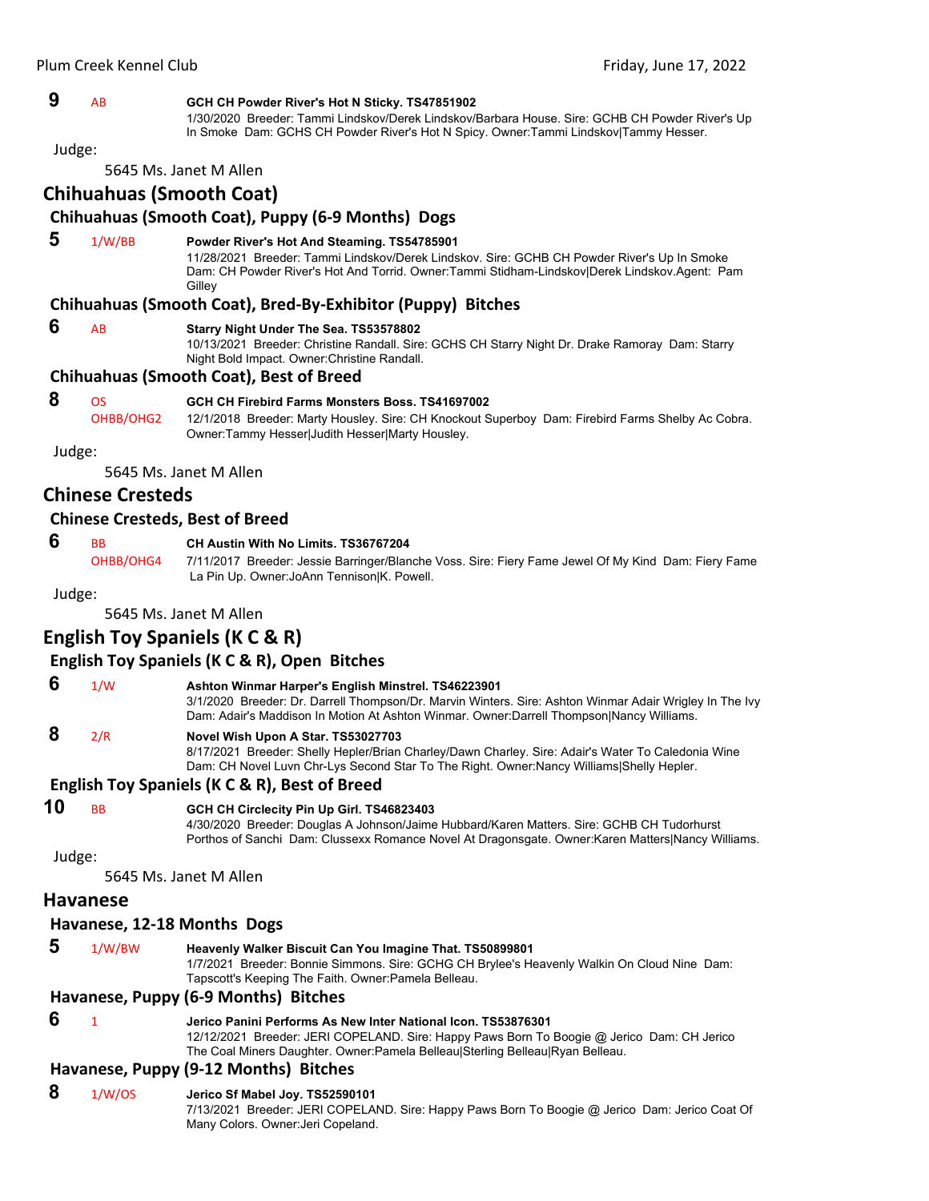**9** AB **GCH CH Powder River's Hot N Sticky. TS47851902**
1/30/2020 Breeder: Tammi Lindskov/Derek Lindskov/Barbara House. Sire: GCHB CH Powder River's Up In Smoke Dam: GCHS CH Powder River's Hot N Spicy. Owner:Tammi Lindskov|Tammy Hesser.

Judge:

5645 Ms. Janet M Allen

## Chihuahuas (Smooth Coat)

### Chihuahuas (Smooth Coat), Puppy (6-9 Months) Dogs

**5** 1/W/BB **Powder River's Hot And Steaming. TS54785901**
11/28/2021 Breeder: Tammi Lindskov/Derek Lindskov. Sire: GCHB CH Powder River's Up In Smoke Dam: CH Powder River's Hot And Torrid. Owner:Tammi Stidham-Lindskov|Derek Lindskov.Agent: Pam Gilley

### Chihuahuas (Smooth Coat), Bred-By-Exhibitor (Puppy) Bitches

**6** AB **Starry Night Under The Sea. TS53578802**
10/13/2021 Breeder: Christine Randall. Sire: GCHS CH Starry Night Dr. Drake Ramoray Dam: Starry Night Bold Impact. Owner:Christine Randall.

### Chihuahuas (Smooth Coat), Best of Breed

**8** OS OHBB/OHG2 **GCH CH Firebird Farms Monsters Boss. TS41697002**
12/1/2018 Breeder: Marty Housley. Sire: CH Knockout Superboy Dam: Firebird Farms Shelby Ac Cobra. Owner:Tammy Hesser|Judith Hesser|Marty Housley.

Judge:

5645 Ms. Janet M Allen

## Chinese Cresteds

### Chinese Cresteds, Best of Breed

**6** BB OHBB/OHG4 **CH Austin With No Limits. TS36767204**
7/11/2017 Breeder: Jessie Barringer/Blanche Voss. Sire: Fiery Fame Jewel Of My Kind Dam: Fiery Fame La Pin Up. Owner:JoAnn Tennison|K. Powell.

Judge:

5645 Ms. Janet M Allen

## English Toy Spaniels (K C & R)

### English Toy Spaniels (K C & R), Open Bitches

**6** 1/W **Ashton Winmar Harper's English Minstrel. TS46223901**
3/1/2020 Breeder: Dr. Darrell Thompson/Dr. Marvin Winters. Sire: Ashton Winmar Adair Wrigley In The Ivy Dam: Adair's Maddison In Motion At Ashton Winmar. Owner:Darrell Thompson|Nancy Williams.

**8** 2/R **Novel Wish Upon A Star. TS53027703**
8/17/2021 Breeder: Shelly Hepler/Brian Charley/Dawn Charley. Sire: Adair's Water To Caledonia Wine Dam: CH Novel Luvn Chr-Lys Second Star To The Right. Owner:Nancy Williams|Shelly Hepler.

### English Toy Spaniels (K C & R), Best of Breed

**10** BB **GCH CH Circlecity Pin Up Girl. TS46823403**
4/30/2020 Breeder: Douglas A Johnson/Jaime Hubbard/Karen Matters. Sire: GCHB CH Tudorhurst Porthos of Sanchi Dam: Clussexx Romance Novel At Dragonsgate. Owner:Karen Matters|Nancy Williams.

Judge:

5645 Ms. Janet M Allen

## Havanese

### Havanese, 12-18 Months Dogs

**5** 1/W/BW **Heavenly Walker Biscuit Can You Imagine That. TS50899801**
1/7/2021 Breeder: Bonnie Simmons. Sire: GCHG CH Brylee's Heavenly Walkin On Cloud Nine Dam: Tapscott's Keeping The Faith. Owner:Pamela Belleau.

### Havanese, Puppy (6-9 Months) Bitches

**6** 1 **Jerico Panini Performs As New Inter National Icon. TS53876301**
12/12/2021 Breeder: JERI COPELAND. Sire: Happy Paws Born To Boogie @ Jerico Dam: CH Jerico The Coal Miners Daughter. Owner:Pamela Belleau|Sterling Belleau|Ryan Belleau.

### Havanese, Puppy (9-12 Months) Bitches

**8** 1/W/OS **Jerico Sf Mabel Joy. TS52590101**
7/13/2021 Breeder: JERI COPELAND. Sire: Happy Paws Born To Boogie @ Jerico Dam: Jerico Coat Of Many Colors. Owner:Jeri Copeland.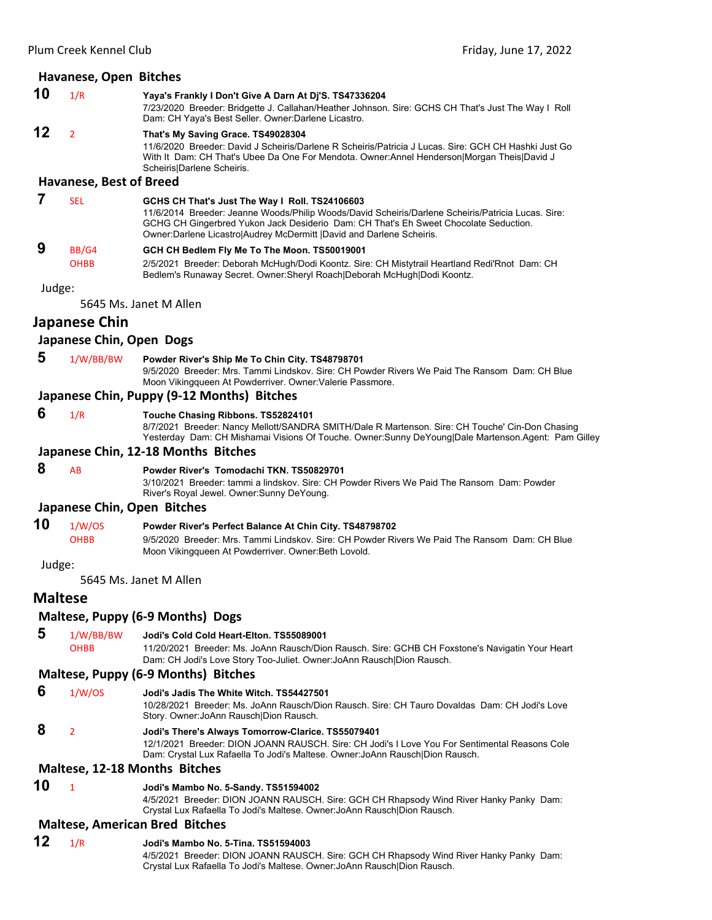### Havanese, Open Bitches

**10** 1/R **Yaya's Frankly I Don't Give A Darn At Dj'S. TS47336204**
7/23/2020 Breeder: Bridgette J. Callahan/Heather Johnson. Sire: GCHS CH That's Just The Way I Roll Dam: CH Yaya's Best Seller. Owner:Darlene Licastro.

**12** 2 **That's My Saving Grace. TS49028304**
11/6/2020 Breeder: David J Scheiris/Darlene R Scheiris/Patricia J Lucas. Sire: GCH CH Hashki Just Go With It Dam: CH That's Ubee Da One For Mendota. Owner:Annel Henderson|Morgan Theis|David J Scheiris|Darlene Scheiris.

### Havanese, Best of Breed

**7** SEL **GCHS CH That's Just The Way I Roll. TS24106603**
11/6/2014 Breeder: Jeanne Woods/Philip Woods/David Scheiris/Darlene Scheiris/Patricia Lucas. Sire: GCHG CH Gingerbred Yukon Jack Desiderio Dam: CH That's Eh Sweet Chocolate Seduction. Owner:Darlene Licastro|Audrey McDermitt |David and Darlene Scheiris.

**9** BB/G4 OHBB **GCH CH Bedlem Fly Me To The Moon. TS50019001**
2/5/2021 Breeder: Deborah McHugh/Dodi Koontz. Sire: CH Mistytrail Heartland Redi'Rnot Dam: CH Bedlem's Runaway Secret. Owner:Sheryl Roach|Deborah McHugh|Dodi Koontz.

Judge:

5645 Ms. Janet M Allen

## Japanese Chin

### Japanese Chin, Open Dogs

**5** 1/W/BB/BW **Powder River's Ship Me To Chin City. TS48798701**
9/5/2020 Breeder: Mrs. Tammi Lindskov. Sire: CH Powder Rivers We Paid The Ransom Dam: CH Blue Moon Vikingqueen At Powderriver. Owner:Valerie Passmore.

### Japanese Chin, Puppy (9-12 Months) Bitches

**6** 1/R **Touche Chasing Ribbons. TS52824101**
8/7/2021 Breeder: Nancy Mellott/SANDRA SMITH/Dale R Martenson. Sire: CH Touche' Cin-Don Chasing Yesterday Dam: CH Mishamai Visions Of Touche. Owner:Sunny DeYoung|Dale Martenson.Agent: Pam Gilley

### Japanese Chin, 12-18 Months Bitches

**8** AB **Powder River's Tomodachi TKN. TS50829701**
3/10/2021 Breeder: tammi a lindskov. Sire: CH Powder Rivers We Paid The Ransom Dam: Powder River's Royal Jewel. Owner:Sunny DeYoung.

### Japanese Chin, Open Bitches

**10** 1/W/OS OHBB **Powder River's Perfect Balance At Chin City. TS48798702**
9/5/2020 Breeder: Mrs. Tammi Lindskov. Sire: CH Powder Rivers We Paid The Ransom Dam: CH Blue Moon Vikingqueen At Powderriver. Owner:Beth Lovold.

Judge:

5645 Ms. Janet M Allen

## Maltese

### Maltese, Puppy (6-9 Months) Dogs

**5** 1/W/BB/BW OHBB **Jodi's Cold Cold Heart-Elton. TS55089001**
11/20/2021 Breeder: Ms. JoAnn Rausch/Dion Rausch. Sire: GCHB CH Foxstone's Navigatin Your Heart Dam: CH Jodi's Love Story Too-Juliet. Owner:JoAnn Rausch|Dion Rausch.

### Maltese, Puppy (6-9 Months) Bitches

**6** 1/W/OS **Jodi's Jadis The White Witch. TS54427501**
10/28/2021 Breeder: Ms. JoAnn Rausch/Dion Rausch. Sire: CH Tauro Dovaldas Dam: CH Jodi's Love Story. Owner:JoAnn Rausch|Dion Rausch.

**8** 2 **Jodi's There's Always Tomorrow-Clarice. TS55079401**
12/1/2021 Breeder: DION JOANN RAUSCH. Sire: CH Jodi's I Love You For Sentimental Reasons Cole Dam: Crystal Lux Rafaella To Jodi's Maltese. Owner:JoAnn Rausch|Dion Rausch.

### Maltese, 12-18 Months Bitches

**10** 1 **Jodi's Mambo No. 5-Sandy. TS51594002**
4/5/2021 Breeder: DION JOANN RAUSCH. Sire: GCH CH Rhapsody Wind River Hanky Panky Dam: Crystal Lux Rafaella To Jodi's Maltese. Owner:JoAnn Rausch|Dion Rausch.

### Maltese, American Bred Bitches

**12** 1/R **Jodi's Mambo No. 5-Tina. TS51594003**
4/5/2021 Breeder: DION JOANN RAUSCH. Sire: GCH CH Rhapsody Wind River Hanky Panky Dam: Crystal Lux Rafaella To Jodi's Maltese. Owner:JoAnn Rausch|Dion Rausch.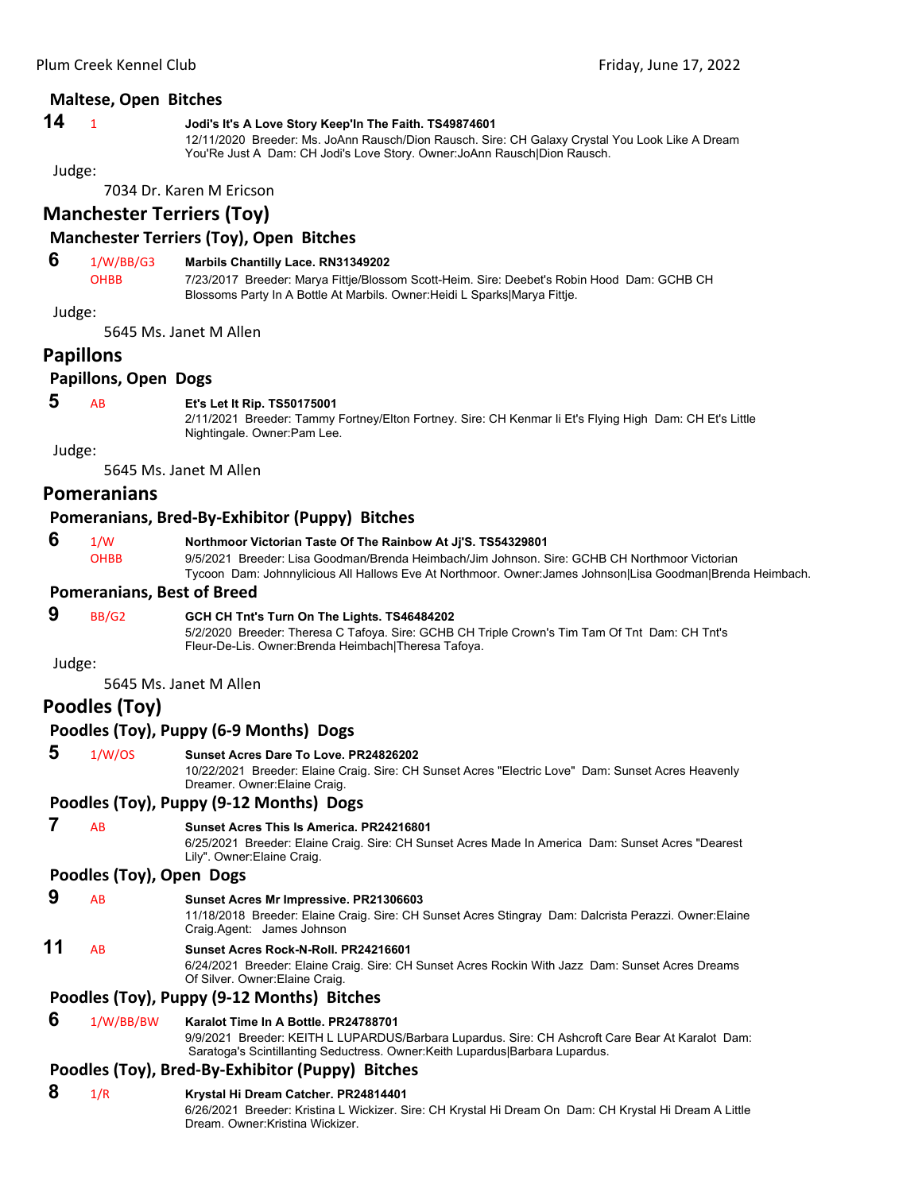### Maltese, Open Bitches

**14** 1 **Jodi's It's A Love Story Keep'In The Faith. TS49874601**
12/11/2020 Breeder: Ms. JoAnn Rausch/Dion Rausch. Sire: CH Galaxy Crystal You Look Like A Dream You'Re Just A Dam: CH Jodi's Love Story. Owner:JoAnn Rausch|Dion Rausch.

Judge:

7034 Dr. Karen M Ericson

## Manchester Terriers (Toy)

### Manchester Terriers (Toy), Open Bitches

**6** 1/W/BB/G3 OHBB **Marbils Chantilly Lace. RN31349202**
7/23/2017 Breeder: Marya Fittje/Blossom Scott-Heim. Sire: Deebet's Robin Hood Dam: GCHB CH Blossoms Party In A Bottle At Marbils. Owner:Heidi L Sparks|Marya Fittje.

Judge:

5645 Ms. Janet M Allen

## Papillons

### Papillons, Open Dogs

**5** AB **Et's Let It Rip. TS50175001**
2/11/2021 Breeder: Tammy Fortney/Elton Fortney. Sire: CH Kenmar Ii Et's Flying High Dam: CH Et's Little Nightingale. Owner:Pam Lee.

Judge:

5645 Ms. Janet M Allen

## Pomeranians

### Pomeranians, Bred-By-Exhibitor (Puppy) Bitches

**6** 1/W OHBB **Northmoor Victorian Taste Of The Rainbow At Jj'S. TS54329801**
9/5/2021 Breeder: Lisa Goodman/Brenda Heimbach/Jim Johnson. Sire: GCHB CH Northmoor Victorian Tycoon Dam: Johnnylicious All Hallows Eve At Northmoor. Owner:James Johnson|Lisa Goodman|Brenda Heimbach.

### Pomeranians, Best of Breed

**9** BB/G2 **GCH CH Tnt's Turn On The Lights. TS46484202**
5/2/2020 Breeder: Theresa C Tafoya. Sire: GCHB CH Triple Crown's Tim Tam Of Tnt Dam: CH Tnt's Fleur-De-Lis. Owner:Brenda Heimbach|Theresa Tafoya.

Judge:

5645 Ms. Janet M Allen

## Poodles (Toy)

### Poodles (Toy), Puppy (6-9 Months) Dogs

**5** 1/W/OS **Sunset Acres Dare To Love. PR24826202**
10/22/2021 Breeder: Elaine Craig. Sire: CH Sunset Acres "Electric Love" Dam: Sunset Acres Heavenly Dreamer. Owner:Elaine Craig.

### Poodles (Toy), Puppy (9-12 Months) Dogs

**7** AB **Sunset Acres This Is America. PR24216801**
6/25/2021 Breeder: Elaine Craig. Sire: CH Sunset Acres Made In America Dam: Sunset Acres "Dearest Lily". Owner:Elaine Craig.

### Poodles (Toy), Open Dogs

**9** AB **Sunset Acres Mr Impressive. PR21306603**
11/18/2018 Breeder: Elaine Craig. Sire: CH Sunset Acres Stingray Dam: Dalcrista Perazzi. Owner:Elaine Craig.Agent: James Johnson

**11** AB **Sunset Acres Rock-N-Roll. PR24216601**
6/24/2021 Breeder: Elaine Craig. Sire: CH Sunset Acres Rockin With Jazz Dam: Sunset Acres Dreams Of Silver. Owner:Elaine Craig.

### Poodles (Toy), Puppy (9-12 Months) Bitches

**6** 1/W/BB/BW **Karalot Time In A Bottle. PR24788701**
9/9/2021 Breeder: KEITH L LUPARDUS/Barbara Lupardus. Sire: CH Ashcroft Care Bear At Karalot Dam: Saratoga's Scintillanting Seductress. Owner:Keith Lupardus|Barbara Lupardus.

### Poodles (Toy), Bred-By-Exhibitor (Puppy) Bitches

**8** 1/R **Krystal Hi Dream Catcher. PR24814401**
6/26/2021 Breeder: Kristina L Wickizer. Sire: CH Krystal Hi Dream On Dam: CH Krystal Hi Dream A Little Dream. Owner:Kristina Wickizer.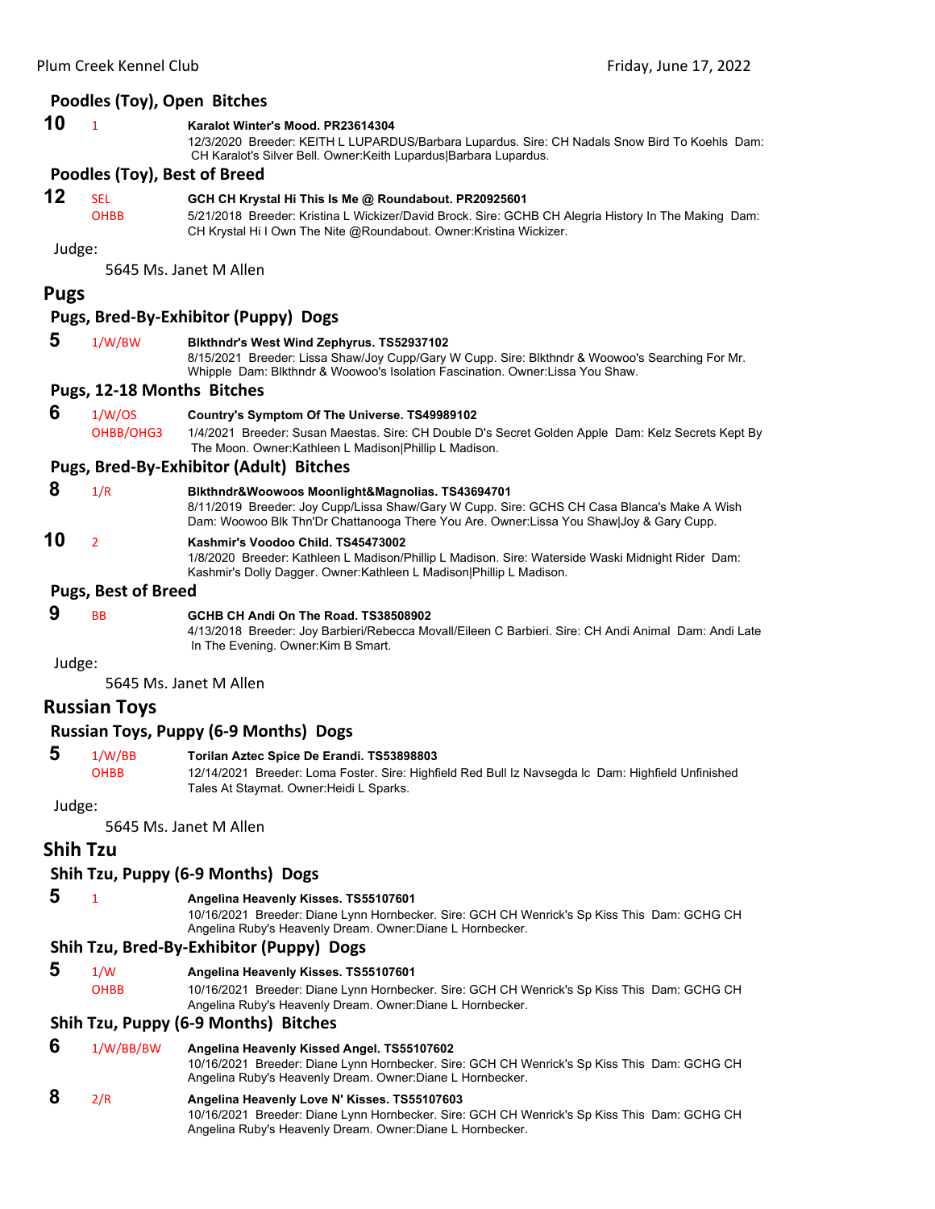### Poodles (Toy), Open Bitches

**10** 1 **Karalot Winter's Mood. PR23614304**
12/3/2020 Breeder: KEITH L LUPARDUS/Barbara Lupardus. Sire: CH Nadals Snow Bird To Koehls Dam: CH Karalot's Silver Bell. Owner:Keith Lupardus|Barbara Lupardus.

### Poodles (Toy), Best of Breed

**12** SEL OHBB **GCH CH Krystal Hi This Is Me @ Roundabout. PR20925601**
5/21/2018 Breeder: Kristina L Wickizer/David Brock. Sire: GCHB CH Alegria History In The Making Dam: CH Krystal Hi I Own The Nite @Roundabout. Owner:Kristina Wickizer.

Judge:

5645 Ms. Janet M Allen

## Pugs

### Pugs, Bred-By-Exhibitor (Puppy) Dogs

**5** 1/W/BW **Blkthndr's West Wind Zephyrus. TS52937102**
8/15/2021 Breeder: Lissa Shaw/Joy Cupp/Gary W Cupp. Sire: Blkthndr & Woowoo's Searching For Mr. Whipple Dam: Blkthndr & Woowoo's Isolation Fascination. Owner:Lissa You Shaw.

### Pugs, 12-18 Months Bitches

**6** 1/W/OS OHBB/OHG3 **Country's Symptom Of The Universe. TS49989102**
1/4/2021 Breeder: Susan Maestas. Sire: CH Double D's Secret Golden Apple Dam: Kelz Secrets Kept By The Moon. Owner:Kathleen L Madison|Phillip L Madison.

### Pugs, Bred-By-Exhibitor (Adult) Bitches

**8** 1/R **Blkthndr&Woowoos Moonlight&Magnolias. TS43694701**
8/11/2019 Breeder: Joy Cupp/Lissa Shaw/Gary W Cupp. Sire: GCHS CH Casa Blanca's Make A Wish Dam: Woowoo Blk Thn'Dr Chattanooga There You Are. Owner:Lissa You Shaw|Joy & Gary Cupp.

**10** 2 **Kashmir's Voodoo Child. TS45473002**
1/8/2020 Breeder: Kathleen L Madison/Phillip L Madison. Sire: Waterside Waski Midnight Rider Dam: Kashmir's Dolly Dagger. Owner:Kathleen L Madison|Phillip L Madison.

### Pugs, Best of Breed

**9** BB **GCHB CH Andi On The Road. TS38508902**
4/13/2018 Breeder: Joy Barbieri/Rebecca Movall/Eileen C Barbieri. Sire: CH Andi Animal Dam: Andi Late In The Evening. Owner:Kim B Smart.

Judge:

5645 Ms. Janet M Allen

## Russian Toys

### Russian Toys, Puppy (6-9 Months) Dogs

**5** 1/W/BB OHBB **Torilan Aztec Spice De Erandi. TS53898803**
12/14/2021 Breeder: Loma Foster. Sire: Highfield Red Bull Iz Navsegda Ic Dam: Highfield Unfinished Tales At Staymat. Owner:Heidi L Sparks.

Judge:

5645 Ms. Janet M Allen

## Shih Tzu

### Shih Tzu, Puppy (6-9 Months) Dogs

**5** 1 **Angelina Heavenly Kisses. TS55107601**
10/16/2021 Breeder: Diane Lynn Hornbecker. Sire: GCH CH Wenrick's Sp Kiss This Dam: GCHG CH Angelina Ruby's Heavenly Dream. Owner:Diane L Hornbecker.

### Shih Tzu, Bred-By-Exhibitor (Puppy) Dogs

**5** 1/W OHBB **Angelina Heavenly Kisses. TS55107601**
10/16/2021 Breeder: Diane Lynn Hornbecker. Sire: GCH CH Wenrick's Sp Kiss This Dam: GCHG CH Angelina Ruby's Heavenly Dream. Owner:Diane L Hornbecker.

### Shih Tzu, Puppy (6-9 Months) Bitches

**6** 1/W/BB/BW **Angelina Heavenly Kissed Angel. TS55107602**
10/16/2021 Breeder: Diane Lynn Hornbecker. Sire: GCH CH Wenrick's Sp Kiss This Dam: GCHG CH Angelina Ruby's Heavenly Dream. Owner:Diane L Hornbecker.

**8** 2/R **Angelina Heavenly Love N' Kisses. TS55107603**
10/16/2021 Breeder: Diane Lynn Hornbecker. Sire: GCH CH Wenrick's Sp Kiss This Dam: GCHG CH Angelina Ruby's Heavenly Dream. Owner:Diane L Hornbecker.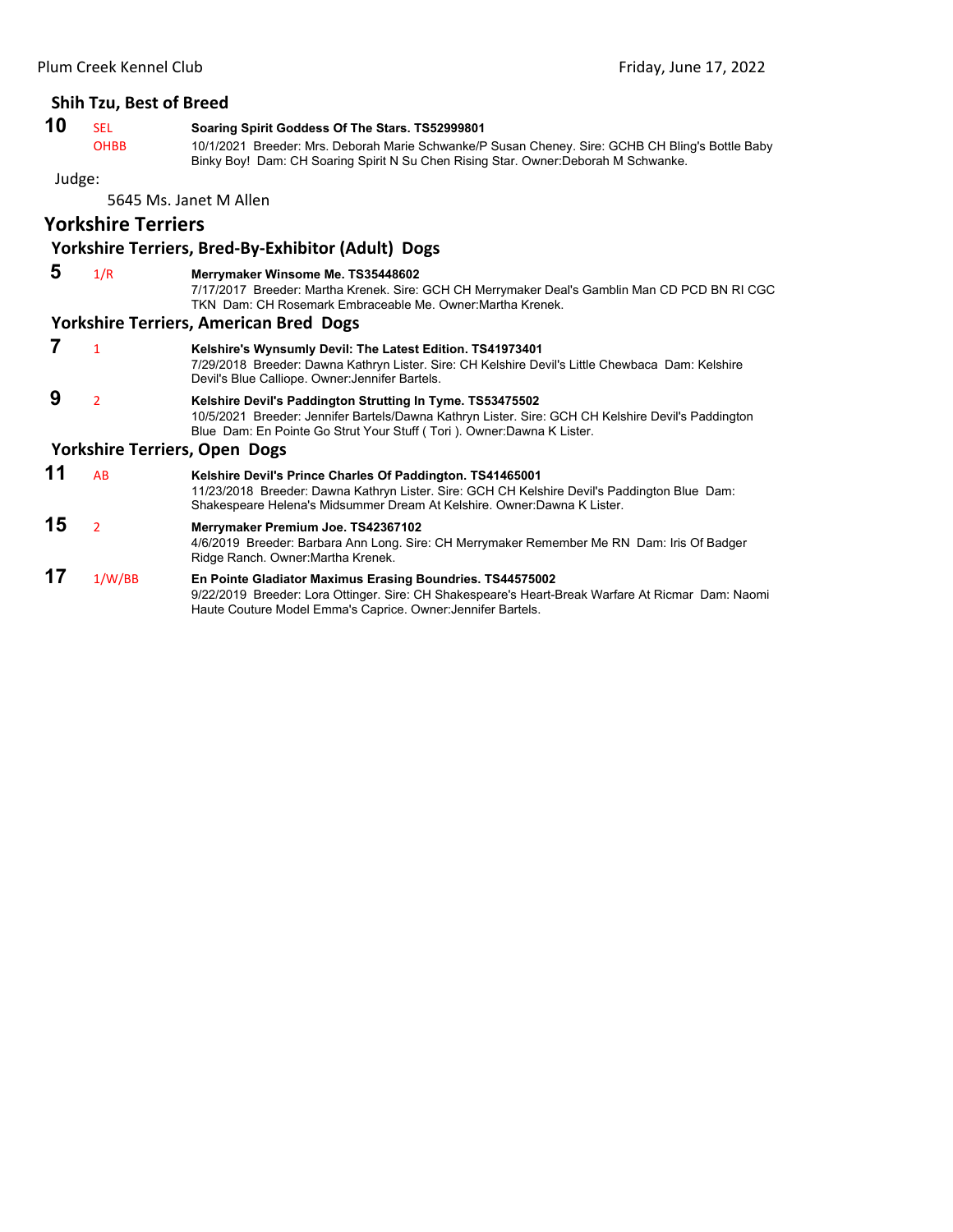### Shih Tzu, Best of Breed

**10** SEL OHBB **Soaring Spirit Goddess Of The Stars. TS52999801**
10/1/2021 Breeder: Mrs. Deborah Marie Schwanke/P Susan Cheney. Sire: GCHB CH Bling's Bottle Baby Binky Boy! Dam: CH Soaring Spirit N Su Chen Rising Star. Owner:Deborah M Schwanke.

Judge:

5645 Ms. Janet M Allen

## Yorkshire Terriers

### Yorkshire Terriers, Bred-By-Exhibitor (Adult) Dogs

**5** 1/R **Merrymaker Winsome Me. TS35448602**
7/17/2017 Breeder: Martha Krenek. Sire: GCH CH Merrymaker Deal's Gamblin Man CD PCD BN RI CGC TKN Dam: CH Rosemark Embraceable Me. Owner:Martha Krenek.

### Yorkshire Terriers, American Bred Dogs

**7** 1 **Kelshire's Wynsumly Devil: The Latest Edition. TS41973401**
7/29/2018 Breeder: Dawna Kathryn Lister. Sire: CH Kelshire Devil's Little Chewbaca Dam: Kelshire Devil's Blue Calliope. Owner:Jennifer Bartels.

**9** 2 **Kelshire Devil's Paddington Strutting In Tyme. TS53475502**
10/5/2021 Breeder: Jennifer Bartels/Dawna Kathryn Lister. Sire: GCH CH Kelshire Devil's Paddington Blue Dam: En Pointe Go Strut Your Stuff ( Tori ). Owner:Dawna K Lister.

### Yorkshire Terriers, Open Dogs

**11** AB **Kelshire Devil's Prince Charles Of Paddington. TS41465001**
11/23/2018 Breeder: Dawna Kathryn Lister. Sire: GCH CH Kelshire Devil's Paddington Blue Dam: Shakespeare Helena's Midsummer Dream At Kelshire. Owner:Dawna K Lister.

**15** 2 **Merrymaker Premium Joe. TS42367102**
4/6/2019 Breeder: Barbara Ann Long. Sire: CH Merrymaker Remember Me RN Dam: Iris Of Badger Ridge Ranch. Owner:Martha Krenek.

**17** 1/W/BB **En Pointe Gladiator Maximus Erasing Boundries. TS44575002**
9/22/2019 Breeder: Lora Ottinger. Sire: CH Shakespeare's Heart-Break Warfare At Ricmar Dam: Naomi Haute Couture Model Emma's Caprice. Owner:Jennifer Bartels.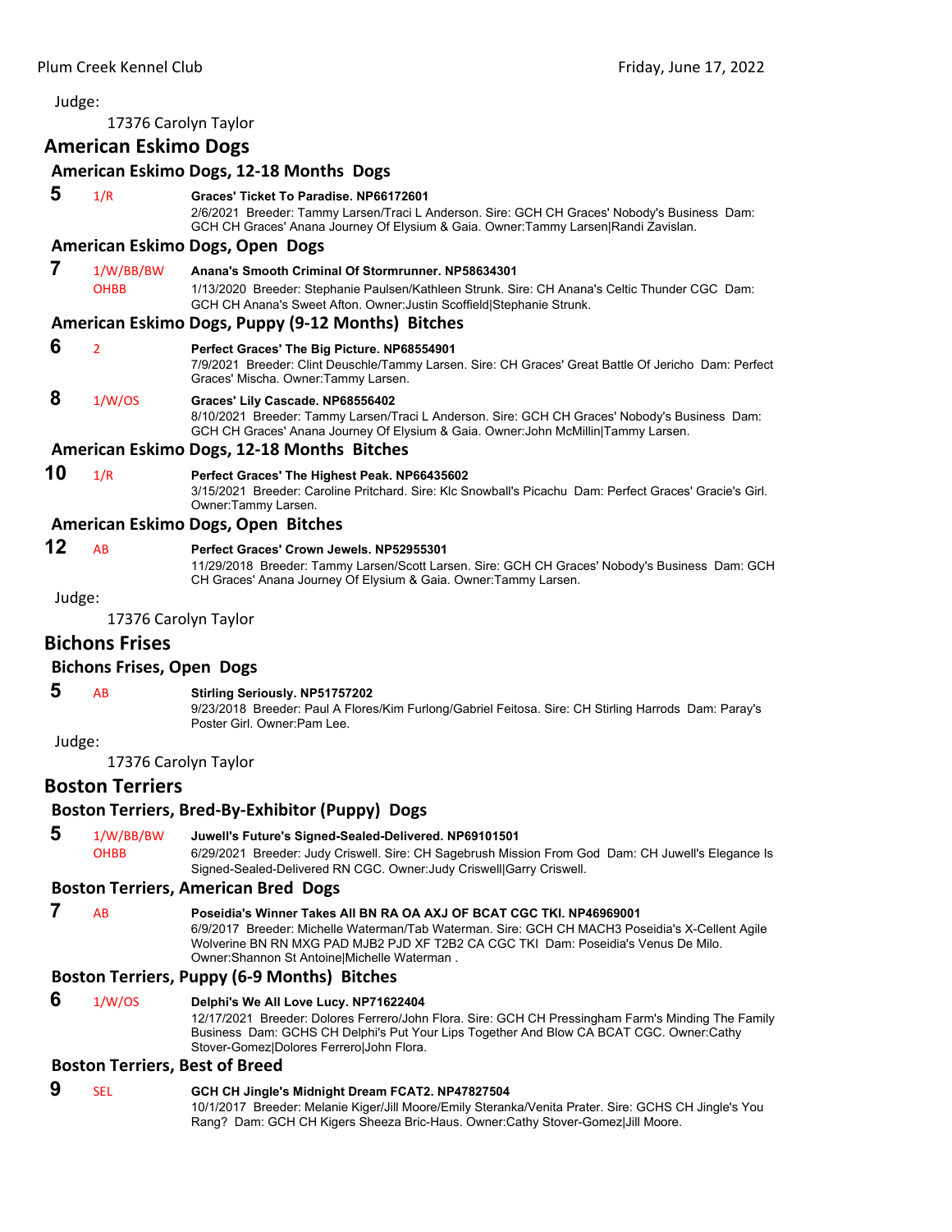Judge:

17376 Carolyn Taylor

## American Eskimo Dogs

### American Eskimo Dogs, 12-18 Months Dogs

**5** 1/R **Graces' Ticket To Paradise. NP66172601**
2/6/2021 Breeder: Tammy Larsen/Traci L Anderson. Sire: GCH CH Graces' Nobody's Business Dam: GCH CH Graces' Anana Journey Of Elysium & Gaia. Owner:Tammy Larsen|Randi Zavislan.

### American Eskimo Dogs, Open Dogs

**7** 1/W/BB/BW OHBB **Anana's Smooth Criminal Of Stormrunner. NP58634301**
1/13/2020 Breeder: Stephanie Paulsen/Kathleen Strunk. Sire: CH Anana's Celtic Thunder CGC Dam: GCH CH Anana's Sweet Afton. Owner:Justin Scoffield|Stephanie Strunk.

### American Eskimo Dogs, Puppy (9-12 Months) Bitches

**6** 2 **Perfect Graces' The Big Picture. NP68554901**
7/9/2021 Breeder: Clint Deuschle/Tammy Larsen. Sire: CH Graces' Great Battle Of Jericho Dam: Perfect Graces' Mischa. Owner:Tammy Larsen.

**8** 1/W/OS **Graces' Lily Cascade. NP68556402**
8/10/2021 Breeder: Tammy Larsen/Traci L Anderson. Sire: GCH CH Graces' Nobody's Business Dam: GCH CH Graces' Anana Journey Of Elysium & Gaia. Owner:John McMillin|Tammy Larsen.

### American Eskimo Dogs, 12-18 Months Bitches

**10** 1/R **Perfect Graces' The Highest Peak. NP66435602**
3/15/2021 Breeder: Caroline Pritchard. Sire: Klc Snowball's Picachu Dam: Perfect Graces' Gracie's Girl. Owner:Tammy Larsen.

### American Eskimo Dogs, Open Bitches

**12** AB **Perfect Graces' Crown Jewels. NP52955301**
11/29/2018 Breeder: Tammy Larsen/Scott Larsen. Sire: GCH CH Graces' Nobody's Business Dam: GCH CH Graces' Anana Journey Of Elysium & Gaia. Owner:Tammy Larsen.

Judge:

17376 Carolyn Taylor

## Bichons Frises

### Bichons Frises, Open Dogs

**5** AB **Stirling Seriously. NP51757202**
9/23/2018 Breeder: Paul A Flores/Kim Furlong/Gabriel Feitosa. Sire: CH Stirling Harrods Dam: Paray's Poster Girl. Owner:Pam Lee.

Judge:

17376 Carolyn Taylor

## Boston Terriers

### Boston Terriers, Bred-By-Exhibitor (Puppy) Dogs

**5** 1/W/BB/BW OHBB **Juwell's Future's Signed-Sealed-Delivered. NP69101501**
6/29/2021 Breeder: Judy Criswell. Sire: CH Sagebrush Mission From God Dam: CH Juwell's Elegance Is Signed-Sealed-Delivered RN CGC. Owner:Judy Criswell|Garry Criswell.

### Boston Terriers, American Bred Dogs

**7** AB **Poseidia's Winner Takes All BN RA OA AXJ OF BCAT CGC TKI. NP46969001**
6/9/2017 Breeder: Michelle Waterman/Tab Waterman. Sire: GCH CH MACH3 Poseidia's X-Cellent Agile Wolverine BN RN MXG PAD MJB2 PJD XF T2B2 CA CGC TKI Dam: Poseidia's Venus De Milo. Owner:Shannon St Antoine|Michelle Waterman .

### Boston Terriers, Puppy (6-9 Months) Bitches

**6** 1/W/OS **Delphi's We All Love Lucy. NP71622404**
12/17/2021 Breeder: Dolores Ferrero/John Flora. Sire: GCH CH Pressingham Farm's Minding The Family Business Dam: GCHS CH Delphi's Put Your Lips Together And Blow CA BCAT CGC. Owner:Cathy Stover-Gomez|Dolores Ferrero|John Flora.

### Boston Terriers, Best of Breed

**9** SEL **GCH CH Jingle's Midnight Dream FCAT2. NP47827504**
10/1/2017 Breeder: Melanie Kiger/Jill Moore/Emily Steranka/Venita Prater. Sire: GCHS CH Jingle's You Rang? Dam: GCH CH Kigers Sheeza Bric-Haus. Owner:Cathy Stover-Gomez|Jill Moore.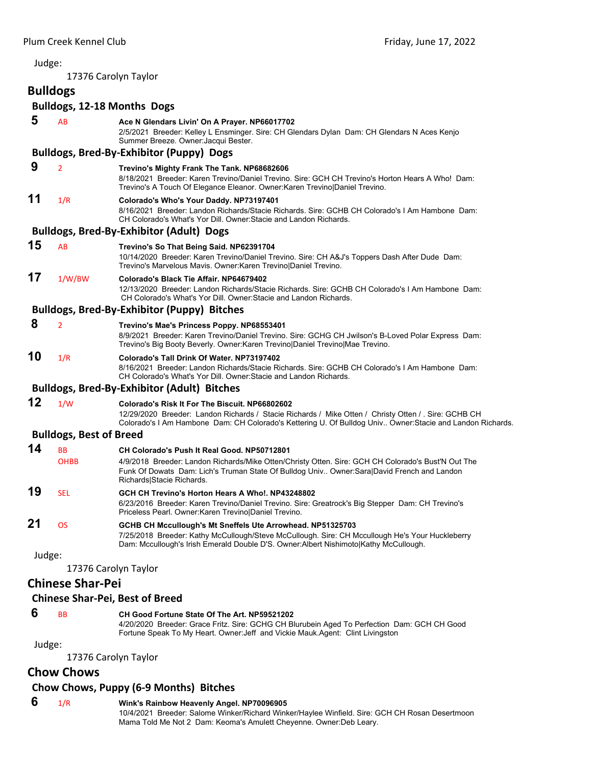Judge:

17376 Carolyn Taylor

## Bulldogs

### Bulldogs, 12-18 Months Dogs

**5** AB **Ace N Glendars Livin' On A Prayer. NP66017702**
2/5/2021 Breeder: Kelley L Ensminger. Sire: CH Glendars Dylan Dam: CH Glendars N Aces Kenjo Summer Breeze. Owner:Jacqui Bester.

### Bulldogs, Bred-By-Exhibitor (Puppy) Dogs

**9** 2 **Trevino's Mighty Frank The Tank. NP68682606**
8/18/2021 Breeder: Karen Trevino/Daniel Trevino. Sire: GCH CH Trevino's Horton Hears A Who! Dam: Trevino's A Touch Of Elegance Eleanor. Owner:Karen Trevino|Daniel Trevino.

**11** 1/R **Colorado's Who's Your Daddy. NP73197401**
8/16/2021 Breeder: Landon Richards/Stacie Richards. Sire: GCHB CH Colorado's I Am Hambone Dam: CH Colorado's What's Yor Dill. Owner:Stacie and Landon Richards.

### Bulldogs, Bred-By-Exhibitor (Adult) Dogs

**15** AB **Trevino's So That Being Said. NP62391704**
10/14/2020 Breeder: Karen Trevino/Daniel Trevino. Sire: CH A&J's Toppers Dash After Dude Dam: Trevino's Marvelous Mavis. Owner:Karen Trevino|Daniel Trevino.

**17** 1/W/BW **Colorado's Black Tie Affair. NP64679402**
12/13/2020 Breeder: Landon Richards/Stacie Richards. Sire: GCHB CH Colorado's I Am Hambone Dam: CH Colorado's What's Yor Dill. Owner:Stacie and Landon Richards.

### Bulldogs, Bred-By-Exhibitor (Puppy) Bitches

**8** 2 **Trevino's Mae's Princess Poppy. NP68553401**
8/9/2021 Breeder: Karen Trevino/Daniel Trevino. Sire: GCHG CH Jwilson's B-Loved Polar Express Dam: Trevino's Big Booty Beverly. Owner:Karen Trevino|Daniel Trevino|Mae Trevino.

**10** 1/R **Colorado's Tall Drink Of Water. NP73197402**
8/16/2021 Breeder: Landon Richards/Stacie Richards. Sire: GCHB CH Colorado's I Am Hambone Dam: CH Colorado's What's Yor Dill. Owner:Stacie and Landon Richards.

### Bulldogs, Bred-By-Exhibitor (Adult) Bitches

**12** 1/W **Colorado's Risk It For The Biscuit. NP66802602**
12/29/2020 Breeder: Landon Richards / Stacie Richards / Mike Otten / Christy Otten / . Sire: GCHB CH Colorado's I Am Hambone Dam: CH Colorado's Kettering U. Of Bulldog Univ.. Owner:Stacie and Landon Richards.

### Bulldogs, Best of Breed

**14** BB OHBB **CH Colorado's Push It Real Good. NP50712801**
4/9/2018 Breeder: Landon Richards/Mike Otten/Christy Otten. Sire: GCH CH Colorado's Bust'N Out The Funk Of Dowats Dam: Lich's Truman State Of Bulldog Univ.. Owner:Sara|David French and Landon Richards|Stacie Richards.

**19** SEL **GCH CH Trevino's Horton Hears A Who!. NP43248802**
6/23/2016 Breeder: Karen Trevino/Daniel Trevino. Sire: Greatrock's Big Stepper Dam: CH Trevino's Priceless Pearl. Owner:Karen Trevino|Daniel Trevino.

**21** OS **GCHB CH Mccullough's Mt Sneffels Ute Arrowhead. NP51325703**
7/25/2018 Breeder: Kathy McCullough/Steve McCullough. Sire: CH Mccullough He's Your Huckleberry Dam: Mccullough's Irish Emerald Double D'S. Owner:Albert Nishimoto|Kathy McCullough.

Judge:

17376 Carolyn Taylor

## Chinese Shar-Pei

### Chinese Shar-Pei, Best of Breed

**6** BB **CH Good Fortune State Of The Art. NP59521202**
4/20/2020 Breeder: Grace Fritz. Sire: GCHG CH Blurubein Aged To Perfection Dam: GCH CH Good Fortune Speak To My Heart. Owner:Jeff and Vickie Mauk.Agent: Clint Livingston

Judge:

17376 Carolyn Taylor

## Chow Chows

### Chow Chows, Puppy (6-9 Months) Bitches

**6** 1/R **Wink's Rainbow Heavenly Angel. NP70096905**
10/4/2021 Breeder: Salome Winker/Richard Winker/Haylee Winfield. Sire: GCH CH Rosan Desertmoon Mama Told Me Not 2 Dam: Keoma's Amulett Cheyenne. Owner:Deb Leary.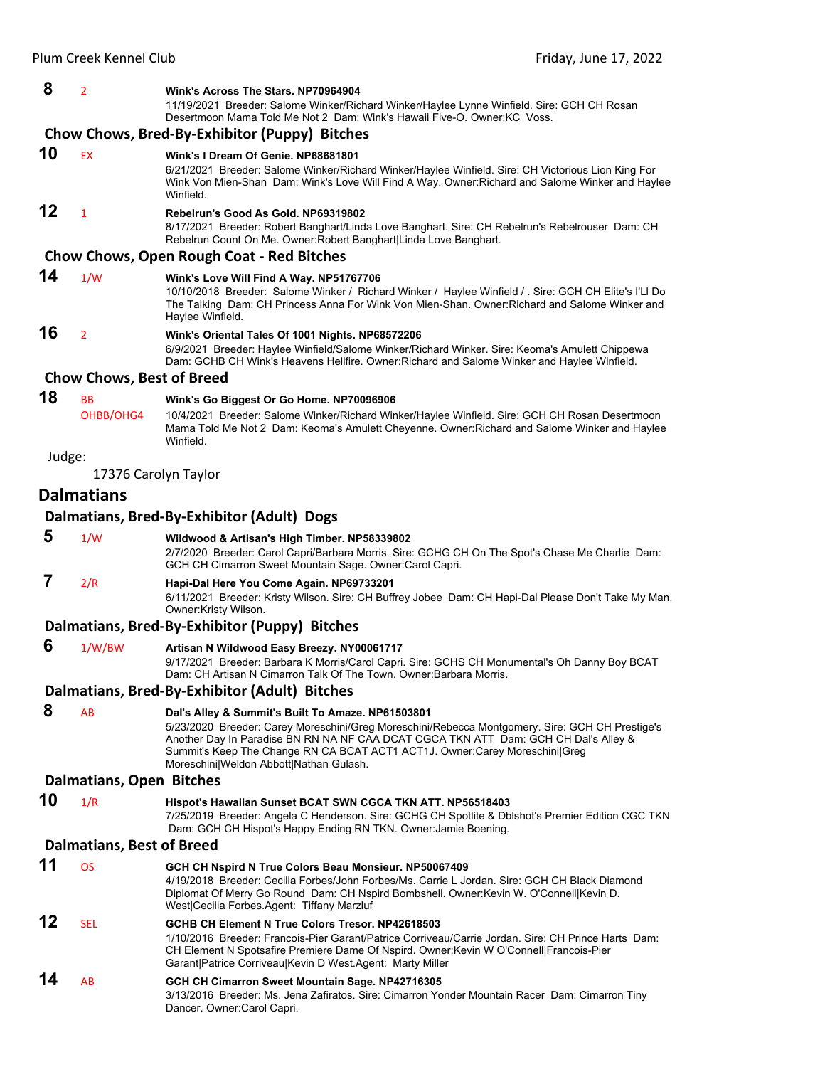**8** 2 **Wink's Across The Stars. NP70964904**
11/19/2021 Breeder: Salome Winker/Richard Winker/Haylee Lynne Winfield. Sire: GCH CH Rosan Desertmoon Mama Told Me Not 2 Dam: Wink's Hawaii Five-O. Owner:KC Voss.

### Chow Chows, Bred-By-Exhibitor (Puppy) Bitches

**10** EX **Wink's I Dream Of Genie. NP68681801**
6/21/2021 Breeder: Salome Winker/Richard Winker/Haylee Winfield. Sire: CH Victorious Lion King For Wink Von Mien-Shan Dam: Wink's Love Will Find A Way. Owner:Richard and Salome Winker and Haylee Winfield.

**12** 1 **Rebelrun's Good As Gold. NP69319802**
8/17/2021 Breeder: Robert Banghart/Linda Love Banghart. Sire: CH Rebelrun's Rebelrouser Dam: CH Rebelrun Count On Me. Owner:Robert Banghart|Linda Love Banghart.

### Chow Chows, Open Rough Coat - Red Bitches

**14** 1/W **Wink's Love Will Find A Way. NP51767706**
10/10/2018 Breeder: Salome Winker / Richard Winker / Haylee Winfield / . Sire: GCH CH Elite's I'Ll Do The Talking Dam: CH Princess Anna For Wink Von Mien-Shan. Owner:Richard and Salome Winker and Haylee Winfield.

**16** 2 **Wink's Oriental Tales Of 1001 Nights. NP68572206**
6/9/2021 Breeder: Haylee Winfield/Salome Winker/Richard Winker. Sire: Keoma's Amulett Chippewa Dam: GCHB CH Wink's Heavens Hellfire. Owner:Richard and Salome Winker and Haylee Winfield.

### Chow Chows, Best of Breed

**18** BB OHBB/OHG4 **Wink's Go Biggest Or Go Home. NP70096906**
10/4/2021 Breeder: Salome Winker/Richard Winker/Haylee Winfield. Sire: GCH CH Rosan Desertmoon Mama Told Me Not 2 Dam: Keoma's Amulett Cheyenne. Owner:Richard and Salome Winker and Haylee Winfield.

Judge:

17376 Carolyn Taylor

## Dalmatians

### Dalmatians, Bred-By-Exhibitor (Adult) Dogs

**5** 1/W **Wildwood & Artisan's High Timber. NP58339802**
2/7/2020 Breeder: Carol Capri/Barbara Morris. Sire: GCHG CH On The Spot's Chase Me Charlie Dam: GCH CH Cimarron Sweet Mountain Sage. Owner:Carol Capri.

**7** 2/R **Hapi-Dal Here You Come Again. NP69733201**
6/11/2021 Breeder: Kristy Wilson. Sire: CH Buffrey Jobee Dam: CH Hapi-Dal Please Don't Take My Man. Owner:Kristy Wilson.

### Dalmatians, Bred-By-Exhibitor (Puppy) Bitches

**6** 1/W/BW **Artisan N Wildwood Easy Breezy. NY00061717**
9/17/2021 Breeder: Barbara K Morris/Carol Capri. Sire: GCHS CH Monumental's Oh Danny Boy BCAT Dam: CH Artisan N Cimarron Talk Of The Town. Owner:Barbara Morris.

### Dalmatians, Bred-By-Exhibitor (Adult) Bitches

**8** AB **Dal's Alley & Summit's Built To Amaze. NP61503801**
5/23/2020 Breeder: Carey Moreschini/Greg Moreschini/Rebecca Montgomery. Sire: GCH CH Prestige's Another Day In Paradise BN RN NA NF CAA DCAT CGCA TKN ATT Dam: GCH CH Dal's Alley & Summit's Keep The Change RN CA BCAT ACT1 ACT1J. Owner:Carey Moreschini|Greg Moreschini|Weldon Abbott|Nathan Gulash.

### Dalmatians, Open Bitches

**10** 1/R **Hispot's Hawaiian Sunset BCAT SWN CGCA TKN ATT. NP56518403**
7/25/2019 Breeder: Angela C Henderson. Sire: GCHG CH Spotlite & Dblshot's Premier Edition CGC TKN Dam: GCH CH Hispot's Happy Ending RN TKN. Owner:Jamie Boening.

### Dalmatians, Best of Breed

**11** OS **GCH CH Nspird N True Colors Beau Monsieur. NP50067409**
4/19/2018 Breeder: Cecilia Forbes/John Forbes/Ms. Carrie L Jordan. Sire: GCH CH Black Diamond Diplomat Of Merry Go Round Dam: CH Nspird Bombshell. Owner:Kevin W. O'Connell|Kevin D. West|Cecilia Forbes.Agent: Tiffany Marzluf

**12** SEL **GCHB CH Element N True Colors Tresor. NP42618503**
1/10/2016 Breeder: Francois-Pier Garant/Patrice Corriveau/Carrie Jordan. Sire: CH Prince Harts Dam: CH Element N Spotsafire Premiere Dame Of Nspird. Owner:Kevin W O'Connell|Francois-Pier Garant|Patrice Corriveau|Kevin D West.Agent: Marty Miller

**14** AB **GCH CH Cimarron Sweet Mountain Sage. NP42716305**
3/13/2016 Breeder: Ms. Jena Zafiratos. Sire: Cimarron Yonder Mountain Racer Dam: Cimarron Tiny Dancer. Owner:Carol Capri.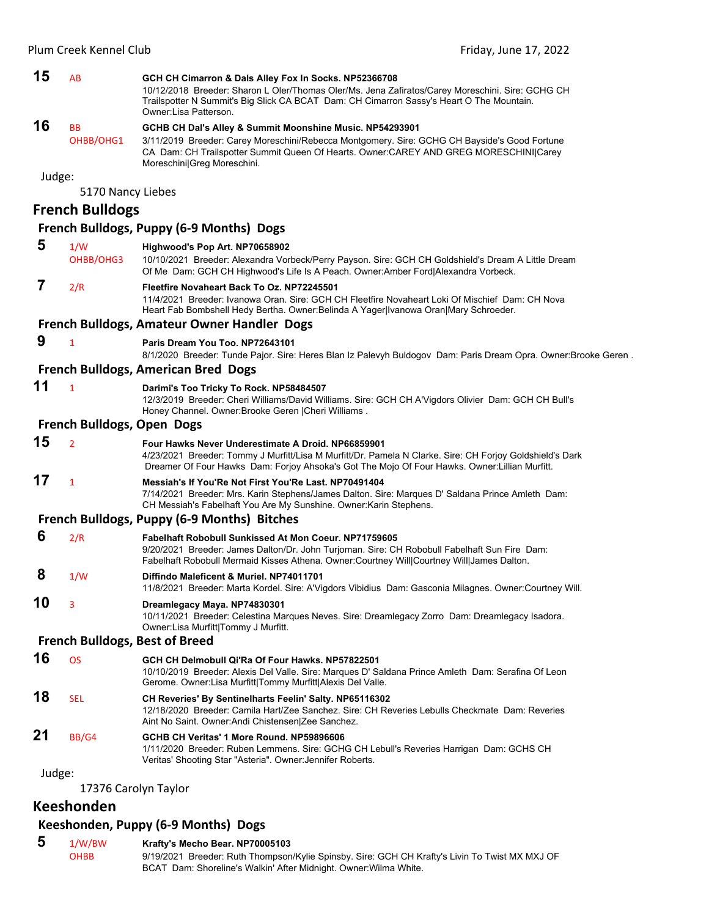**15** AB **GCH CH Cimarron & Dals Alley Fox In Socks. NP52366708**
10/12/2018 Breeder: Sharon L Oler/Thomas Oler/Ms. Jena Zafiratos/Carey Moreschini. Sire: GCHG CH Trailspotter N Summit's Big Slick CA BCAT Dam: CH Cimarron Sassy's Heart O The Mountain. Owner:Lisa Patterson.

**16** BB OHBB/OHG1 **GCHB CH Dal's Alley & Summit Moonshine Music. NP54293901**
3/11/2019 Breeder: Carey Moreschini/Rebecca Montgomery. Sire: GCHG CH Bayside's Good Fortune CA Dam: CH Trailspotter Summit Queen Of Hearts. Owner:CAREY AND GREG MORESCHINI|Carey Moreschini|Greg Moreschini.

Judge:
5170 Nancy Liebes

## French Bulldogs

### French Bulldogs, Puppy (6-9 Months) Dogs

**5** 1/W OHBB/OHG3 **Highwood's Pop Art. NP70658902**
10/10/2021 Breeder: Alexandra Vorbeck/Perry Payson. Sire: GCH CH Goldshield's Dream A Little Dream Of Me Dam: GCH CH Highwood's Life Is A Peach. Owner:Amber Ford|Alexandra Vorbeck.

**7** 2/R **Fleetfire Novaheart Back To Oz. NP72245501**
11/4/2021 Breeder: Ivanowa Oran. Sire: GCH CH Fleetfire Novaheart Loki Of Mischief Dam: CH Nova Heart Fab Bombshell Hedy Bertha. Owner:Belinda A Yager|Ivanowa Oran|Mary Schroeder.

### French Bulldogs, Amateur Owner Handler Dogs

**9** 1 **Paris Dream You Too. NP72643101**
8/1/2020 Breeder: Tunde Pajor. Sire: Heres Blan Iz Palevyh Buldogov Dam: Paris Dream Opra. Owner:Brooke Geren .

### French Bulldogs, American Bred Dogs

**11** 1 **Darimi's Too Tricky To Rock. NP58484507**
12/3/2019 Breeder: Cheri Williams/David Williams. Sire: GCH CH A'Vigdors Olivier Dam: GCH CH Bull's Honey Channel. Owner:Brooke Geren |Cheri Williams .

### French Bulldogs, Open Dogs

**15** 2 **Four Hawks Never Underestimate A Droid. NP66859901**
4/23/2021 Breeder: Tommy J Murfitt/Lisa M Murfitt/Dr. Pamela N Clarke. Sire: CH Forjoy Goldshield's Dark Dreamer Of Four Hawks Dam: Forjoy Ahsoka's Got The Mojo Of Four Hawks. Owner:Lillian Murfitt.

**17** 1 **Messiah's If You'Re Not First You'Re Last. NP70491404**
7/14/2021 Breeder: Mrs. Karin Stephens/James Dalton. Sire: Marques D' Saldana Prince Amleth Dam: CH Messiah's Fabelhaft You Are My Sunshine. Owner:Karin Stephens.

### French Bulldogs, Puppy (6-9 Months) Bitches

**6** 2/R **Fabelhaft Robobull Sunkissed At Mon Coeur. NP71759605**
9/20/2021 Breeder: James Dalton/Dr. John Turjoman. Sire: CH Robobull Fabelhaft Sun Fire Dam: Fabelhaft Robobull Mermaid Kisses Athena. Owner:Courtney Will|Courtney Will|James Dalton.

**8** 1/W **Diffindo Maleficent & Muriel. NP74011701**
11/8/2021 Breeder: Marta Kordel. Sire: A'Vigdors Vibidius Dam: Gasconia Milagnes. Owner:Courtney Will.

**10** 3 **Dreamlegacy Maya. NP74830301**
10/11/2021 Breeder: Celestina Marques Neves. Sire: Dreamlegacy Zorro Dam: Dreamlegacy Isadora. Owner:Lisa Murfitt|Tommy J Murfitt.

### French Bulldogs, Best of Breed

**16** OS **GCH CH Delmobull Qi'Ra Of Four Hawks. NP57822501**
10/10/2019 Breeder: Alexis Del Valle. Sire: Marques D' Saldana Prince Amleth Dam: Serafina Of Leon Gerome. Owner:Lisa Murfitt|Tommy Murfitt|Alexis Del Valle.

**18** SEL **CH Reveries' By Sentinelharts Feelin' Salty. NP65116302**
12/18/2020 Breeder: Camila Hart/Zee Sanchez. Sire: CH Reveries Lebulls Checkmate Dam: Reveries Aint No Saint. Owner:Andi Chistensen|Zee Sanchez.

**21** BB/G4 **GCHB CH Veritas' 1 More Round. NP59896606**
1/11/2020 Breeder: Ruben Lemmens. Sire: GCHG CH Lebull's Reveries Harrigan Dam: GCHS CH Veritas' Shooting Star "Asteria". Owner:Jennifer Roberts.

Judge:
17376 Carolyn Taylor

## Keeshonden

### Keeshonden, Puppy (6-9 Months) Dogs

**5** 1/W/BW OHBB **Krafty's Mecho Bear. NP70005103**
9/19/2021 Breeder: Ruth Thompson/Kylie Spinsby. Sire: GCH CH Krafty's Livin To Twist MX MXJ OF BCAT Dam: Shoreline's Walkin' After Midnight. Owner:Wilma White.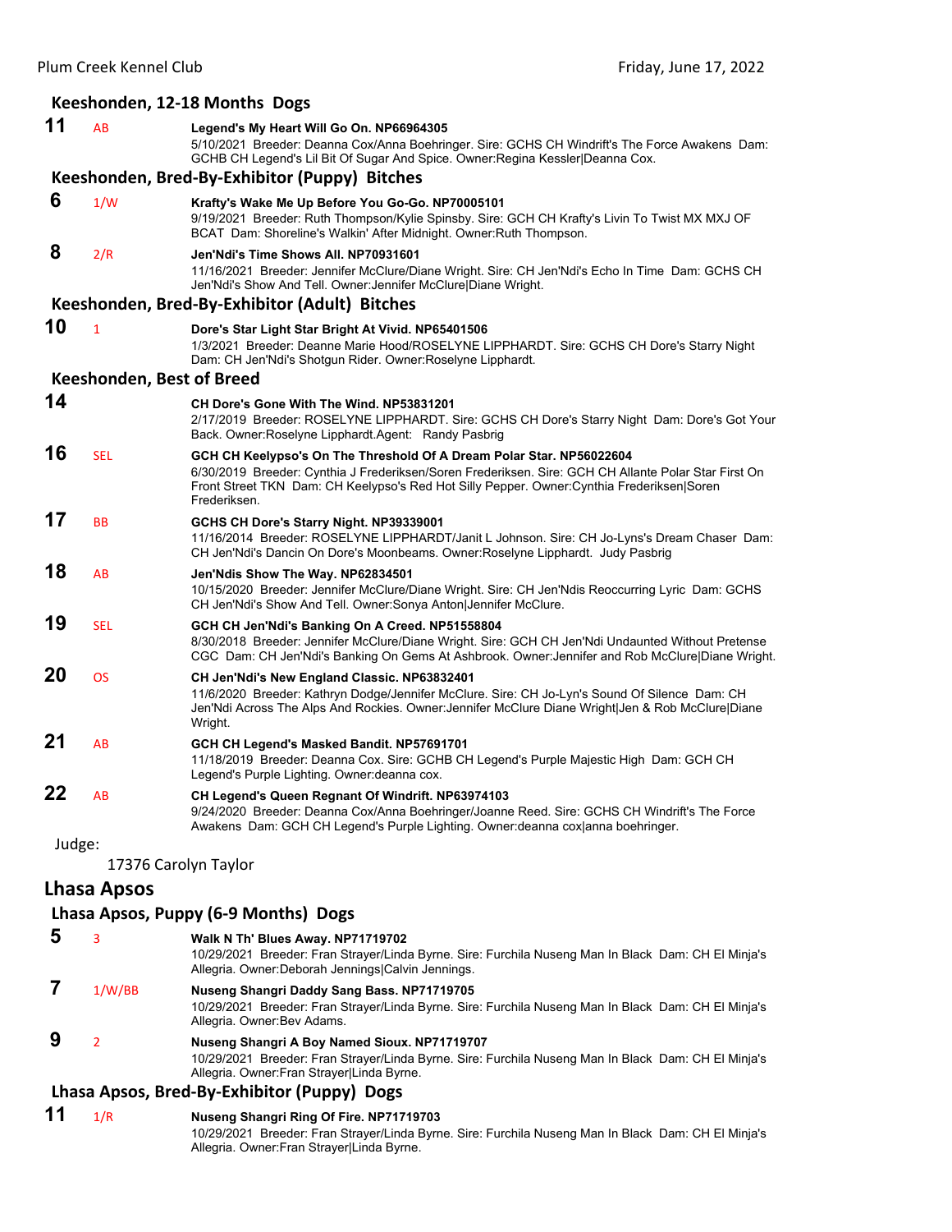### Keeshonden, 12-18 Months Dogs

**11** AB **Legend's My Heart Will Go On. NP66964305**
5/10/2021 Breeder: Deanna Cox/Anna Boehringer. Sire: GCHS CH Windrift's The Force Awakens Dam: GCHB CH Legend's Lil Bit Of Sugar And Spice. Owner:Regina Kessler|Deanna Cox.

### Keeshonden, Bred-By-Exhibitor (Puppy) Bitches

**6** 1/W **Krafty's Wake Me Up Before You Go-Go. NP70005101**
9/19/2021 Breeder: Ruth Thompson/Kylie Spinsby. Sire: GCH CH Krafty's Livin To Twist MX MXJ OF BCAT Dam: Shoreline's Walkin' After Midnight. Owner:Ruth Thompson.

**8** 2/R **Jen'Ndi's Time Shows All. NP70931601**
11/16/2021 Breeder: Jennifer McClure/Diane Wright. Sire: CH Jen'Ndi's Echo In Time Dam: GCHS CH Jen'Ndi's Show And Tell. Owner:Jennifer McClure|Diane Wright.

### Keeshonden, Bred-By-Exhibitor (Adult) Bitches

**10** 1 **Dore's Star Light Star Bright At Vivid. NP65401506**
1/3/2021 Breeder: Deanne Marie Hood/ROSELYNE LIPPHARDT. Sire: GCHS CH Dore's Starry Night Dam: CH Jen'Ndi's Shotgun Rider. Owner:Roselyne Lipphardt.

### Keeshonden, Best of Breed

**14** **CH Dore's Gone With The Wind. NP53831201**
2/17/2019 Breeder: ROSELYNE LIPPHARDT. Sire: GCHS CH Dore's Starry Night Dam: Dore's Got Your Back. Owner:Roselyne Lipphardt.Agent: Randy Pasbrig

**16** SEL **GCH CH Keelypso's On The Threshold Of A Dream Polar Star. NP56022604**
6/30/2019 Breeder: Cynthia J Frederiksen/Soren Frederiksen. Sire: GCH CH Allante Polar Star First On Front Street TKN Dam: CH Keelypso's Red Hot Silly Pepper. Owner:Cynthia Frederiksen|Soren Frederiksen.

**17** BB **GCHS CH Dore's Starry Night. NP39339001**
11/16/2014 Breeder: ROSELYNE LIPPHARDT/Janit L Johnson. Sire: CH Jo-Lyns's Dream Chaser Dam: CH Jen'Ndi's Dancin On Dore's Moonbeams. Owner:Roselyne Lipphardt. Judy Pasbrig

**18** AB **Jen'Ndis Show The Way. NP62834501**
10/15/2020 Breeder: Jennifer McClure/Diane Wright. Sire: CH Jen'Ndis Reoccurring Lyric Dam: GCHS CH Jen'Ndi's Show And Tell. Owner:Sonya Anton|Jennifer McClure.

**19** SEL **GCH CH Jen'Ndi's Banking On A Creed. NP51558804**
8/30/2018 Breeder: Jennifer McClure/Diane Wright. Sire: GCH CH Jen'Ndi Undaunted Without Pretense CGC Dam: CH Jen'Ndi's Banking On Gems At Ashbrook. Owner:Jennifer and Rob McClure|Diane Wright.

**20** OS **CH Jen'Ndi's New England Classic. NP63832401**
11/6/2020 Breeder: Kathryn Dodge/Jennifer McClure. Sire: CH Jo-Lyn's Sound Of Silence Dam: CH Jen'Ndi Across The Alps And Rockies. Owner:Jennifer McClure Diane Wright|Jen & Rob McClure|Diane Wright.

**21** AB **GCH CH Legend's Masked Bandit. NP57691701**
11/18/2019 Breeder: Deanna Cox. Sire: GCHB CH Legend's Purple Majestic High Dam: GCH CH Legend's Purple Lighting. Owner:deanna cox.

**22** AB **CH Legend's Queen Regnant Of Windrift. NP63974103**
9/24/2020 Breeder: Deanna Cox/Anna Boehringer/Joanne Reed. Sire: GCHS CH Windrift's The Force Awakens Dam: GCH CH Legend's Purple Lighting. Owner:deanna cox|anna boehringer.

Judge:

17376 Carolyn Taylor

## Lhasa Apsos

### Lhasa Apsos, Puppy (6-9 Months) Dogs

**5** 3 **Walk N Th' Blues Away. NP71719702**
10/29/2021 Breeder: Fran Strayer/Linda Byrne. Sire: Furchila Nuseng Man In Black Dam: CH El Minja's Allegria. Owner:Deborah Jennings|Calvin Jennings.

**7** 1/W/BB **Nuseng Shangri Daddy Sang Bass. NP71719705**
10/29/2021 Breeder: Fran Strayer/Linda Byrne. Sire: Furchila Nuseng Man In Black Dam: CH El Minja's Allegria. Owner:Bev Adams.

**9** 2 **Nuseng Shangri A Boy Named Sioux. NP71719707**
10/29/2021 Breeder: Fran Strayer/Linda Byrne. Sire: Furchila Nuseng Man In Black Dam: CH El Minja's Allegria. Owner:Fran Strayer|Linda Byrne.

### Lhasa Apsos, Bred-By-Exhibitor (Puppy) Dogs

**11** 1/R **Nuseng Shangri Ring Of Fire. NP71719703**
10/29/2021 Breeder: Fran Strayer/Linda Byrne. Sire: Furchila Nuseng Man In Black Dam: CH El Minja's Allegria. Owner:Fran Strayer|Linda Byrne.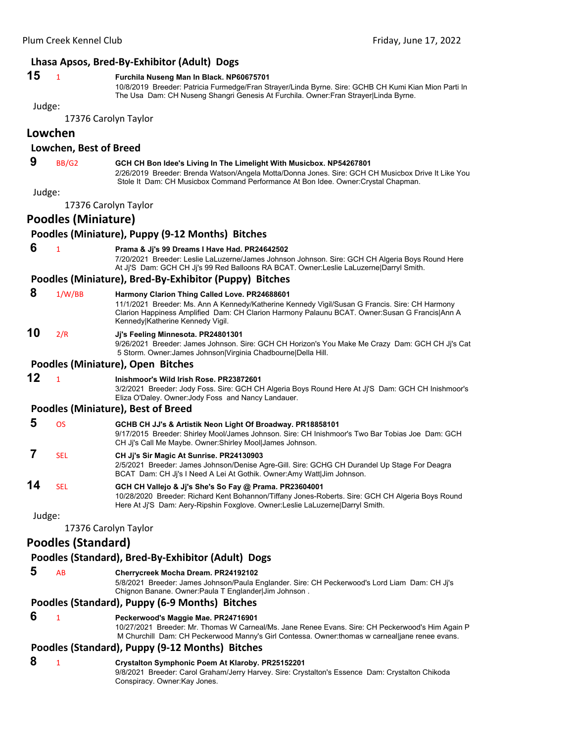### Lhasa Apsos, Bred-By-Exhibitor (Adult) Dogs

**15** 1 **Furchila Nuseng Man In Black. NP60675701**
10/8/2019 Breeder: Patricia Furmedge/Fran Strayer/Linda Byrne. Sire: GCHB CH Kumi Kian Mion Parti In The Usa Dam: CH Nuseng Shangri Genesis At Furchila. Owner:Fran Strayer|Linda Byrne.

Judge:

17376 Carolyn Taylor

## Lowchen

### Lowchen, Best of Breed

**9** BB/G2 **GCH CH Bon Idee's Living In The Limelight With Musicbox. NP54267801**
2/26/2019 Breeder: Brenda Watson/Angela Motta/Donna Jones. Sire: GCH CH Musicbox Drive It Like You Stole It Dam: CH Musicbox Command Performance At Bon Idee. Owner:Crystal Chapman.

Judge:

17376 Carolyn Taylor

## Poodles (Miniature)

### Poodles (Miniature), Puppy (9-12 Months) Bitches

**6** 1 **Prama & Jj's 99 Dreams I Have Had. PR24642502**
7/20/2021 Breeder: Leslie LaLuzerne/James Johnson Johnson. Sire: GCH CH Algeria Boys Round Here At Jj'S Dam: GCH CH Jj's 99 Red Balloons RA BCAT. Owner:Leslie LaLuzerne|Darryl Smith.

### Poodles (Miniature), Bred-By-Exhibitor (Puppy) Bitches

**8** 1/W/BB **Harmony Clarion Thing Called Love. PR24688601**
11/1/2021 Breeder: Ms. Ann A Kennedy/Katherine Kennedy Vigil/Susan G Francis. Sire: CH Harmony Clarion Happiness Amplified Dam: CH Clarion Harmony Palaunu BCAT. Owner:Susan G Francis|Ann A Kennedy|Katherine Kennedy Vigil.

**10** 2/R **Jj's Feeling Minnesota. PR24801301**
9/26/2021 Breeder: James Johnson. Sire: GCH CH Horizon's You Make Me Crazy Dam: GCH CH Jj's Cat 5 Storm. Owner:James Johnson|Virginia Chadbourne|Della Hill.

### Poodles (Miniature), Open Bitches

**12** 1 **Inishmoor's Wild Irish Rose. PR23872601**
3/2/2021 Breeder: Jody Foss. Sire: GCH CH Algeria Boys Round Here At Jj'S Dam: GCH CH Inishmoor's Eliza O'Daley. Owner:Jody Foss and Nancy Landauer.

### Poodles (Miniature), Best of Breed

**5** OS **GCHB CH JJ's & Artistik Neon Light Of Broadway. PR18858101**
9/17/2015 Breeder: Shirley Mool/James Johnson. Sire: CH Inishmoor's Two Bar Tobias Joe Dam: GCH CH Jj's Call Me Maybe. Owner:Shirley Mool|James Johnson.

**7** SEL **CH Jj's Sir Magic At Sunrise. PR24130903**
2/5/2021 Breeder: James Johnson/Denise Agre-Gill. Sire: GCHG CH Durandel Up Stage For Deagra BCAT Dam: CH Jj's I Need A Lei At Gothik. Owner:Amy Watt|Jim Johnson.

**14** SEL **GCH CH Vallejo & Jj's She's So Fay @ Prama. PR23604001**
10/28/2020 Breeder: Richard Kent Bohannon/Tiffany Jones-Roberts. Sire: GCH CH Algeria Boys Round Here At Jj'S Dam: Aery-Ripshin Foxglove. Owner:Leslie LaLuzerne|Darryl Smith.

Judge:

17376 Carolyn Taylor

## Poodles (Standard)

### Poodles (Standard), Bred-By-Exhibitor (Adult) Dogs

**5** AB **Cherrycreek Mocha Dream. PR24192102**
5/8/2021 Breeder: James Johnson/Paula Englander. Sire: CH Peckerwood's Lord Liam Dam: CH Jj's Chignon Banane. Owner:Paula T Englander|Jim Johnson .

### Poodles (Standard), Puppy (6-9 Months) Bitches

**6** 1 **Peckerwood's Maggie Mae. PR24716901**
10/27/2021 Breeder: Mr. Thomas W Carneal/Ms. Jane Renee Evans. Sire: CH Peckerwood's Him Again P M Churchill Dam: CH Peckerwood Manny's Girl Contessa. Owner:thomas w carneal|jane renee evans.

### Poodles (Standard), Puppy (9-12 Months) Bitches

**8** 1 **Crystalton Symphonic Poem At Klaroby. PR25152201**
9/8/2021 Breeder: Carol Graham/Jerry Harvey. Sire: Crystalton's Essence Dam: Crystalton Chikoda Conspiracy. Owner:Kay Jones.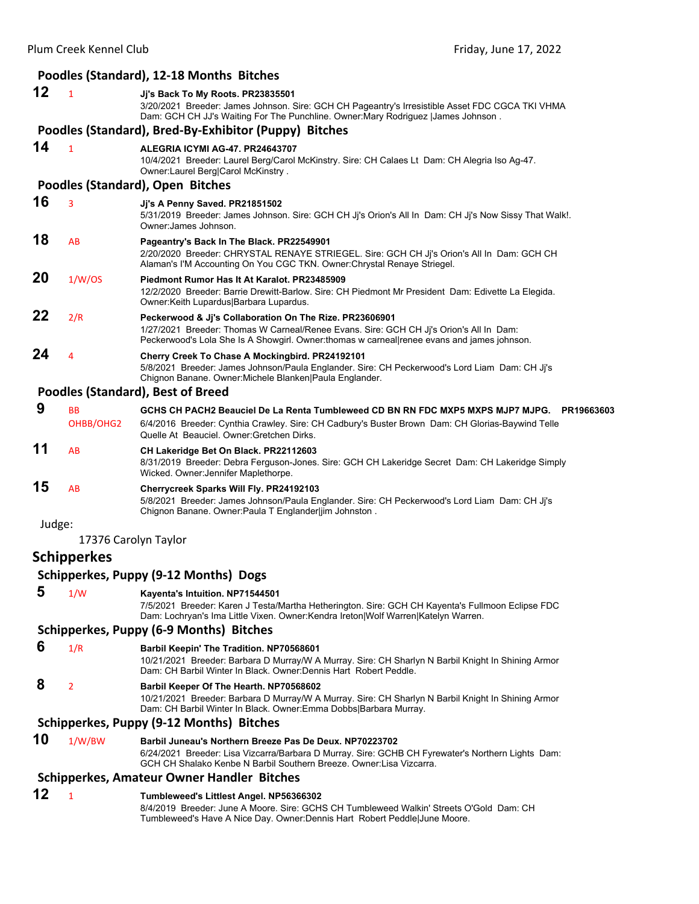### Poodles (Standard), 12-18 Months Bitches

**12** 1 **Jj's Back To My Roots. PR23835501**
3/20/2021 Breeder: James Johnson. Sire: GCH CH Pageantry's Irresistible Asset FDC CGCA TKI VHMA Dam: GCH CH JJ's Waiting For The Punchline. Owner:Mary Rodriguez |James Johnson .

### Poodles (Standard), Bred-By-Exhibitor (Puppy) Bitches

**14** 1 **ALEGRIA ICYMI AG-47. PR24643707**
10/4/2021 Breeder: Laurel Berg/Carol McKinstry. Sire: CH Calaes Lt Dam: CH Alegria Iso Ag-47. Owner:Laurel Berg|Carol McKinstry .

### Poodles (Standard), Open Bitches

**16** 3 **Jj's A Penny Saved. PR21851502**
5/31/2019 Breeder: James Johnson. Sire: GCH CH Jj's Orion's All In Dam: CH Jj's Now Sissy That Walk!. Owner:James Johnson.

**18** AB **Pageantry's Back In The Black. PR22549901**
2/20/2020 Breeder: CHRYSTAL RENAYE STRIEGEL. Sire: GCH CH Jj's Orion's All In Dam: GCH CH Alaman's I'M Accounting On You CGC TKN. Owner:Chrystal Renaye Striegel.

**20** 1/W/OS **Piedmont Rumor Has It At Karalot. PR23485909**
12/2/2020 Breeder: Barrie Drewitt-Barlow. Sire: CH Piedmont Mr President Dam: Edivette La Elegida. Owner:Keith Lupardus|Barbara Lupardus.

**22** 2/R **Peckerwood & Jj's Collaboration On The Rize. PR23606901**
1/27/2021 Breeder: Thomas W Carneal/Renee Evans. Sire: GCH CH Jj's Orion's All In Dam: Peckerwood's Lola She Is A Showgirl. Owner:thomas w carneal|renee evans and james johnson.

**24** 4 **Cherry Creek To Chase A Mockingbird. PR24192101**
5/8/2021 Breeder: James Johnson/Paula Englander. Sire: CH Peckerwood's Lord Liam Dam: CH Jj's Chignon Banane. Owner:Michele Blanken|Paula Englander.

### Poodles (Standard), Best of Breed

**9** BB OHBB/OHG2 **GCHS CH PACH2 Beauciel De La Renta Tumbleweed CD BN RN FDC MXP5 MXPS MJP7 MJPG. PR19663603**
6/4/2016 Breeder: Cynthia Crawley. Sire: CH Cadbury's Buster Brown Dam: CH Glorias-Baywind Telle Quelle At Beauciel. Owner:Gretchen Dirks.

**11** AB **CH Lakeridge Bet On Black. PR22112603**
8/31/2019 Breeder: Debra Ferguson-Jones. Sire: GCH CH Lakeridge Secret Dam: CH Lakeridge Simply Wicked. Owner:Jennifer Maplethorpe.

**15** AB **Cherrycreek Sparks Will Fly. PR24192103**
5/8/2021 Breeder: James Johnson/Paula Englander. Sire: CH Peckerwood's Lord Liam Dam: CH Jj's Chignon Banane. Owner:Paula T Englander|jim Johnston .

Judge:

17376 Carolyn Taylor

## Schipperkes

### Schipperkes, Puppy (9-12 Months) Dogs

**5** 1/W **Kayenta's Intuition. NP71544501**
7/5/2021 Breeder: Karen J Testa/Martha Hetherington. Sire: GCH CH Kayenta's Fullmoon Eclipse FDC Dam: Lochryan's Ima Little Vixen. Owner:Kendra Ireton|Wolf Warren|Katelyn Warren.

### Schipperkes, Puppy (6-9 Months) Bitches

**6** 1/R **Barbil Keepin' The Tradition. NP70568601**
10/21/2021 Breeder: Barbara D Murray/W A Murray. Sire: CH Sharlyn N Barbil Knight In Shining Armor Dam: CH Barbil Winter In Black. Owner:Dennis Hart Robert Peddle.

**8** 2 **Barbil Keeper Of The Hearth. NP70568602**
10/21/2021 Breeder: Barbara D Murray/W A Murray. Sire: CH Sharlyn N Barbil Knight In Shining Armor Dam: CH Barbil Winter In Black. Owner:Emma Dobbs|Barbara Murray.

### Schipperkes, Puppy (9-12 Months) Bitches

**10** 1/W/BW **Barbil Juneau's Northern Breeze Pas De Deux. NP70223702**
6/24/2021 Breeder: Lisa Vizcarra/Barbara D Murray. Sire: GCHB CH Fyrewater's Northern Lights Dam: GCH CH Shalako Kenbe N Barbil Southern Breeze. Owner:Lisa Vizcarra.

### Schipperkes, Amateur Owner Handler Bitches

**12** 1 **Tumbleweed's Littlest Angel. NP56366302**
8/4/2019 Breeder: June A Moore. Sire: GCHS CH Tumbleweed Walkin' Streets O'Gold Dam: CH Tumbleweed's Have A Nice Day. Owner:Dennis Hart Robert Peddle|June Moore.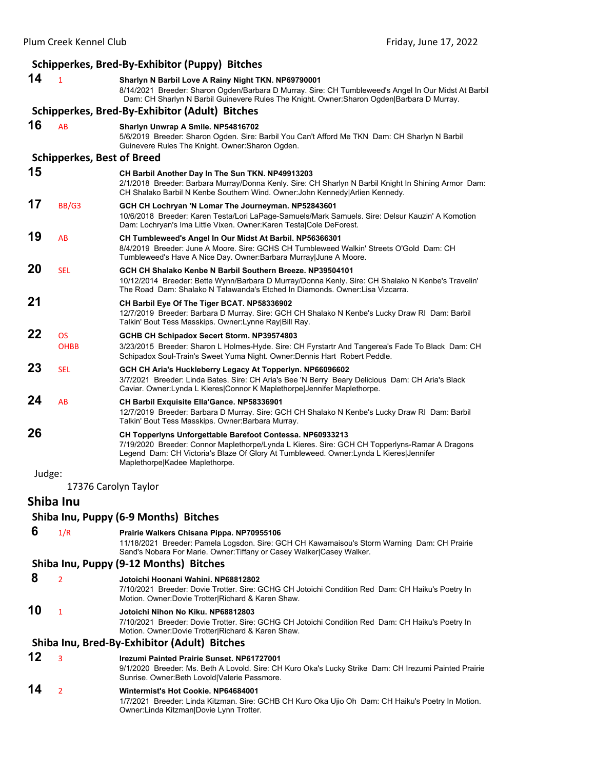### Schipperkes, Bred-By-Exhibitor (Puppy) Bitches

**14** 1 **Sharlyn N Barbil Love A Rainy Night TKN. NP69790001**
8/14/2021 Breeder: Sharon Ogden/Barbara D Murray. Sire: CH Tumbleweed's Angel In Our Midst At Barbil Dam: CH Sharlyn N Barbil Guinevere Rules The Knight. Owner:Sharon Ogden|Barbara D Murray.

### Schipperkes, Bred-By-Exhibitor (Adult) Bitches

**16** AB **Sharlyn Unwrap A Smile. NP54816702**
5/6/2019 Breeder: Sharon Ogden. Sire: Barbil You Can't Afford Me TKN Dam: CH Sharlyn N Barbil Guinevere Rules The Knight. Owner:Sharon Ogden.

### Schipperkes, Best of Breed

**15** **CH Barbil Another Day In The Sun TKN. NP49913203**
2/1/2018 Breeder: Barbara Murray/Donna Kenly. Sire: CH Sharlyn N Barbil Knight In Shining Armor Dam: CH Shalako Barbil N Kenbe Southern Wind. Owner:John Kennedy|Arlien Kennedy.

**17** BB/G3 **GCH CH Lochryan 'N Lomar The Journeyman. NP52843601**
10/6/2018 Breeder: Karen Testa/Lori LaPage-Samuels/Mark Samuels. Sire: Delsur Kauzin' A Komotion Dam: Lochryan's Ima Little Vixen. Owner:Karen Testa|Cole DeForest.

**19** AB **CH Tumbleweed's Angel In Our Midst At Barbil. NP56366301**
8/4/2019 Breeder: June A Moore. Sire: GCHS CH Tumbleweed Walkin' Streets O'Gold Dam: CH Tumbleweed's Have A Nice Day. Owner:Barbara Murray|June A Moore.

**20** SEL **GCH CH Shalako Kenbe N Barbil Southern Breeze. NP39504101**
10/12/2014 Breeder: Bette Wynn/Barbara D Murray/Donna Kenly. Sire: CH Shalako N Kenbe's Travelin' The Road Dam: Shalako N Talawanda's Etched In Diamonds. Owner:Lisa Vizcarra.

**21** **CH Barbil Eye Of The Tiger BCAT. NP58336902**
12/7/2019 Breeder: Barbara D Murray. Sire: GCH CH Shalako N Kenbe's Lucky Draw RI Dam: Barbil Talkin' Bout Tess Masskips. Owner:Lynne Ray|Bill Ray.

**22** OS OHBB **GCHB CH Schipadox Secert Storm. NP39574803**
3/23/2015 Breeder: Sharon L Holmes-Hyde. Sire: CH Fyrstartr And Tangerea's Fade To Black Dam: CH Schipadox Soul-Train's Sweet Yuma Night. Owner:Dennis Hart Robert Peddle.

**23** SEL **GCH CH Aria's Huckleberry Legacy At Topperlyn. NP66096602**
3/7/2021 Breeder: Linda Bates. Sire: CH Aria's Bee 'N Berry Beary Delicious Dam: CH Aria's Black Caviar. Owner:Lynda L Kieres|Connor K Maplethorpe|Jennifer Maplethorpe.

**24** AB **CH Barbil Exquisite Ella'Gance. NP58336901**
12/7/2019 Breeder: Barbara D Murray. Sire: GCH CH Shalako N Kenbe's Lucky Draw RI Dam: Barbil Talkin' Bout Tess Masskips. Owner:Barbara Murray.

**26** **CH Topperlyns Unforgettable Barefoot Contessa. NP60933213**
7/19/2020 Breeder: Connor Maplethorpe/Lynda L Kieres. Sire: GCH CH Topperlyns-Ramar A Dragons Legend Dam: CH Victoria's Blaze Of Glory At Tumbleweed. Owner:Lynda L Kieres|Jennifer Maplethorpe|Kadee Maplethorpe.

Judge:

17376 Carolyn Taylor

## Shiba Inu

### Shiba Inu, Puppy (6-9 Months) Bitches

**6** 1/R **Prairie Walkers Chisana Pippa. NP70955106**
11/18/2021 Breeder: Pamela Logsdon. Sire: GCH CH Kawamaisou's Storm Warning Dam: CH Prairie Sand's Nobara For Marie. Owner:Tiffany or Casey Walker|Casey Walker.

### Shiba Inu, Puppy (9-12 Months) Bitches

**8** 2 **Jotoichi Hoonani Wahini. NP68812802**
7/10/2021 Breeder: Dovie Trotter. Sire: GCHG CH Jotoichi Condition Red Dam: CH Haiku's Poetry In Motion. Owner:Dovie Trotter|Richard & Karen Shaw.

**10** 1 **Jotoichi Nihon No Kiku. NP68812803**
7/10/2021 Breeder: Dovie Trotter. Sire: GCHG CH Jotoichi Condition Red Dam: CH Haiku's Poetry In Motion. Owner:Dovie Trotter|Richard & Karen Shaw.

### Shiba Inu, Bred-By-Exhibitor (Adult) Bitches

**12** 3 **Irezumi Painted Prairie Sunset. NP61727001**
9/1/2020 Breeder: Ms. Beth A Lovold. Sire: CH Kuro Oka's Lucky Strike Dam: CH Irezumi Painted Prairie Sunrise. Owner:Beth Lovold|Valerie Passmore.

**14** 2 **Wintermist's Hot Cookie. NP64684001**
1/7/2021 Breeder: Linda Kitzman. Sire: GCHB CH Kuro Oka Ujio Oh Dam: CH Haiku's Poetry In Motion. Owner:Linda Kitzman|Dovie Lynn Trotter.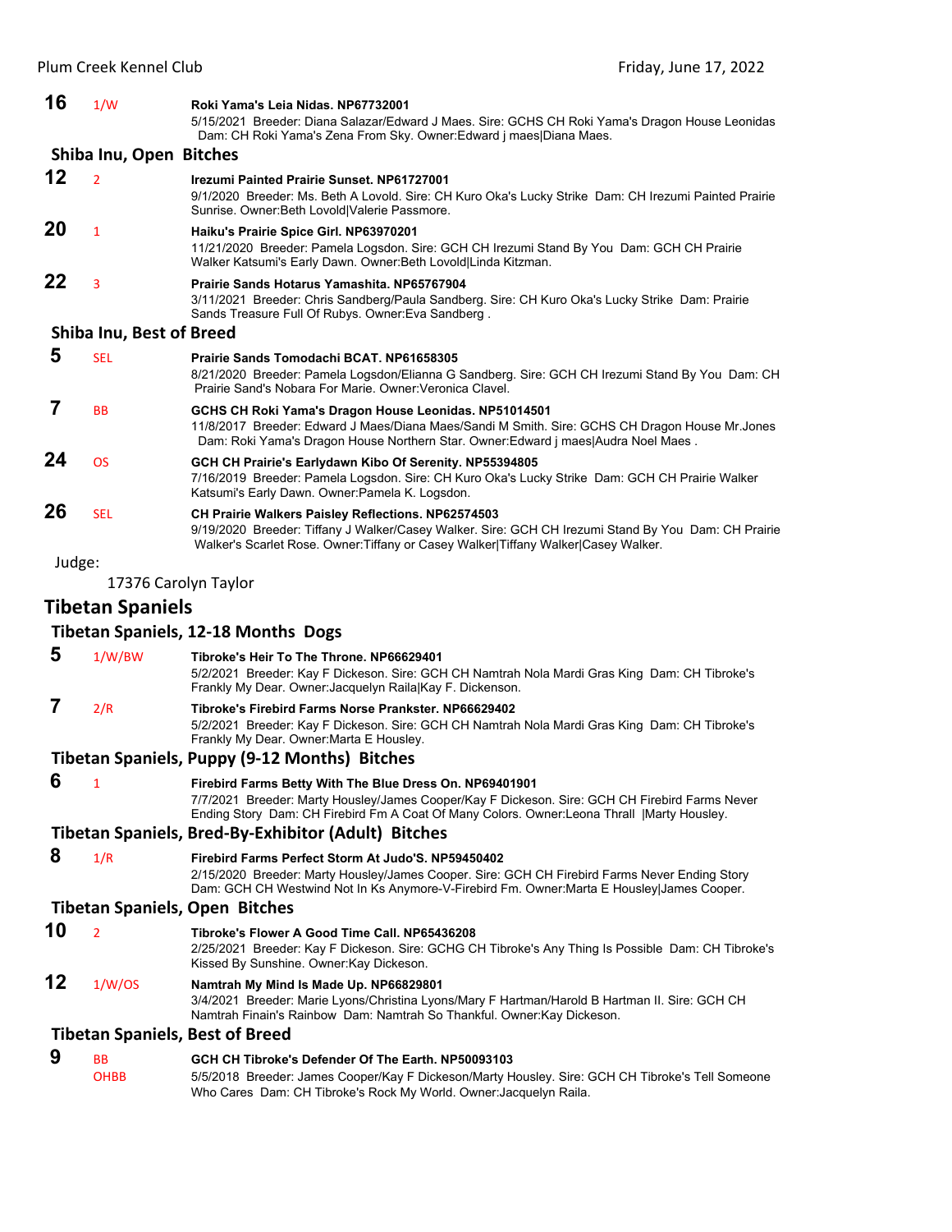**16** 1/W **Roki Yama's Leia Nidas. NP67732001**
5/15/2021 Breeder: Diana Salazar/Edward J Maes. Sire: GCHS CH Roki Yama's Dragon House Leonidas Dam: CH Roki Yama's Zena From Sky. Owner:Edward j maes|Diana Maes.

### Shiba Inu, Open Bitches

**12** 2 **Irezumi Painted Prairie Sunset. NP61727001**
9/1/2020 Breeder: Ms. Beth A Lovold. Sire: CH Kuro Oka's Lucky Strike Dam: CH Irezumi Painted Prairie Sunrise. Owner:Beth Lovold|Valerie Passmore.

**20** 1 **Haiku's Prairie Spice Girl. NP63970201**
11/21/2020 Breeder: Pamela Logsdon. Sire: GCH CH Irezumi Stand By You Dam: GCH CH Prairie Walker Katsumi's Early Dawn. Owner:Beth Lovold|Linda Kitzman.

**22** 3 **Prairie Sands Hotarus Yamashita. NP65767904**
3/11/2021 Breeder: Chris Sandberg/Paula Sandberg. Sire: CH Kuro Oka's Lucky Strike Dam: Prairie Sands Treasure Full Of Rubys. Owner:Eva Sandberg .

### Shiba Inu, Best of Breed

**5** SEL **Prairie Sands Tomodachi BCAT. NP61658305**
8/21/2020 Breeder: Pamela Logsdon/Elianna G Sandberg. Sire: GCH CH Irezumi Stand By You Dam: CH Prairie Sand's Nobara For Marie. Owner:Veronica Clavel.

**7** BB **GCHS CH Roki Yama's Dragon House Leonidas. NP51014501**
11/8/2017 Breeder: Edward J Maes/Diana Maes/Sandi M Smith. Sire: GCHS CH Dragon House Mr.Jones Dam: Roki Yama's Dragon House Northern Star. Owner:Edward j maes|Audra Noel Maes .

**24** OS **GCH CH Prairie's Earlydawn Kibo Of Serenity. NP55394805**
7/16/2019 Breeder: Pamela Logsdon. Sire: CH Kuro Oka's Lucky Strike Dam: GCH CH Prairie Walker Katsumi's Early Dawn. Owner:Pamela K. Logsdon.

**26** SEL **CH Prairie Walkers Paisley Reflections. NP62574503**
9/19/2020 Breeder: Tiffany J Walker/Casey Walker. Sire: GCH CH Irezumi Stand By You Dam: CH Prairie Walker's Scarlet Rose. Owner:Tiffany or Casey Walker|Tiffany Walker|Casey Walker.

Judge:

17376 Carolyn Taylor

## Tibetan Spaniels

### Tibetan Spaniels, 12-18 Months Dogs

**5** 1/W/BW **Tibroke's Heir To The Throne. NP66629401**
5/2/2021 Breeder: Kay F Dickeson. Sire: GCH CH Namtrah Nola Mardi Gras King Dam: CH Tibroke's Frankly My Dear. Owner:Jacquelyn Raila|Kay F. Dickenson.

**7** 2/R **Tibroke's Firebird Farms Norse Prankster. NP66629402**
5/2/2021 Breeder: Kay F Dickeson. Sire: GCH CH Namtrah Nola Mardi Gras King Dam: CH Tibroke's Frankly My Dear. Owner:Marta E Housley.

### Tibetan Spaniels, Puppy (9-12 Months) Bitches

**6** 1 **Firebird Farms Betty With The Blue Dress On. NP69401901**
7/7/2021 Breeder: Marty Housley/James Cooper/Kay F Dickeson. Sire: GCH CH Firebird Farms Never Ending Story Dam: CH Firebird Fm A Coat Of Many Colors. Owner:Leona Thrall |Marty Housley.

### Tibetan Spaniels, Bred-By-Exhibitor (Adult) Bitches

**8** 1/R **Firebird Farms Perfect Storm At Judo'S. NP59450402**
2/15/2020 Breeder: Marty Housley/James Cooper. Sire: GCH CH Firebird Farms Never Ending Story Dam: GCH CH Westwind Not In Ks Anymore-V-Firebird Fm. Owner:Marta E Housley|James Cooper.

### Tibetan Spaniels, Open Bitches

**10** 2 **Tibroke's Flower A Good Time Call. NP65436208**
2/25/2021 Breeder: Kay F Dickeson. Sire: GCHG CH Tibroke's Any Thing Is Possible Dam: CH Tibroke's Kissed By Sunshine. Owner:Kay Dickeson.

**12** 1/W/OS **Namtrah My Mind Is Made Up. NP66829801**
3/4/2021 Breeder: Marie Lyons/Christina Lyons/Mary F Hartman/Harold B Hartman II. Sire: GCH CH Namtrah Finain's Rainbow Dam: Namtrah So Thankful. Owner:Kay Dickeson.

### Tibetan Spaniels, Best of Breed

**9** BB OHBB **GCH CH Tibroke's Defender Of The Earth. NP50093103**
5/5/2018 Breeder: James Cooper/Kay F Dickeson/Marty Housley. Sire: GCH CH Tibroke's Tell Someone Who Cares Dam: CH Tibroke's Rock My World. Owner:Jacquelyn Raila.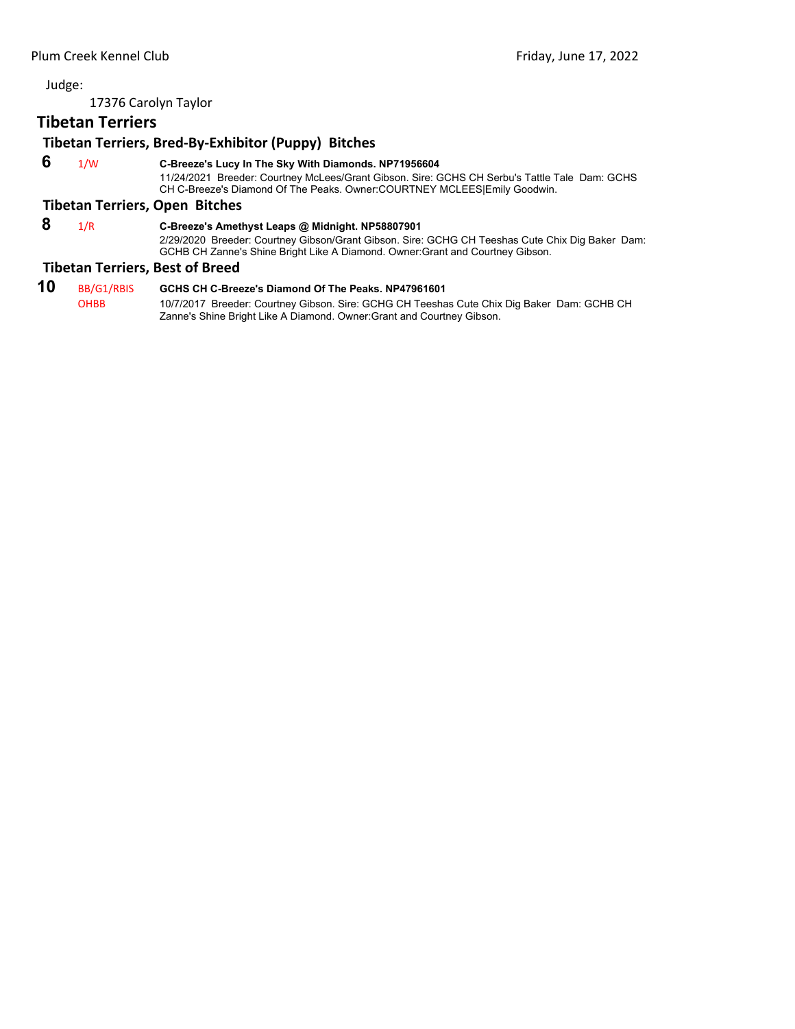Judge:

17376 Carolyn Taylor

## Tibetan Terriers

### Tibetan Terriers, Bred-By-Exhibitor (Puppy) Bitches

**6** 1/W **C-Breeze's Lucy In The Sky With Diamonds. NP71956604**
11/24/2021 Breeder: Courtney McLees/Grant Gibson. Sire: GCHS CH Serbu's Tattle Tale Dam: GCHS CH C-Breeze's Diamond Of The Peaks. Owner:COURTNEY MCLEES|Emily Goodwin.

### Tibetan Terriers, Open Bitches

**8** 1/R **C-Breeze's Amethyst Leaps @ Midnight. NP58807901**
2/29/2020 Breeder: Courtney Gibson/Grant Gibson. Sire: GCHG CH Teeshas Cute Chix Dig Baker Dam: GCHB CH Zanne's Shine Bright Like A Diamond. Owner:Grant and Courtney Gibson.

### Tibetan Terriers, Best of Breed

**10** BB/G1/RBIS OHBB **GCHS CH C-Breeze's Diamond Of The Peaks. NP47961601**
10/7/2017 Breeder: Courtney Gibson. Sire: GCHG CH Teeshas Cute Chix Dig Baker Dam: GCHB CH Zanne's Shine Bright Like A Diamond. Owner:Grant and Courtney Gibson.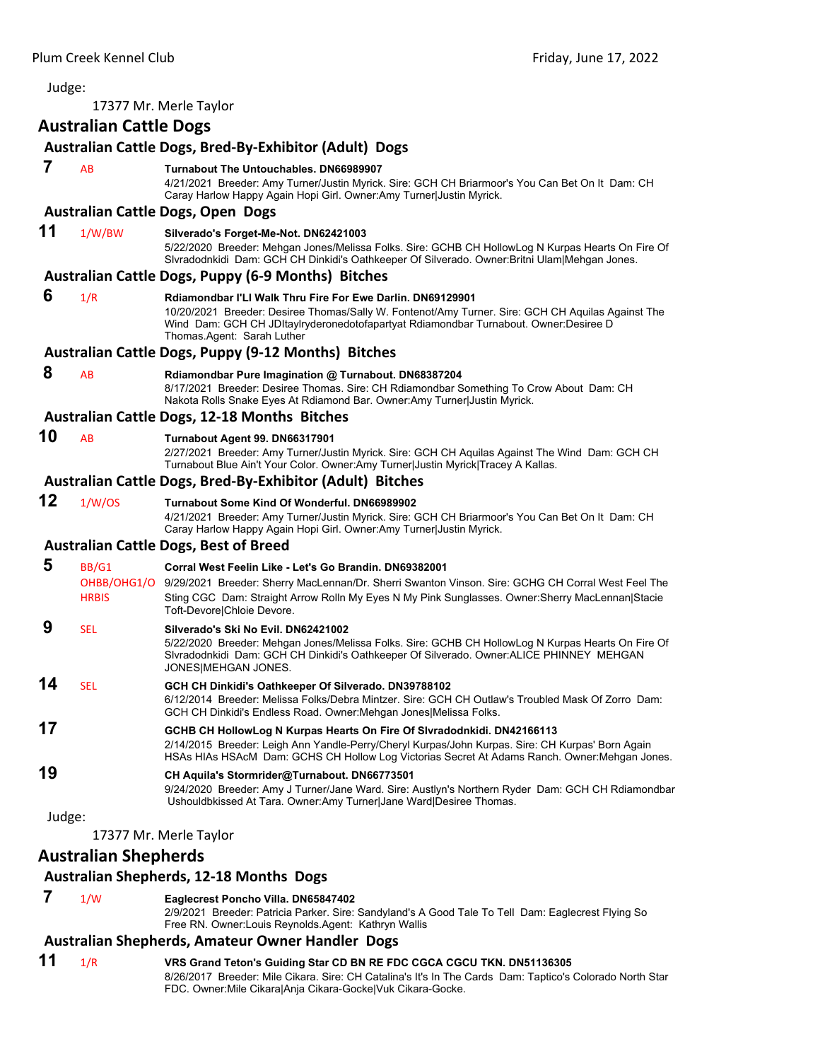Judge:

17377 Mr. Merle Taylor

## Australian Cattle Dogs

### Australian Cattle Dogs, Bred-By-Exhibitor (Adult) Dogs

**7** AB **Turnabout The Untouchables. DN66989907**
4/21/2021 Breeder: Amy Turner/Justin Myrick. Sire: GCH CH Briarmoor's You Can Bet On It Dam: CH Caray Harlow Happy Again Hopi Girl. Owner:Amy Turner|Justin Myrick.

### Australian Cattle Dogs, Open Dogs

**11** 1/W/BW **Silverado's Forget-Me-Not. DN62421003**
5/22/2020 Breeder: Mehgan Jones/Melissa Folks. Sire: GCHB CH HollowLog N Kurpas Hearts On Fire Of Slvradodnkidi Dam: GCH CH Dinkidi's Oathkeeper Of Silverado. Owner:Britni Ulam|Mehgan Jones.

### Australian Cattle Dogs, Puppy (6-9 Months) Bitches

**6** 1/R **Rdiamondbar I'Ll Walk Thru Fire For Ewe Darlin. DN69129901**
10/20/2021 Breeder: Desiree Thomas/Sally W. Fontenot/Amy Turner. Sire: GCH CH Aquilas Against The Wind Dam: GCH CH JDltaylryderonedotofapartyat Rdiamondbar Turnabout. Owner:Desiree D Thomas.Agent: Sarah Luther

### Australian Cattle Dogs, Puppy (9-12 Months) Bitches

**8** AB **Rdiamondbar Pure Imagination @ Turnabout. DN68387204**
8/17/2021 Breeder: Desiree Thomas. Sire: CH Rdiamondbar Something To Crow About Dam: CH Nakota Rolls Snake Eyes At Rdiamond Bar. Owner:Amy Turner|Justin Myrick.

### Australian Cattle Dogs, 12-18 Months Bitches

**10** AB **Turnabout Agent 99. DN66317901**
2/27/2021 Breeder: Amy Turner/Justin Myrick. Sire: GCH CH Aquilas Against The Wind Dam: GCH CH Turnabout Blue Ain't Your Color. Owner:Amy Turner|Justin Myrick|Tracey A Kallas.

### Australian Cattle Dogs, Bred-By-Exhibitor (Adult) Bitches

**12** 1/W/OS **Turnabout Some Kind Of Wonderful. DN66989902**
4/21/2021 Breeder: Amy Turner/Justin Myrick. Sire: GCH CH Briarmoor's You Can Bet On It Dam: CH Caray Harlow Happy Again Hopi Girl. Owner:Amy Turner|Justin Myrick.

### Australian Cattle Dogs, Best of Breed

**5** BB/G1 OHBB/OHG1/O HRBIS **Corral West Feelin Like - Let's Go Brandin. DN69382001**
9/29/2021 Breeder: Sherry MacLennan/Dr. Sherri Swanton Vinson. Sire: GCHG CH Corral West Feel The Sting CGC Dam: Straight Arrow Rolln My Eyes N My Pink Sunglasses. Owner:Sherry MacLennan|Stacie Toft-Devore|Chloie Devore.

**9** SEL **Silverado's Ski No Evil. DN62421002**
5/22/2020 Breeder: Mehgan Jones/Melissa Folks. Sire: GCHB CH HollowLog N Kurpas Hearts On Fire Of Slvradodnkidi Dam: GCH CH Dinkidi's Oathkeeper Of Silverado. Owner:ALICE PHINNEY MEHGAN JONES|MEHGAN JONES.

**14** SEL **GCH CH Dinkidi's Oathkeeper Of Silverado. DN39788102**
6/12/2014 Breeder: Melissa Folks/Debra Mintzer. Sire: GCH CH Outlaw's Troubled Mask Of Zorro Dam: GCH CH Dinkidi's Endless Road. Owner:Mehgan Jones|Melissa Folks.

**17** **GCHB CH HollowLog N Kurpas Hearts On Fire Of Slvradodnkidi. DN42166113**
2/14/2015 Breeder: Leigh Ann Yandle-Perry/Cheryl Kurpas/John Kurpas. Sire: CH Kurpas' Born Again HSAs HIAs HSAcM Dam: GCHS CH Hollow Log Victorias Secret At Adams Ranch. Owner:Mehgan Jones.

**19** **CH Aquila's Stormrider@Turnabout. DN66773501**
9/24/2020 Breeder: Amy J Turner/Jane Ward. Sire: Austlyn's Northern Ryder Dam: GCH CH Rdiamondbar Ushouldbkissed At Tara. Owner:Amy Turner|Jane Ward|Desiree Thomas.

Judge:

17377 Mr. Merle Taylor

## Australian Shepherds

### Australian Shepherds, 12-18 Months Dogs

**7** 1/W **Eaglecrest Poncho Villa. DN65847402**
2/9/2021 Breeder: Patricia Parker. Sire: Sandyland's A Good Tale To Tell Dam: Eaglecrest Flying So Free RN. Owner:Louis Reynolds.Agent: Kathryn Wallis

### Australian Shepherds, Amateur Owner Handler Dogs

**11** 1/R **VRS Grand Teton's Guiding Star CD BN RE FDC CGCA CGCU TKN. DN51136305**
8/26/2017 Breeder: Mile Cikara. Sire: CH Catalina's It's In The Cards Dam: Taptico's Colorado North Star FDC. Owner:Mile Cikara|Anja Cikara-Gocke|Vuk Cikara-Gocke.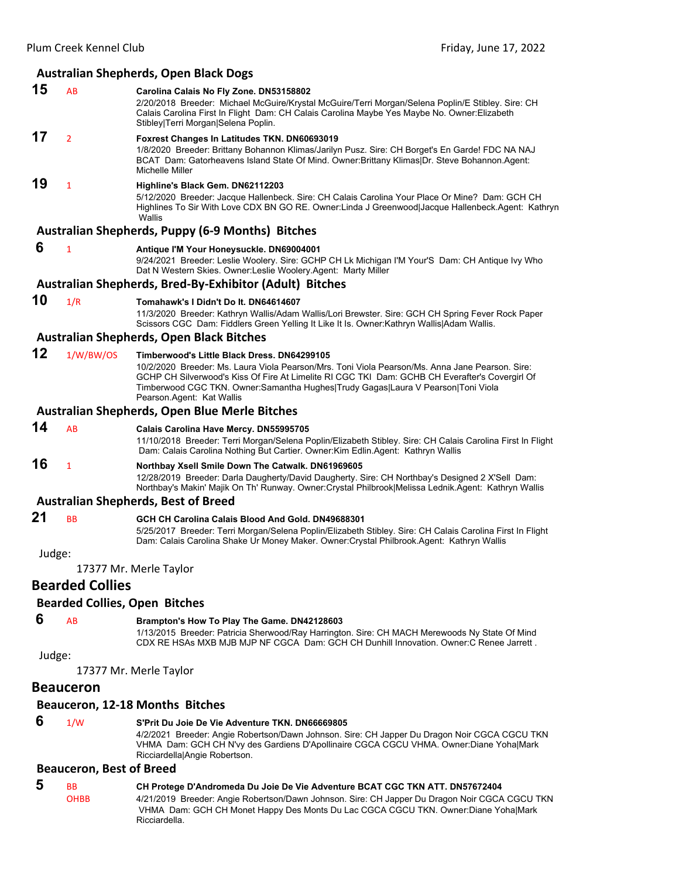### Australian Shepherds, Open Black Dogs

**15** AB **Carolina Calais No Fly Zone. DN53158802**
2/20/2018 Breeder: Michael McGuire/Krystal McGuire/Terri Morgan/Selena Poplin/E Stibley. Sire: CH Calais Carolina First In Flight Dam: CH Calais Carolina Maybe Yes Maybe No. Owner:Elizabeth Stibley|Terri Morgan|Selena Poplin.

**17** 2 **Foxrest Changes In Latitudes TKN. DN60693019**
1/8/2020 Breeder: Brittany Bohannon Klimas/Jarilyn Pusz. Sire: CH Borget's En Garde! FDC NA NAJ BCAT Dam: Gatorheavens Island State Of Mind. Owner:Brittany Klimas|Dr. Steve Bohannon.Agent: Michelle Miller

**19** 1 **Highline's Black Gem. DN62112203**
5/12/2020 Breeder: Jacque Hallenbeck. Sire: CH Calais Carolina Your Place Or Mine? Dam: GCH CH Highlines To Sir With Love CDX BN GO RE. Owner:Linda J Greenwood|Jacque Hallenbeck.Agent: Kathryn Wallis

### Australian Shepherds, Puppy (6-9 Months) Bitches

**6** 1 **Antique I'M Your Honeysuckle. DN69004001**
9/24/2021 Breeder: Leslie Woolery. Sire: GCHP CH Lk Michigan I'M Your'S Dam: CH Antique Ivy Who Dat N Western Skies. Owner:Leslie Woolery.Agent: Marty Miller

### Australian Shepherds, Bred-By-Exhibitor (Adult) Bitches

**10** 1/R **Tomahawk's I Didn't Do It. DN64614607**
11/3/2020 Breeder: Kathryn Wallis/Adam Wallis/Lori Brewster. Sire: GCH CH Spring Fever Rock Paper Scissors CGC Dam: Fiddlers Green Yelling It Like It Is. Owner:Kathryn Wallis|Adam Wallis.

### Australian Shepherds, Open Black Bitches

**12** 1/W/BW/OS **Timberwood's Little Black Dress. DN64299105**
10/2/2020 Breeder: Ms. Laura Viola Pearson/Mrs. Toni Viola Pearson/Ms. Anna Jane Pearson. Sire: GCHP CH Silverwood's Kiss Of Fire At Limelite RI CGC TKI Dam: GCHB CH Everafter's Covergirl Of Timberwood CGC TKN. Owner:Samantha Hughes|Trudy Gagas|Laura V Pearson|Toni Viola Pearson.Agent: Kat Wallis

### Australian Shepherds, Open Blue Merle Bitches

**14** AB **Calais Carolina Have Mercy. DN55995705**
11/10/2018 Breeder: Terri Morgan/Selena Poplin/Elizabeth Stibley. Sire: CH Calais Carolina First In Flight Dam: Calais Carolina Nothing But Cartier. Owner:Kim Edlin.Agent: Kathryn Wallis

**16** 1 **Northbay Xsell Smile Down The Catwalk. DN61969605**
12/28/2019 Breeder: Darla Daugherty/David Daugherty. Sire: CH Northbay's Designed 2 X'Sell Dam: Northbay's Makin' Majik On Th' Runway. Owner:Crystal Philbrook|Melissa Lednik.Agent: Kathryn Wallis

### Australian Shepherds, Best of Breed

**21** BB **GCH CH Carolina Calais Blood And Gold. DN49688301**
5/25/2017 Breeder: Terri Morgan/Selena Poplin/Elizabeth Stibley. Sire: CH Calais Carolina First In Flight Dam: Calais Carolina Shake Ur Money Maker. Owner:Crystal Philbrook.Agent: Kathryn Wallis

Judge:

17377 Mr. Merle Taylor

## Bearded Collies

### Bearded Collies, Open Bitches

**6** AB **Brampton's How To Play The Game. DN42128603**
1/13/2015 Breeder: Patricia Sherwood/Ray Harrington. Sire: CH MACH Merewoods Ny State Of Mind CDX RE HSAs MXB MJB MJP NF CGCA Dam: GCH CH Dunhill Innovation. Owner:C Renee Jarrett .

Judge:

17377 Mr. Merle Taylor

## Beauceron

### Beauceron, 12-18 Months Bitches

**6** 1/W **S'Prit Du Joie De Vie Adventure TKN. DN66669805**
4/2/2021 Breeder: Angie Robertson/Dawn Johnson. Sire: CH Japper Du Dragon Noir CGCA CGCU TKN VHMA Dam: GCH CH N'vy des Gardiens D'Apollinaire CGCA CGCU VHMA. Owner:Diane Yoha|Mark Ricciardella|Angie Robertson.

### Beauceron, Best of Breed

**5** BB OHBB **CH Protege D'Andromeda Du Joie De Vie Adventure BCAT CGC TKN ATT. DN57672404**
4/21/2019 Breeder: Angie Robertson/Dawn Johnson. Sire: CH Japper Du Dragon Noir CGCA CGCU TKN VHMA Dam: GCH CH Monet Happy Des Monts Du Lac CGCA CGCU TKN. Owner:Diane Yoha|Mark Ricciardella.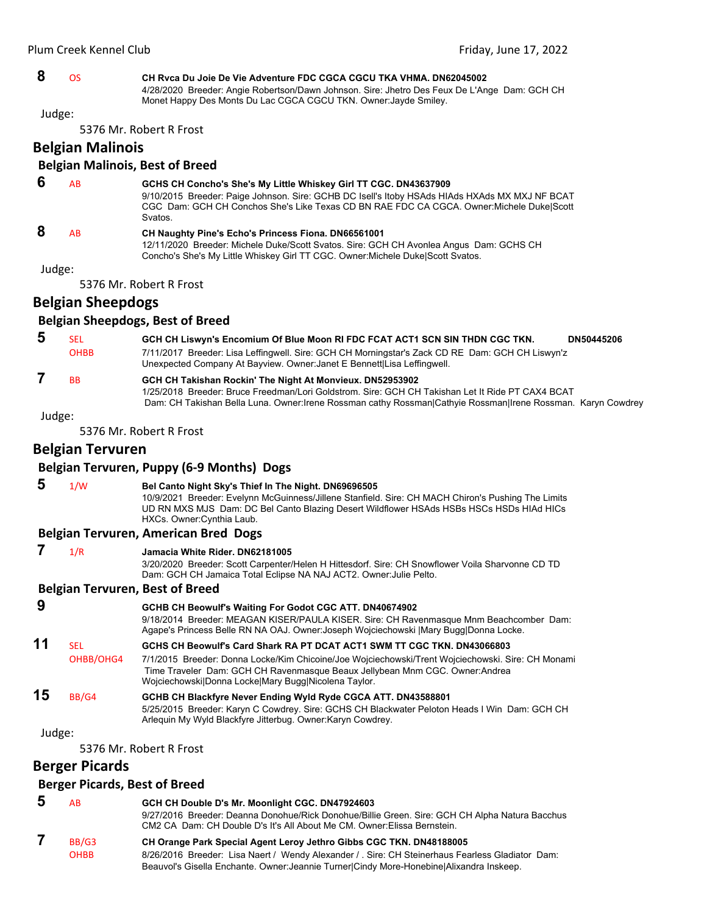**8** OS **CH Rvca Du Joie De Vie Adventure FDC CGCA CGCU TKA VHMA. DN62045002**
4/28/2020 Breeder: Angie Robertson/Dawn Johnson. Sire: Jhetro Des Feux De L'Ange Dam: GCH CH Monet Happy Des Monts Du Lac CGCA CGCU TKN. Owner:Jayde Smiley.

Judge:

5376 Mr. Robert R Frost

## Belgian Malinois

### Belgian Malinois, Best of Breed

**6** AB **GCHS CH Concho's She's My Little Whiskey Girl TT CGC. DN43637909**
9/10/2015 Breeder: Paige Johnson. Sire: GCHB DC Isell's Itoby HSAds HIAds HXAds MX MXJ NF BCAT CGC Dam: GCH CH Conchos She's Like Texas CD BN RAE FDC CA CGCA. Owner:Michele Duke|Scott Svatos.

**8** AB **CH Naughty Pine's Echo's Princess Fiona. DN66561001**
12/11/2020 Breeder: Michele Duke/Scott Svatos. Sire: GCH CH Avonlea Angus Dam: GCHS CH Concho's She's My Little Whiskey Girl TT CGC. Owner:Michele Duke|Scott Svatos.

Judge:

5376 Mr. Robert R Frost

## Belgian Sheepdogs

### Belgian Sheepdogs, Best of Breed

**5** SEL OHBB **GCH CH Liswyn's Encomium Of Blue Moon RI FDC FCAT ACT1 SCN SIN THDN CGC TKN. DN50445206**
7/11/2017 Breeder: Lisa Leffingwell. Sire: GCH CH Morningstar's Zack CD RE Dam: GCH CH Liswyn'z Unexpected Company At Bayview. Owner:Janet E Bennett|Lisa Leffingwell.

**7** BB **GCH CH Takishan Rockin' The Night At Monvieux. DN52953902**
1/25/2018 Breeder: Bruce Freedman/Lori Goldstrom. Sire: GCH CH Takishan Let It Ride PT CAX4 BCAT Dam: CH Takishan Bella Luna. Owner:Irene Rossman cathy Rossman|Cathyie Rossman|Irene Rossman. Karyn Cowdrey

Judge:

5376 Mr. Robert R Frost

## Belgian Tervuren

### Belgian Tervuren, Puppy (6-9 Months) Dogs

**5** 1/W **Bel Canto Night Sky's Thief In The Night. DN69696505**
10/9/2021 Breeder: Evelynn McGuinness/Jillene Stanfield. Sire: CH MACH Chiron's Pushing The Limits UD RN MXS MJS Dam: DC Bel Canto Blazing Desert Wildflower HSAds HSBs HSCs HSDs HIAd HICs HXCs. Owner:Cynthia Laub.

### Belgian Tervuren, American Bred Dogs

**7** 1/R **Jamacia White Rider. DN62181005**
3/20/2020 Breeder: Scott Carpenter/Helen H Hittesdorf. Sire: CH Snowflower Voila Sharvonne CD TD Dam: GCH CH Jamaica Total Eclipse NA NAJ ACT2. Owner:Julie Pelto.

### Belgian Tervuren, Best of Breed

**9** **GCHB CH Beowulf's Waiting For Godot CGC ATT. DN40674902**
9/18/2014 Breeder: MEAGAN KISER/PAULA KISER. Sire: CH Ravenmasque Mnm Beachcomber Dam: Agape's Princess Belle RN NA OAJ. Owner:Joseph Wojciechowski |Mary Bugg|Donna Locke.

**11** SEL OHBB/OHG4 **GCHS CH Beowulf's Card Shark RA PT DCAT ACT1 SWM TT CGC TKN. DN43066803**
7/1/2015 Breeder: Donna Locke/Kim Chicoine/Joe Wojciechowski/Trent Wojciechowski. Sire: CH Monami Time Traveler Dam: GCH CH Ravenmasque Beaux Jellybean Mnm CGC. Owner:Andrea Wojciechowski|Donna Locke|Mary Bugg|Nicolena Taylor.

**15** BB/G4 **GCHB CH Blackfyre Never Ending Wyld Ryde CGCA ATT. DN43588801**
5/25/2015 Breeder: Karyn C Cowdrey. Sire: GCHS CH Blackwater Peloton Heads I Win Dam: GCH CH Arlequin My Wyld Blackfyre Jitterbug. Owner:Karyn Cowdrey.

Judge:

5376 Mr. Robert R Frost

## Berger Picards

### Berger Picards, Best of Breed

**5** AB **GCH CH Double D's Mr. Moonlight CGC. DN47924603**
9/27/2016 Breeder: Deanna Donohue/Rick Donohue/Billie Green. Sire: GCH CH Alpha Natura Bacchus CM2 CA Dam: CH Double D's It's All About Me CM. Owner:Elissa Bernstein.

**7** BB/G3 OHBB **CH Orange Park Special Agent Leroy Jethro Gibbs CGC TKN. DN48188005**
8/26/2016 Breeder: Lisa Naert / Wendy Alexander / . Sire: CH Steinerhaus Fearless Gladiator Dam: Beauvol's Gisella Enchante. Owner:Jeannie Turner|Cindy More-Honebine|Alixandra Inskeep.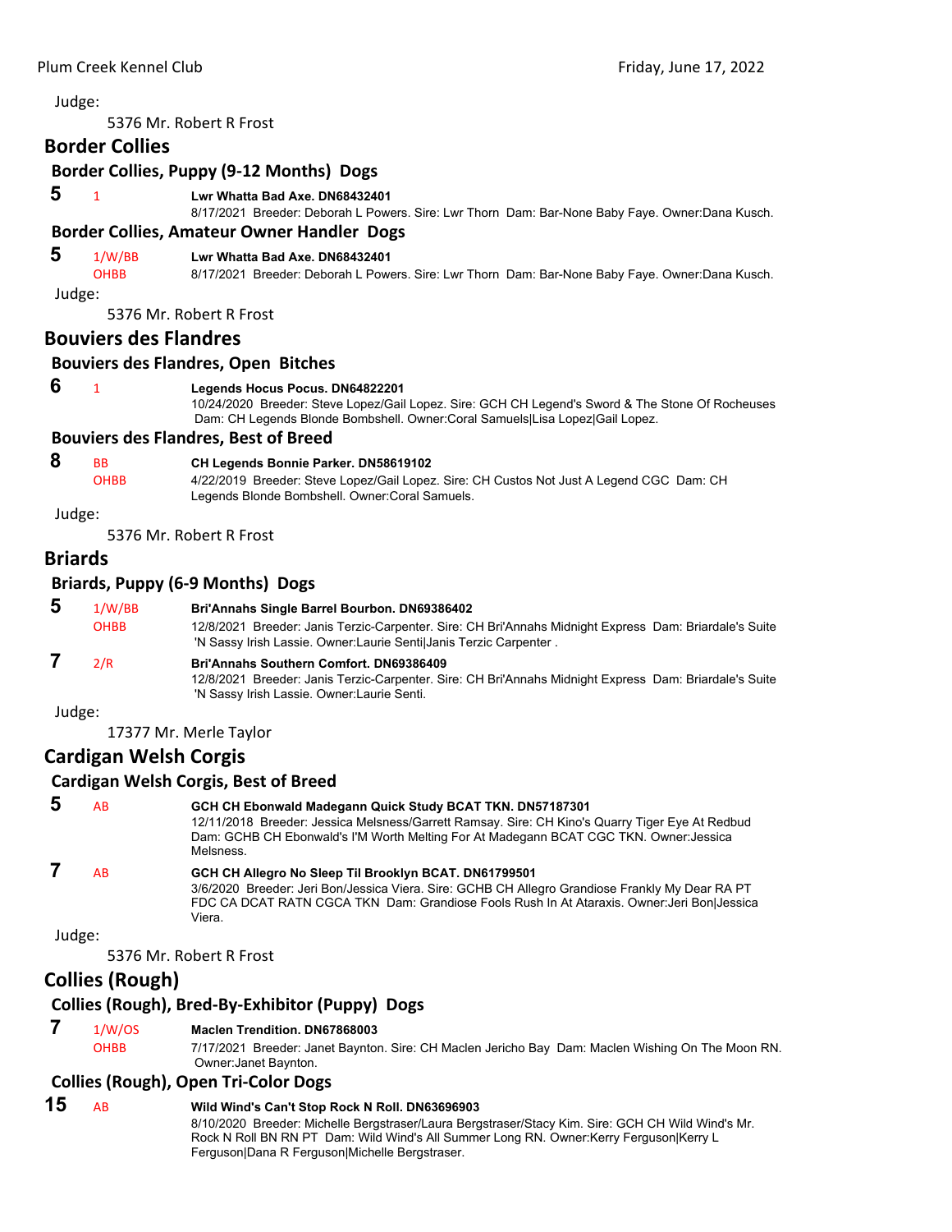Judge:

5376 Mr. Robert R Frost

## Border Collies

### Border Collies, Puppy (9-12 Months) Dogs

**5** 1 **Lwr Whatta Bad Axe. DN68432401**
8/17/2021 Breeder: Deborah L Powers. Sire: Lwr Thorn Dam: Bar-None Baby Faye. Owner:Dana Kusch.

### Border Collies, Amateur Owner Handler Dogs

**5** 1/W/BB OHBB **Lwr Whatta Bad Axe. DN68432401**
8/17/2021 Breeder: Deborah L Powers. Sire: Lwr Thorn Dam: Bar-None Baby Faye. Owner:Dana Kusch.

Judge:

5376 Mr. Robert R Frost

## Bouviers des Flandres

### Bouviers des Flandres, Open Bitches

**6** 1 **Legends Hocus Pocus. DN64822201**
10/24/2020 Breeder: Steve Lopez/Gail Lopez. Sire: GCH CH Legend's Sword & The Stone Of Rocheuses Dam: CH Legends Blonde Bombshell. Owner:Coral Samuels|Lisa Lopez|Gail Lopez.

### Bouviers des Flandres, Best of Breed

**8** BB OHBB **CH Legends Bonnie Parker. DN58619102**
4/22/2019 Breeder: Steve Lopez/Gail Lopez. Sire: CH Custos Not Just A Legend CGC Dam: CH Legends Blonde Bombshell. Owner:Coral Samuels.

Judge:

5376 Mr. Robert R Frost

## Briards

### Briards, Puppy (6-9 Months) Dogs

**5** 1/W/BB OHBB **Bri'Annahs Single Barrel Bourbon. DN69386402**
12/8/2021 Breeder: Janis Terzic-Carpenter. Sire: CH Bri'Annahs Midnight Express Dam: Briardale's Suite 'N Sassy Irish Lassie. Owner:Laurie Senti|Janis Terzic Carpenter .

**7** 2/R **Bri'Annahs Southern Comfort. DN69386409**
12/8/2021 Breeder: Janis Terzic-Carpenter. Sire: CH Bri'Annahs Midnight Express Dam: Briardale's Suite 'N Sassy Irish Lassie. Owner:Laurie Senti.

Judge:

17377 Mr. Merle Taylor

## Cardigan Welsh Corgis

### Cardigan Welsh Corgis, Best of Breed

**5** AB **GCH CH Ebonwald Madegann Quick Study BCAT TKN. DN57187301**
12/11/2018 Breeder: Jessica Melsness/Garrett Ramsay. Sire: CH Kino's Quarry Tiger Eye At Redbud Dam: GCHB CH Ebonwald's I'M Worth Melting For At Madegann BCAT CGC TKN. Owner:Jessica Melsness.

**7** AB **GCH CH Allegro No Sleep Til Brooklyn BCAT. DN61799501**
3/6/2020 Breeder: Jeri Bon/Jessica Viera. Sire: GCHB CH Allegro Grandiose Frankly My Dear RA PT FDC CA DCAT RATN CGCA TKN Dam: Grandiose Fools Rush In At Ataraxis. Owner:Jeri Bon|Jessica Viera.

Judge:

5376 Mr. Robert R Frost

## Collies (Rough)

### Collies (Rough), Bred-By-Exhibitor (Puppy) Dogs

**7** 1/W/OS OHBB **Maclen Trendition. DN67868003**
7/17/2021 Breeder: Janet Baynton. Sire: CH Maclen Jericho Bay Dam: Maclen Wishing On The Moon RN. Owner:Janet Baynton.

### Collies (Rough), Open Tri-Color Dogs

**15** AB **Wild Wind's Can't Stop Rock N Roll. DN63696903**
8/10/2020 Breeder: Michelle Bergstraser/Laura Bergstraser/Stacy Kim. Sire: GCH CH Wild Wind's Mr. Rock N Roll BN RN PT Dam: Wild Wind's All Summer Long RN. Owner:Kerry Ferguson|Kerry L Ferguson|Dana R Ferguson|Michelle Bergstraser.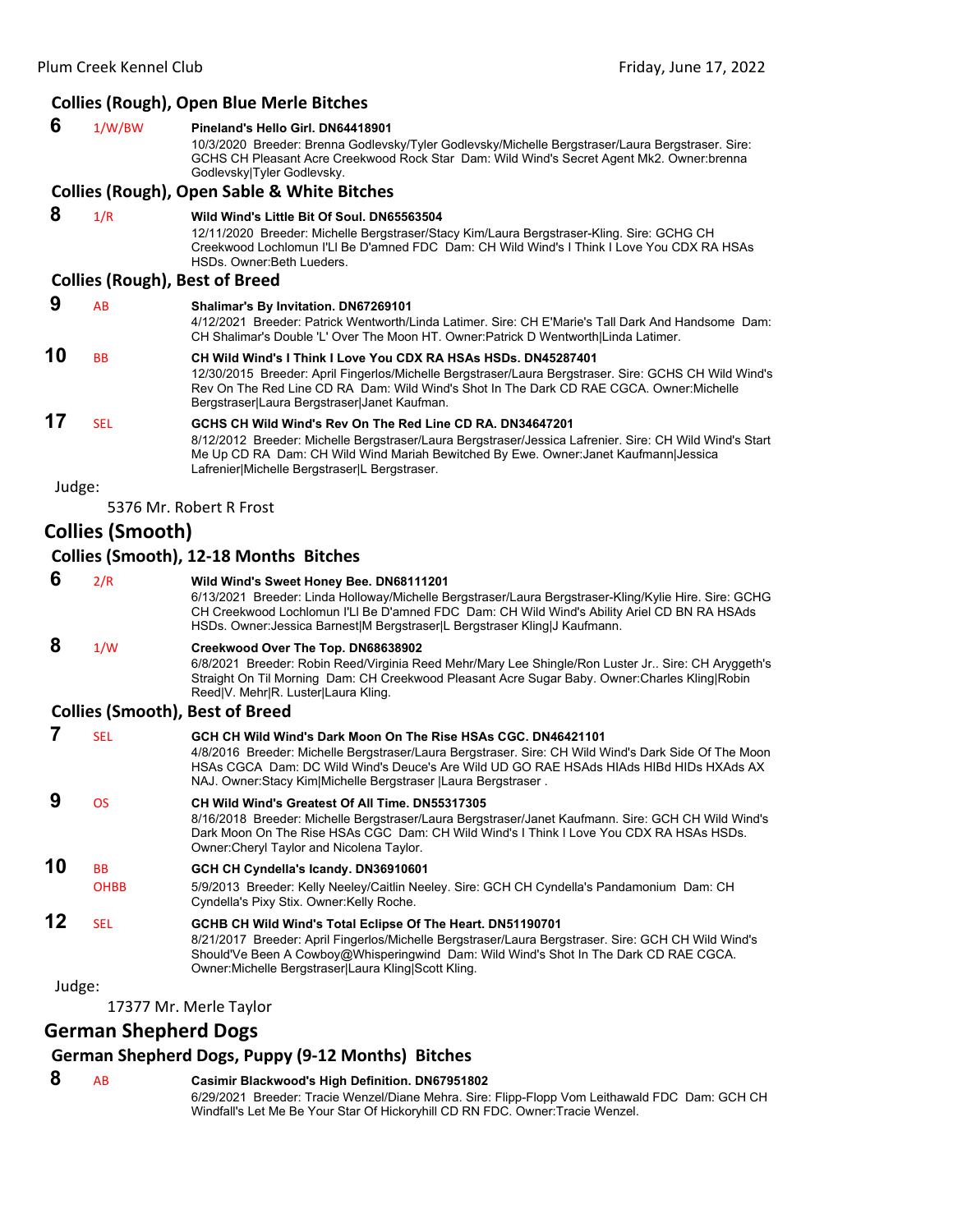### Collies (Rough), Open Blue Merle Bitches

**6** 1/W/BW **Pineland's Hello Girl. DN64418901**
10/3/2020 Breeder: Brenna Godlevsky/Tyler Godlevsky/Michelle Bergstraser/Laura Bergstraser. Sire: GCHS CH Pleasant Acre Creekwood Rock Star Dam: Wild Wind's Secret Agent Mk2. Owner:brenna Godlevsky|Tyler Godlevsky.

### Collies (Rough), Open Sable & White Bitches

**8** 1/R **Wild Wind's Little Bit Of Soul. DN65563504**
12/11/2020 Breeder: Michelle Bergstraser/Stacy Kim/Laura Bergstraser-Kling. Sire: GCHG CH Creekwood Lochlomun I'Ll Be D'amned FDC Dam: CH Wild Wind's I Think I Love You CDX RA HSAs HSDs. Owner:Beth Lueders.

### Collies (Rough), Best of Breed

**9** AB **Shalimar's By Invitation. DN67269101**
4/12/2021 Breeder: Patrick Wentworth/Linda Latimer. Sire: CH E'Marie's Tall Dark And Handsome Dam: CH Shalimar's Double 'L' Over The Moon HT. Owner:Patrick D Wentworth|Linda Latimer.

**10** BB **CH Wild Wind's I Think I Love You CDX RA HSAs HSDs. DN45287401**
12/30/2015 Breeder: April Fingerlos/Michelle Bergstraser/Laura Bergstraser. Sire: GCHS CH Wild Wind's Rev On The Red Line CD RA Dam: Wild Wind's Shot In The Dark CD RAE CGCA. Owner:Michelle Bergstraser|Laura Bergstraser|Janet Kaufman.

**17** SEL **GCHS CH Wild Wind's Rev On The Red Line CD RA. DN34647201**
8/12/2012 Breeder: Michelle Bergstraser/Laura Bergstraser/Jessica Lafrenier. Sire: CH Wild Wind's Start Me Up CD RA Dam: CH Wild Wind Mariah Bewitched By Ewe. Owner:Janet Kaufmann|Jessica Lafrenier|Michelle Bergstraser|L Bergstraser.

Judge:

5376 Mr. Robert R Frost

## Collies (Smooth)

### Collies (Smooth), 12-18 Months Bitches

**6** 2/R **Wild Wind's Sweet Honey Bee. DN68111201**
6/13/2021 Breeder: Linda Holloway/Michelle Bergstraser/Laura Bergstraser-Kling/Kylie Hire. Sire: GCHG CH Creekwood Lochlomun I'Ll Be D'amned FDC Dam: CH Wild Wind's Ability Ariel CD BN RA HSAds HSDs. Owner:Jessica Barnest|M Bergstraser|L Bergstraser Kling|J Kaufmann.

**8** 1/W **Creekwood Over The Top. DN68638902**
6/8/2021 Breeder: Robin Reed/Virginia Reed Mehr/Mary Lee Shingle/Ron Luster Jr.. Sire: CH Aryggeth's Straight On Til Morning Dam: CH Creekwood Pleasant Acre Sugar Baby. Owner:Charles Kling|Robin Reed|V. Mehr|R. Luster|Laura Kling.

### Collies (Smooth), Best of Breed

**7** SEL **GCH CH Wild Wind's Dark Moon On The Rise HSAs CGC. DN46421101**
4/8/2016 Breeder: Michelle Bergstraser/Laura Bergstraser. Sire: CH Wild Wind's Dark Side Of The Moon HSAs CGCA Dam: DC Wild Wind's Deuce's Are Wild UD GO RAE HSAds HIAds HIBd HIDs HXAds AX NAJ. Owner:Stacy Kim|Michelle Bergstraser |Laura Bergstraser .

**9** OS **CH Wild Wind's Greatest Of All Time. DN55317305**
8/16/2018 Breeder: Michelle Bergstraser/Laura Bergstraser/Janet Kaufmann. Sire: GCH CH Wild Wind's Dark Moon On The Rise HSAs CGC Dam: CH Wild Wind's I Think I Love You CDX RA HSAs HSDs. Owner:Cheryl Taylor and Nicolena Taylor.

**10** BB OHBB **GCH CH Cyndella's Icandy. DN36910601**
5/9/2013 Breeder: Kelly Neeley/Caitlin Neeley. Sire: GCH CH Cyndella's Pandamonium Dam: CH Cyndella's Pixy Stix. Owner:Kelly Roche.

**12** SEL **GCHB CH Wild Wind's Total Eclipse Of The Heart. DN51190701**
8/21/2017 Breeder: April Fingerlos/Michelle Bergstraser/Laura Bergstraser. Sire: GCH CH Wild Wind's Should'Ve Been A Cowboy@Whisperingwind Dam: Wild Wind's Shot In The Dark CD RAE CGCA. Owner:Michelle Bergstraser|Laura Kling|Scott Kling.

Judge:

17377 Mr. Merle Taylor

## German Shepherd Dogs

### German Shepherd Dogs, Puppy (9-12 Months) Bitches

**8** AB **Casimir Blackwood's High Definition. DN67951802**
6/29/2021 Breeder: Tracie Wenzel/Diane Mehra. Sire: Flipp-Flopp Vom Leithawald FDC Dam: GCH CH Windfall's Let Me Be Your Star Of Hickoryhill CD RN FDC. Owner:Tracie Wenzel.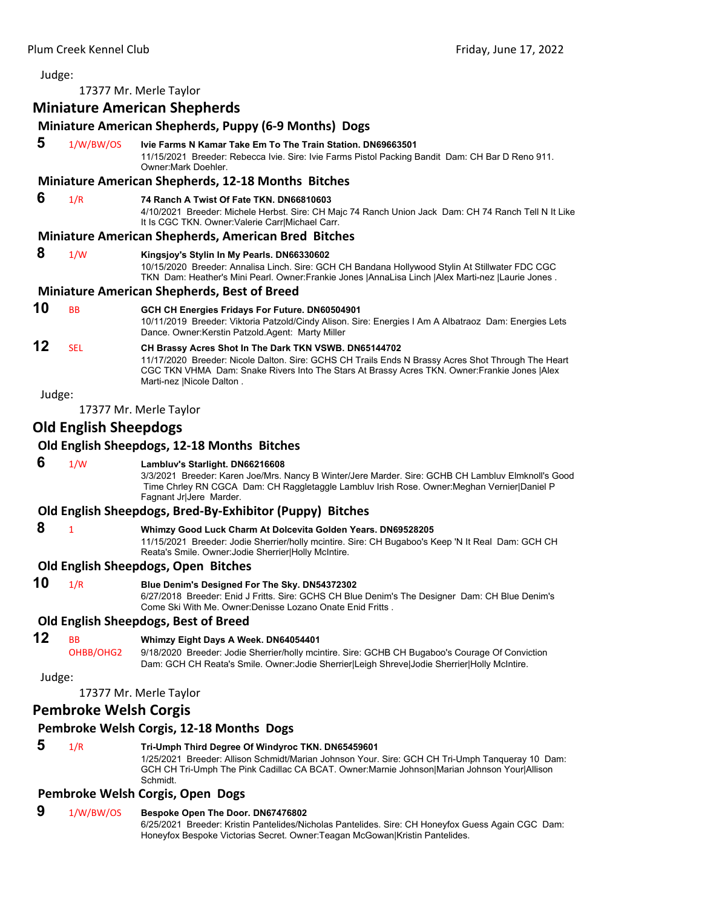Judge:

17377 Mr. Merle Taylor

## Miniature American Shepherds

### Miniature American Shepherds, Puppy (6-9 Months) Dogs

**5** 1/W/BW/OS **Ivie Farms N Kamar Take Em To The Train Station. DN69663501**
11/15/2021 Breeder: Rebecca Ivie. Sire: Ivie Farms Pistol Packing Bandit Dam: CH Bar D Reno 911. Owner:Mark Doehler.

### Miniature American Shepherds, 12-18 Months Bitches

**6** 1/R **74 Ranch A Twist Of Fate TKN. DN66810603**
4/10/2021 Breeder: Michele Herbst. Sire: CH Majc 74 Ranch Union Jack Dam: CH 74 Ranch Tell N It Like It Is CGC TKN. Owner:Valerie Carr|Michael Carr.

### Miniature American Shepherds, American Bred Bitches

**8** 1/W **Kingsjoy's Stylin In My Pearls. DN66330602**
10/15/2020 Breeder: Annalisa Linch. Sire: GCH CH Bandana Hollywood Stylin At Stillwater FDC CGC TKN Dam: Heather's Mini Pearl. Owner:Frankie Jones |AnnaLisa Linch |Alex Marti-nez |Laurie Jones .

### Miniature American Shepherds, Best of Breed

**10** BB **GCH CH Energies Fridays For Future. DN60504901**
10/11/2019 Breeder: Viktoria Patzold/Cindy Alison. Sire: Energies I Am A Albatraoz Dam: Energies Lets Dance. Owner:Kerstin Patzold.Agent: Marty Miller

**12** SEL **CH Brassy Acres Shot In The Dark TKN VSWB. DN65144702**
11/17/2020 Breeder: Nicole Dalton. Sire: GCHS CH Trails Ends N Brassy Acres Shot Through The Heart CGC TKN VHMA Dam: Snake Rivers Into The Stars At Brassy Acres TKN. Owner:Frankie Jones |Alex Marti-nez |Nicole Dalton .

Judge:

17377 Mr. Merle Taylor

## Old English Sheepdogs

### Old English Sheepdogs, 12-18 Months Bitches

**6** 1/W **Lambluv's Starlight. DN66216608**
3/3/2021 Breeder: Karen Joe/Mrs. Nancy B Winter/Jere Marder. Sire: GCHB CH Lambluv Elmknoll's Good Time Chrley RN CGCA Dam: CH Raggletaggle Lambluv Irish Rose. Owner:Meghan Vernier|Daniel P Fagnant Jr|Jere Marder.

### Old English Sheepdogs, Bred-By-Exhibitor (Puppy) Bitches

**8** 1 **Whimzy Good Luck Charm At Dolcevita Golden Years. DN69528205**
11/15/2021 Breeder: Jodie Sherrier/holly mcintire. Sire: CH Bugaboo's Keep 'N It Real Dam: GCH CH Reata's Smile. Owner:Jodie Sherrier|Holly McIntire.

### Old English Sheepdogs, Open Bitches

**10** 1/R **Blue Denim's Designed For The Sky. DN54372302**
6/27/2018 Breeder: Enid J Fritts. Sire: GCHS CH Blue Denim's The Designer Dam: CH Blue Denim's Come Ski With Me. Owner:Denisse Lozano Onate Enid Fritts .

### Old English Sheepdogs, Best of Breed

**12** BB OHBB/OHG2 **Whimzy Eight Days A Week. DN64054401**
9/18/2020 Breeder: Jodie Sherrier/holly mcintire. Sire: GCHB CH Bugaboo's Courage Of Conviction Dam: GCH CH Reata's Smile. Owner:Jodie Sherrier|Leigh Shreve|Jodie Sherrier|Holly McIntire.

Judge:

17377 Mr. Merle Taylor

## Pembroke Welsh Corgis

### Pembroke Welsh Corgis, 12-18 Months Dogs

**5** 1/R **Tri-Umph Third Degree Of Windyroc TKN. DN65459601**
1/25/2021 Breeder: Allison Schmidt/Marian Johnson Your. Sire: GCH CH Tri-Umph Tanqueray 10 Dam: GCH CH Tri-Umph The Pink Cadillac CA BCAT. Owner:Marnie Johnson|Marian Johnson Your|Allison Schmidt.

### Pembroke Welsh Corgis, Open Dogs

**9** 1/W/BW/OS **Bespoke Open The Door. DN67476802**
6/25/2021 Breeder: Kristin Pantelides/Nicholas Pantelides. Sire: CH Honeyfox Guess Again CGC Dam: Honeyfox Bespoke Victorias Secret. Owner:Teagan McGowan|Kristin Pantelides.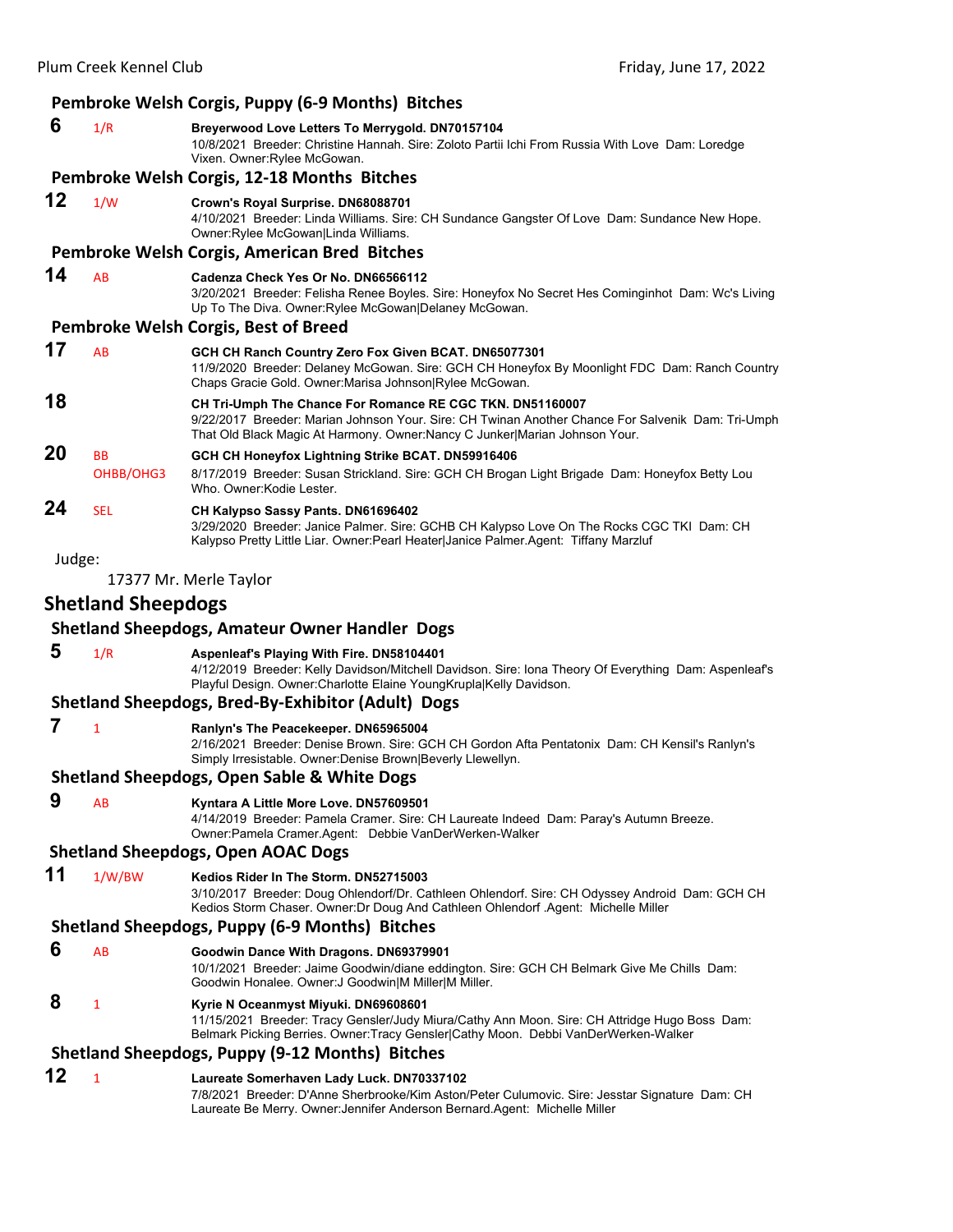### Pembroke Welsh Corgis, Puppy (6-9 Months) Bitches

**6** 1/R **Breyerwood Love Letters To Merrygold. DN70157104**
10/8/2021 Breeder: Christine Hannah. Sire: Zoloto Partii Ichi From Russia With Love Dam: Loredge Vixen. Owner:Rylee McGowan.

### Pembroke Welsh Corgis, 12-18 Months Bitches

**12** 1/W **Crown's Royal Surprise. DN68088701**
4/10/2021 Breeder: Linda Williams. Sire: CH Sundance Gangster Of Love Dam: Sundance New Hope. Owner:Rylee McGowan|Linda Williams.

### Pembroke Welsh Corgis, American Bred Bitches

**14** AB **Cadenza Check Yes Or No. DN66566112**
3/20/2021 Breeder: Felisha Renee Boyles. Sire: Honeyfox No Secret Hes Cominginhot Dam: Wc's Living Up To The Diva. Owner:Rylee McGowan|Delaney McGowan.

### Pembroke Welsh Corgis, Best of Breed

**17** AB **GCH CH Ranch Country Zero Fox Given BCAT. DN65077301**
11/9/2020 Breeder: Delaney McGowan. Sire: GCH CH Honeyfox By Moonlight FDC Dam: Ranch Country Chaps Gracie Gold. Owner:Marisa Johnson|Rylee McGowan.

**18** **CH Tri-Umph The Chance For Romance RE CGC TKN. DN51160007**
9/22/2017 Breeder: Marian Johnson Your. Sire: CH Twinan Another Chance For Salvenik Dam: Tri-Umph That Old Black Magic At Harmony. Owner:Nancy C Junker|Marian Johnson Your.

**20** BB OHBB/OHG3 **GCH CH Honeyfox Lightning Strike BCAT. DN59916406**
8/17/2019 Breeder: Susan Strickland. Sire: GCH CH Brogan Light Brigade Dam: Honeyfox Betty Lou Who. Owner:Kodie Lester.

**24** SEL **CH Kalypso Sassy Pants. DN61696402**
3/29/2020 Breeder: Janice Palmer. Sire: GCHB CH Kalypso Love On The Rocks CGC TKI Dam: CH Kalypso Pretty Little Liar. Owner:Pearl Heater|Janice Palmer.Agent: Tiffany Marzluf

Judge:

17377 Mr. Merle Taylor

## Shetland Sheepdogs

### Shetland Sheepdogs, Amateur Owner Handler Dogs

**5** 1/R **Aspenleaf's Playing With Fire. DN58104401**
4/12/2019 Breeder: Kelly Davidson/Mitchell Davidson. Sire: Iona Theory Of Everything Dam: Aspenleaf's Playful Design. Owner:Charlotte Elaine YoungKrupla|Kelly Davidson.

### Shetland Sheepdogs, Bred-By-Exhibitor (Adult) Dogs

**7** 1 **Ranlyn's The Peacekeeper. DN65965004**
2/16/2021 Breeder: Denise Brown. Sire: GCH CH Gordon Afta Pentatonix Dam: CH Kensil's Ranlyn's Simply Irresistable. Owner:Denise Brown|Beverly Llewellyn.

### Shetland Sheepdogs, Open Sable & White Dogs

**9** AB **Kyntara A Little More Love. DN57609501**
4/14/2019 Breeder: Pamela Cramer. Sire: CH Laureate Indeed Dam: Paray's Autumn Breeze. Owner:Pamela Cramer.Agent: Debbie VanDerWerken-Walker

### Shetland Sheepdogs, Open AOAC Dogs

**11** 1/W/BW **Kedios Rider In The Storm. DN52715003**
3/10/2017 Breeder: Doug Ohlendorf/Dr. Cathleen Ohlendorf. Sire: CH Odyssey Android Dam: GCH CH Kedios Storm Chaser. Owner:Dr Doug And Cathleen Ohlendorf .Agent: Michelle Miller

### Shetland Sheepdogs, Puppy (6-9 Months) Bitches

**6** AB **Goodwin Dance With Dragons. DN69379901**
10/1/2021 Breeder: Jaime Goodwin/diane eddington. Sire: GCH CH Belmark Give Me Chills Dam: Goodwin Honalee. Owner:J Goodwin|M Miller|M Miller.

**8** 1 **Kyrie N Oceanmyst Miyuki. DN69608601**
11/15/2021 Breeder: Tracy Gensler/Judy Miura/Cathy Ann Moon. Sire: CH Attridge Hugo Boss Dam: Belmark Picking Berries. Owner:Tracy Gensler|Cathy Moon. Debbi VanDerWerken-Walker

### Shetland Sheepdogs, Puppy (9-12 Months) Bitches

**12** 1 **Laureate Somerhaven Lady Luck. DN70337102**
7/8/2021 Breeder: D'Anne Sherbrooke/Kim Aston/Peter Culumovic. Sire: Jesstar Signature Dam: CH Laureate Be Merry. Owner:Jennifer Anderson Bernard.Agent: Michelle Miller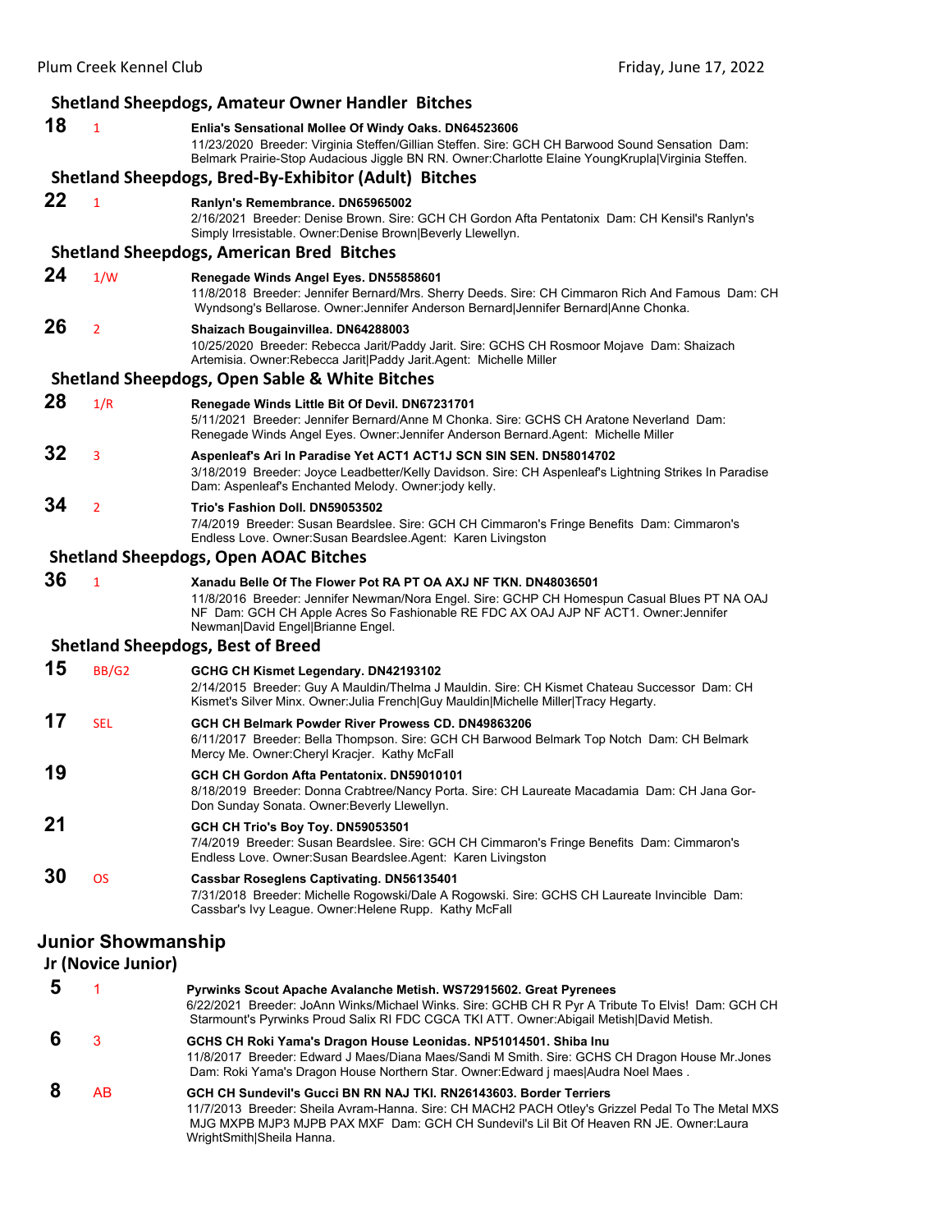### Shetland Sheepdogs, Amateur Owner Handler Bitches

**18** 1 **Enlia's Sensational Mollee Of Windy Oaks. DN64523606**
11/23/2020 Breeder: Virginia Steffen/Gillian Steffen. Sire: GCH CH Barwood Sound Sensation Dam: Belmark Prairie-Stop Audacious Jiggle BN RN. Owner:Charlotte Elaine YoungKrupla|Virginia Steffen.

### Shetland Sheepdogs, Bred-By-Exhibitor (Adult) Bitches

**22** 1 **Ranlyn's Remembrance. DN65965002**
2/16/2021 Breeder: Denise Brown. Sire: GCH CH Gordon Afta Pentatonix Dam: CH Kensil's Ranlyn's Simply Irresistable. Owner:Denise Brown|Beverly Llewellyn.

### Shetland Sheepdogs, American Bred Bitches

**24** 1/W **Renegade Winds Angel Eyes. DN55858601**
11/8/2018 Breeder: Jennifer Bernard/Mrs. Sherry Deeds. Sire: CH Cimmaron Rich And Famous Dam: CH Wyndsong's Bellarose. Owner:Jennifer Anderson Bernard|Jennifer Bernard|Anne Chonka.

**26** 2 **Shaizach Bougainvillea. DN64288003**
10/25/2020 Breeder: Rebecca Jarit/Paddy Jarit. Sire: GCHS CH Rosmoor Mojave Dam: Shaizach Artemisia. Owner:Rebecca Jarit|Paddy Jarit.Agent: Michelle Miller

### Shetland Sheepdogs, Open Sable & White Bitches

**28** 1/R **Renegade Winds Little Bit Of Devil. DN67231701**
5/11/2021 Breeder: Jennifer Bernard/Anne M Chonka. Sire: GCHS CH Aratone Neverland Dam: Renegade Winds Angel Eyes. Owner:Jennifer Anderson Bernard.Agent: Michelle Miller

**32** 3 **Aspenleaf's Ari In Paradise Yet ACT1 ACT1J SCN SIN SEN. DN58014702**
3/18/2019 Breeder: Joyce Leadbetter/Kelly Davidson. Sire: CH Aspenleaf's Lightning Strikes In Paradise Dam: Aspenleaf's Enchanted Melody. Owner:jody kelly.

**34** 2 **Trio's Fashion Doll. DN59053502**
7/4/2019 Breeder: Susan Beardslee. Sire: GCH CH Cimmaron's Fringe Benefits Dam: Cimmaron's Endless Love. Owner:Susan Beardslee.Agent: Karen Livingston

### Shetland Sheepdogs, Open AOAC Bitches

**36** 1 **Xanadu Belle Of The Flower Pot RA PT OA AXJ NF TKN. DN48036501**
11/8/2016 Breeder: Jennifer Newman/Nora Engel. Sire: GCHP CH Homespun Casual Blues PT NA OAJ NF Dam: GCH CH Apple Acres So Fashionable RE FDC AX OAJ AJP NF ACT1. Owner:Jennifer Newman|David Engel|Brianne Engel.

### Shetland Sheepdogs, Best of Breed

**15** BB/G2 **GCHG CH Kismet Legendary. DN42193102**
2/14/2015 Breeder: Guy A Mauldin/Thelma J Mauldin. Sire: CH Kismet Chateau Successor Dam: CH Kismet's Silver Minx. Owner:Julia French|Guy Mauldin|Michelle Miller|Tracy Hegarty.

**17** SEL **GCH CH Belmark Powder River Prowess CD. DN49863206**
6/11/2017 Breeder: Bella Thompson. Sire: GCH CH Barwood Belmark Top Notch Dam: CH Belmark Mercy Me. Owner:Cheryl Kracjer. Kathy McFall

**19** **GCH CH Gordon Afta Pentatonix. DN59010101**
8/18/2019 Breeder: Donna Crabtree/Nancy Porta. Sire: CH Laureate Macadamia Dam: CH Jana Gor-Don Sunday Sonata. Owner:Beverly Llewellyn.

**21** **GCH CH Trio's Boy Toy. DN59053501**
7/4/2019 Breeder: Susan Beardslee. Sire: GCH CH Cimmaron's Fringe Benefits Dam: Cimmaron's Endless Love. Owner:Susan Beardslee.Agent: Karen Livingston

**30** OS **Cassbar Roseglens Captivating. DN56135401**
7/31/2018 Breeder: Michelle Rogowski/Dale A Rogowski. Sire: GCHS CH Laureate Invincible Dam: Cassbar's Ivy League. Owner:Helene Rupp. Kathy McFall

## Junior Showmanship

### Jr (Novice Junior)

**5** 1 **Pyrwinks Scout Apache Avalanche Metish. WS72915602. Great Pyrenees**
6/22/2021 Breeder: JoAnn Winks/Michael Winks. Sire: GCHB CH R Pyr A Tribute To Elvis! Dam: GCH CH Starmount's Pyrwinks Proud Salix RI FDC CGCA TKI ATT. Owner:Abigail Metish|David Metish.

**6** 3 **GCHS CH Roki Yama's Dragon House Leonidas. NP51014501. Shiba Inu**
11/8/2017 Breeder: Edward J Maes/Diana Maes/Sandi M Smith. Sire: GCHS CH Dragon House Mr.Jones Dam: Roki Yama's Dragon House Northern Star. Owner:Edward j maes|Audra Noel Maes .

**8** AB **GCH CH Sundevil's Gucci BN RN NAJ TKI. RN26143603. Border Terriers**
11/7/2013 Breeder: Sheila Avram-Hanna. Sire: CH MACH2 PACH Otley's Grizzel Pedal To The Metal MXS MJG MXPB MJP3 MJPB PAX MXF Dam: GCH CH Sundevil's Lil Bit Of Heaven RN JE. Owner:Laura WrightSmith|Sheila Hanna.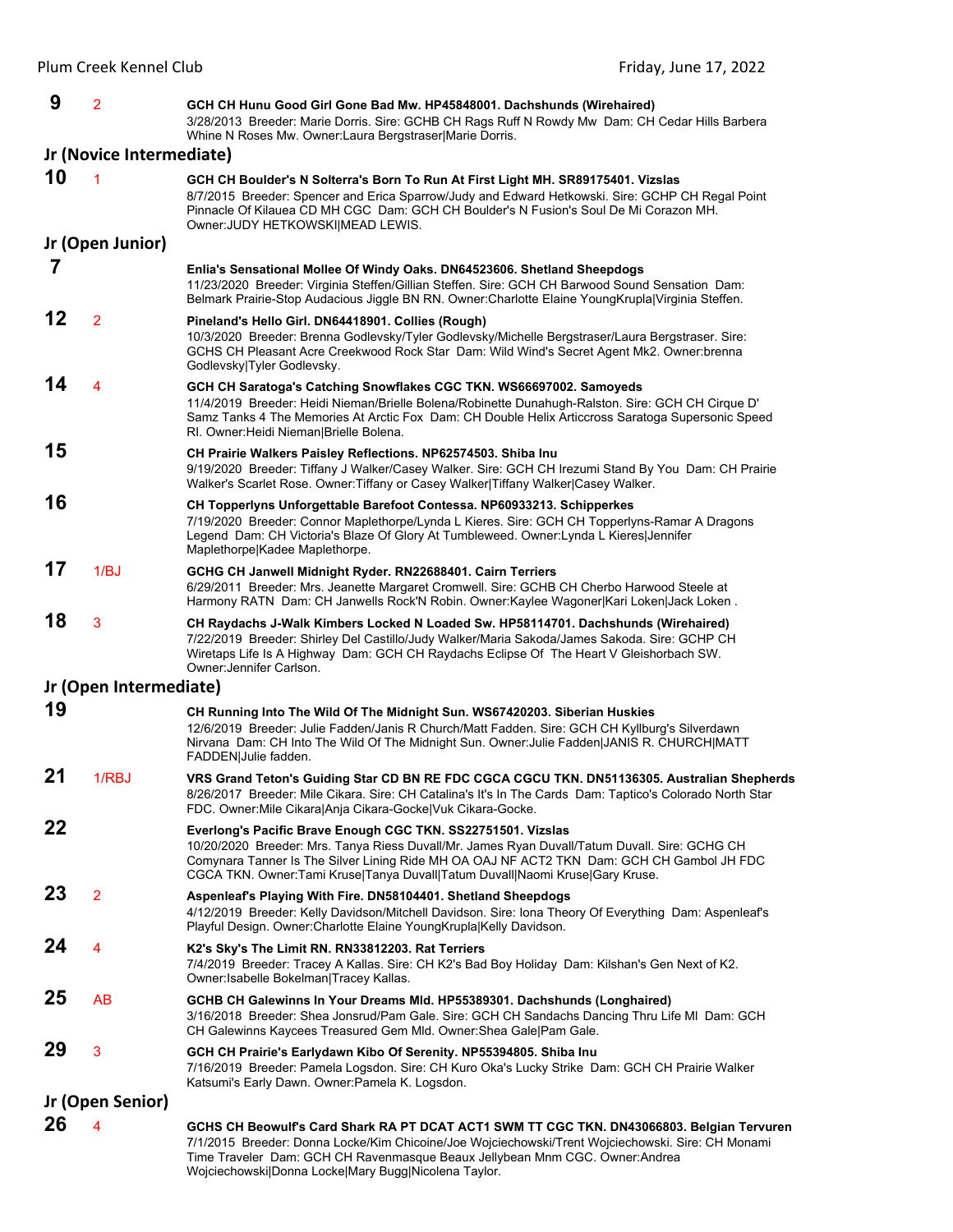**9** 2 **GCH CH Hunu Good Girl Gone Bad Mw. HP45848001. Dachshunds (Wirehaired)**
3/28/2013 Breeder: Marie Dorris. Sire: GCHB CH Rags Ruff N Rowdy Mw Dam: CH Cedar Hills Barbera Whine N Roses Mw. Owner:Laura Bergstraser|Marie Dorris.

## Jr (Novice Intermediate)

**10** 1 **GCH CH Boulder's N Solterra's Born To Run At First Light MH. SR89175401. Vizslas**
8/7/2015 Breeder: Spencer and Erica Sparrow/Judy and Edward Hetkowski. Sire: GCHP CH Regal Point Pinnacle Of Kilauea CD MH CGC Dam: GCH CH Boulder's N Fusion's Soul De Mi Corazon MH. Owner:JUDY HETKOWSKI|MEAD LEWIS.

## Jr (Open Junior)

**7** **Enlia's Sensational Mollee Of Windy Oaks. DN64523606. Shetland Sheepdogs**
11/23/2020 Breeder: Virginia Steffen/Gillian Steffen. Sire: GCH CH Barwood Sound Sensation Dam: Belmark Prairie-Stop Audacious Jiggle BN RN. Owner:Charlotte Elaine YoungKrupla|Virginia Steffen.

**12** 2 **Pineland's Hello Girl. DN64418901. Collies (Rough)**
10/3/2020 Breeder: Brenna Godlevsky/Tyler Godlevsky/Michelle Bergstraser/Laura Bergstraser. Sire: GCHS CH Pleasant Acre Creekwood Rock Star Dam: Wild Wind's Secret Agent Mk2. Owner:brenna Godlevsky|Tyler Godlevsky.

**14** 4 **GCH CH Saratoga's Catching Snowflakes CGC TKN. WS66697002. Samoyeds**
11/4/2019 Breeder: Heidi Nieman/Brielle Bolena/Robinette Dunahugh-Ralston. Sire: GCH CH Cirque D' Samz Tanks 4 The Memories At Arctic Fox Dam: CH Double Helix Articcross Saratoga Supersonic Speed RI. Owner:Heidi Nieman|Brielle Bolena.

**15** **CH Prairie Walkers Paisley Reflections. NP62574503. Shiba Inu**
9/19/2020 Breeder: Tiffany J Walker/Casey Walker. Sire: GCH CH Irezumi Stand By You Dam: CH Prairie Walker's Scarlet Rose. Owner:Tiffany or Casey Walker|Tiffany Walker|Casey Walker.

**16** **CH Topperlyns Unforgettable Barefoot Contessa. NP60933213. Schipperkes**
7/19/2020 Breeder: Connor Maplethorpe/Lynda L Kieres. Sire: GCH CH Topperlyns-Ramar A Dragons Legend Dam: CH Victoria's Blaze Of Glory At Tumbleweed. Owner:Lynda L Kieres|Jennifer Maplethorpe|Kadee Maplethorpe.

**17** 1/BJ **GCHG CH Janwell Midnight Ryder. RN22688401. Cairn Terriers**
6/29/2011 Breeder: Mrs. Jeanette Margaret Cromwell. Sire: GCHB CH Cherbo Harwood Steele at Harmony RATN Dam: CH Janwells Rock'N Robin. Owner:Kaylee Wagoner|Kari Loken|Jack Loken .

**18** 3 **CH Raydachs J-Walk Kimbers Locked N Loaded Sw. HP58114701. Dachshunds (Wirehaired)**
7/22/2019 Breeder: Shirley Del Castillo/Judy Walker/Maria Sakoda/James Sakoda. Sire: GCHP CH Wiretaps Life Is A Highway Dam: GCH CH Raydachs Eclipse Of The Heart V Gleishorbach SW. Owner:Jennifer Carlson.

## Jr (Open Intermediate)

**19** **CH Running Into The Wild Of The Midnight Sun. WS67420203. Siberian Huskies**
12/6/2019 Breeder: Julie Fadden/Janis R Church/Matt Fadden. Sire: GCH CH Kyllburg's Silverdawn Nirvana Dam: CH Into The Wild Of The Midnight Sun. Owner:Julie Fadden|JANIS R. CHURCH|MATT FADDEN|Julie fadden.

**21** 1/RBJ **VRS Grand Teton's Guiding Star CD BN RE FDC CGCA CGCU TKN. DN51136305. Australian Shepherds**
8/26/2017 Breeder: Mile Cikara. Sire: CH Catalina's It's In The Cards Dam: Taptico's Colorado North Star FDC. Owner:Mile Cikara|Anja Cikara-Gocke|Vuk Cikara-Gocke.

**22** **Everlong's Pacific Brave Enough CGC TKN. SS22751501. Vizslas**
10/20/2020 Breeder: Mrs. Tanya Riess Duvall/Mr. James Ryan Duvall/Tatum Duvall. Sire: GCHG CH Comynara Tanner Is The Silver Lining Ride MH OA OAJ NF ACT2 TKN Dam: GCH CH Gambol JH FDC CGCA TKN. Owner:Tami Kruse|Tanya Duvall|Tatum Duvall|Naomi Kruse|Gary Kruse.

**23** 2 **Aspenleaf's Playing With Fire. DN58104401. Shetland Sheepdogs**
4/12/2019 Breeder: Kelly Davidson/Mitchell Davidson. Sire: Iona Theory Of Everything Dam: Aspenleaf's Playful Design. Owner:Charlotte Elaine YoungKrupla|Kelly Davidson.

**24** 4 **K2's Sky's The Limit RN. RN33812203. Rat Terriers**
7/4/2019 Breeder: Tracey A Kallas. Sire: CH K2's Bad Boy Holiday Dam: Kilshan's Gen Next of K2. Owner:Isabelle Bokelman|Tracey Kallas.

**25** AB **GCHB CH Galewinns In Your Dreams Mld. HP55389301. Dachshunds (Longhaired)**
3/16/2018 Breeder: Shea Jonsrud/Pam Gale. Sire: GCH CH Sandachs Dancing Thru Life Ml Dam: GCH CH Galewinns Kaycees Treasured Gem Mld. Owner:Shea Gale|Pam Gale.

**29** 3 **GCH CH Prairie's Earlydawn Kibo Of Serenity. NP55394805. Shiba Inu**
7/16/2019 Breeder: Pamela Logsdon. Sire: CH Kuro Oka's Lucky Strike Dam: GCH CH Prairie Walker Katsumi's Early Dawn. Owner:Pamela K. Logsdon.

## Jr (Open Senior)

**26** 4 **GCHS CH Beowulf's Card Shark RA PT DCAT ACT1 SWM TT CGC TKN. DN43066803. Belgian Tervuren**
7/1/2015 Breeder: Donna Locke/Kim Chicoine/Joe Wojciechowski/Trent Wojciechowski. Sire: CH Monami Time Traveler Dam: GCH CH Ravenmasque Beaux Jellybean Mnm CGC. Owner:Andrea Wojciechowski|Donna Locke|Mary Bugg|Nicolena Taylor.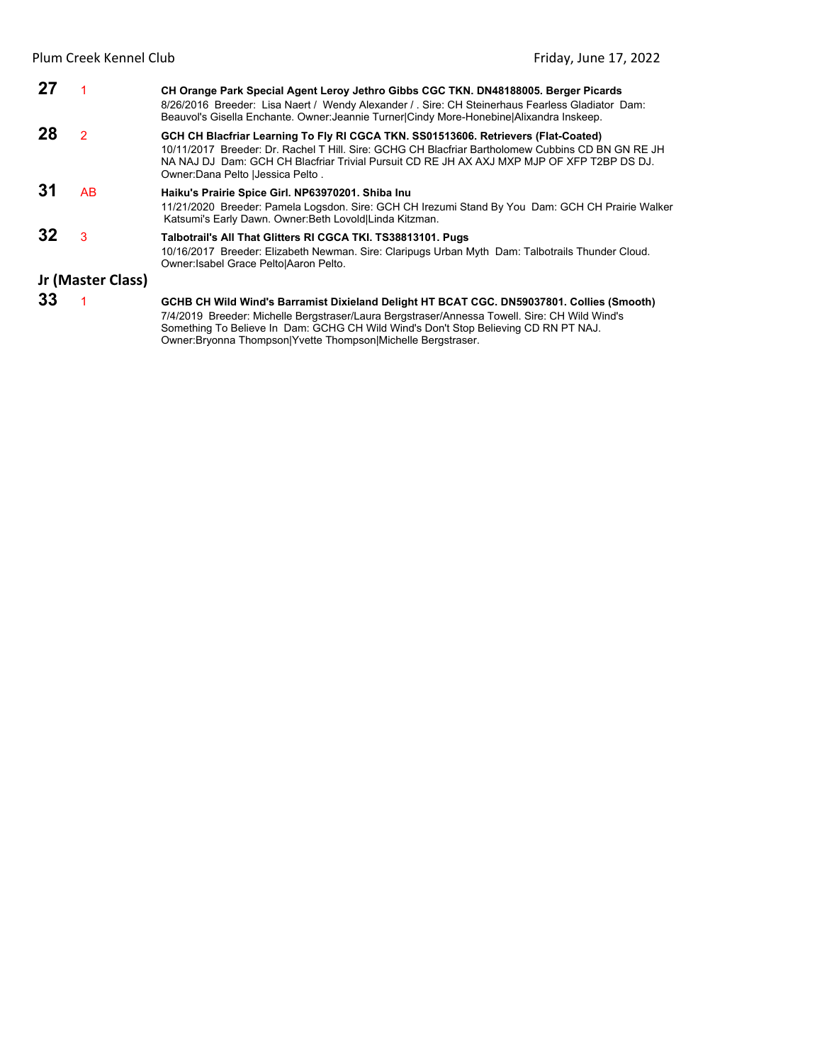**27** 1 **CH Orange Park Special Agent Leroy Jethro Gibbs CGC TKN. DN48188005. Berger Picards**
8/26/2016 Breeder: Lisa Naert / Wendy Alexander / . Sire: CH Steinerhaus Fearless Gladiator Dam: Beauvol's Gisella Enchante. Owner:Jeannie Turner|Cindy More-Honebine|Alixandra Inskeep.

**28** 2 **GCH CH Blacfriar Learning To Fly RI CGCA TKN. SS01513606. Retrievers (Flat-Coated)**
10/11/2017 Breeder: Dr. Rachel T Hill. Sire: GCHG CH Blacfriar Bartholomew Cubbins CD BN GN RE JH NA NAJ DJ Dam: GCH CH Blacfriar Trivial Pursuit CD RE JH AX AXJ MXP MJP OF XFP T2BP DS DJ. Owner:Dana Pelto |Jessica Pelto .

**31** AB **Haiku's Prairie Spice Girl. NP63970201. Shiba Inu**
11/21/2020 Breeder: Pamela Logsdon. Sire: GCH CH Irezumi Stand By You Dam: GCH CH Prairie Walker Katsumi's Early Dawn. Owner:Beth Lovold|Linda Kitzman.

**32** 3 **Talbotrail's All That Glitters RI CGCA TKI. TS38813101. Pugs**
10/16/2017 Breeder: Elizabeth Newman. Sire: Claripugs Urban Myth Dam: Talbotrails Thunder Cloud. Owner:Isabel Grace Pelto|Aaron Pelto.

## Jr (Master Class)

**33** 1 **GCHB CH Wild Wind's Barramist Dixieland Delight HT BCAT CGC. DN59037801. Collies (Smooth)**
7/4/2019 Breeder: Michelle Bergstraser/Laura Bergstraser/Annessa Towell. Sire: CH Wild Wind's Something To Believe In Dam: GCHG CH Wild Wind's Don't Stop Believing CD RN PT NAJ. Owner:Bryonna Thompson|Yvette Thompson|Michelle Bergstraser.